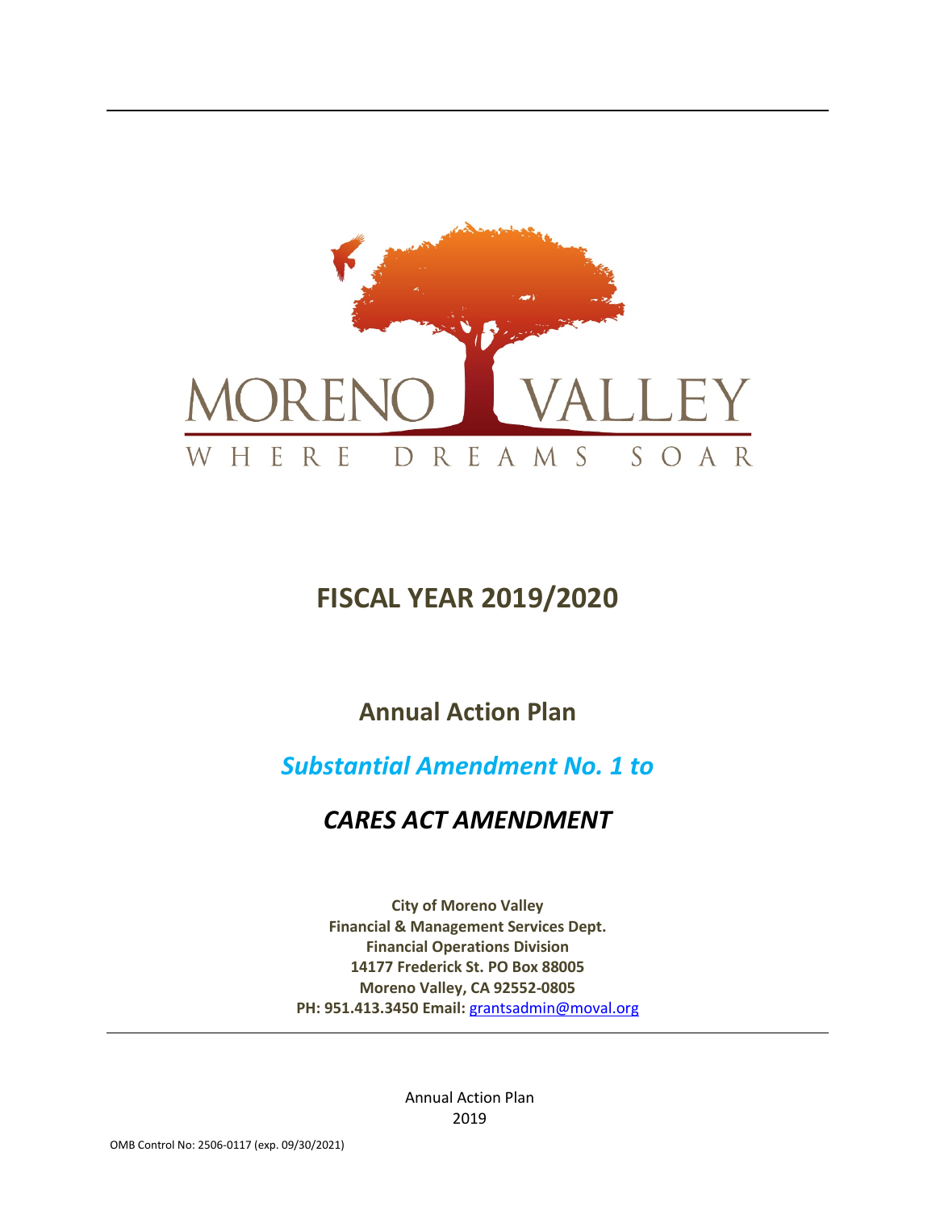MORENO VALLEY

WHERE DREAMS SOAR

# FISCAL YEAR 2019/2020

## Annual Action Plan

## *Substantial Amendment No. 1 to*

## *CARES ACT AMENDMENT*

**City of Moreno Valley**
**Financial & Management Services Dept.**
**Financial Operations Division**
**14177 Frederick St. PO Box 88005**
**Moreno Valley, CA 92552-0805**
**PH: 951.413.3450 Email:** grantsadmin@moval.org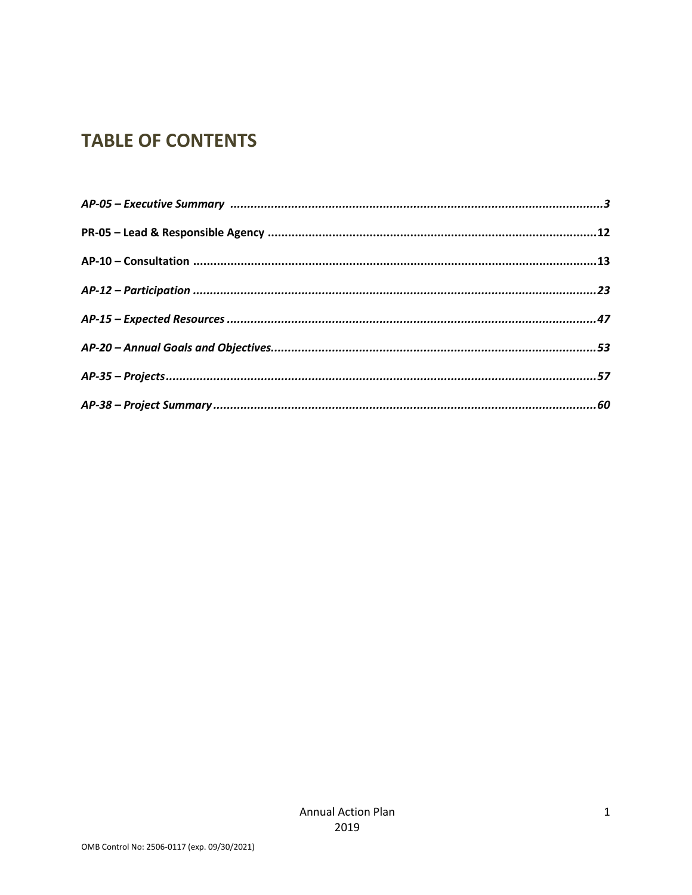# TABLE OF CONTENTS

***AP-05 – Executive Summary .............................................................................................................3***

**PR-05 – Lead & Responsible Agency ...............................................................................................12**

**AP-10 – Consultation ......................................................................................................................13**

***AP-12 – Participation ......................................................................................................................23***

***AP-15 – Expected Resources ...........................................................................................................47***

***AP-20 – Annual Goals and Objectives...............................................................................................53***

***AP-35 – Projects.............................................................................................................................57***

***AP-38 – Project Summary.................................................................................................................60***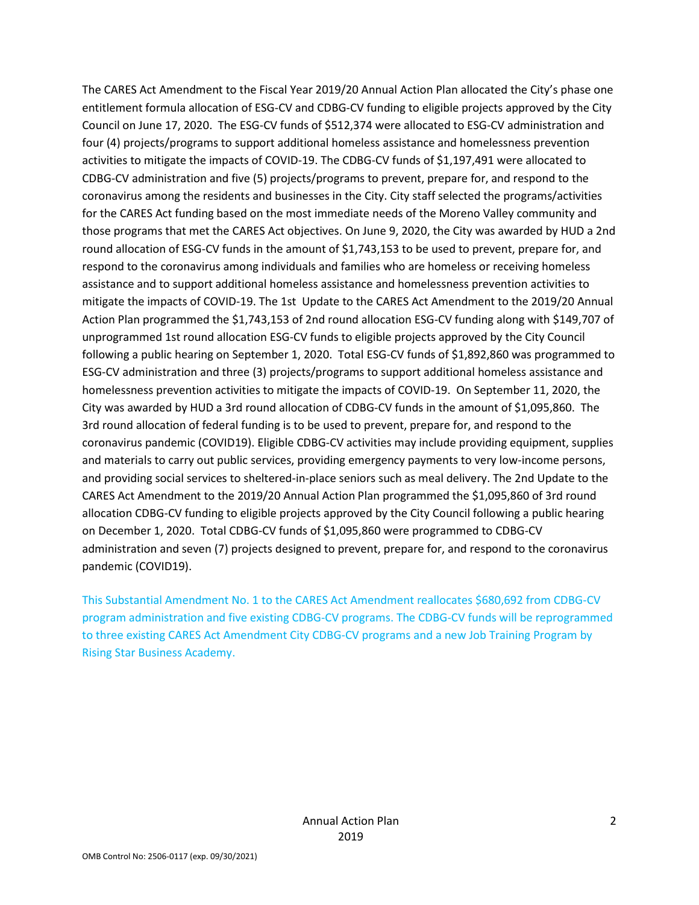The CARES Act Amendment to the Fiscal Year 2019/20 Annual Action Plan allocated the City's phase one entitlement formula allocation of ESG-CV and CDBG-CV funding to eligible projects approved by the City Council on June 17, 2020. The ESG-CV funds of $512,374 were allocated to ESG-CV administration and four (4) projects/programs to support additional homeless assistance and homelessness prevention activities to mitigate the impacts of COVID-19. The CDBG-CV funds of $1,197,491 were allocated to CDBG-CV administration and five (5) projects/programs to prevent, prepare for, and respond to the coronavirus among the residents and businesses in the City. City staff selected the programs/activities for the CARES Act funding based on the most immediate needs of the Moreno Valley community and those programs that met the CARES Act objectives. On June 9, 2020, the City was awarded by HUD a 2nd round allocation of ESG-CV funds in the amount of $1,743,153 to be used to prevent, prepare for, and respond to the coronavirus among individuals and families who are homeless or receiving homeless assistance and to support additional homeless assistance and homelessness prevention activities to mitigate the impacts of COVID-19. The 1st Update to the CARES Act Amendment to the 2019/20 Annual Action Plan programmed the $1,743,153 of 2nd round allocation ESG-CV funding along with $149,707 of unprogrammed 1st round allocation ESG-CV funds to eligible projects approved by the City Council following a public hearing on September 1, 2020. Total ESG-CV funds of $1,892,860 was programmed to ESG-CV administration and three (3) projects/programs to support additional homeless assistance and homelessness prevention activities to mitigate the impacts of COVID-19. On September 11, 2020, the City was awarded by HUD a 3rd round allocation of CDBG-CV funds in the amount of $1,095,860. The 3rd round allocation of federal funding is to be used to prevent, prepare for, and respond to the coronavirus pandemic (COVID19). Eligible CDBG-CV activities may include providing equipment, supplies and materials to carry out public services, providing emergency payments to very low-income persons, and providing social services to sheltered-in-place seniors such as meal delivery. The 2nd Update to the CARES Act Amendment to the 2019/20 Annual Action Plan programmed the $1,095,860 of 3rd round allocation CDBG-CV funding to eligible projects approved by the City Council following a public hearing on December 1, 2020. Total CDBG-CV funds of $1,095,860 were programmed to CDBG-CV administration and seven (7) projects designed to prevent, prepare for, and respond to the coronavirus pandemic (COVID19).

This Substantial Amendment No. 1 to the CARES Act Amendment reallocates $680,692 from CDBG-CV program administration and five existing CDBG-CV programs. The CDBG-CV funds will be reprogrammed to three existing CARES Act Amendment City CDBG-CV programs and a new Job Training Program by Rising Star Business Academy.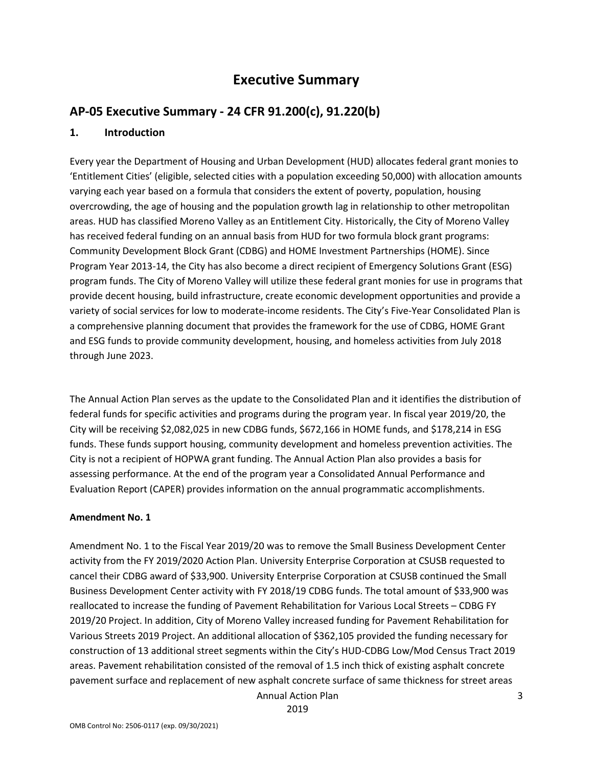# Executive Summary

## AP-05 Executive Summary - 24 CFR 91.200(c), 91.220(b)

### 1. Introduction

Every year the Department of Housing and Urban Development (HUD) allocates federal grant monies to 'Entitlement Cities' (eligible, selected cities with a population exceeding 50,000) with allocation amounts varying each year based on a formula that considers the extent of poverty, population, housing overcrowding, the age of housing and the population growth lag in relationship to other metropolitan areas. HUD has classified Moreno Valley as an Entitlement City. Historically, the City of Moreno Valley has received federal funding on an annual basis from HUD for two formula block grant programs: Community Development Block Grant (CDBG) and HOME Investment Partnerships (HOME). Since Program Year 2013-14, the City has also become a direct recipient of Emergency Solutions Grant (ESG) program funds. The City of Moreno Valley will utilize these federal grant monies for use in programs that provide decent housing, build infrastructure, create economic development opportunities and provide a variety of social services for low to moderate-income residents. The City's Five-Year Consolidated Plan is a comprehensive planning document that provides the framework for the use of CDBG, HOME Grant and ESG funds to provide community development, housing, and homeless activities from July 2018 through June 2023.

The Annual Action Plan serves as the update to the Consolidated Plan and it identifies the distribution of federal funds for specific activities and programs during the program year. In fiscal year 2019/20, the City will be receiving $2,082,025 in new CDBG funds, $672,166 in HOME funds, and $178,214 in ESG funds. These funds support housing, community development and homeless prevention activities. The City is not a recipient of HOPWA grant funding. The Annual Action Plan also provides a basis for assessing performance. At the end of the program year a Consolidated Annual Performance and Evaluation Report (CAPER) provides information on the annual programmatic accomplishments.

**Amendment No. 1**

Amendment No. 1 to the Fiscal Year 2019/20 was to remove the Small Business Development Center activity from the FY 2019/2020 Action Plan. University Enterprise Corporation at CSUSB requested to cancel their CDBG award of $33,900. University Enterprise Corporation at CSUSB continued the Small Business Development Center activity with FY 2018/19 CDBG funds. The total amount of $33,900 was reallocated to increase the funding of Pavement Rehabilitation for Various Local Streets – CDBG FY 2019/20 Project. In addition, City of Moreno Valley increased funding for Pavement Rehabilitation for Various Streets 2019 Project. An additional allocation of $362,105 provided the funding necessary for construction of 13 additional street segments within the City's HUD-CDBG Low/Mod Census Tract 2019 areas. Pavement rehabilitation consisted of the removal of 1.5 inch thick of existing asphalt concrete pavement surface and replacement of new asphalt concrete surface of same thickness for street areas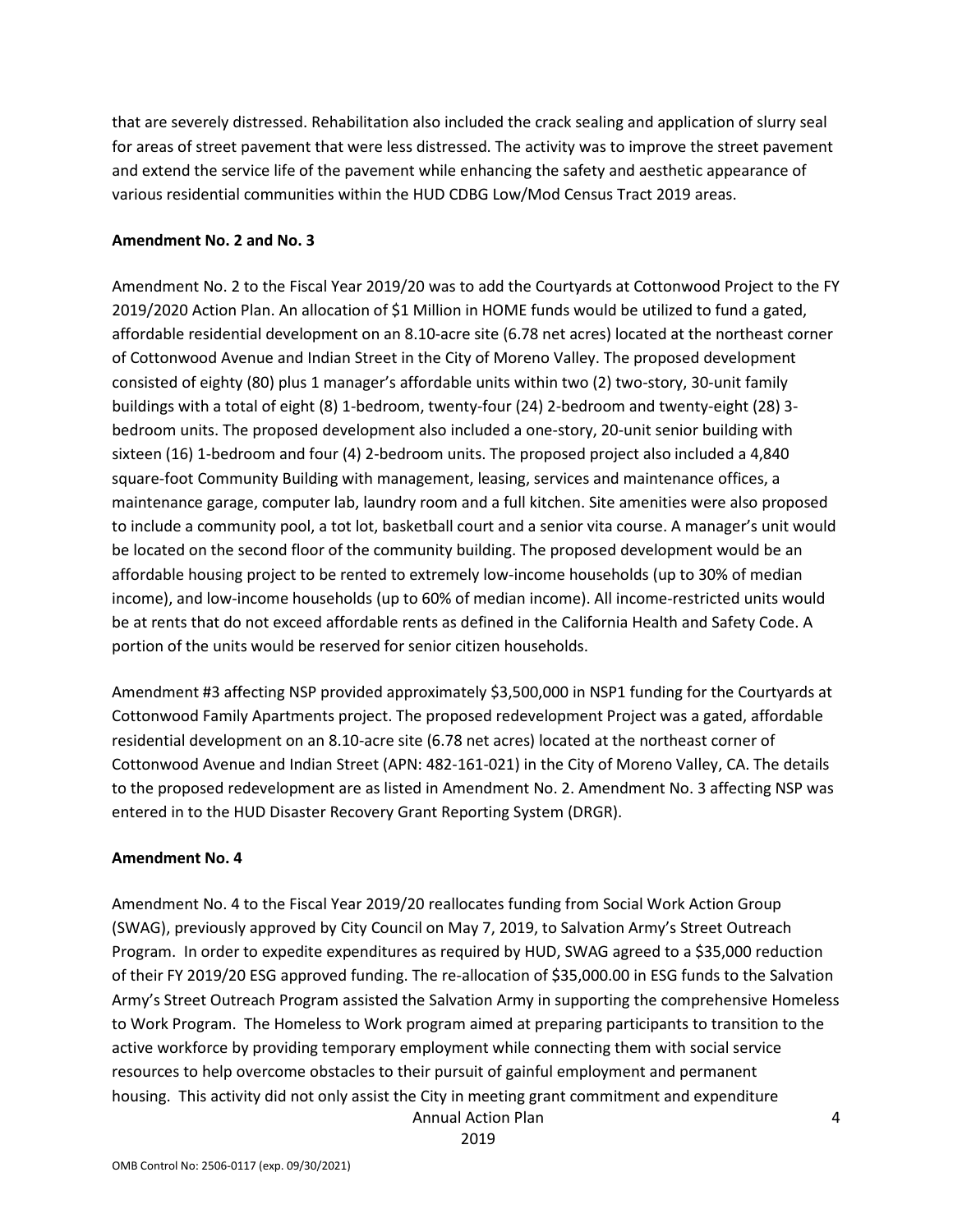that are severely distressed. Rehabilitation also included the crack sealing and application of slurry seal for areas of street pavement that were less distressed. The activity was to improve the street pavement and extend the service life of the pavement while enhancing the safety and aesthetic appearance of various residential communities within the HUD CDBG Low/Mod Census Tract 2019 areas.

**Amendment No. 2 and No. 3**

Amendment No. 2 to the Fiscal Year 2019/20 was to add the Courtyards at Cottonwood Project to the FY 2019/2020 Action Plan. An allocation of $1 Million in HOME funds would be utilized to fund a gated, affordable residential development on an 8.10-acre site (6.78 net acres) located at the northeast corner of Cottonwood Avenue and Indian Street in the City of Moreno Valley. The proposed development consisted of eighty (80) plus 1 manager's affordable units within two (2) two-story, 30-unit family buildings with a total of eight (8) 1-bedroom, twenty-four (24) 2-bedroom and twenty-eight (28) 3-bedroom units. The proposed development also included a one-story, 20-unit senior building with sixteen (16) 1-bedroom and four (4) 2-bedroom units. The proposed project also included a 4,840 square-foot Community Building with management, leasing, services and maintenance offices, a maintenance garage, computer lab, laundry room and a full kitchen. Site amenities were also proposed to include a community pool, a tot lot, basketball court and a senior vita course. A manager's unit would be located on the second floor of the community building. The proposed development would be an affordable housing project to be rented to extremely low-income households (up to 30% of median income), and low-income households (up to 60% of median income). All income-restricted units would be at rents that do not exceed affordable rents as defined in the California Health and Safety Code. A portion of the units would be reserved for senior citizen households.

Amendment #3 affecting NSP provided approximately $3,500,000 in NSP1 funding for the Courtyards at Cottonwood Family Apartments project. The proposed redevelopment Project was a gated, affordable residential development on an 8.10-acre site (6.78 net acres) located at the northeast corner of Cottonwood Avenue and Indian Street (APN: 482-161-021) in the City of Moreno Valley, CA. The details to the proposed redevelopment are as listed in Amendment No. 2. Amendment No. 3 affecting NSP was entered in to the HUD Disaster Recovery Grant Reporting System (DRGR).

**Amendment No. 4**

Amendment No. 4 to the Fiscal Year 2019/20 reallocates funding from Social Work Action Group (SWAG), previously approved by City Council on May 7, 2019, to Salvation Army's Street Outreach Program. In order to expedite expenditures as required by HUD, SWAG agreed to a $35,000 reduction of their FY 2019/20 ESG approved funding. The re-allocation of $35,000.00 in ESG funds to the Salvation Army's Street Outreach Program assisted the Salvation Army in supporting the comprehensive Homeless to Work Program. The Homeless to Work program aimed at preparing participants to transition to the active workforce by providing temporary employment while connecting them with social service resources to help overcome obstacles to their pursuit of gainful employment and permanent housing. This activity did not only assist the City in meeting grant commitment and expenditure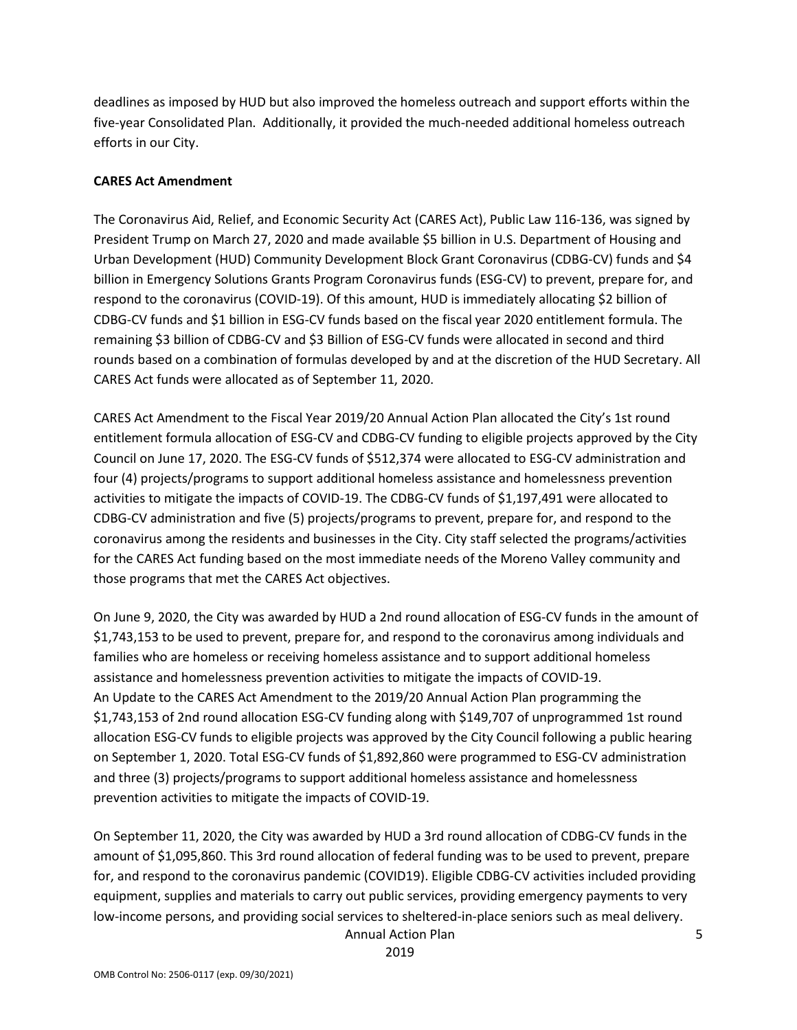deadlines as imposed by HUD but also improved the homeless outreach and support efforts within the five-year Consolidated Plan. Additionally, it provided the much-needed additional homeless outreach efforts in our City.

**CARES Act Amendment**

The Coronavirus Aid, Relief, and Economic Security Act (CARES Act), Public Law 116-136, was signed by President Trump on March 27, 2020 and made available $5 billion in U.S. Department of Housing and Urban Development (HUD) Community Development Block Grant Coronavirus (CDBG-CV) funds and $4 billion in Emergency Solutions Grants Program Coronavirus funds (ESG-CV) to prevent, prepare for, and respond to the coronavirus (COVID-19). Of this amount, HUD is immediately allocating $2 billion of CDBG-CV funds and $1 billion in ESG-CV funds based on the fiscal year 2020 entitlement formula. The remaining $3 billion of CDBG-CV and $3 Billion of ESG-CV funds were allocated in second and third rounds based on a combination of formulas developed by and at the discretion of the HUD Secretary. All CARES Act funds were allocated as of September 11, 2020.

CARES Act Amendment to the Fiscal Year 2019/20 Annual Action Plan allocated the City's 1st round entitlement formula allocation of ESG-CV and CDBG-CV funding to eligible projects approved by the City Council on June 17, 2020. The ESG-CV funds of $512,374 were allocated to ESG-CV administration and four (4) projects/programs to support additional homeless assistance and homelessness prevention activities to mitigate the impacts of COVID-19. The CDBG-CV funds of $1,197,491 were allocated to CDBG-CV administration and five (5) projects/programs to prevent, prepare for, and respond to the coronavirus among the residents and businesses in the City. City staff selected the programs/activities for the CARES Act funding based on the most immediate needs of the Moreno Valley community and those programs that met the CARES Act objectives.

On June 9, 2020, the City was awarded by HUD a 2nd round allocation of ESG-CV funds in the amount of $1,743,153 to be used to prevent, prepare for, and respond to the coronavirus among individuals and families who are homeless or receiving homeless assistance and to support additional homeless assistance and homelessness prevention activities to mitigate the impacts of COVID-19.
An Update to the CARES Act Amendment to the 2019/20 Annual Action Plan programming the $1,743,153 of 2nd round allocation ESG-CV funding along with $149,707 of unprogrammed 1st round allocation ESG-CV funds to eligible projects was approved by the City Council following a public hearing on September 1, 2020. Total ESG-CV funds of $1,892,860 were programmed to ESG-CV administration and three (3) projects/programs to support additional homeless assistance and homelessness prevention activities to mitigate the impacts of COVID-19.

On September 11, 2020, the City was awarded by HUD a 3rd round allocation of CDBG-CV funds in the amount of $1,095,860. This 3rd round allocation of federal funding was to be used to prevent, prepare for, and respond to the coronavirus pandemic (COVID19). Eligible CDBG-CV activities included providing equipment, supplies and materials to carry out public services, providing emergency payments to very low-income persons, and providing social services to sheltered-in-place seniors such as meal delivery.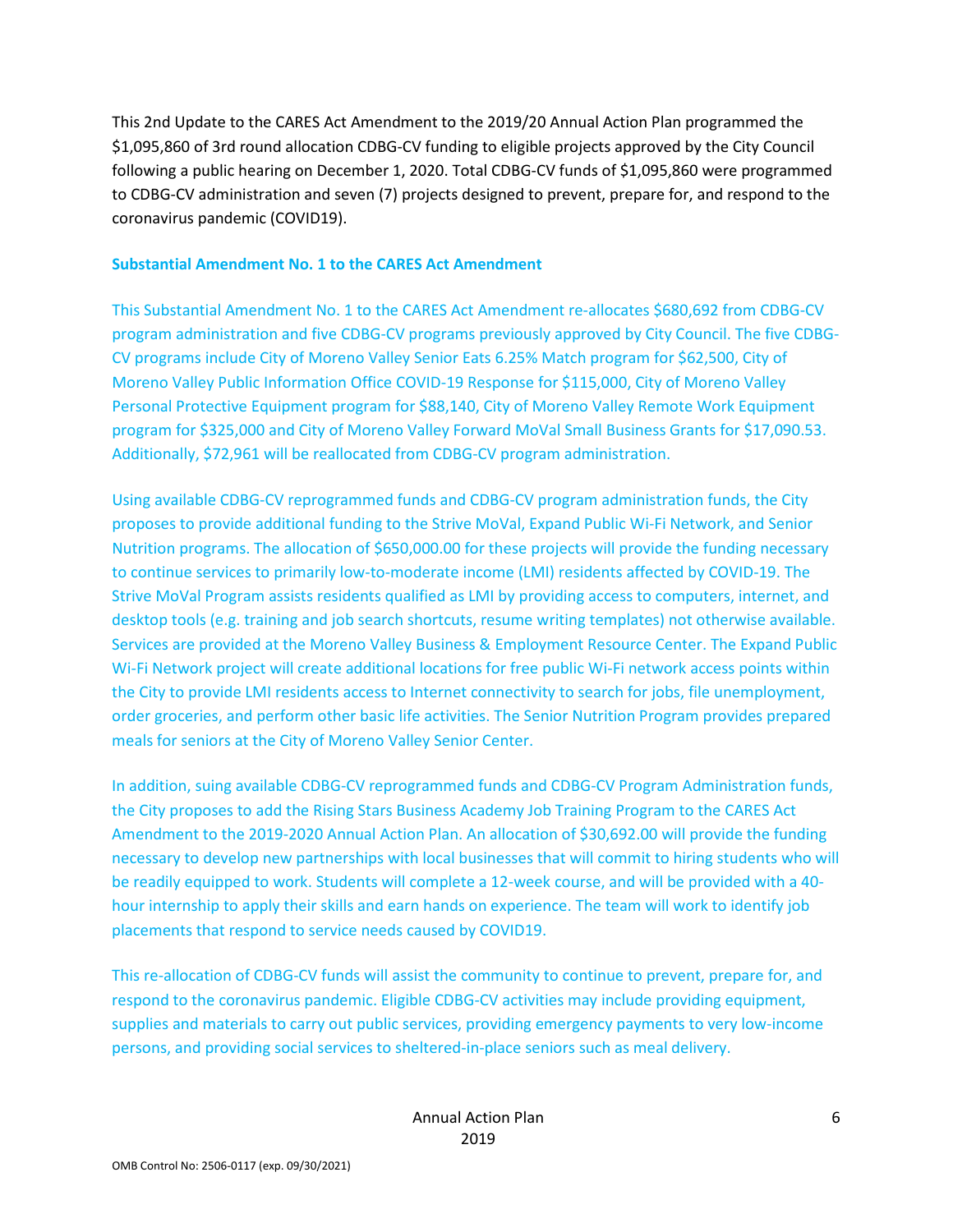This 2nd Update to the CARES Act Amendment to the 2019/20 Annual Action Plan programmed the $1,095,860 of 3rd round allocation CDBG-CV funding to eligible projects approved by the City Council following a public hearing on December 1, 2020. Total CDBG-CV funds of $1,095,860 were programmed to CDBG-CV administration and seven (7) projects designed to prevent, prepare for, and respond to the coronavirus pandemic (COVID19).

**Substantial Amendment No. 1 to the CARES Act Amendment**

This Substantial Amendment No. 1 to the CARES Act Amendment re-allocates $680,692 from CDBG-CV program administration and five CDBG-CV programs previously approved by City Council. The five CDBG-CV programs include City of Moreno Valley Senior Eats 6.25% Match program for $62,500, City of Moreno Valley Public Information Office COVID-19 Response for $115,000, City of Moreno Valley Personal Protective Equipment program for $88,140, City of Moreno Valley Remote Work Equipment program for $325,000 and City of Moreno Valley Forward MoVal Small Business Grants for $17,090.53. Additionally, $72,961 will be reallocated from CDBG-CV program administration.

Using available CDBG-CV reprogrammed funds and CDBG-CV program administration funds, the City proposes to provide additional funding to the Strive MoVal, Expand Public Wi-Fi Network, and Senior Nutrition programs. The allocation of $650,000.00 for these projects will provide the funding necessary to continue services to primarily low-to-moderate income (LMI) residents affected by COVID-19. The Strive MoVal Program assists residents qualified as LMI by providing access to computers, internet, and desktop tools (e.g. training and job search shortcuts, resume writing templates) not otherwise available. Services are provided at the Moreno Valley Business & Employment Resource Center. The Expand Public Wi-Fi Network project will create additional locations for free public Wi-Fi network access points within the City to provide LMI residents access to Internet connectivity to search for jobs, file unemployment, order groceries, and perform other basic life activities. The Senior Nutrition Program provides prepared meals for seniors at the City of Moreno Valley Senior Center.

In addition, suing available CDBG-CV reprogrammed funds and CDBG-CV Program Administration funds, the City proposes to add the Rising Stars Business Academy Job Training Program to the CARES Act Amendment to the 2019-2020 Annual Action Plan. An allocation of $30,692.00 will provide the funding necessary to develop new partnerships with local businesses that will commit to hiring students who will be readily equipped to work. Students will complete a 12-week course, and will be provided with a 40-hour internship to apply their skills and earn hands on experience. The team will work to identify job placements that respond to service needs caused by COVID19.

This re-allocation of CDBG-CV funds will assist the community to continue to prevent, prepare for, and respond to the coronavirus pandemic. Eligible CDBG-CV activities may include providing equipment, supplies and materials to carry out public services, providing emergency payments to very low-income persons, and providing social services to sheltered-in-place seniors such as meal delivery.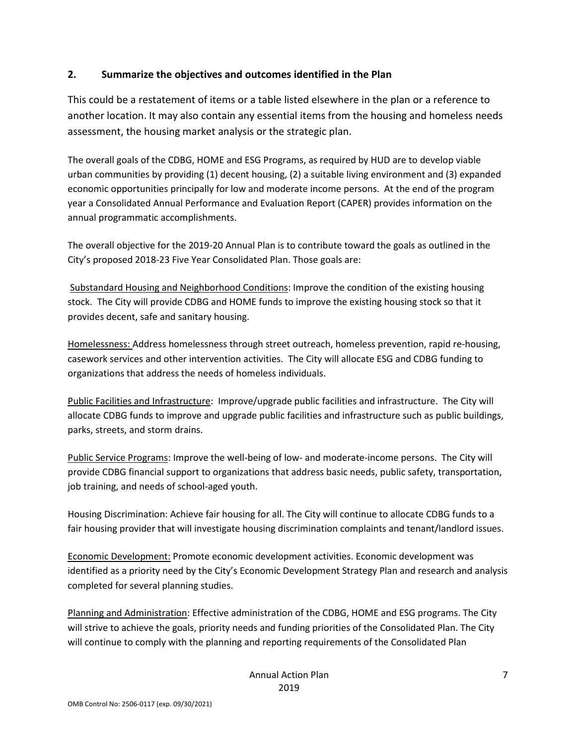## 2. Summarize the objectives and outcomes identified in the Plan

This could be a restatement of items or a table listed elsewhere in the plan or a reference to another location. It may also contain any essential items from the housing and homeless needs assessment, the housing market analysis or the strategic plan.

The overall goals of the CDBG, HOME and ESG Programs, as required by HUD are to develop viable urban communities by providing (1) decent housing, (2) a suitable living environment and (3) expanded economic opportunities principally for low and moderate income persons. At the end of the program year a Consolidated Annual Performance and Evaluation Report (CAPER) provides information on the annual programmatic accomplishments.

The overall objective for the 2019-20 Annual Plan is to contribute toward the goals as outlined in the City's proposed 2018-23 Five Year Consolidated Plan. Those goals are:

<u>Substandard Housing and Neighborhood Conditions</u>: Improve the condition of the existing housing stock. The City will provide CDBG and HOME funds to improve the existing housing stock so that it provides decent, safe and sanitary housing.

<u>Homelessness:</u> Address homelessness through street outreach, homeless prevention, rapid re-housing, casework services and other intervention activities. The City will allocate ESG and CDBG funding to organizations that address the needs of homeless individuals.

<u>Public Facilities and Infrastructure</u>: Improve/upgrade public facilities and infrastructure. The City will allocate CDBG funds to improve and upgrade public facilities and infrastructure such as public buildings, parks, streets, and storm drains.

<u>Public Service Programs</u>: Improve the well-being of low- and moderate-income persons. The City will provide CDBG financial support to organizations that address basic needs, public safety, transportation, job training, and needs of school-aged youth.

Housing Discrimination: Achieve fair housing for all. The City will continue to allocate CDBG funds to a fair housing provider that will investigate housing discrimination complaints and tenant/landlord issues.

<u>Economic Development:</u> Promote economic development activities. Economic development was identified as a priority need by the City's Economic Development Strategy Plan and research and analysis completed for several planning studies.

<u>Planning and Administration</u>: Effective administration of the CDBG, HOME and ESG programs. The City will strive to achieve the goals, priority needs and funding priorities of the Consolidated Plan. The City will continue to comply with the planning and reporting requirements of the Consolidated Plan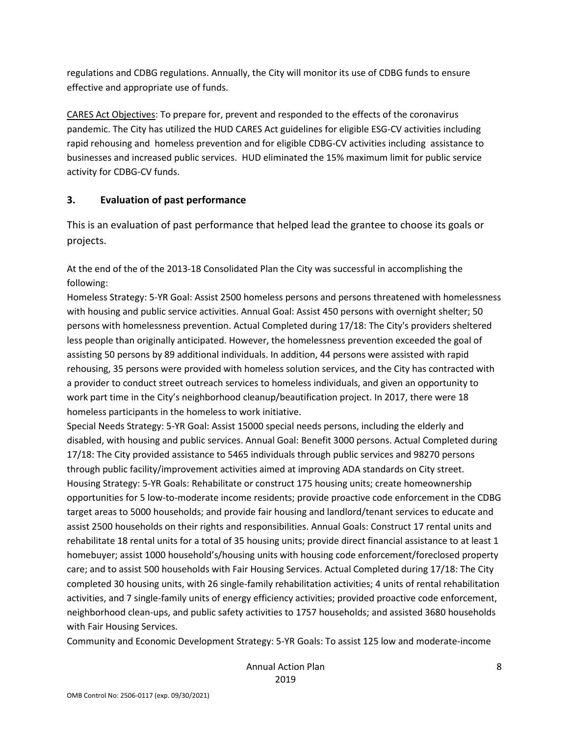regulations and CDBG regulations. Annually, the City will monitor its use of CDBG funds to ensure effective and appropriate use of funds.

CARES Act Objectives: To prepare for, prevent and responded to the effects of the coronavirus pandemic. The City has utilized the HUD CARES Act guidelines for eligible ESG-CV activities including rapid rehousing and homeless prevention and for eligible CDBG-CV activities including assistance to businesses and increased public services. HUD eliminated the 15% maximum limit for public service activity for CDBG-CV funds.

## 3. Evaluation of past performance

This is an evaluation of past performance that helped lead the grantee to choose its goals or projects.

At the end of the of the 2013-18 Consolidated Plan the City was successful in accomplishing the following:

Homeless Strategy: 5-YR Goal: Assist 2500 homeless persons and persons threatened with homelessness with housing and public service activities. Annual Goal: Assist 450 persons with overnight shelter; 50 persons with homelessness prevention. Actual Completed during 17/18: The City's providers sheltered less people than originally anticipated. However, the homelessness prevention exceeded the goal of assisting 50 persons by 89 additional individuals. In addition, 44 persons were assisted with rapid rehousing, 35 persons were provided with homeless solution services, and the City has contracted with a provider to conduct street outreach services to homeless individuals, and given an opportunity to work part time in the City's neighborhood cleanup/beautification project. In 2017, there were 18 homeless participants in the homeless to work initiative.

Special Needs Strategy: 5-YR Goal: Assist 15000 special needs persons, including the elderly and disabled, with housing and public services. Annual Goal: Benefit 3000 persons. Actual Completed during 17/18: The City provided assistance to 5465 individuals through public services and 98270 persons through public facility/improvement activities aimed at improving ADA standards on City street.

Housing Strategy: 5-YR Goals: Rehabilitate or construct 175 housing units; create homeownership opportunities for 5 low-to-moderate income residents; provide proactive code enforcement in the CDBG target areas to 5000 households; and provide fair housing and landlord/tenant services to educate and assist 2500 households on their rights and responsibilities. Annual Goals: Construct 17 rental units and rehabilitate 18 rental units for a total of 35 housing units; provide direct financial assistance to at least 1 homebuyer; assist 1000 household's/housing units with housing code enforcement/foreclosed property care; and to assist 500 households with Fair Housing Services. Actual Completed during 17/18: The City completed 30 housing units, with 26 single-family rehabilitation activities; 4 units of rental rehabilitation activities, and 7 single-family units of energy efficiency activities; provided proactive code enforcement, neighborhood clean-ups, and public safety activities to 1757 households; and assisted 3680 households with Fair Housing Services.

Community and Economic Development Strategy: 5-YR Goals: To assist 125 low and moderate-income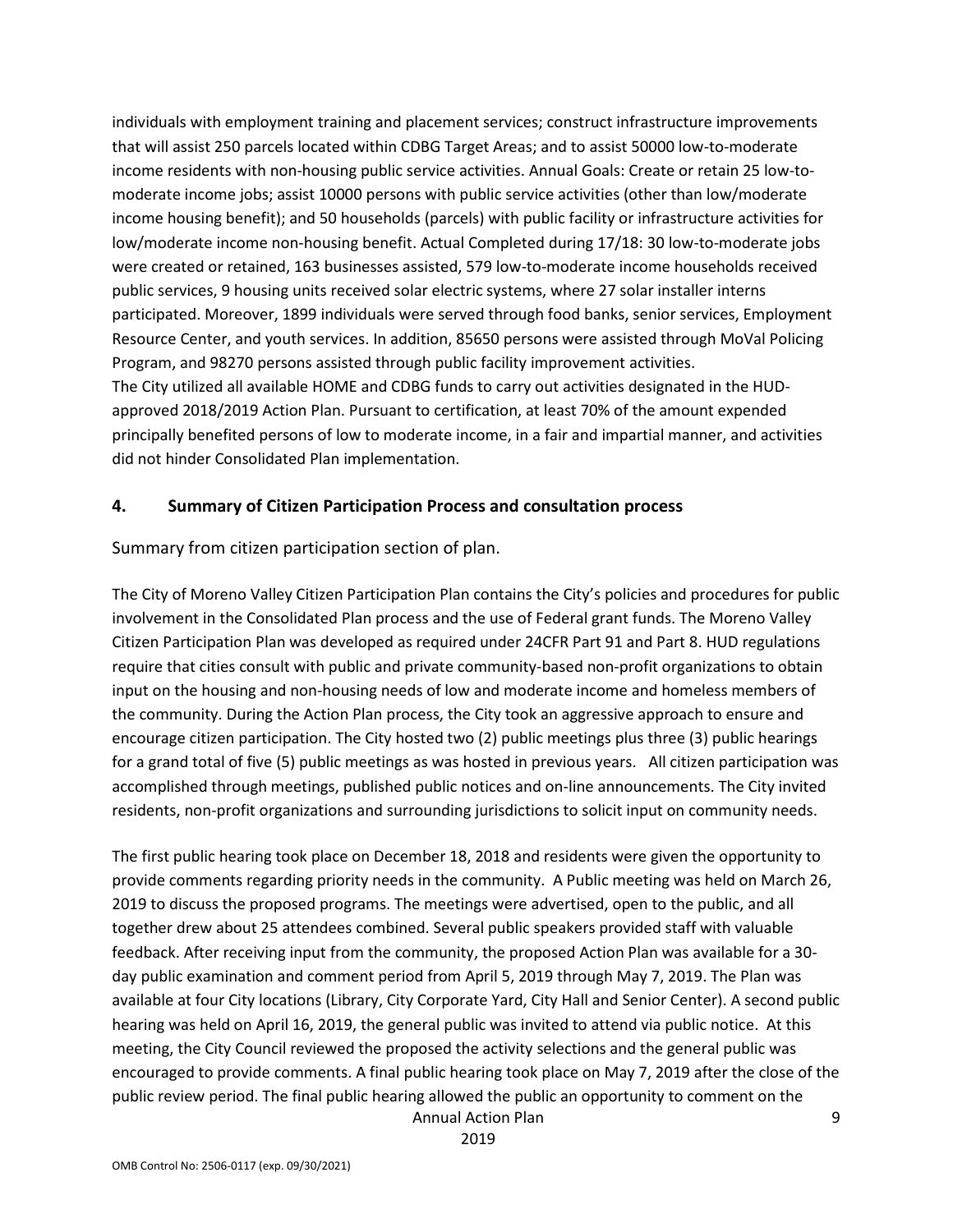individuals with employment training and placement services; construct infrastructure improvements that will assist 250 parcels located within CDBG Target Areas; and to assist 50000 low-to-moderate income residents with non-housing public service activities. Annual Goals: Create or retain 25 low-to-moderate income jobs; assist 10000 persons with public service activities (other than low/moderate income housing benefit); and 50 households (parcels) with public facility or infrastructure activities for low/moderate income non-housing benefit. Actual Completed during 17/18: 30 low-to-moderate jobs were created or retained, 163 businesses assisted, 579 low-to-moderate income households received public services, 9 housing units received solar electric systems, where 27 solar installer interns participated. Moreover, 1899 individuals were served through food banks, senior services, Employment Resource Center, and youth services. In addition, 85650 persons were assisted through MoVal Policing Program, and 98270 persons assisted through public facility improvement activities.
The City utilized all available HOME and CDBG funds to carry out activities designated in the HUD-approved 2018/2019 Action Plan. Pursuant to certification, at least 70% of the amount expended principally benefited persons of low to moderate income, in a fair and impartial manner, and activities did not hinder Consolidated Plan implementation.

## 4. Summary of Citizen Participation Process and consultation process

Summary from citizen participation section of plan.

The City of Moreno Valley Citizen Participation Plan contains the City's policies and procedures for public involvement in the Consolidated Plan process and the use of Federal grant funds. The Moreno Valley Citizen Participation Plan was developed as required under 24CFR Part 91 and Part 8. HUD regulations require that cities consult with public and private community-based non-profit organizations to obtain input on the housing and non-housing needs of low and moderate income and homeless members of the community. During the Action Plan process, the City took an aggressive approach to ensure and encourage citizen participation. The City hosted two (2) public meetings plus three (3) public hearings for a grand total of five (5) public meetings as was hosted in previous years. All citizen participation was accomplished through meetings, published public notices and on-line announcements. The City invited residents, non-profit organizations and surrounding jurisdictions to solicit input on community needs.

The first public hearing took place on December 18, 2018 and residents were given the opportunity to provide comments regarding priority needs in the community. A Public meeting was held on March 26, 2019 to discuss the proposed programs. The meetings were advertised, open to the public, and all together drew about 25 attendees combined. Several public speakers provided staff with valuable feedback. After receiving input from the community, the proposed Action Plan was available for a 30-day public examination and comment period from April 5, 2019 through May 7, 2019. The Plan was available at four City locations (Library, City Corporate Yard, City Hall and Senior Center). A second public hearing was held on April 16, 2019, the general public was invited to attend via public notice. At this meeting, the City Council reviewed the proposed the activity selections and the general public was encouraged to provide comments. A final public hearing took place on May 7, 2019 after the close of the public review period. The final public hearing allowed the public an opportunity to comment on the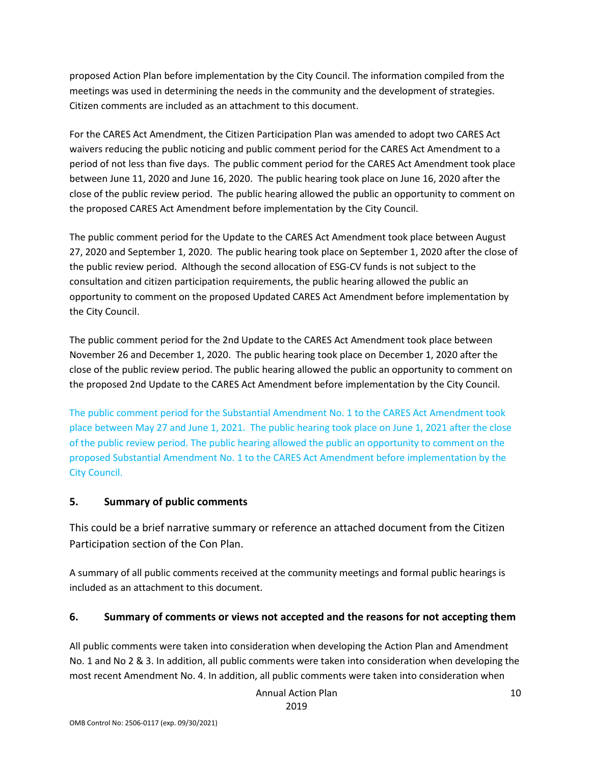proposed Action Plan before implementation by the City Council. The information compiled from the meetings was used in determining the needs in the community and the development of strategies. Citizen comments are included as an attachment to this document.

For the CARES Act Amendment, the Citizen Participation Plan was amended to adopt two CARES Act waivers reducing the public noticing and public comment period for the CARES Act Amendment to a period of not less than five days. The public comment period for the CARES Act Amendment took place between June 11, 2020 and June 16, 2020. The public hearing took place on June 16, 2020 after the close of the public review period. The public hearing allowed the public an opportunity to comment on the proposed CARES Act Amendment before implementation by the City Council.

The public comment period for the Update to the CARES Act Amendment took place between August 27, 2020 and September 1, 2020. The public hearing took place on September 1, 2020 after the close of the public review period. Although the second allocation of ESG-CV funds is not subject to the consultation and citizen participation requirements, the public hearing allowed the public an opportunity to comment on the proposed Updated CARES Act Amendment before implementation by the City Council.

The public comment period for the 2nd Update to the CARES Act Amendment took place between November 26 and December 1, 2020. The public hearing took place on December 1, 2020 after the close of the public review period. The public hearing allowed the public an opportunity to comment on the proposed 2nd Update to the CARES Act Amendment before implementation by the City Council.

The public comment period for the Substantial Amendment No. 1 to the CARES Act Amendment took place between May 27 and June 1, 2021. The public hearing took place on June 1, 2021 after the close of the public review period. The public hearing allowed the public an opportunity to comment on the proposed Substantial Amendment No. 1 to the CARES Act Amendment before implementation by the City Council.

## 5. Summary of public comments

This could be a brief narrative summary or reference an attached document from the Citizen Participation section of the Con Plan.

A summary of all public comments received at the community meetings and formal public hearings is included as an attachment to this document.

## 6. Summary of comments or views not accepted and the reasons for not accepting them

All public comments were taken into consideration when developing the Action Plan and Amendment No. 1 and No 2 & 3. In addition, all public comments were taken into consideration when developing the most recent Amendment No. 4. In addition, all public comments were taken into consideration when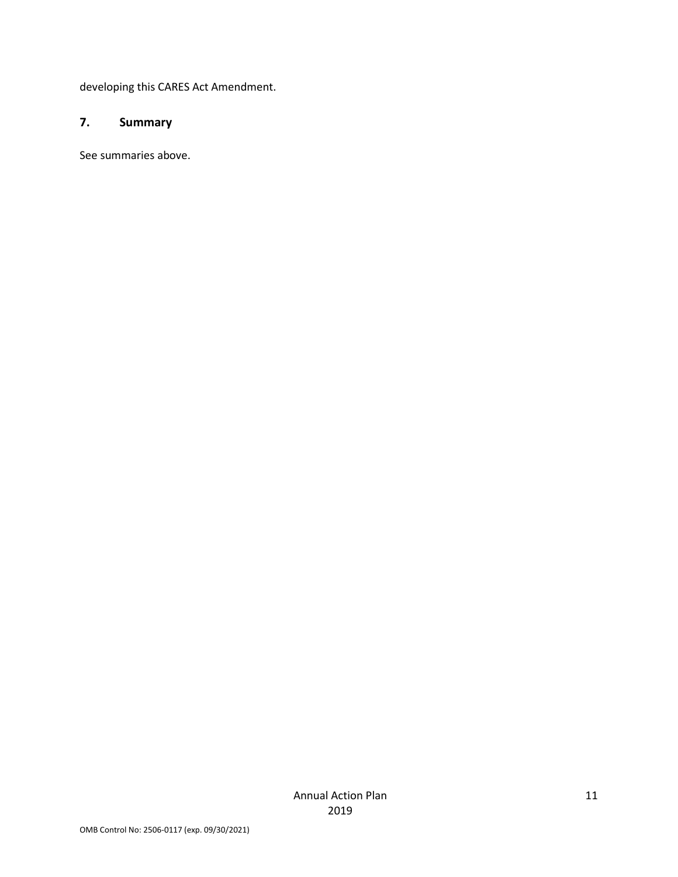developing this CARES Act Amendment.

## 7. Summary

See summaries above.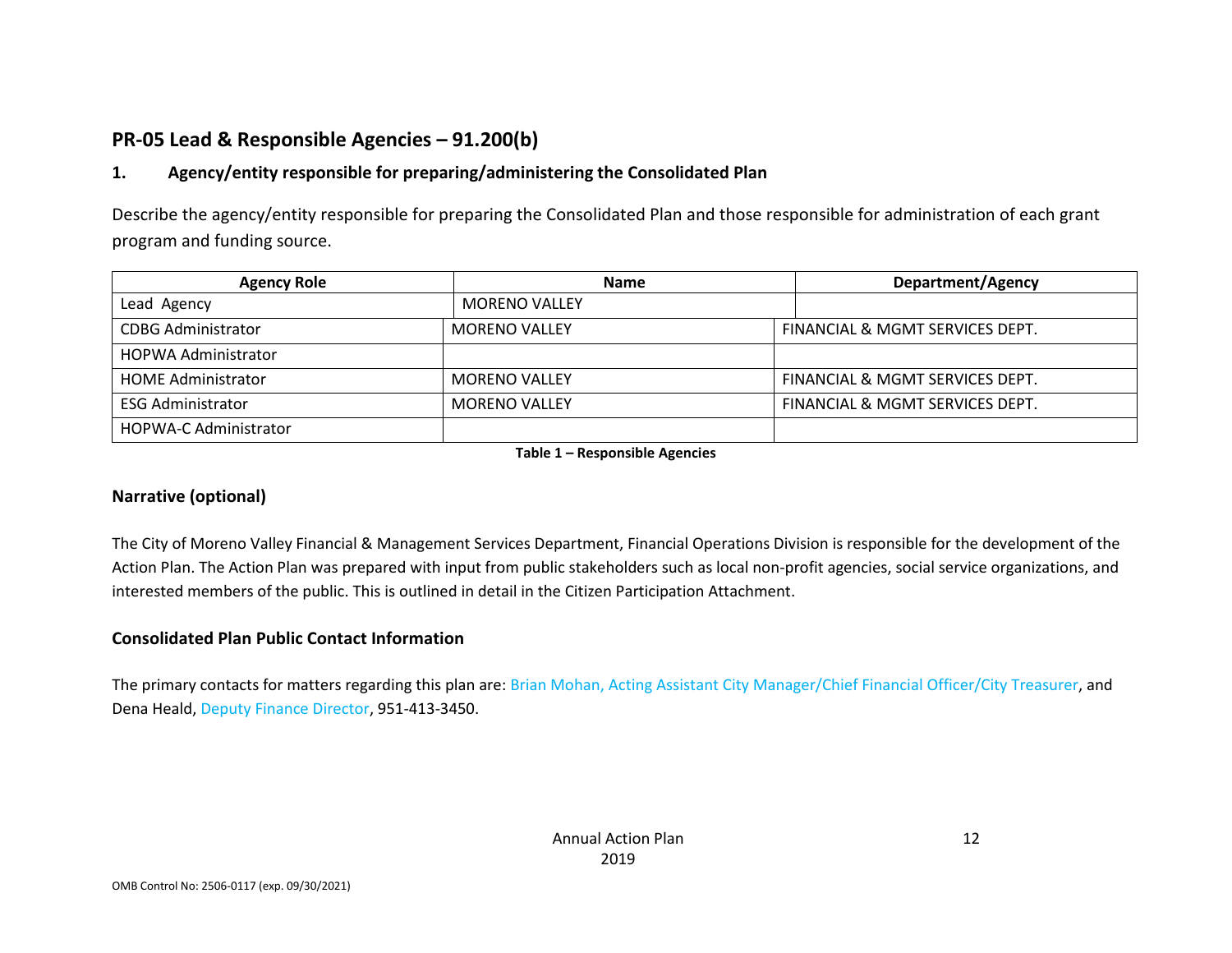## PR-05 Lead & Responsible Agencies – 91.200(b)

### 1. Agency/entity responsible for preparing/administering the Consolidated Plan

Describe the agency/entity responsible for preparing the Consolidated Plan and those responsible for administration of each grant program and funding source.

| Agency Role | Name | Department/Agency |
|---|---|---|
| Lead Agency | MORENO VALLEY | |
| CDBG Administrator | MORENO VALLEY | FINANCIAL & MGMT SERVICES DEPT. |
| HOPWA Administrator | | |
| HOME Administrator | MORENO VALLEY | FINANCIAL & MGMT SERVICES DEPT. |
| ESG Administrator | MORENO VALLEY | FINANCIAL & MGMT SERVICES DEPT. |
| HOPWA-C Administrator | | |

**Table 1 – Responsible Agencies**

### Narrative (optional)

The City of Moreno Valley Financial & Management Services Department, Financial Operations Division is responsible for the development of the Action Plan. The Action Plan was prepared with input from public stakeholders such as local non-profit agencies, social service organizations, and interested members of the public. This is outlined in detail in the Citizen Participation Attachment.

### Consolidated Plan Public Contact Information

The primary contacts for matters regarding this plan are: Brian Mohan, Acting Assistant City Manager/Chief Financial Officer/City Treasurer, and Dena Heald, Deputy Finance Director, 951-413-3450.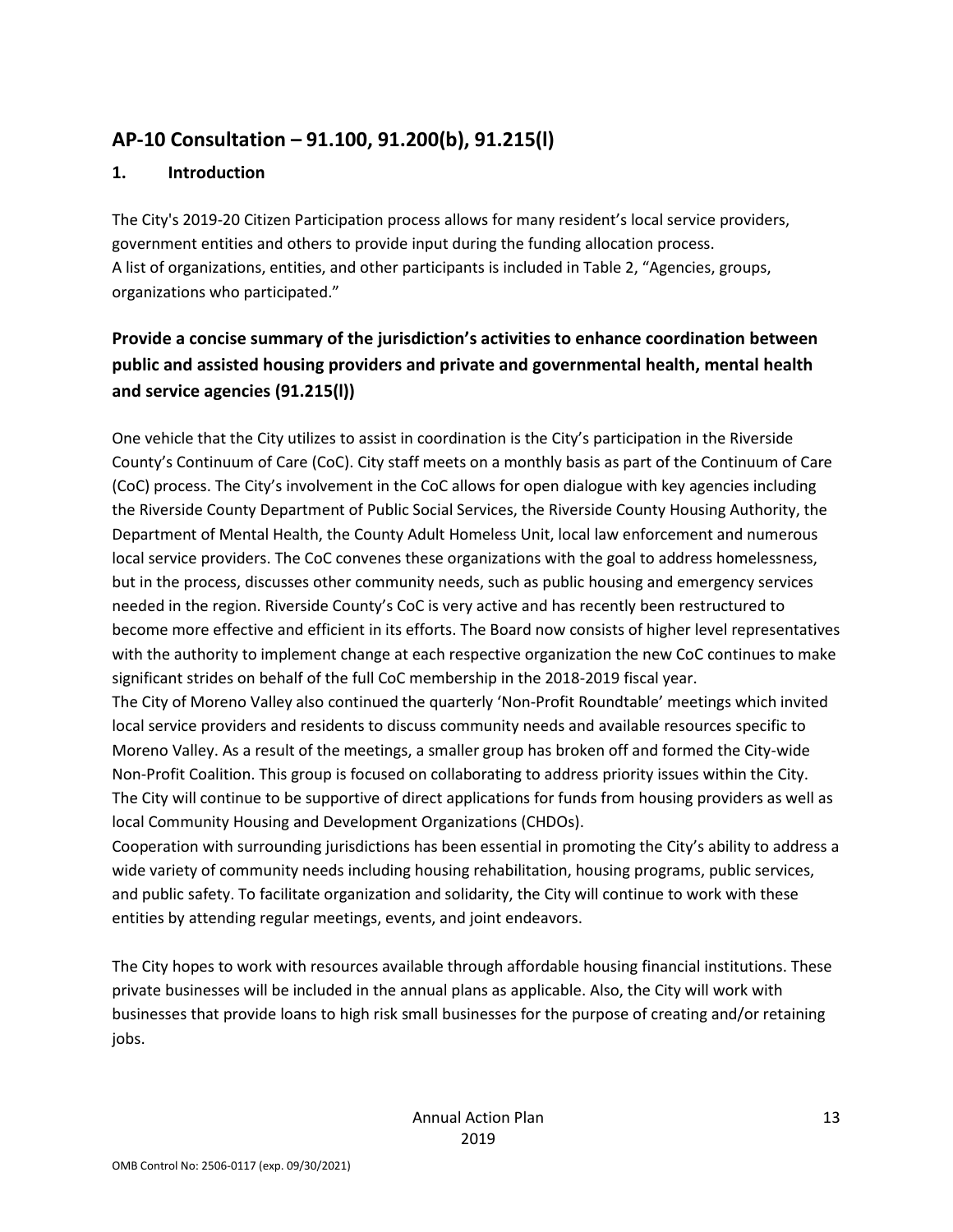## AP-10 Consultation – 91.100, 91.200(b), 91.215(l)

### 1. Introduction

The City's 2019-20 Citizen Participation process allows for many resident's local service providers, government entities and others to provide input during the funding allocation process.
A list of organizations, entities, and other participants is included in Table 2, "Agencies, groups, organizations who participated."

### Provide a concise summary of the jurisdiction's activities to enhance coordination between public and assisted housing providers and private and governmental health, mental health and service agencies (91.215(l))

One vehicle that the City utilizes to assist in coordination is the City's participation in the Riverside County's Continuum of Care (CoC). City staff meets on a monthly basis as part of the Continuum of Care (CoC) process. The City's involvement in the CoC allows for open dialogue with key agencies including the Riverside County Department of Public Social Services, the Riverside County Housing Authority, the Department of Mental Health, the County Adult Homeless Unit, local law enforcement and numerous local service providers. The CoC convenes these organizations with the goal to address homelessness, but in the process, discusses other community needs, such as public housing and emergency services needed in the region. Riverside County's CoC is very active and has recently been restructured to become more effective and efficient in its efforts. The Board now consists of higher level representatives with the authority to implement change at each respective organization the new CoC continues to make significant strides on behalf of the full CoC membership in the 2018-2019 fiscal year.
The City of Moreno Valley also continued the quarterly 'Non-Profit Roundtable' meetings which invited local service providers and residents to discuss community needs and available resources specific to Moreno Valley. As a result of the meetings, a smaller group has broken off and formed the City-wide Non-Profit Coalition. This group is focused on collaborating to address priority issues within the City.
The City will continue to be supportive of direct applications for funds from housing providers as well as local Community Housing and Development Organizations (CHDOs).
Cooperation with surrounding jurisdictions has been essential in promoting the City's ability to address a wide variety of community needs including housing rehabilitation, housing programs, public services, and public safety. To facilitate organization and solidarity, the City will continue to work with these entities by attending regular meetings, events, and joint endeavors.

The City hopes to work with resources available through affordable housing financial institutions. These private businesses will be included in the annual plans as applicable. Also, the City will work with businesses that provide loans to high risk small businesses for the purpose of creating and/or retaining jobs.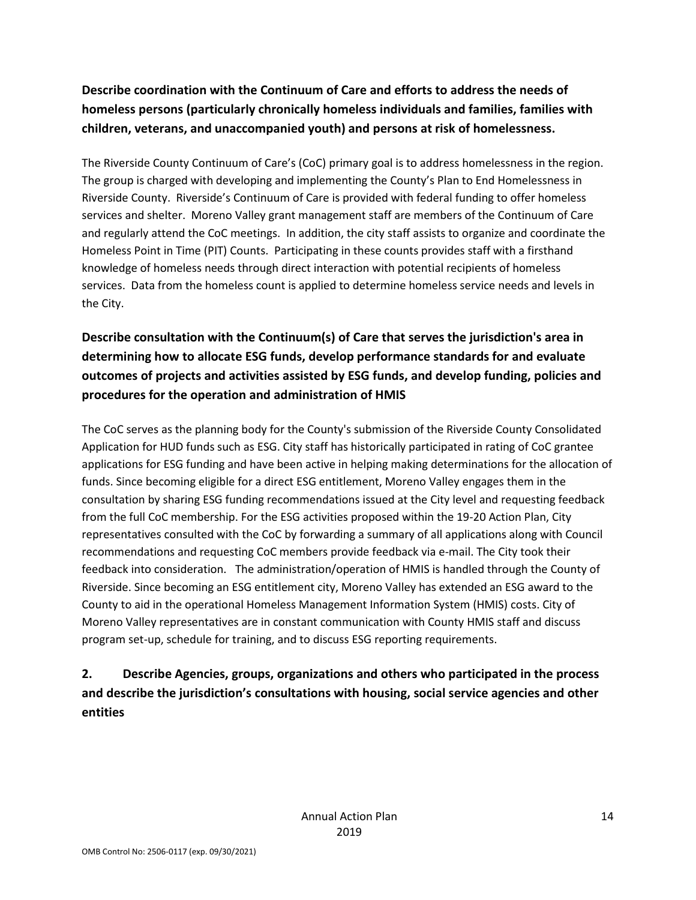**Describe coordination with the Continuum of Care and efforts to address the needs of homeless persons (particularly chronically homeless individuals and families, families with children, veterans, and unaccompanied youth) and persons at risk of homelessness.**

The Riverside County Continuum of Care's (CoC) primary goal is to address homelessness in the region. The group is charged with developing and implementing the County's Plan to End Homelessness in Riverside County. Riverside's Continuum of Care is provided with federal funding to offer homeless services and shelter. Moreno Valley grant management staff are members of the Continuum of Care and regularly attend the CoC meetings. In addition, the city staff assists to organize and coordinate the Homeless Point in Time (PIT) Counts. Participating in these counts provides staff with a firsthand knowledge of homeless needs through direct interaction with potential recipients of homeless services. Data from the homeless count is applied to determine homeless service needs and levels in the City.

**Describe consultation with the Continuum(s) of Care that serves the jurisdiction's area in determining how to allocate ESG funds, develop performance standards for and evaluate outcomes of projects and activities assisted by ESG funds, and develop funding, policies and procedures for the operation and administration of HMIS**

The CoC serves as the planning body for the County's submission of the Riverside County Consolidated Application for HUD funds such as ESG. City staff has historically participated in rating of CoC grantee applications for ESG funding and have been active in helping making determinations for the allocation of funds. Since becoming eligible for a direct ESG entitlement, Moreno Valley engages them in the consultation by sharing ESG funding recommendations issued at the City level and requesting feedback from the full CoC membership. For the ESG activities proposed within the 19-20 Action Plan, City representatives consulted with the CoC by forwarding a summary of all applications along with Council recommendations and requesting CoC members provide feedback via e-mail. The City took their feedback into consideration. The administration/operation of HMIS is handled through the County of Riverside. Since becoming an ESG entitlement city, Moreno Valley has extended an ESG award to the County to aid in the operational Homeless Management Information System (HMIS) costs. City of Moreno Valley representatives are in constant communication with County HMIS staff and discuss program set-up, schedule for training, and to discuss ESG reporting requirements.

**2. Describe Agencies, groups, organizations and others who participated in the process and describe the jurisdiction's consultations with housing, social service agencies and other entities**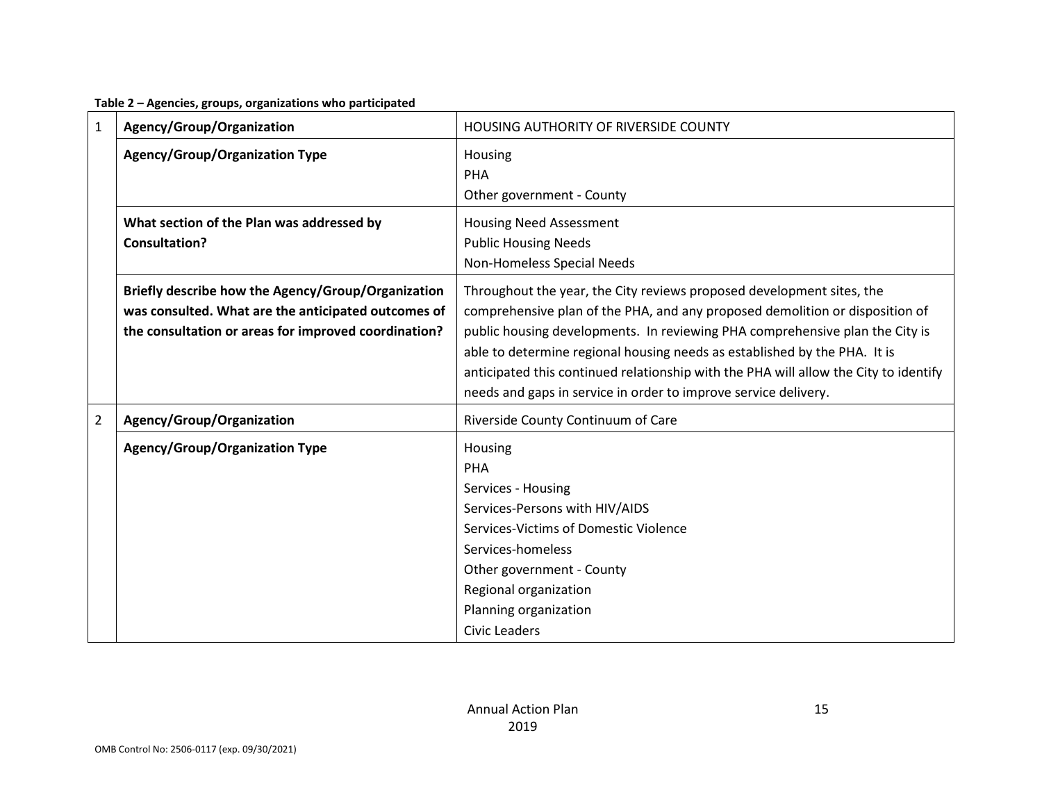**Table 2 – Agencies, groups, organizations who participated**

| | | |
|---|---|---|
| 1 | **Agency/Group/Organization** | HOUSING AUTHORITY OF RIVERSIDE COUNTY |
| | **Agency/Group/Organization Type** | Housing<br>PHA<br>Other government - County |
| | **What section of the Plan was addressed by Consultation?** | Housing Need Assessment<br>Public Housing Needs<br>Non-Homeless Special Needs |
| | **Briefly describe how the Agency/Group/Organization was consulted. What are the anticipated outcomes of the consultation or areas for improved coordination?** | Throughout the year, the City reviews proposed development sites, the comprehensive plan of the PHA, and any proposed demolition or disposition of public housing developments. In reviewing PHA comprehensive plan the City is able to determine regional housing needs as established by the PHA. It is anticipated this continued relationship with the PHA will allow the City to identify needs and gaps in service in order to improve service delivery. |
| 2 | **Agency/Group/Organization** | Riverside County Continuum of Care |
| | **Agency/Group/Organization Type** | Housing<br>PHA<br>Services - Housing<br>Services-Persons with HIV/AIDS<br>Services-Victims of Domestic Violence<br>Services-homeless<br>Other government - County<br>Regional organization<br>Planning organization<br>Civic Leaders |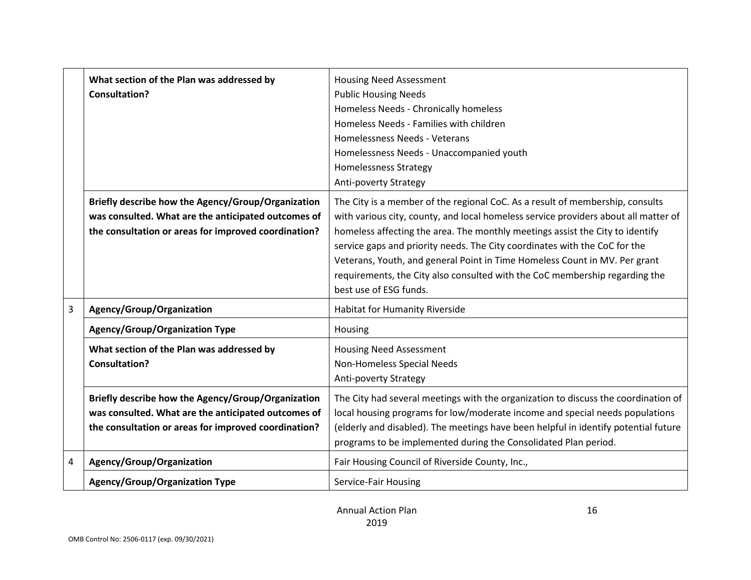| | | |
|---|---|---|
| | **What section of the Plan was addressed by Consultation?** | Housing Need Assessment<br>Public Housing Needs<br>Homeless Needs - Chronically homeless<br>Homeless Needs - Families with children<br>Homelessness Needs - Veterans<br>Homelessness Needs - Unaccompanied youth<br>Homelessness Strategy<br>Anti-poverty Strategy |
| | **Briefly describe how the Agency/Group/Organization was consulted. What are the anticipated outcomes of the consultation or areas for improved coordination?** | The City is a member of the regional CoC. As a result of membership, consults with various city, county, and local homeless service providers about all matter of homeless affecting the area. The monthly meetings assist the City to identify service gaps and priority needs. The City coordinates with the CoC for the Veterans, Youth, and general Point in Time Homeless Count in MV. Per grant requirements, the City also consulted with the CoC membership regarding the best use of ESG funds. |
| 3 | **Agency/Group/Organization** | Habitat for Humanity Riverside |
| | **Agency/Group/Organization Type** | Housing |
| | **What section of the Plan was addressed by Consultation?** | Housing Need Assessment<br>Non-Homeless Special Needs<br>Anti-poverty Strategy |
| | **Briefly describe how the Agency/Group/Organization was consulted. What are the anticipated outcomes of the consultation or areas for improved coordination?** | The City had several meetings with the organization to discuss the coordination of local housing programs for low/moderate income and special needs populations (elderly and disabled). The meetings have been helpful in identify potential future programs to be implemented during the Consolidated Plan period. |
| 4 | **Agency/Group/Organization** | Fair Housing Council of Riverside County, Inc., |
| | **Agency/Group/Organization Type** | Service-Fair Housing |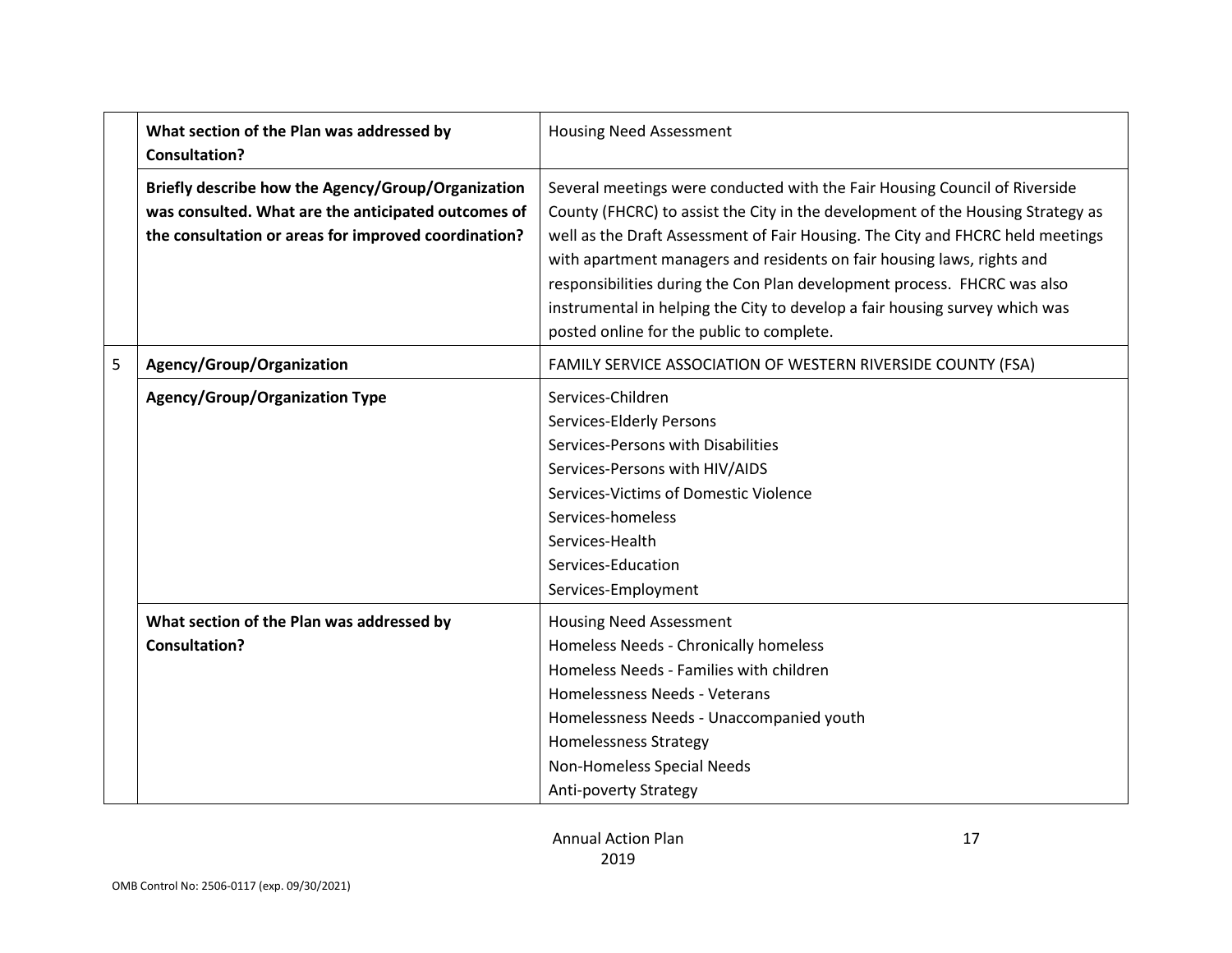| | | |
|---|---|---|
| | **What section of the Plan was addressed by Consultation?** | Housing Need Assessment |
| | **Briefly describe how the Agency/Group/Organization was consulted. What are the anticipated outcomes of the consultation or areas for improved coordination?** | Several meetings were conducted with the Fair Housing Council of Riverside County (FHCRC) to assist the City in the development of the Housing Strategy as well as the Draft Assessment of Fair Housing. The City and FHCRC held meetings with apartment managers and residents on fair housing laws, rights and responsibilities during the Con Plan development process. FHCRC was also instrumental in helping the City to develop a fair housing survey which was posted online for the public to complete. |
| 5 | **Agency/Group/Organization** | FAMILY SERVICE ASSOCIATION OF WESTERN RIVERSIDE COUNTY (FSA) |
| | **Agency/Group/Organization Type** | Services-Children<br>Services-Elderly Persons<br>Services-Persons with Disabilities<br>Services-Persons with HIV/AIDS<br>Services-Victims of Domestic Violence<br>Services-homeless<br>Services-Health<br>Services-Education<br>Services-Employment |
| | **What section of the Plan was addressed by Consultation?** | Housing Need Assessment<br>Homeless Needs - Chronically homeless<br>Homeless Needs - Families with children<br>Homelessness Needs - Veterans<br>Homelessness Needs - Unaccompanied youth<br>Homelessness Strategy<br>Non-Homeless Special Needs<br>Anti-poverty Strategy |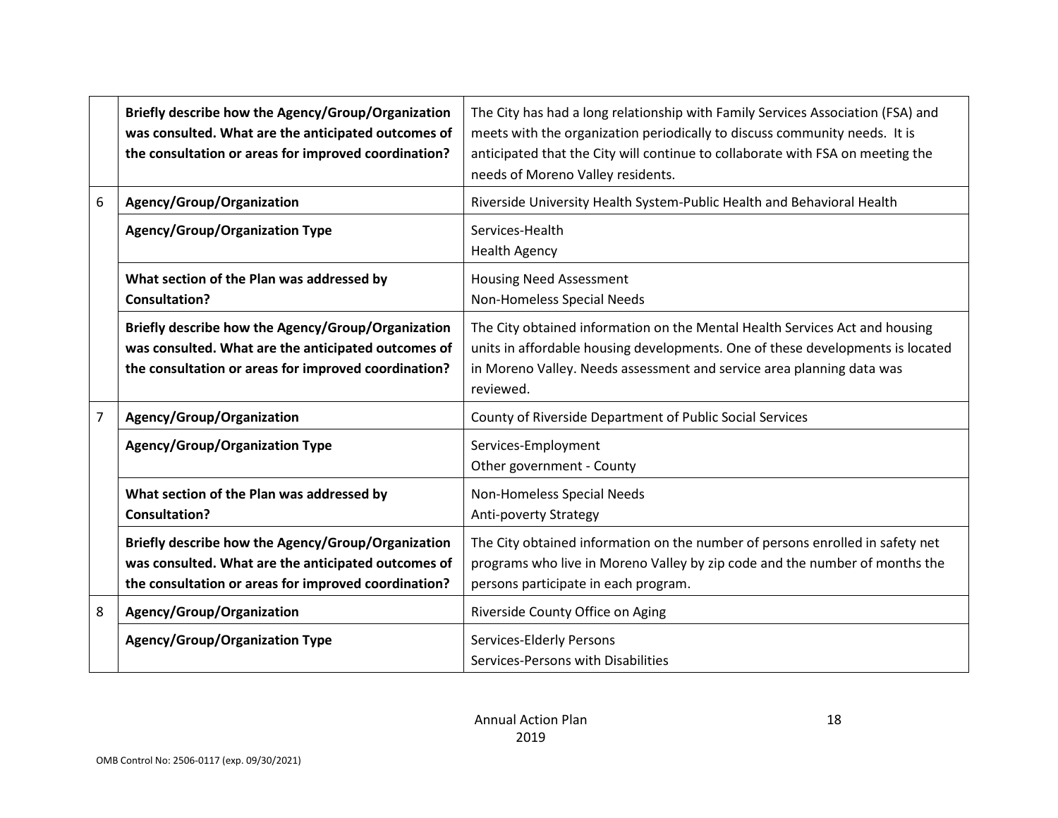| | | |
|---|---|---|
| | **Briefly describe how the Agency/Group/Organization was consulted. What are the anticipated outcomes of the consultation or areas for improved coordination?** | The City has had a long relationship with Family Services Association (FSA) and meets with the organization periodically to discuss community needs. It is anticipated that the City will continue to collaborate with FSA on meeting the needs of Moreno Valley residents. |
| 6 | **Agency/Group/Organization** | Riverside University Health System-Public Health and Behavioral Health |
| | **Agency/Group/Organization Type** | Services-Health<br>Health Agency |
| | **What section of the Plan was addressed by Consultation?** | Housing Need Assessment<br>Non-Homeless Special Needs |
| | **Briefly describe how the Agency/Group/Organization was consulted. What are the anticipated outcomes of the consultation or areas for improved coordination?** | The City obtained information on the Mental Health Services Act and housing units in affordable housing developments. One of these developments is located in Moreno Valley. Needs assessment and service area planning data was reviewed. |
| 7 | **Agency/Group/Organization** | County of Riverside Department of Public Social Services |
| | **Agency/Group/Organization Type** | Services-Employment<br>Other government - County |
| | **What section of the Plan was addressed by Consultation?** | Non-Homeless Special Needs<br>Anti-poverty Strategy |
| | **Briefly describe how the Agency/Group/Organization was consulted. What are the anticipated outcomes of the consultation or areas for improved coordination?** | The City obtained information on the number of persons enrolled in safety net programs who live in Moreno Valley by zip code and the number of months the persons participate in each program. |
| 8 | **Agency/Group/Organization** | Riverside County Office on Aging |
| | **Agency/Group/Organization Type** | Services-Elderly Persons<br>Services-Persons with Disabilities |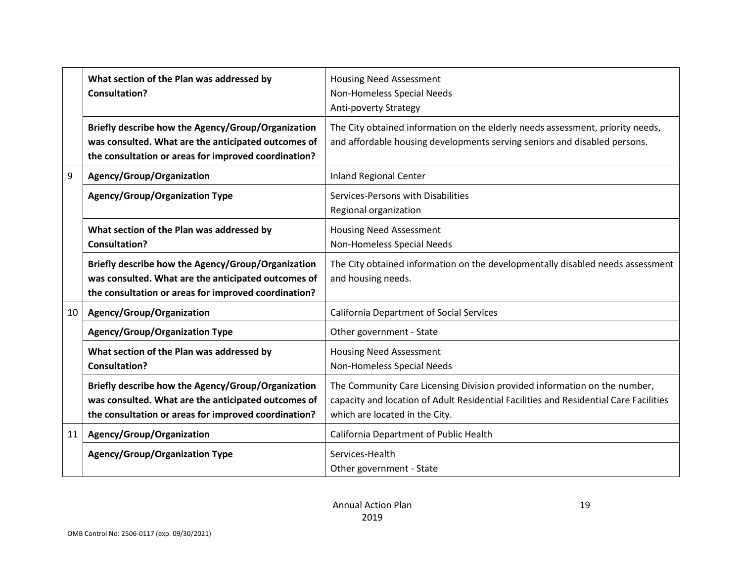|  |  |  |
|---|---|---|
|  | **What section of the Plan was addressed by Consultation?** | Housing Need Assessment<br>Non-Homeless Special Needs<br>Anti-poverty Strategy |
|  | **Briefly describe how the Agency/Group/Organization was consulted. What are the anticipated outcomes of the consultation or areas for improved coordination?** | The City obtained information on the elderly needs assessment, priority needs, and affordable housing developments serving seniors and disabled persons. |
| 9 | **Agency/Group/Organization** | Inland Regional Center |
|  | **Agency/Group/Organization Type** | Services-Persons with Disabilities<br>Regional organization |
|  | **What section of the Plan was addressed by Consultation?** | Housing Need Assessment<br>Non-Homeless Special Needs |
|  | **Briefly describe how the Agency/Group/Organization was consulted. What are the anticipated outcomes of the consultation or areas for improved coordination?** | The City obtained information on the developmentally disabled needs assessment and housing needs. |
| 10 | **Agency/Group/Organization** | California Department of Social Services |
|  | **Agency/Group/Organization Type** | Other government - State |
|  | **What section of the Plan was addressed by Consultation?** | Housing Need Assessment<br>Non-Homeless Special Needs |
|  | **Briefly describe how the Agency/Group/Organization was consulted. What are the anticipated outcomes of the consultation or areas for improved coordination?** | The Community Care Licensing Division provided information on the number, capacity and location of Adult Residential Facilities and Residential Care Facilities which are located in the City. |
| 11 | **Agency/Group/Organization** | California Department of Public Health |
|  | **Agency/Group/Organization Type** | Services-Health<br>Other government - State |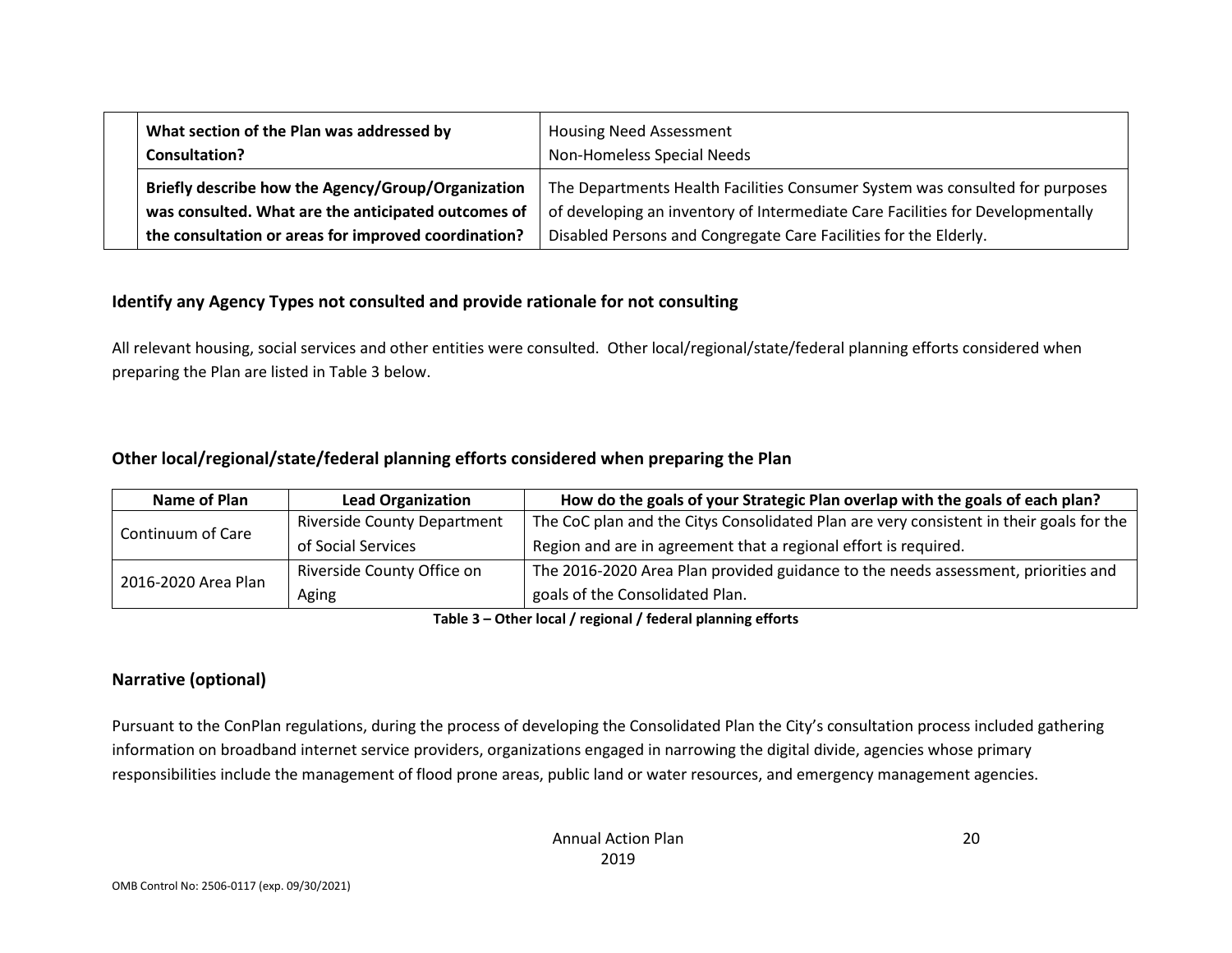| | | |
|---|---|---|
| | **What section of the Plan was addressed by Consultation?** | Housing Need Assessment<br>Non-Homeless Special Needs |
| | **Briefly describe how the Agency/Group/Organization was consulted. What are the anticipated outcomes of the consultation or areas for improved coordination?** | The Departments Health Facilities Consumer System was consulted for purposes of developing an inventory of Intermediate Care Facilities for Developmentally Disabled Persons and Congregate Care Facilities for the Elderly. |

### Identify any Agency Types not consulted and provide rationale for not consulting

All relevant housing, social services and other entities were consulted. Other local/regional/state/federal planning efforts considered when preparing the Plan are listed in Table 3 below.

### Other local/regional/state/federal planning efforts considered when preparing the Plan

| Name of Plan | Lead Organization | How do the goals of your Strategic Plan overlap with the goals of each plan? |
|---|---|---|
| Continuum of Care | Riverside County Department of Social Services | The CoC plan and the Citys Consolidated Plan are very consistent in their goals for the Region and are in agreement that a regional effort is required. |
| 2016-2020 Area Plan | Riverside County Office on Aging | The 2016-2020 Area Plan provided guidance to the needs assessment, priorities and goals of the Consolidated Plan. |

**Table 3 – Other local / regional / federal planning efforts**

### Narrative (optional)

Pursuant to the ConPlan regulations, during the process of developing the Consolidated Plan the City's consultation process included gathering information on broadband internet service providers, organizations engaged in narrowing the digital divide, agencies whose primary responsibilities include the management of flood prone areas, public land or water resources, and emergency management agencies.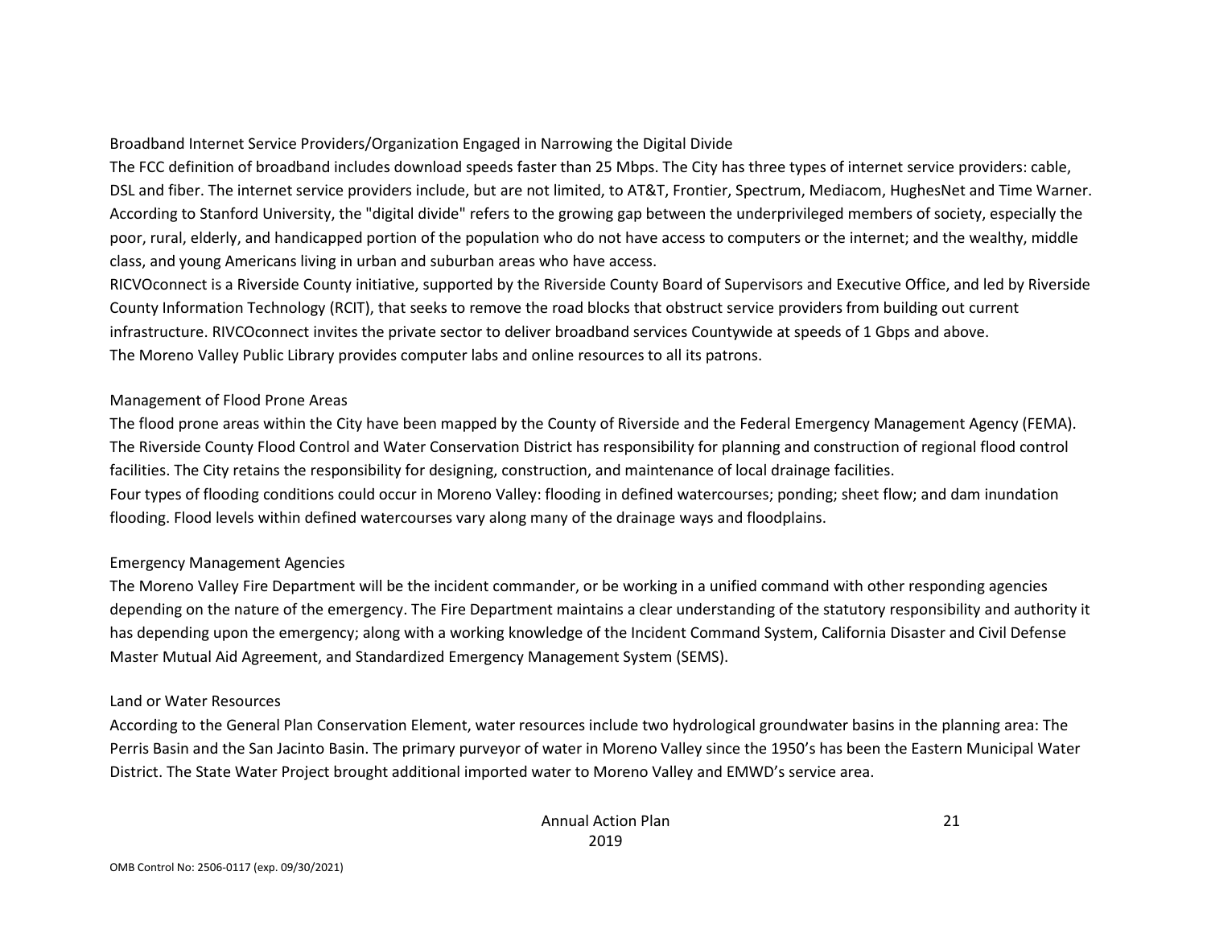Broadband Internet Service Providers/Organization Engaged in Narrowing the Digital Divide

The FCC definition of broadband includes download speeds faster than 25 Mbps. The City has three types of internet service providers: cable, DSL and fiber. The internet service providers include, but are not limited, to AT&T, Frontier, Spectrum, Mediacom, HughesNet and Time Warner. According to Stanford University, the "digital divide" refers to the growing gap between the underprivileged members of society, especially the poor, rural, elderly, and handicapped portion of the population who do not have access to computers or the internet; and the wealthy, middle class, and young Americans living in urban and suburban areas who have access.

RICVOconnect is a Riverside County initiative, supported by the Riverside County Board of Supervisors and Executive Office, and led by Riverside County Information Technology (RCIT), that seeks to remove the road blocks that obstruct service providers from building out current infrastructure. RIVCOconnect invites the private sector to deliver broadband services Countywide at speeds of 1 Gbps and above.

The Moreno Valley Public Library provides computer labs and online resources to all its patrons.

Management of Flood Prone Areas

The flood prone areas within the City have been mapped by the County of Riverside and the Federal Emergency Management Agency (FEMA). The Riverside County Flood Control and Water Conservation District has responsibility for planning and construction of regional flood control facilities. The City retains the responsibility for designing, construction, and maintenance of local drainage facilities.

Four types of flooding conditions could occur in Moreno Valley: flooding in defined watercourses; ponding; sheet flow; and dam inundation flooding. Flood levels within defined watercourses vary along many of the drainage ways and floodplains.

Emergency Management Agencies

The Moreno Valley Fire Department will be the incident commander, or be working in a unified command with other responding agencies depending on the nature of the emergency. The Fire Department maintains a clear understanding of the statutory responsibility and authority it has depending upon the emergency; along with a working knowledge of the Incident Command System, California Disaster and Civil Defense Master Mutual Aid Agreement, and Standardized Emergency Management System (SEMS).

Land or Water Resources

According to the General Plan Conservation Element, water resources include two hydrological groundwater basins in the planning area: The Perris Basin and the San Jacinto Basin. The primary purveyor of water in Moreno Valley since the 1950's has been the Eastern Municipal Water District. The State Water Project brought additional imported water to Moreno Valley and EMWD's service area.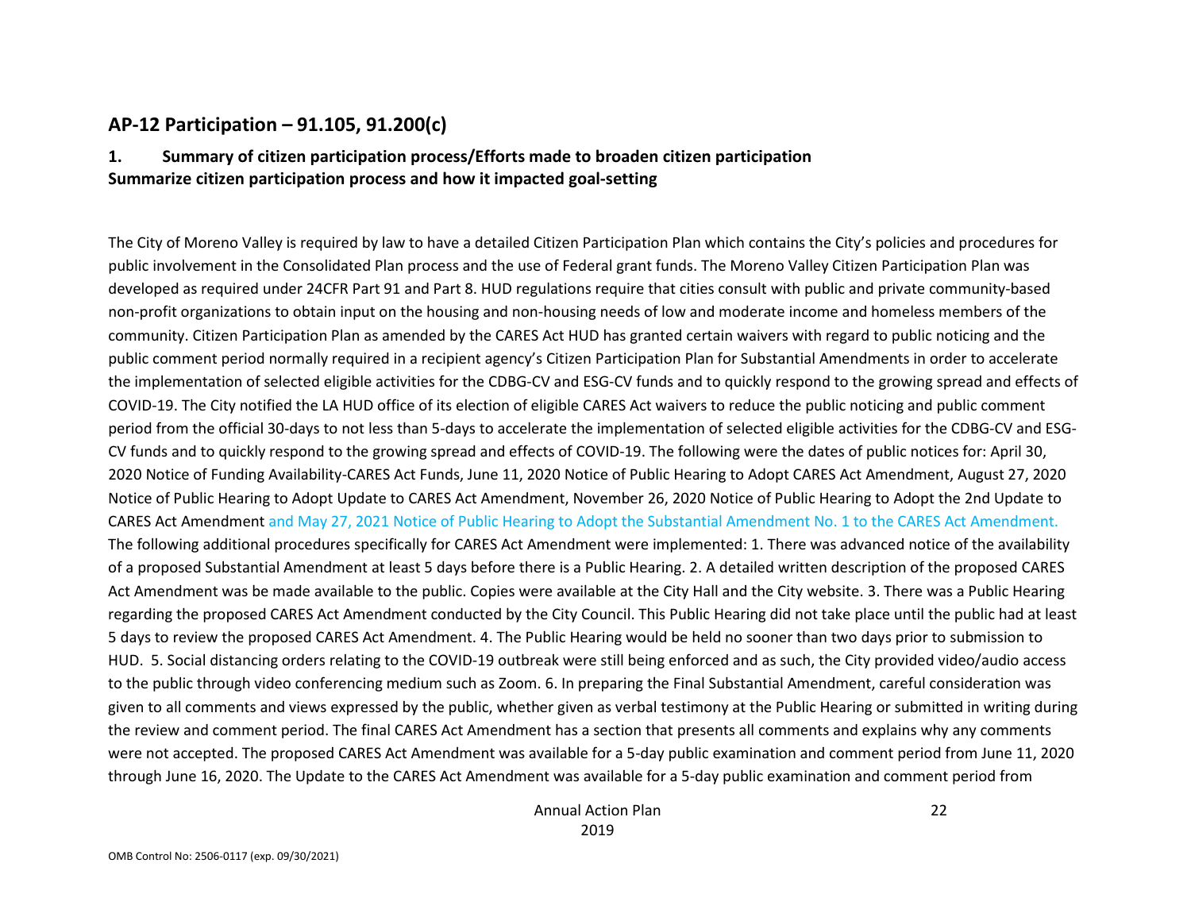## AP-12 Participation – 91.105, 91.200(c)

### 1. Summary of citizen participation process/Efforts made to broaden citizen participation

**Summarize citizen participation process and how it impacted goal-setting**

The City of Moreno Valley is required by law to have a detailed Citizen Participation Plan which contains the City's policies and procedures for public involvement in the Consolidated Plan process and the use of Federal grant funds. The Moreno Valley Citizen Participation Plan was developed as required under 24CFR Part 91 and Part 8. HUD regulations require that cities consult with public and private community-based non-profit organizations to obtain input on the housing and non-housing needs of low and moderate income and homeless members of the community. Citizen Participation Plan as amended by the CARES Act HUD has granted certain waivers with regard to public noticing and the public comment period normally required in a recipient agency's Citizen Participation Plan for Substantial Amendments in order to accelerate the implementation of selected eligible activities for the CDBG-CV and ESG-CV funds and to quickly respond to the growing spread and effects of COVID-19. The City notified the LA HUD office of its election of eligible CARES Act waivers to reduce the public noticing and public comment period from the official 30-days to not less than 5-days to accelerate the implementation of selected eligible activities for the CDBG-CV and ESG-CV funds and to quickly respond to the growing spread and effects of COVID-19. The following were the dates of public notices for: April 30, 2020 Notice of Funding Availability-CARES Act Funds, June 11, 2020 Notice of Public Hearing to Adopt CARES Act Amendment, August 27, 2020 Notice of Public Hearing to Adopt Update to CARES Act Amendment, November 26, 2020 Notice of Public Hearing to Adopt the 2nd Update to CARES Act Amendment and May 27, 2021 Notice of Public Hearing to Adopt the Substantial Amendment No. 1 to the CARES Act Amendment. The following additional procedures specifically for CARES Act Amendment were implemented: 1. There was advanced notice of the availability of a proposed Substantial Amendment at least 5 days before there is a Public Hearing. 2. A detailed written description of the proposed CARES Act Amendment was be made available to the public. Copies were available at the City Hall and the City website. 3. There was a Public Hearing regarding the proposed CARES Act Amendment conducted by the City Council. This Public Hearing did not take place until the public had at least 5 days to review the proposed CARES Act Amendment. 4. The Public Hearing would be held no sooner than two days prior to submission to HUD. 5. Social distancing orders relating to the COVID-19 outbreak were still being enforced and as such, the City provided video/audio access to the public through video conferencing medium such as Zoom. 6. In preparing the Final Substantial Amendment, careful consideration was given to all comments and views expressed by the public, whether given as verbal testimony at the Public Hearing or submitted in writing during the review and comment period. The final CARES Act Amendment has a section that presents all comments and explains why any comments were not accepted. The proposed CARES Act Amendment was available for a 5-day public examination and comment period from June 11, 2020 through June 16, 2020. The Update to the CARES Act Amendment was available for a 5-day public examination and comment period from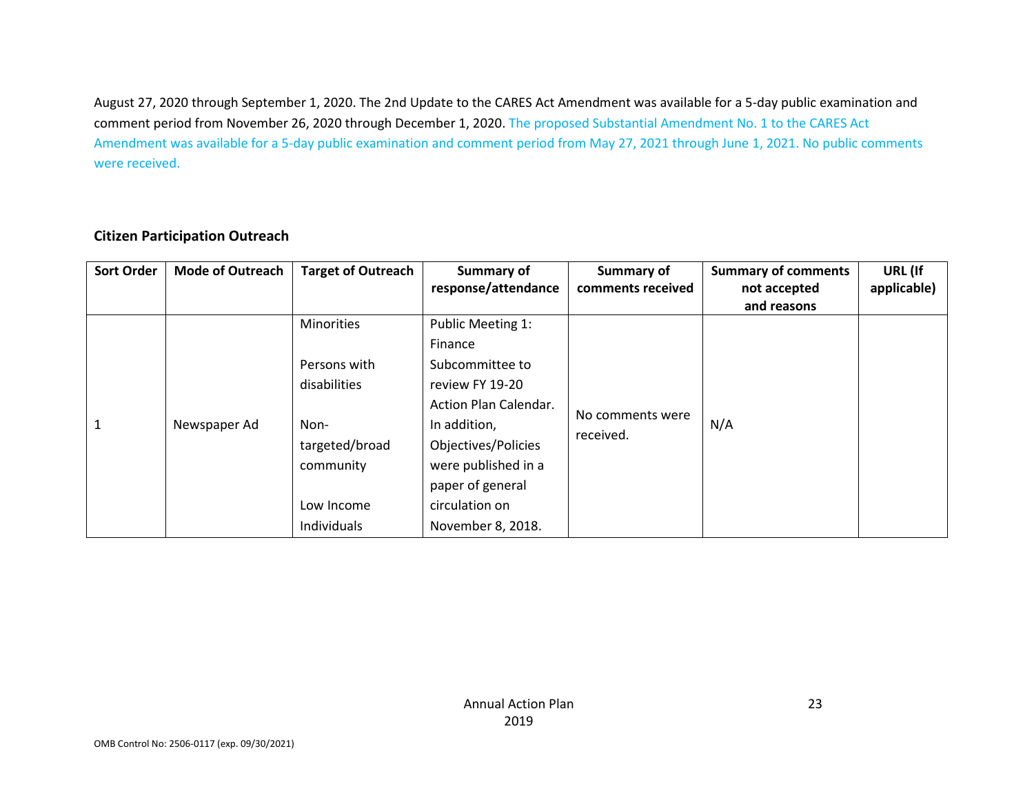August 27, 2020 through September 1, 2020. The 2nd Update to the CARES Act Amendment was available for a 5-day public examination and comment period from November 26, 2020 through December 1, 2020. The proposed Substantial Amendment No. 1 to the CARES Act Amendment was available for a 5-day public examination and comment period from May 27, 2021 through June 1, 2021. No public comments were received.

## Citizen Participation Outreach

| Sort Order | Mode of Outreach | Target of Outreach | Summary of response/attendance | Summary of comments received | Summary of comments not accepted and reasons | URL (If applicable) |
|---|---|---|---|---|---|---|
| 1 | Newspaper Ad | Minorities<br><br>Persons with disabilities<br><br>Non-targeted/broad community<br><br>Low Income Individuals | Public Meeting 1: Finance Subcommittee to review FY 19-20 Action Plan Calendar. In addition, Objectives/Policies were published in a paper of general circulation on November 8, 2018. | No comments were received. | N/A | |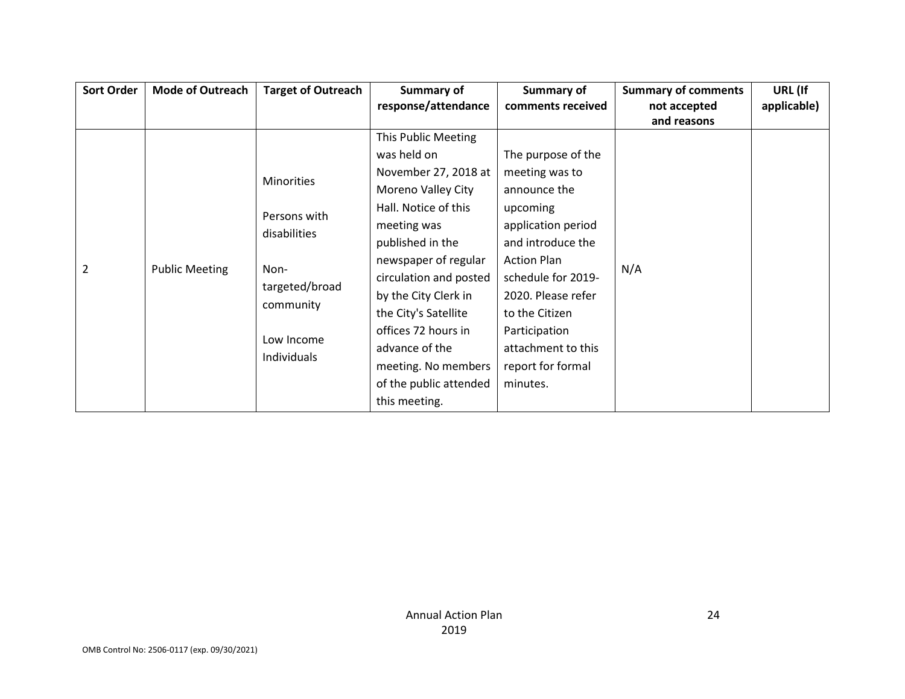| Sort Order | Mode of Outreach | Target of Outreach | Summary of response/attendance | Summary of comments received | Summary of comments not accepted and reasons | URL (If applicable) |
|---|---|---|---|---|---|---|
| 2 | Public Meeting | Minorities<br><br>Persons with disabilities<br><br>Non-targeted/broad community<br><br>Low Income Individuals | This Public Meeting was held on November 27, 2018 at Moreno Valley City Hall. Notice of this meeting was published in the newspaper of regular circulation and posted by the City Clerk in the City's Satellite offices 72 hours in advance of the meeting. No members of the public attended this meeting. | The purpose of the meeting was to announce the upcoming application period and introduce the Action Plan schedule for 2019-2020. Please refer to the Citizen Participation attachment to this report for formal minutes. | N/A | |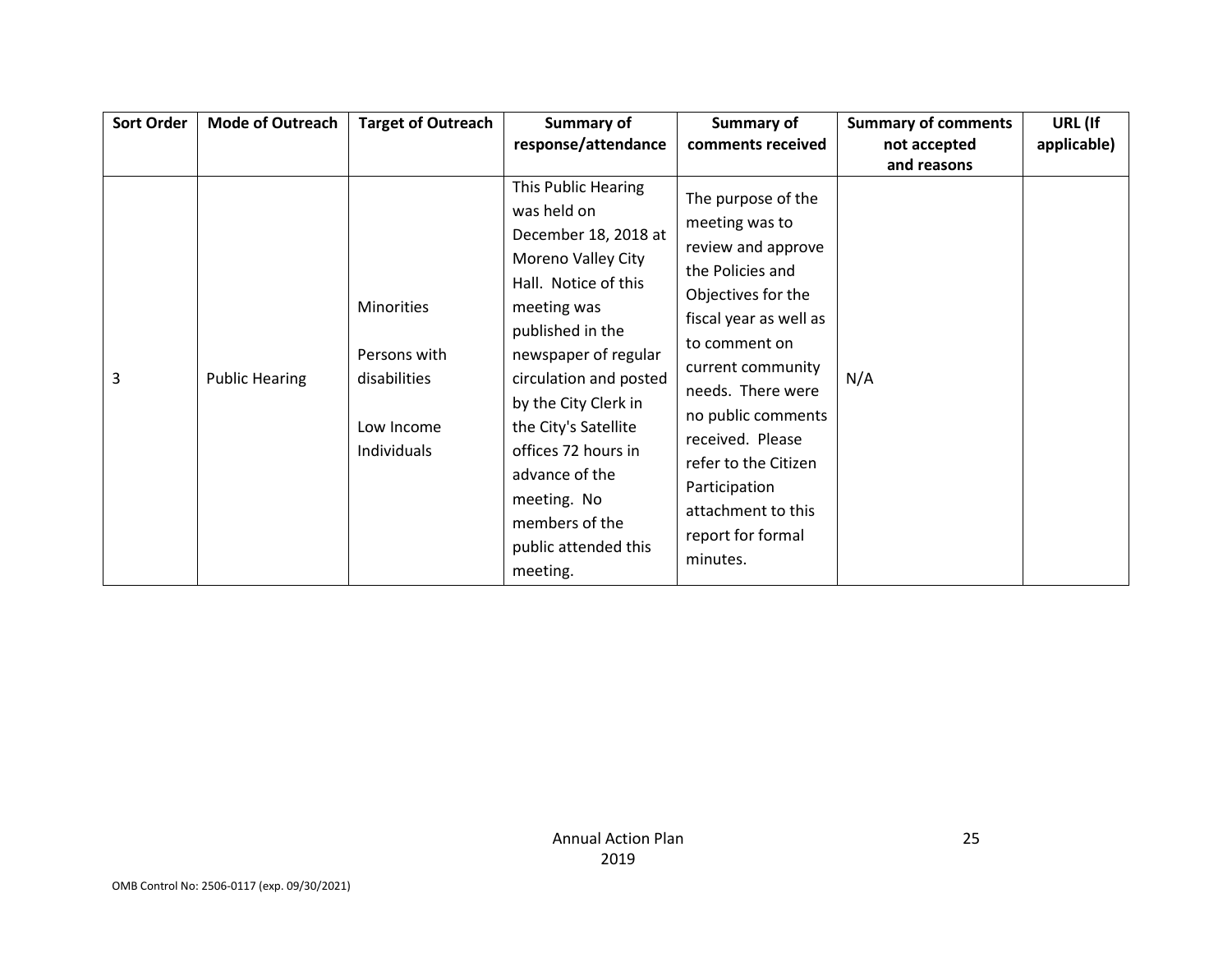| Sort Order | Mode of Outreach | Target of Outreach | Summary of response/attendance | Summary of comments received | Summary of comments not accepted and reasons | URL (If applicable) |
|---|---|---|---|---|---|---|
| 3 | Public Hearing | Minorities<br><br>Persons with disabilities<br><br>Low Income Individuals | This Public Hearing was held on December 18, 2018 at Moreno Valley City Hall. Notice of this meeting was published in the newspaper of regular circulation and posted by the City Clerk in the City's Satellite offices 72 hours in advance of the meeting. No members of the public attended this meeting. | The purpose of the meeting was to review and approve the Policies and Objectives for the fiscal year as well as to comment on current community needs. There were no public comments received. Please refer to the Citizen Participation attachment to this report for formal minutes. | N/A | |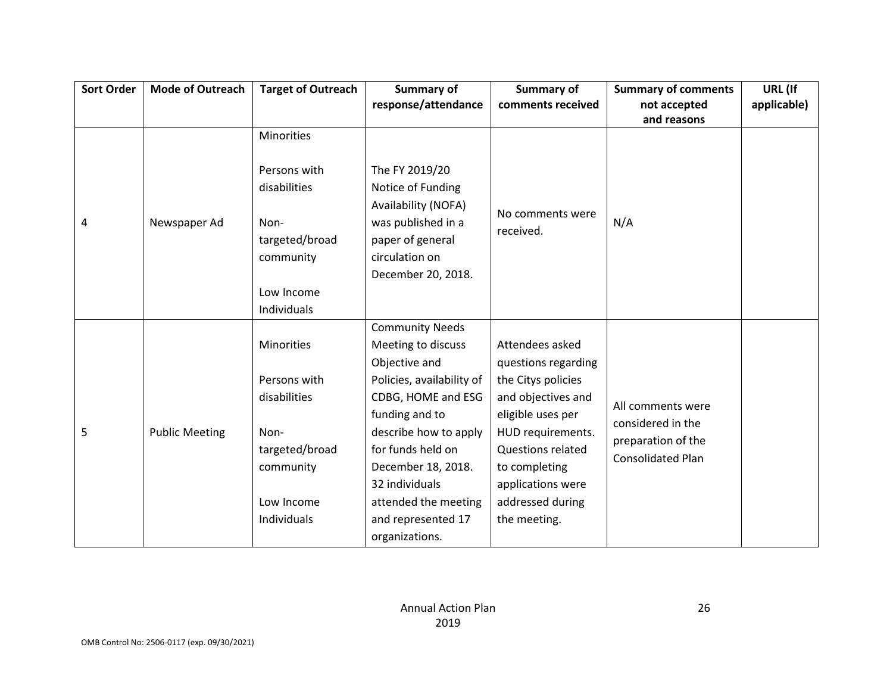| Sort Order | Mode of Outreach | Target of Outreach | Summary of response/attendance | Summary of comments received | Summary of comments not accepted and reasons | URL (If applicable) |
|---|---|---|---|---|---|---|
| 4 | Newspaper Ad | Minorities<br><br>Persons with disabilities<br><br>Non-targeted/broad community<br><br>Low Income Individuals | The FY 2019/20 Notice of Funding Availability (NOFA) was published in a paper of general circulation on December 20, 2018. | No comments were received. | N/A | |
| 5 | Public Meeting | Minorities<br><br>Persons with disabilities<br><br>Non-targeted/broad community<br><br>Low Income Individuals | Community Needs Meeting to discuss Objective and Policies, availability of CDBG, HOME and ESG funding and to describe how to apply for funds held on December 18, 2018. 32 individuals attended the meeting and represented 17 organizations. | Attendees asked questions regarding the Citys policies and objectives and eligible uses per HUD requirements. Questions related to completing applications were addressed during the meeting. | All comments were considered in the preparation of the Consolidated Plan | |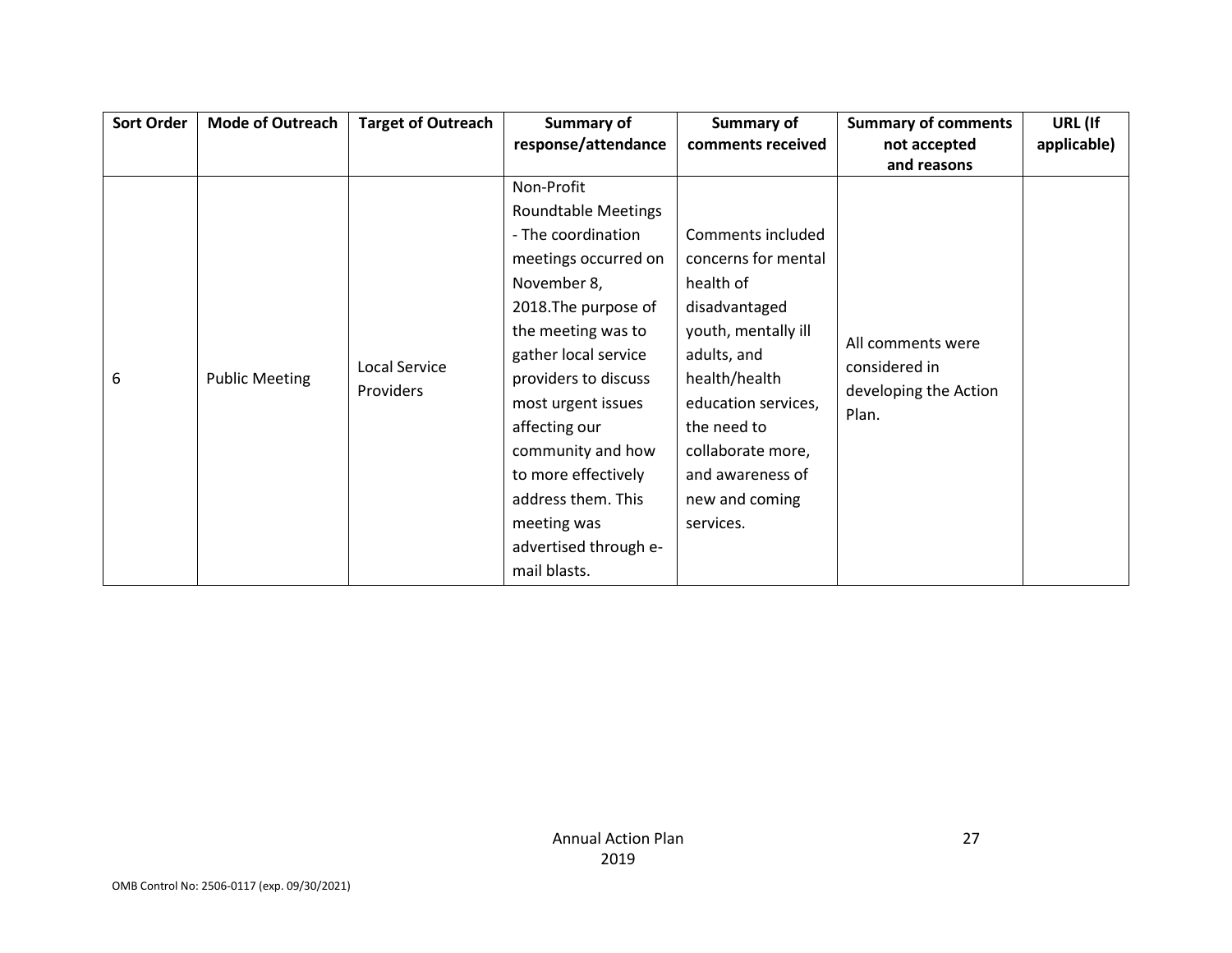| Sort Order | Mode of Outreach | Target of Outreach | Summary of response/attendance | Summary of comments received | Summary of comments not accepted and reasons | URL (If applicable) |
|---|---|---|---|---|---|---|
| 6 | Public Meeting | Local Service Providers | Non-Profit Roundtable Meetings - The coordination meetings occurred on November 8, 2018.The purpose of the meeting was to gather local service providers to discuss most urgent issues affecting our community and how to more effectively address them. This meeting was advertised through e-mail blasts. | Comments included concerns for mental health of disadvantaged youth, mentally ill adults, and health/health education services, the need to collaborate more, and awareness of new and coming services. | All comments were considered in developing the Action Plan. | |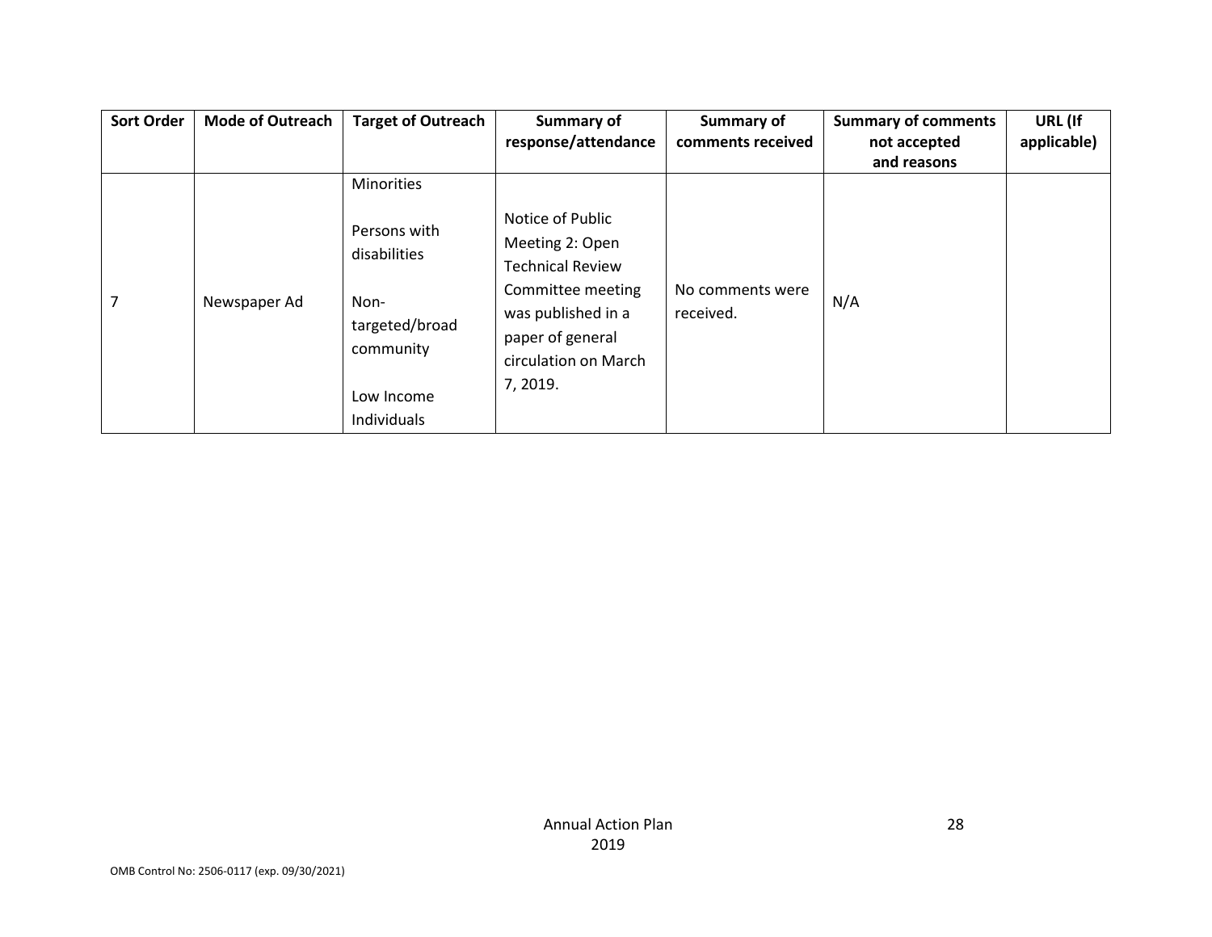| Sort Order | Mode of Outreach | Target of Outreach | Summary of response/attendance | Summary of comments received | Summary of comments not accepted and reasons | URL (If applicable) |
|---|---|---|---|---|---|---|
| 7 | Newspaper Ad | Minorities<br><br>Persons with disabilities<br><br>Non-targeted/broad community<br><br>Low Income Individuals | Notice of Public Meeting 2: Open Technical Review Committee meeting was published in a paper of general circulation on March 7, 2019. | No comments were received. | N/A | |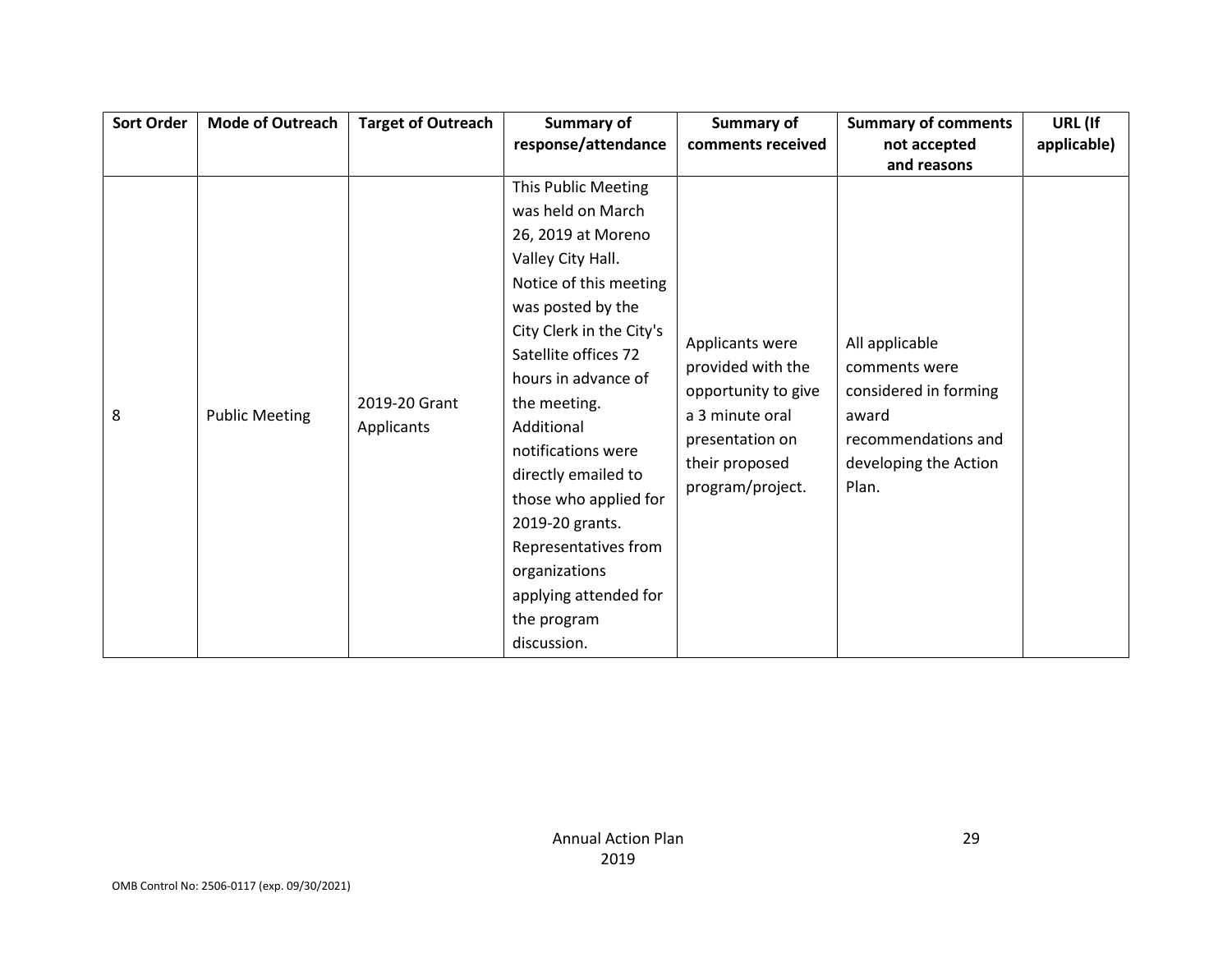| Sort Order | Mode of Outreach | Target of Outreach | Summary of response/attendance | Summary of comments received | Summary of comments not accepted and reasons | URL (If applicable) |
|---|---|---|---|---|---|---|
| 8 | Public Meeting | 2019-20 Grant Applicants | This Public Meeting was held on March 26, 2019 at Moreno Valley City Hall. Notice of this meeting was posted by the City Clerk in the City's Satellite offices 72 hours in advance of the meeting. Additional notifications were directly emailed to those who applied for 2019-20 grants. Representatives from organizations applying attended for the program discussion. | Applicants were provided with the opportunity to give a 3 minute oral presentation on their proposed program/project. | All applicable comments were considered in forming award recommendations and developing the Action Plan. | |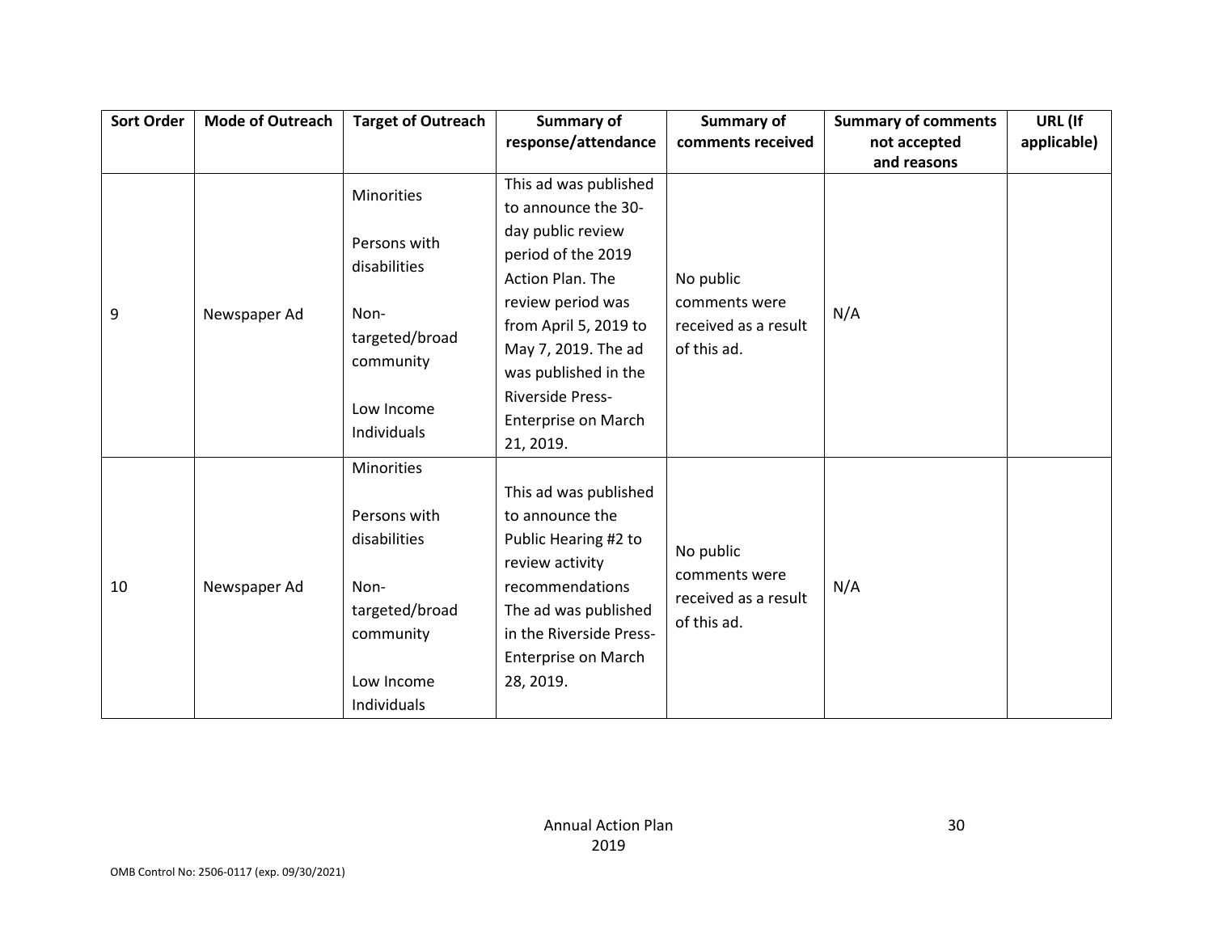| Sort Order | Mode of Outreach | Target of Outreach | Summary of response/attendance | Summary of comments received | Summary of comments not accepted and reasons | URL (If applicable) |
|---|---|---|---|---|---|---|
| 9 | Newspaper Ad | Minorities<br><br>Persons with disabilities<br><br>Non-targeted/broad community<br><br>Low Income Individuals | This ad was published to announce the 30-day public review period of the 2019 Action Plan. The review period was from April 5, 2019 to May 7, 2019. The ad was published in the Riverside Press-Enterprise on March 21, 2019. | No public comments were received as a result of this ad. | N/A | |
| 10 | Newspaper Ad | Minorities<br><br>Persons with disabilities<br><br>Non-targeted/broad community<br><br>Low Income Individuals | This ad was published to announce the Public Hearing #2 to review activity recommendations The ad was published in the Riverside Press-Enterprise on March 28, 2019. | No public comments were received as a result of this ad. | N/A | |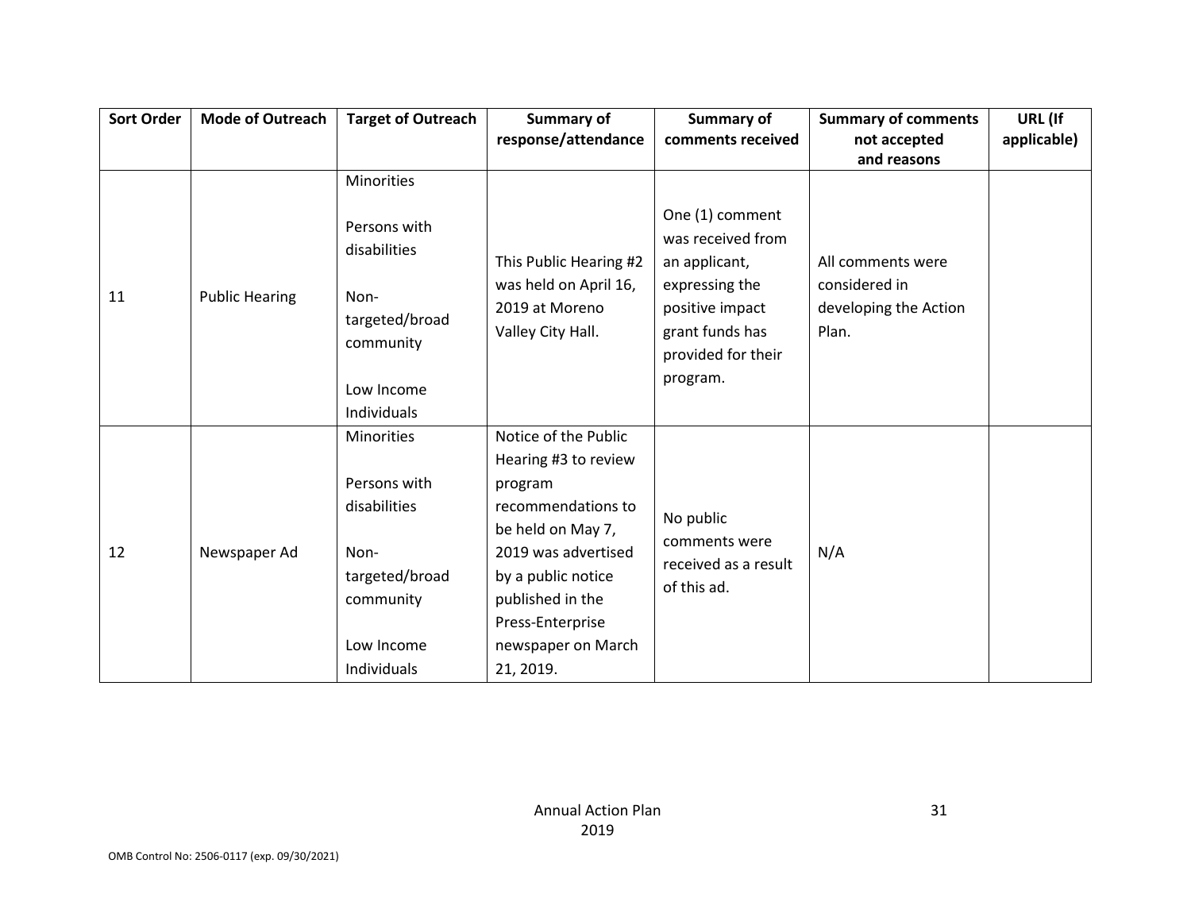| Sort Order | Mode of Outreach | Target of Outreach | Summary of response/attendance | Summary of comments received | Summary of comments not accepted and reasons | URL (If applicable) |
|---|---|---|---|---|---|---|
| 11 | Public Hearing | Minorities<br><br>Persons with disabilities<br><br>Non-targeted/broad community<br><br>Low Income Individuals | This Public Hearing #2 was held on April 16, 2019 at Moreno Valley City Hall. | One (1) comment was received from an applicant, expressing the positive impact grant funds has provided for their program. | All comments were considered in developing the Action Plan. | |
| 12 | Newspaper Ad | Minorities<br><br>Persons with disabilities<br><br>Non-targeted/broad community<br><br>Low Income Individuals | Notice of the Public Hearing #3 to review program recommendations to be held on May 7, 2019 was advertised by a public notice published in the Press-Enterprise newspaper on March 21, 2019. | No public comments were received as a result of this ad. | N/A | |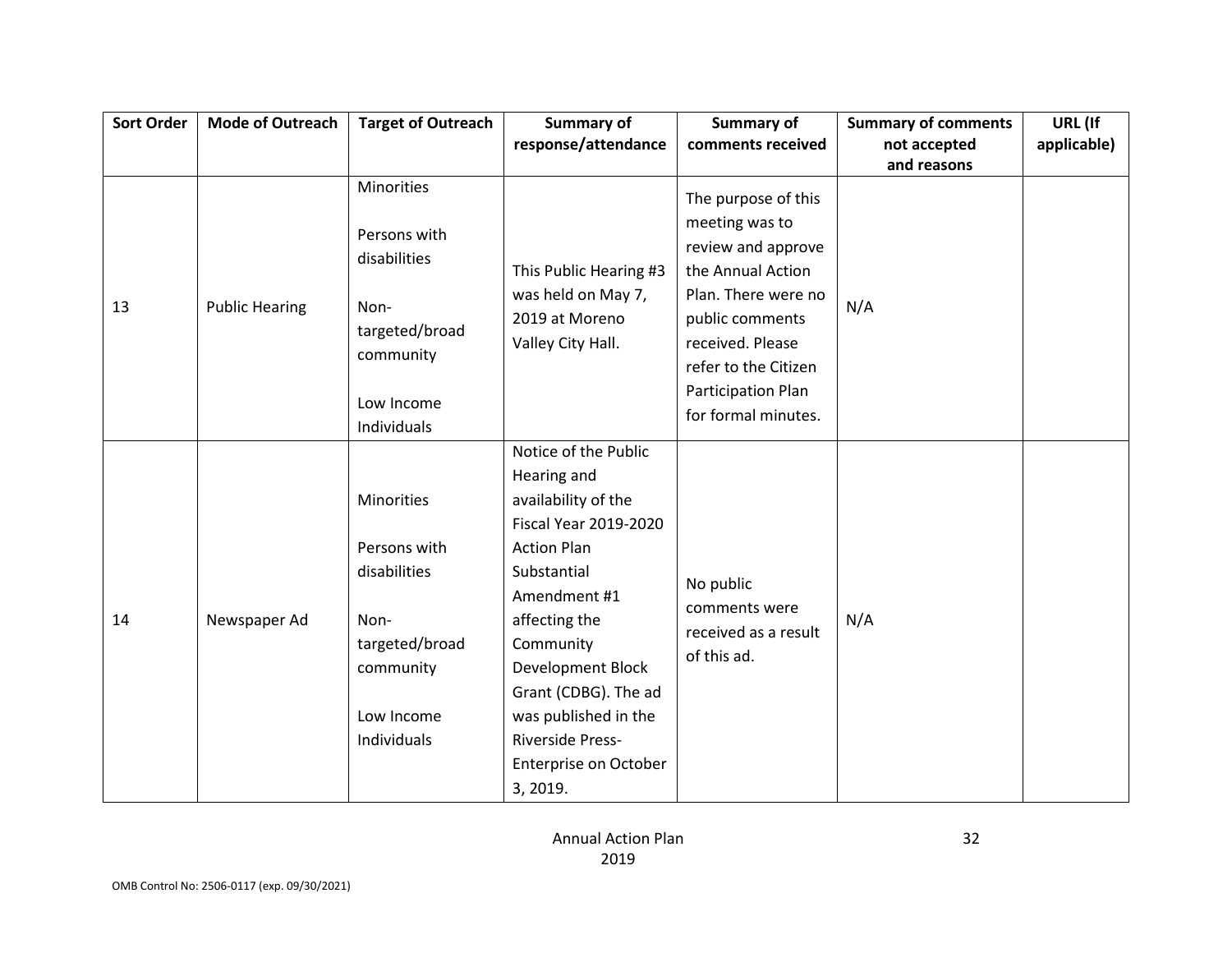| Sort Order | Mode of Outreach | Target of Outreach | Summary of response/attendance | Summary of comments received | Summary of comments not accepted and reasons | URL (If applicable) |
|---|---|---|---|---|---|---|
| 13 | Public Hearing | Minorities<br><br>Persons with disabilities<br><br>Non-targeted/broad community<br><br>Low Income Individuals | This Public Hearing #3 was held on May 7, 2019 at Moreno Valley City Hall. | The purpose of this meeting was to review and approve the Annual Action Plan. There were no public comments received. Please refer to the Citizen Participation Plan for formal minutes. | N/A | |
| 14 | Newspaper Ad | Minorities<br><br>Persons with disabilities<br><br>Non-targeted/broad community<br><br>Low Income Individuals | Notice of the Public Hearing and availability of the Fiscal Year 2019-2020 Action Plan Substantial Amendment #1 affecting the Community Development Block Grant (CDBG). The ad was published in the Riverside Press-Enterprise on October 3, 2019. | No public comments were received as a result of this ad. | N/A | |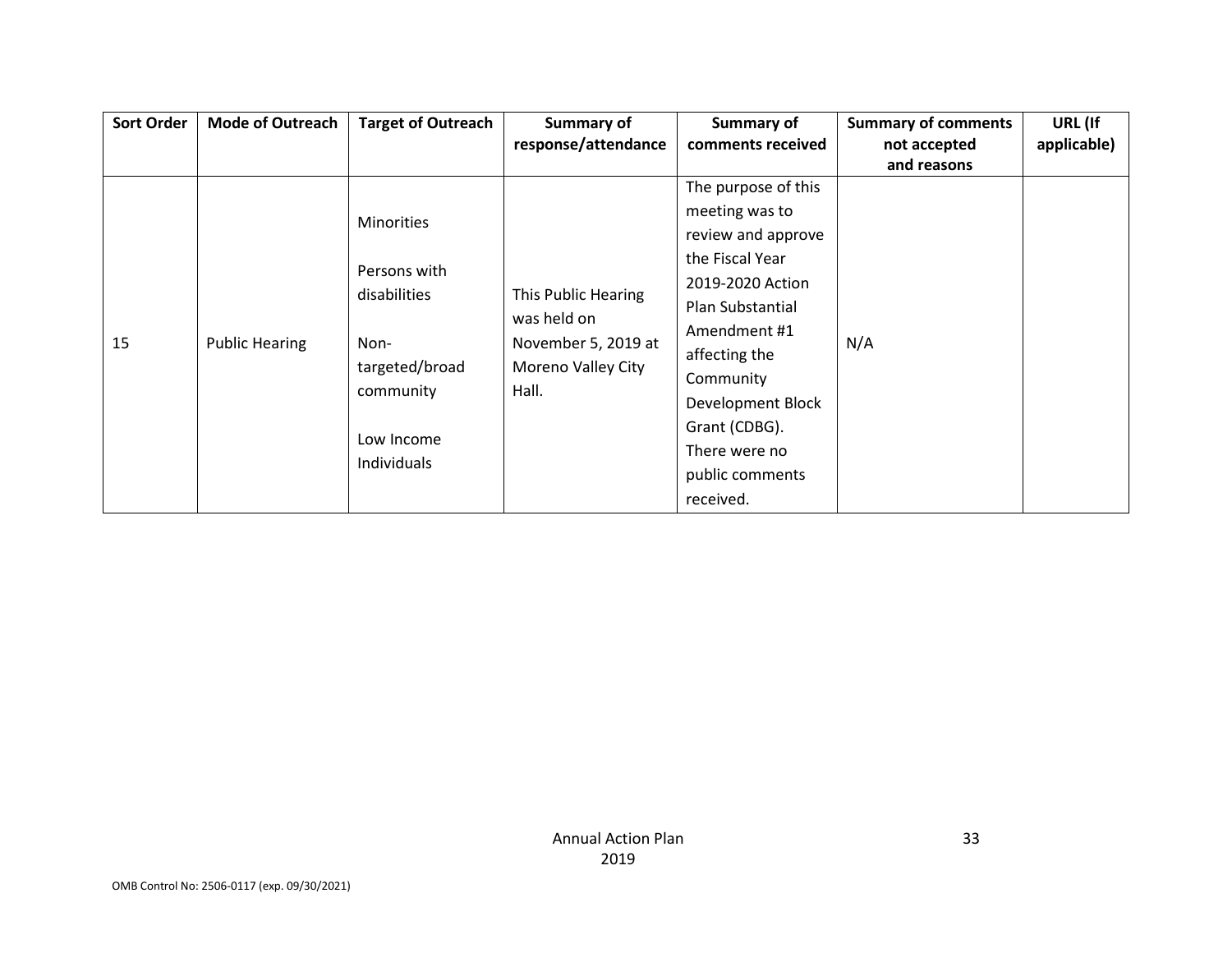| Sort Order | Mode of Outreach | Target of Outreach | Summary of response/attendance | Summary of comments received | Summary of comments not accepted and reasons | URL (If applicable) |
|---|---|---|---|---|---|---|
| 15 | Public Hearing | Minorities<br><br>Persons with disabilities<br><br>Non-targeted/broad community<br><br>Low Income Individuals | This Public Hearing was held on November 5, 2019 at Moreno Valley City Hall. | The purpose of this meeting was to review and approve the Fiscal Year 2019-2020 Action Plan Substantial Amendment #1 affecting the Community Development Block Grant (CDBG). There were no public comments received. | N/A | |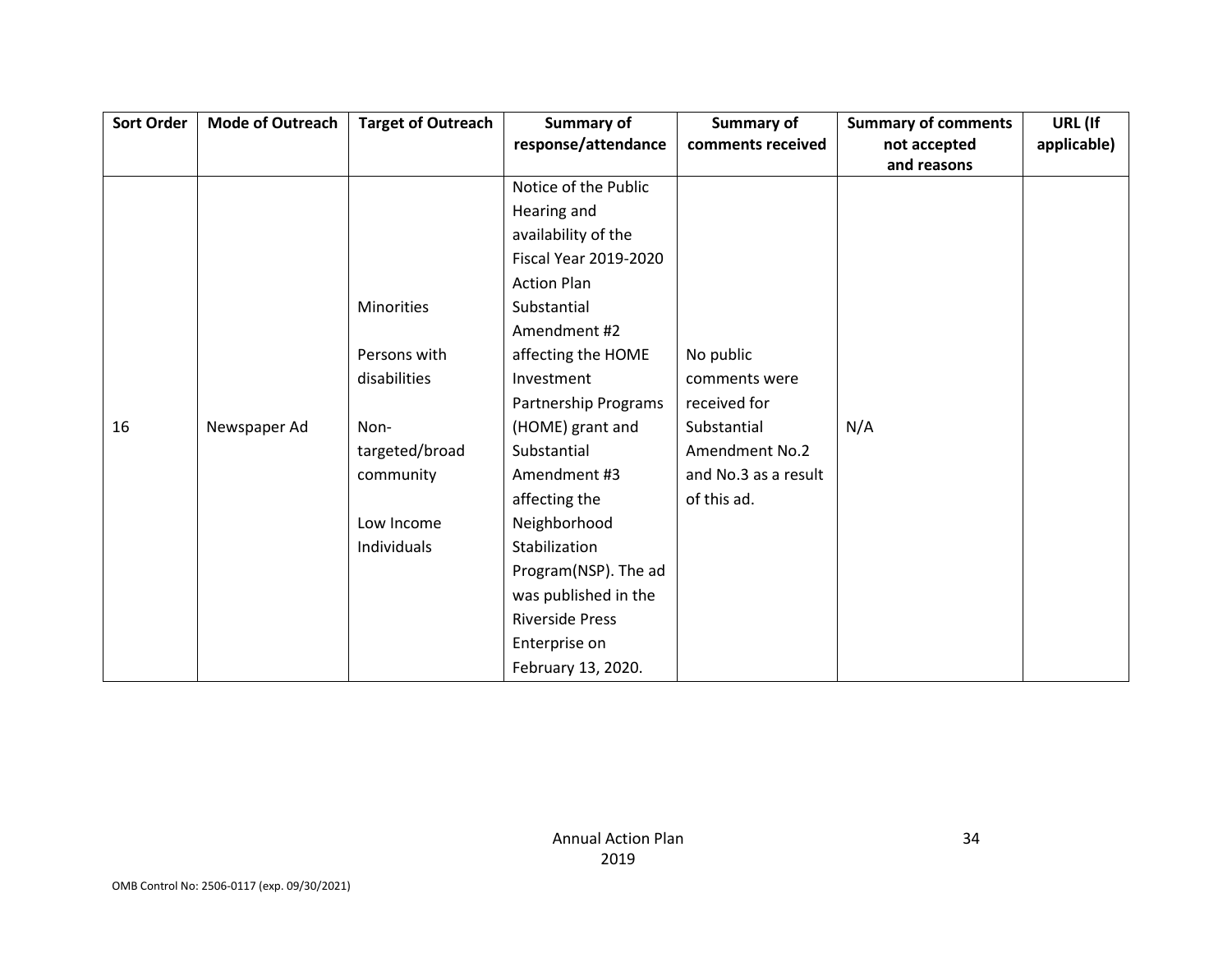| Sort Order | Mode of Outreach | Target of Outreach | Summary of response/attendance | Summary of comments received | Summary of comments not accepted and reasons | URL (If applicable) |
|---|---|---|---|---|---|---|
| 16 | Newspaper Ad | Minorities<br><br>Persons with disabilities<br><br>Non-targeted/broad community<br><br>Low Income Individuals | Notice of the Public Hearing and availability of the Fiscal Year 2019-2020 Action Plan Substantial Amendment #2 affecting the HOME Investment Partnership Programs (HOME) grant and Substantial Amendment #3 affecting the Neighborhood Stabilization Program(NSP). The ad was published in the Riverside Press Enterprise on February 13, 2020. | No public comments were received for Substantial Amendment No.2 and No.3 as a result of this ad. | N/A | |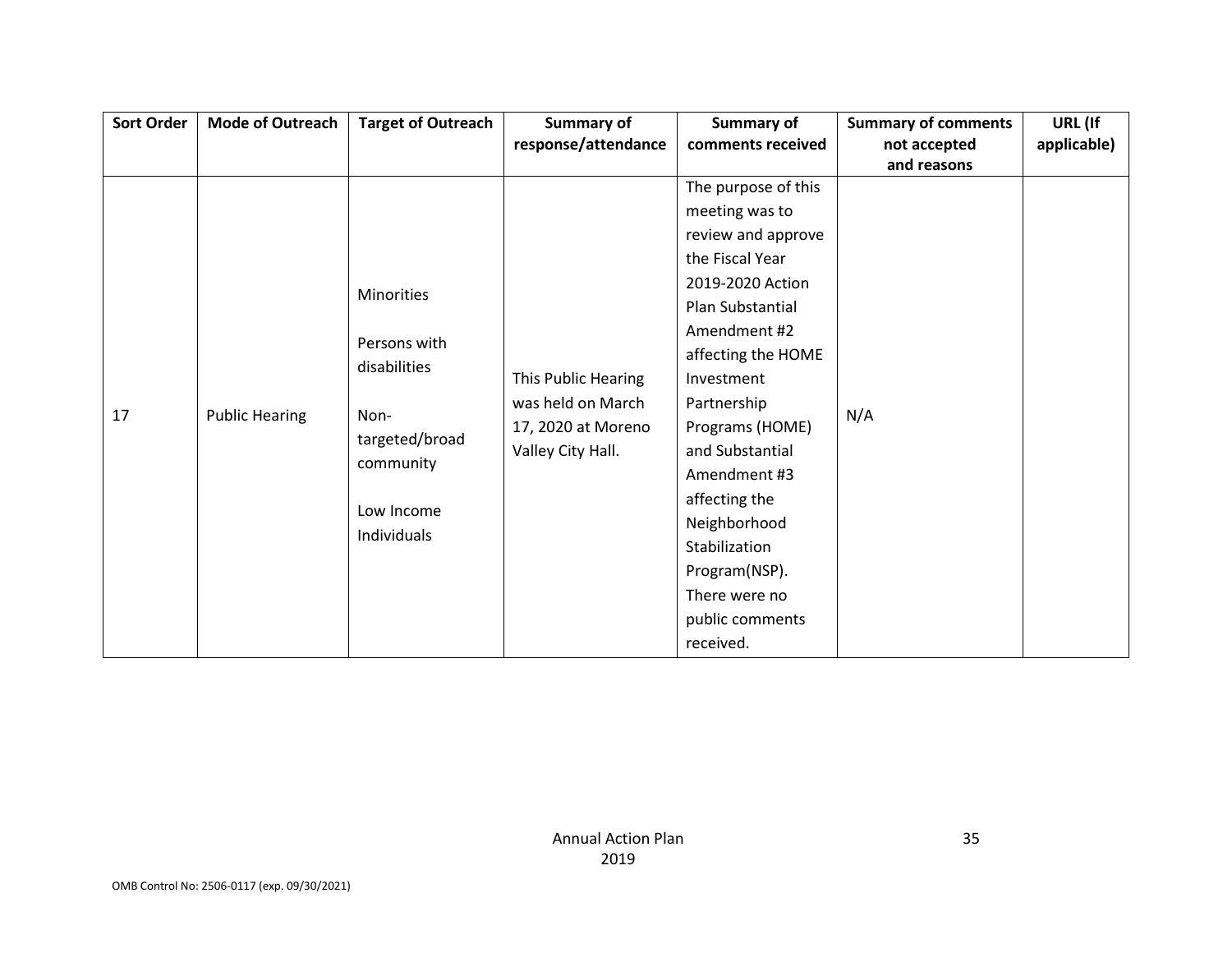| Sort Order | Mode of Outreach | Target of Outreach | Summary of response/attendance | Summary of comments received | Summary of comments not accepted and reasons | URL (If applicable) |
|---|---|---|---|---|---|---|
| 17 | Public Hearing | Minorities<br><br>Persons with disabilities<br><br>Non-targeted/broad community<br><br>Low Income Individuals | This Public Hearing was held on March 17, 2020 at Moreno Valley City Hall. | The purpose of this meeting was to review and approve the Fiscal Year 2019-2020 Action Plan Substantial Amendment #2 affecting the HOME Investment Partnership Programs (HOME) and Substantial Amendment #3 affecting the Neighborhood Stabilization Program(NSP). There were no public comments received. | N/A | |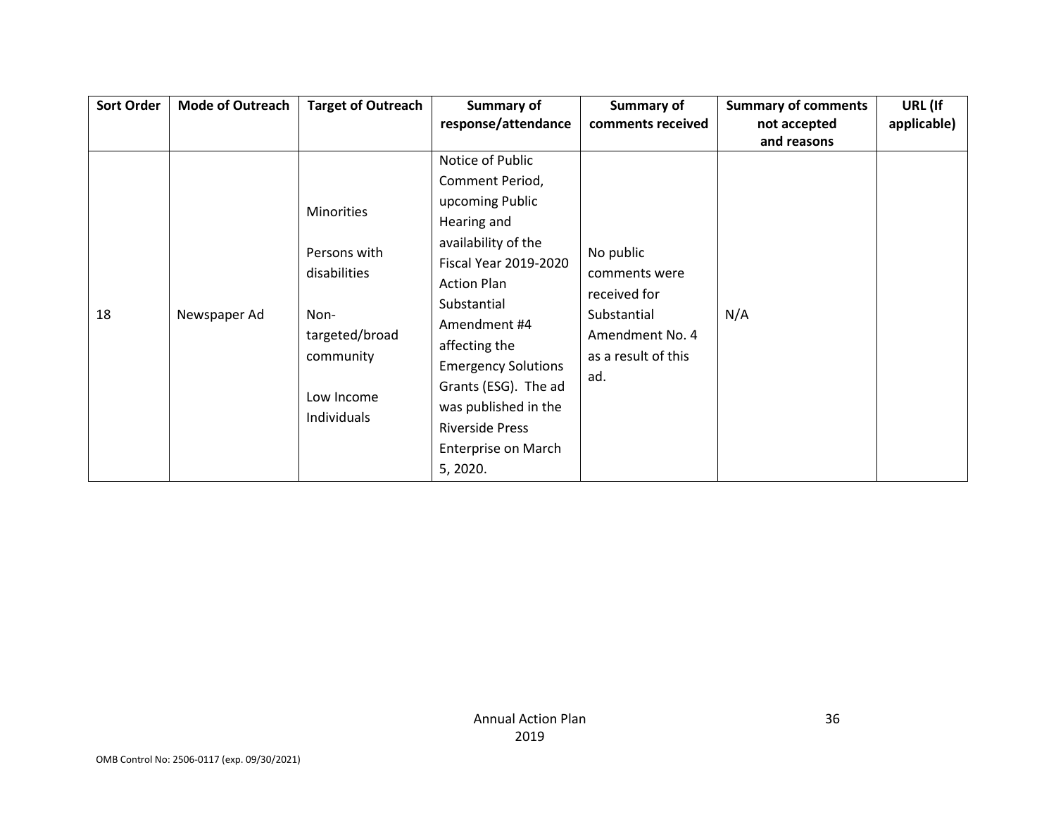| Sort Order | Mode of Outreach | Target of Outreach | Summary of response/attendance | Summary of comments received | Summary of comments not accepted and reasons | URL (If applicable) |
|---|---|---|---|---|---|---|
| 18 | Newspaper Ad | Minorities<br><br>Persons with disabilities<br><br>Non-targeted/broad community<br><br>Low Income Individuals | Notice of Public Comment Period, upcoming Public Hearing and availability of the Fiscal Year 2019-2020 Action Plan Substantial Amendment #4 affecting the Emergency Solutions Grants (ESG). The ad was published in the Riverside Press Enterprise on March 5, 2020. | No public comments were received for Substantial Amendment No. 4 as a result of this ad. | N/A | |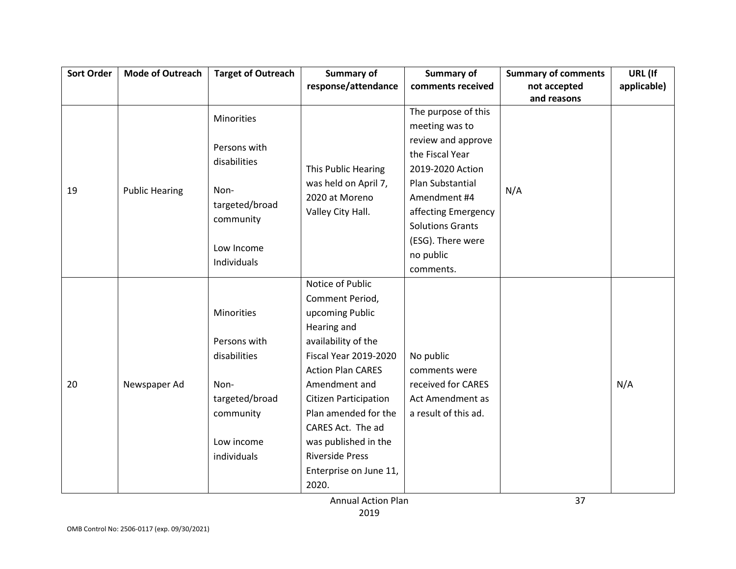| Sort Order | Mode of Outreach | Target of Outreach | Summary of response/attendance | Summary of comments received | Summary of comments not accepted and reasons | URL (If applicable) |
|---|---|---|---|---|---|---|
| 19 | Public Hearing | Minorities<br><br>Persons with disabilities<br><br>Non-targeted/broad community<br><br>Low Income Individuals | This Public Hearing was held on April 7, 2020 at Moreno Valley City Hall. | The purpose of this meeting was to review and approve the Fiscal Year 2019-2020 Action Plan Substantial Amendment #4 affecting Emergency Solutions Grants (ESG). There were no public comments. | N/A | |
| 20 | Newspaper Ad | Minorities<br><br>Persons with disabilities<br><br>Non-targeted/broad community<br><br>Low income individuals | Notice of Public Comment Period, upcoming Public Hearing and availability of the Fiscal Year 2019-2020 Action Plan CARES Amendment and Citizen Participation Plan amended for the CARES Act. The ad was published in the Riverside Press Enterprise on June 11, 2020. | No public comments were received for CARES Act Amendment as a result of this ad. | | N/A |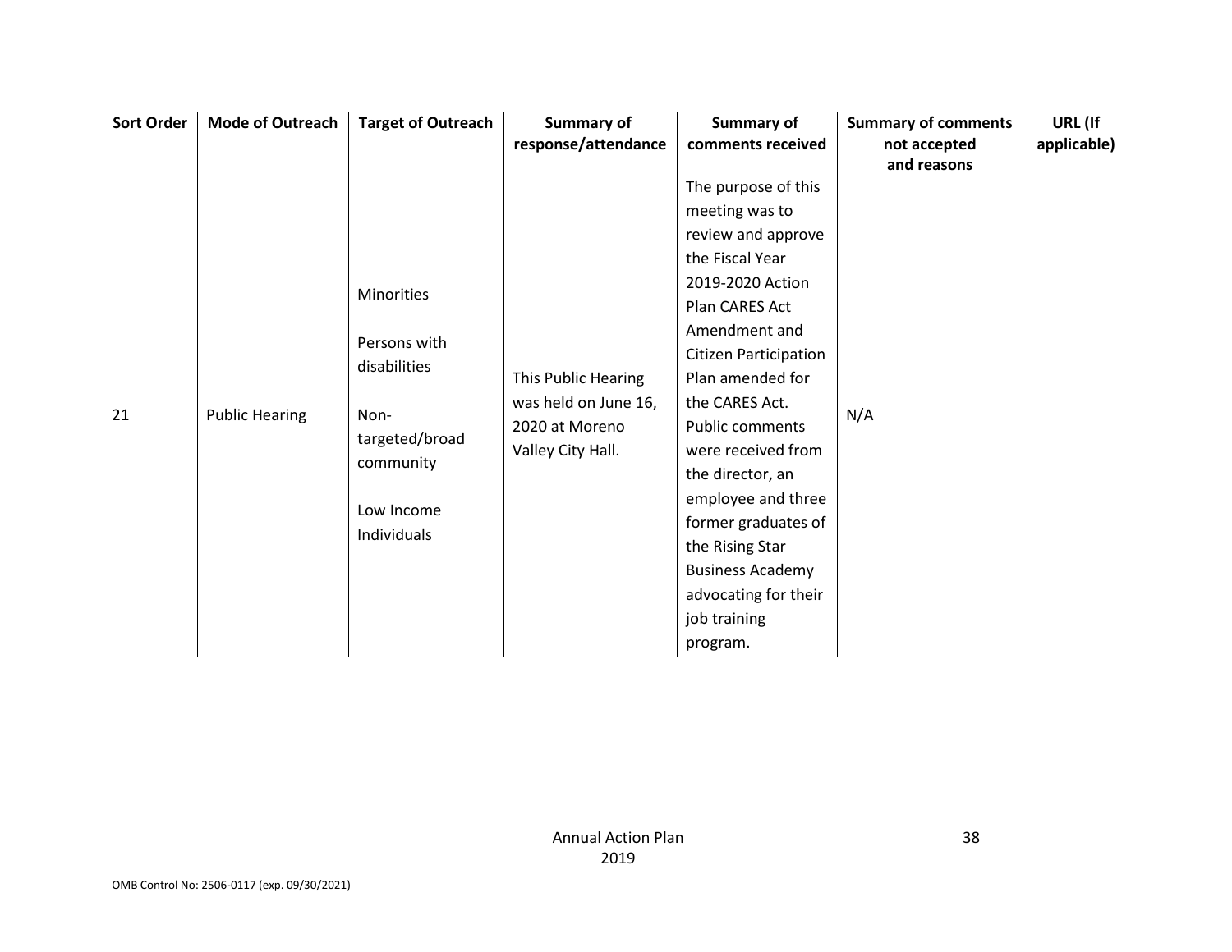| Sort Order | Mode of Outreach | Target of Outreach | Summary of response/attendance | Summary of comments received | Summary of comments not accepted and reasons | URL (If applicable) |
|---|---|---|---|---|---|---|
| 21 | Public Hearing | Minorities<br><br>Persons with disabilities<br><br>Non-targeted/broad community<br><br>Low Income Individuals | This Public Hearing was held on June 16, 2020 at Moreno Valley City Hall. | The purpose of this meeting was to review and approve the Fiscal Year 2019-2020 Action Plan CARES Act Amendment and Citizen Participation Plan amended for the CARES Act. Public comments were received from the director, an employee and three former graduates of the Rising Star Business Academy advocating for their job training program. | N/A | |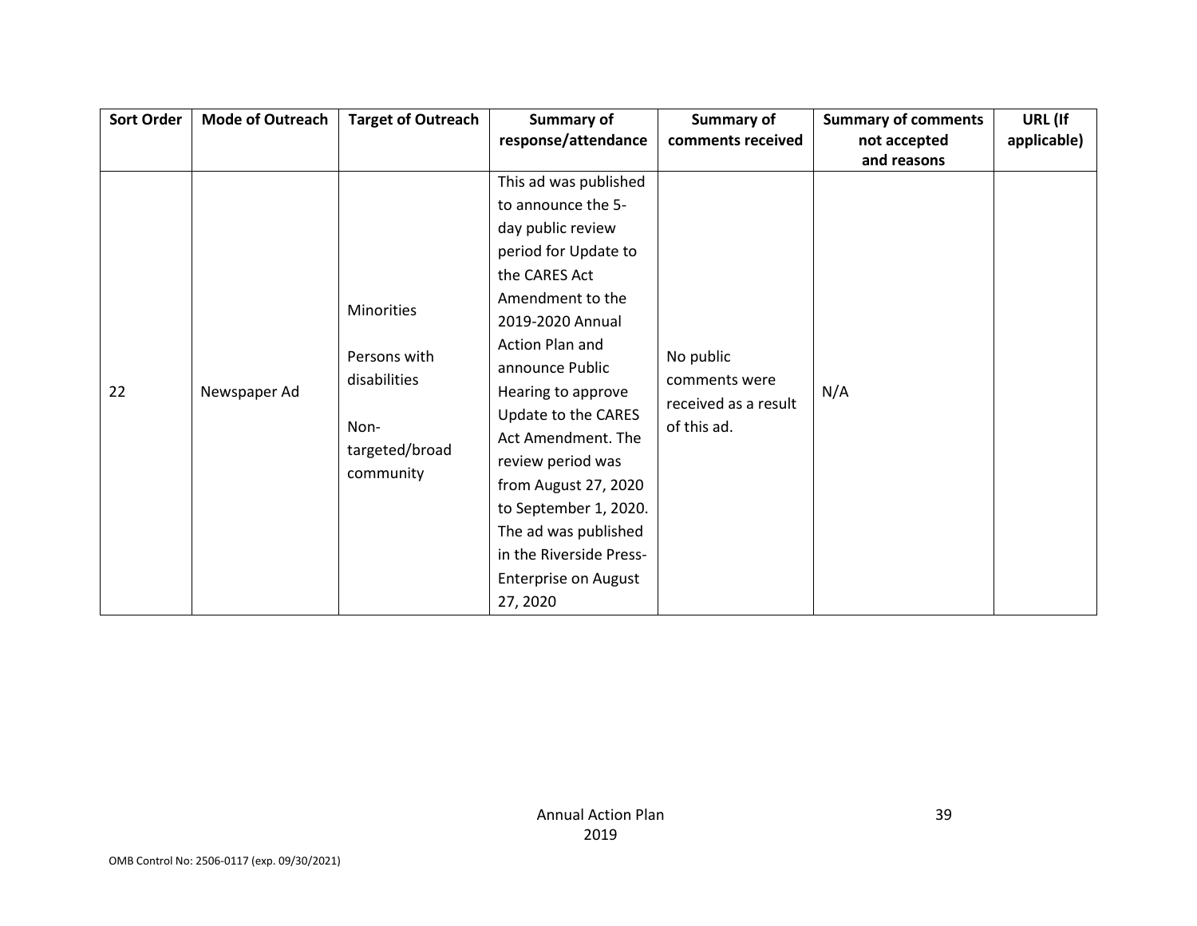| Sort Order | Mode of Outreach | Target of Outreach | Summary of response/attendance | Summary of comments received | Summary of comments not accepted and reasons | URL (If applicable) |
|---|---|---|---|---|---|---|
| 22 | Newspaper Ad | Minorities<br><br>Persons with disabilities<br><br>Non-targeted/broad community | This ad was published to announce the 5-day public review period for Update to the CARES Act Amendment to the 2019-2020 Annual Action Plan and announce Public Hearing to approve Update to the CARES Act Amendment. The review period was from August 27, 2020 to September 1, 2020. The ad was published in the Riverside Press-Enterprise on August 27, 2020 | No public comments were received as a result of this ad. | N/A | |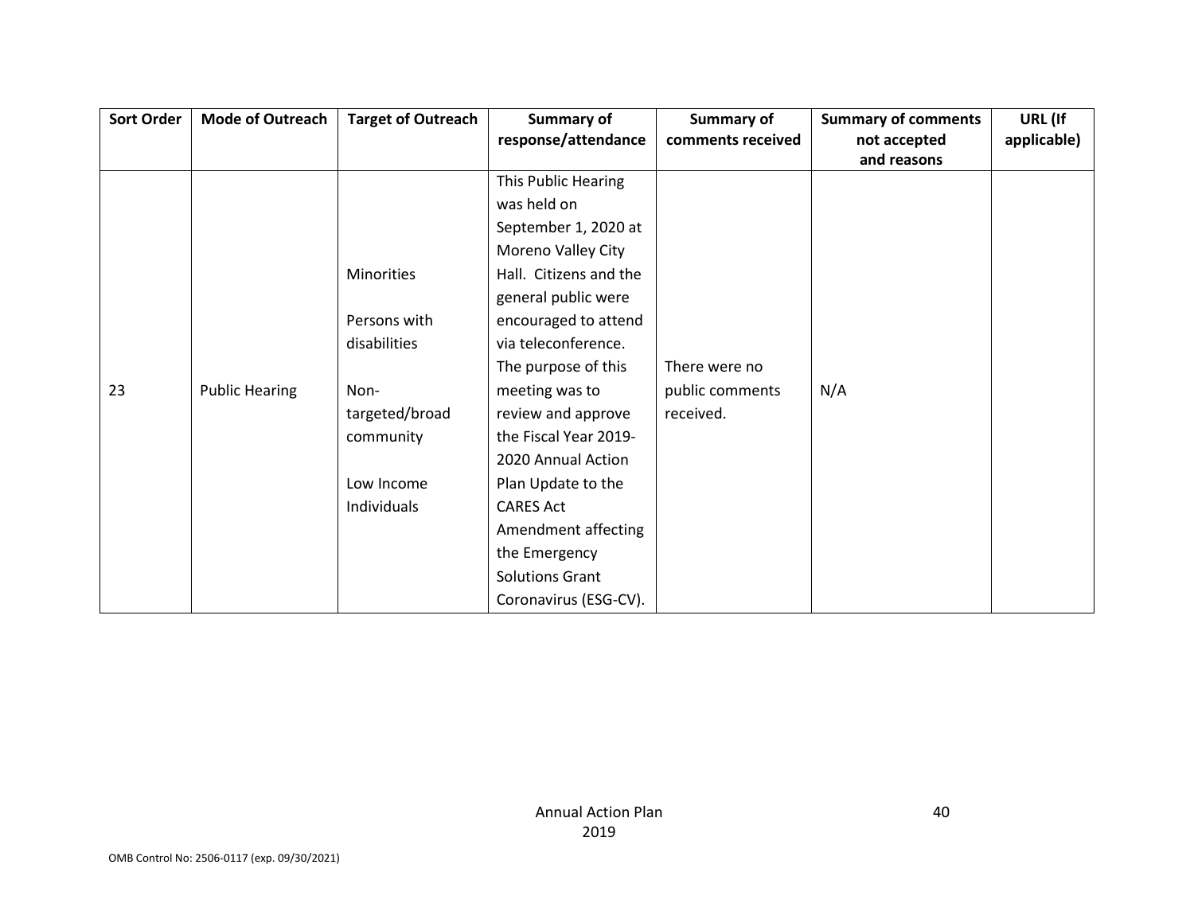| Sort Order | Mode of Outreach | Target of Outreach | Summary of response/attendance | Summary of comments received | Summary of comments not accepted and reasons | URL (If applicable) |
|---|---|---|---|---|---|---|
| 23 | Public Hearing | Minorities<br><br>Persons with disabilities<br><br>Non-targeted/broad community<br><br>Low Income Individuals | This Public Hearing was held on September 1, 2020 at Moreno Valley City Hall. Citizens and the general public were encouraged to attend via teleconference. The purpose of this meeting was to review and approve the Fiscal Year 2019-2020 Annual Action Plan Update to the CARES Act Amendment affecting the Emergency Solutions Grant Coronavirus (ESG-CV). | There were no public comments received. | N/A | |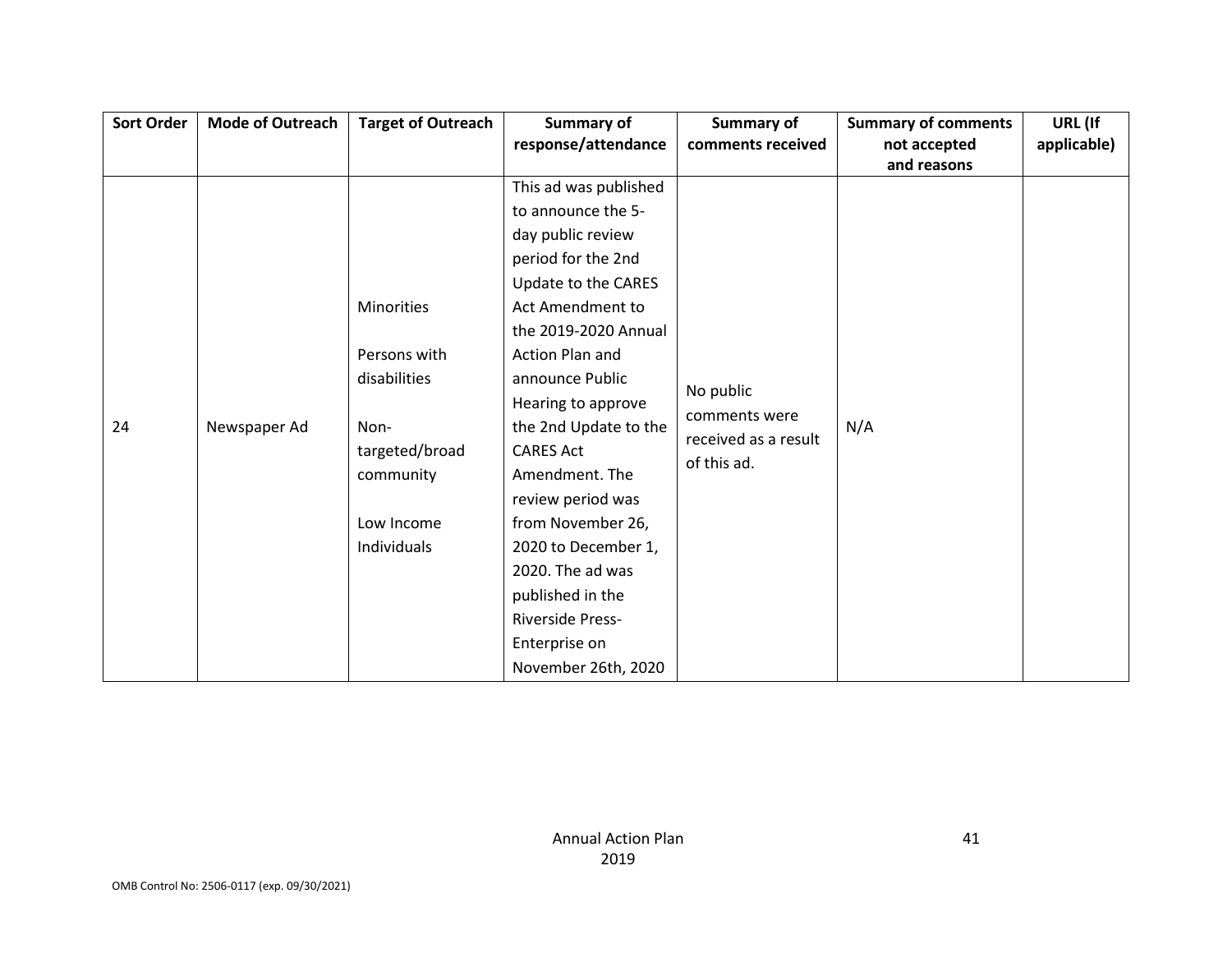| Sort Order | Mode of Outreach | Target of Outreach | Summary of response/attendance | Summary of comments received | Summary of comments not accepted and reasons | URL (If applicable) |
|---|---|---|---|---|---|---|
| 24 | Newspaper Ad | Minorities<br><br>Persons with disabilities<br><br>Non-targeted/broad community<br><br>Low Income Individuals | This ad was published to announce the 5-day public review period for the 2nd Update to the CARES Act Amendment to the 2019-2020 Annual Action Plan and announce Public Hearing to approve the 2nd Update to the CARES Act Amendment. The review period was from November 26, 2020 to December 1, 2020. The ad was published in the Riverside Press-Enterprise on November 26th, 2020 | No public comments were received as a result of this ad. | N/A | |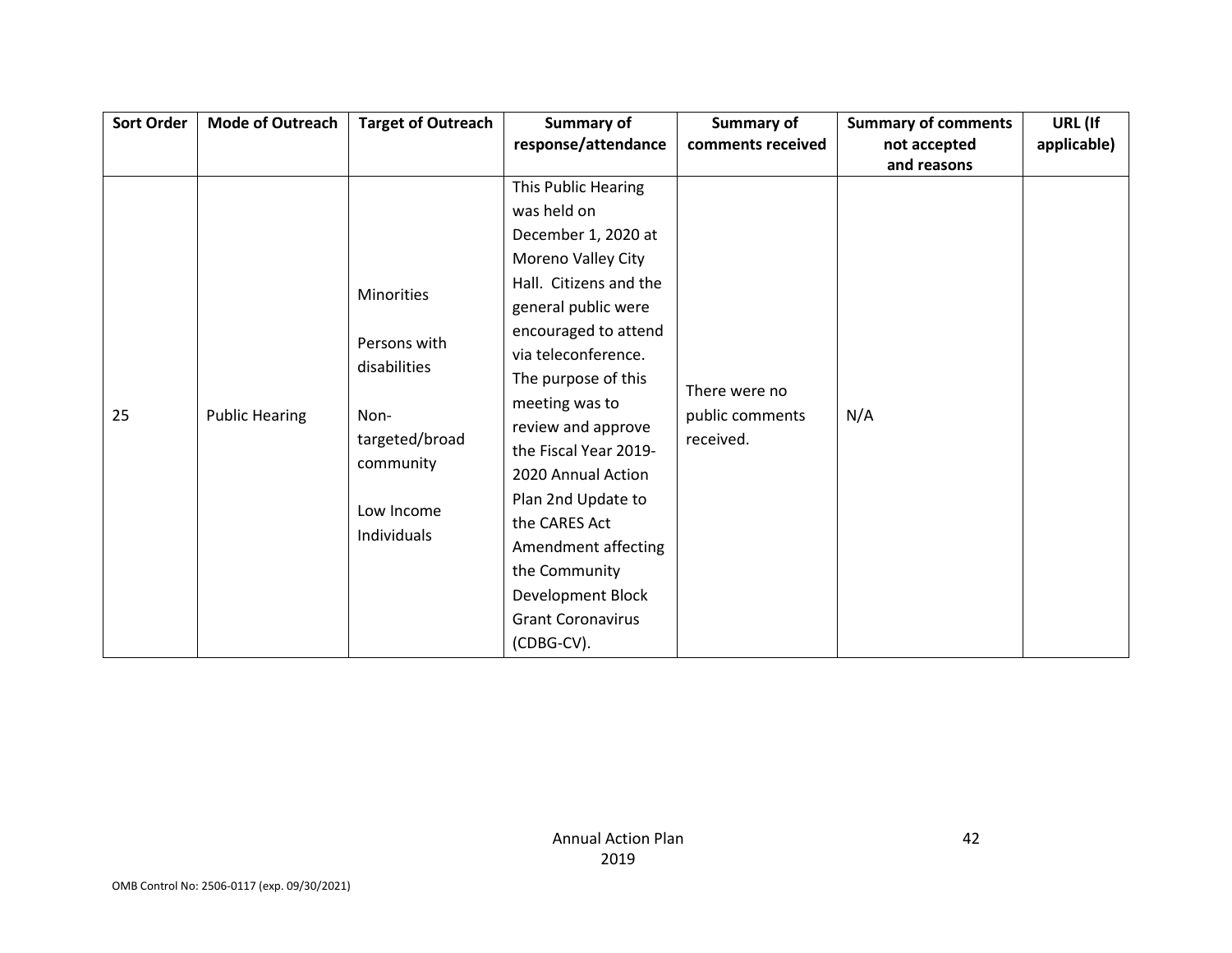| Sort Order | Mode of Outreach | Target of Outreach | Summary of response/attendance | Summary of comments received | Summary of comments not accepted and reasons | URL (If applicable) |
|---|---|---|---|---|---|---|
| 25 | Public Hearing | Minorities<br><br>Persons with disabilities<br><br>Non-targeted/broad community<br><br>Low Income Individuals | This Public Hearing was held on December 1, 2020 at Moreno Valley City Hall. Citizens and the general public were encouraged to attend via teleconference. The purpose of this meeting was to review and approve the Fiscal Year 2019-2020 Annual Action Plan 2nd Update to the CARES Act Amendment affecting the Community Development Block Grant Coronavirus (CDBG-CV). | There were no public comments received. | N/A | |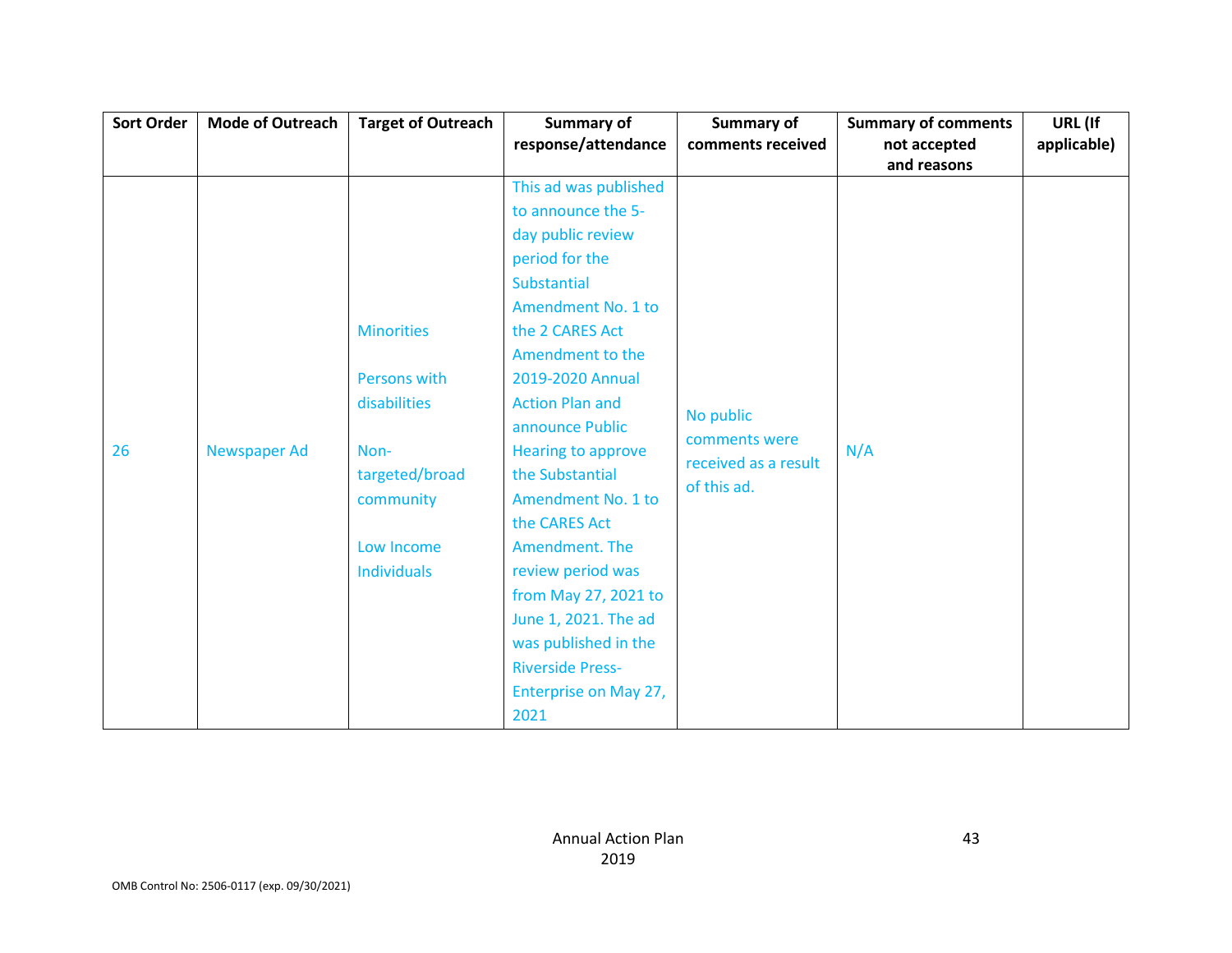| Sort Order | Mode of Outreach | Target of Outreach | Summary of response/attendance | Summary of comments received | Summary of comments not accepted and reasons | URL (If applicable) |
|---|---|---|---|---|---|---|
| 26 | Newspaper Ad | Minorities<br><br>Persons with disabilities<br><br>Non-targeted/broad community<br><br>Low Income Individuals | This ad was published to announce the 5-day public review period for the Substantial Amendment No. 1 to the 2 CARES Act Amendment to the 2019-2020 Annual Action Plan and announce Public Hearing to approve the Substantial Amendment No. 1 to the CARES Act Amendment. The review period was from May 27, 2021 to June 1, 2021. The ad was published in the Riverside Press-Enterprise on May 27, 2021 | No public comments were received as a result of this ad. | N/A | |

Annual Action Plan
2019

OMB Control No: 2506-0117 (exp. 09/30/2021)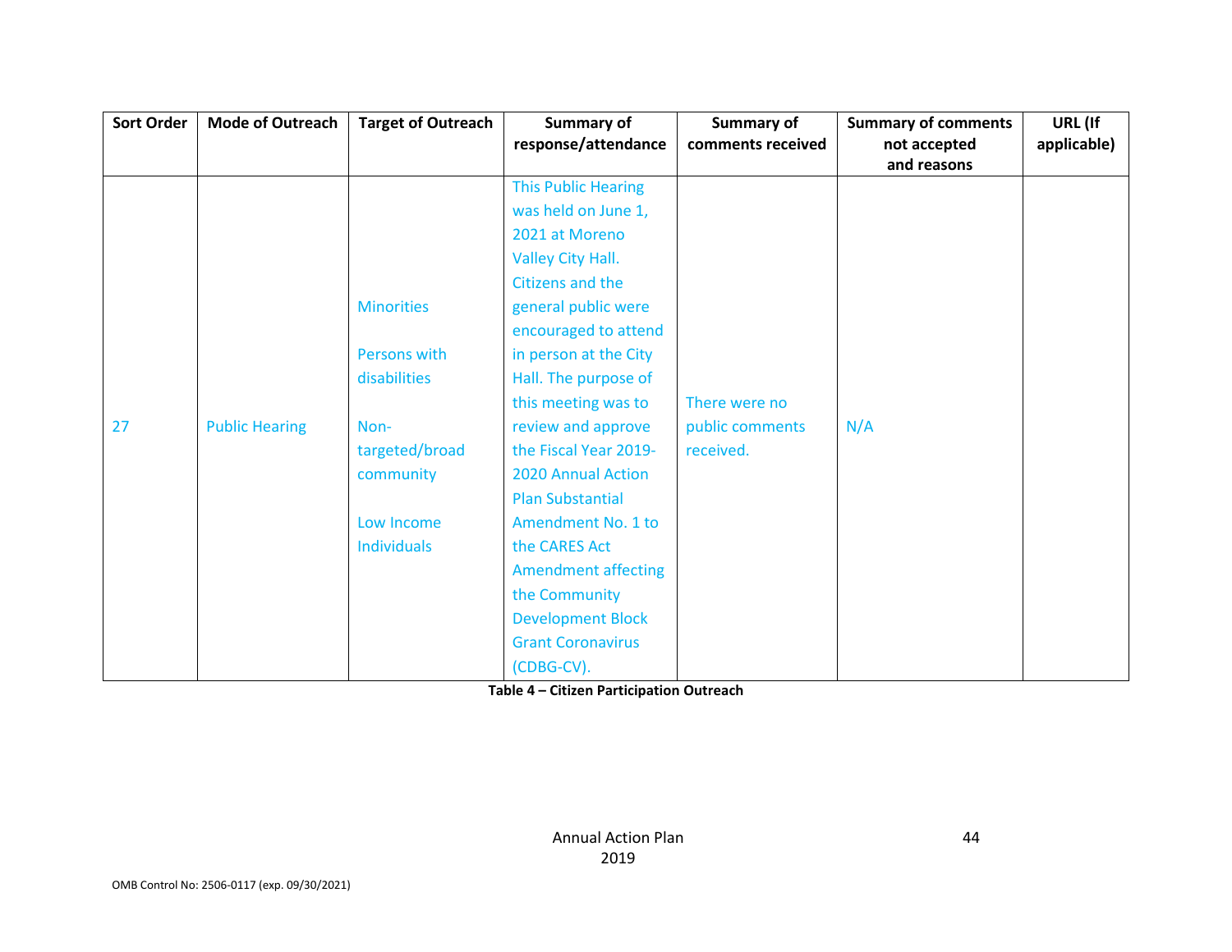| Sort Order | Mode of Outreach | Target of Outreach | Summary of response/attendance | Summary of comments received | Summary of comments not accepted and reasons | URL (If applicable) |
|---|---|---|---|---|---|---|
| 27 | Public Hearing | Minorities<br><br>Persons with disabilities<br><br>Non-targeted/broad community<br><br>Low Income Individuals | This Public Hearing was held on June 1, 2021 at Moreno Valley City Hall. Citizens and the general public were encouraged to attend in person at the City Hall. The purpose of this meeting was to review and approve the Fiscal Year 2019-2020 Annual Action Plan Substantial Amendment No. 1 to the CARES Act Amendment affecting the Community Development Block Grant Coronavirus (CDBG-CV). | There were no public comments received. | N/A | |

**Table 4 – Citizen Participation Outreach**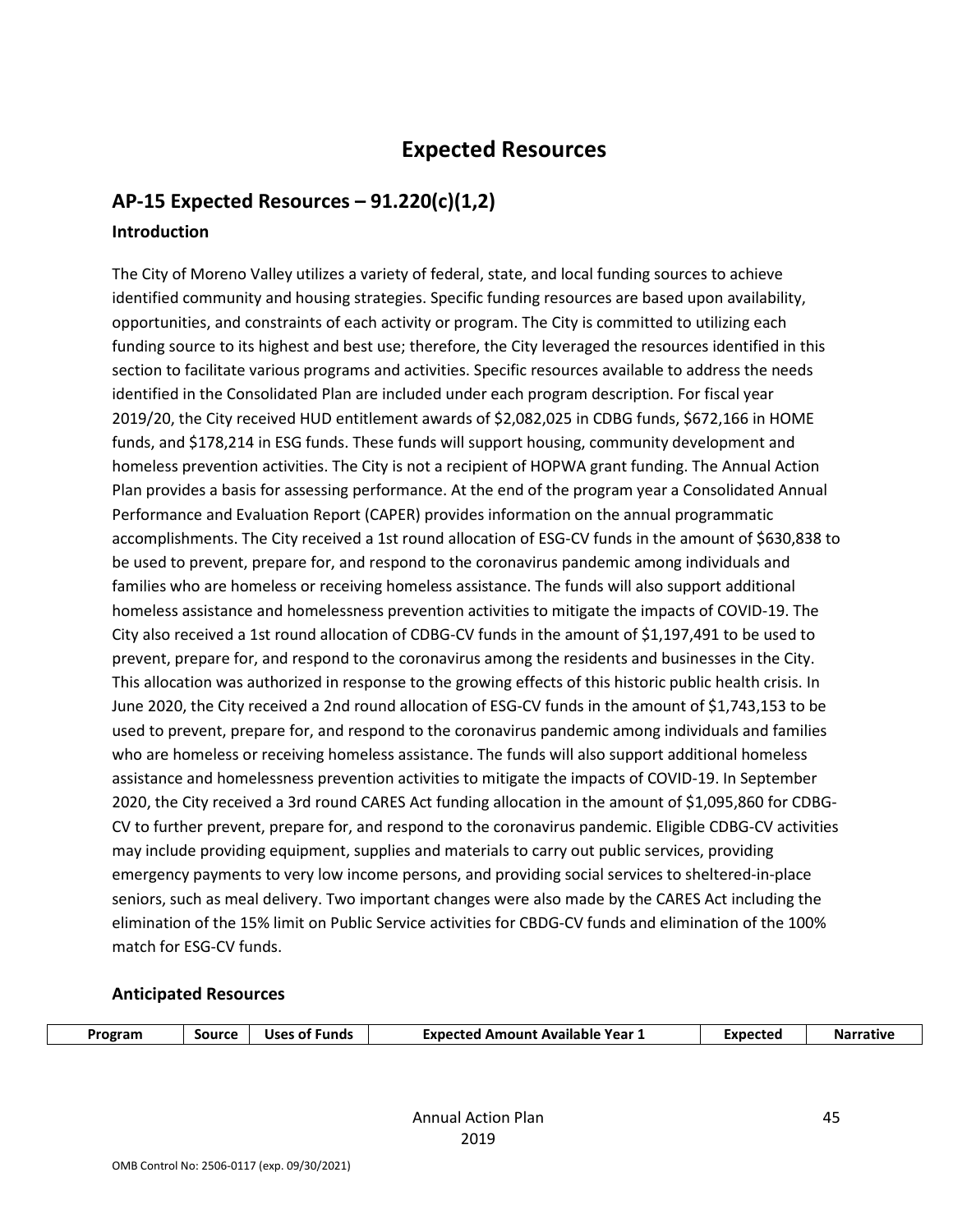# Expected Resources

## AP-15 Expected Resources – 91.220(c)(1,2)

### Introduction

The City of Moreno Valley utilizes a variety of federal, state, and local funding sources to achieve identified community and housing strategies. Specific funding resources are based upon availability, opportunities, and constraints of each activity or program. The City is committed to utilizing each funding source to its highest and best use; therefore, the City leveraged the resources identified in this section to facilitate various programs and activities. Specific resources available to address the needs identified in the Consolidated Plan are included under each program description. For fiscal year 2019/20, the City received HUD entitlement awards of $2,082,025 in CDBG funds, $672,166 in HOME funds, and $178,214 in ESG funds. These funds will support housing, community development and homeless prevention activities. The City is not a recipient of HOPWA grant funding. The Annual Action Plan provides a basis for assessing performance. At the end of the program year a Consolidated Annual Performance and Evaluation Report (CAPER) provides information on the annual programmatic accomplishments. The City received a 1st round allocation of ESG-CV funds in the amount of $630,838 to be used to prevent, prepare for, and respond to the coronavirus pandemic among individuals and families who are homeless or receiving homeless assistance. The funds will also support additional homeless assistance and homelessness prevention activities to mitigate the impacts of COVID-19. The City also received a 1st round allocation of CDBG-CV funds in the amount of $1,197,491 to be used to prevent, prepare for, and respond to the coronavirus among the residents and businesses in the City. This allocation was authorized in response to the growing effects of this historic public health crisis. In June 2020, the City received a 2nd round allocation of ESG-CV funds in the amount of $1,743,153 to be used to prevent, prepare for, and respond to the coronavirus pandemic among individuals and families who are homeless or receiving homeless assistance. The funds will also support additional homeless assistance and homelessness prevention activities to mitigate the impacts of COVID-19. In September 2020, the City received a 3rd round CARES Act funding allocation in the amount of $1,095,860 for CDBG-CV to further prevent, prepare for, and respond to the coronavirus pandemic. Eligible CDBG-CV activities may include providing equipment, supplies and materials to carry out public services, providing emergency payments to very low income persons, and providing social services to sheltered-in-place seniors, such as meal delivery. Two important changes were also made by the CARES Act including the elimination of the 15% limit on Public Service activities for CBDG-CV funds and elimination of the 100% match for ESG-CV funds.

### Anticipated Resources

| Program | Source | Uses of Funds | Expected Amount Available Year 1 | Expected | Narrative |
|---|---|---|---|---|---|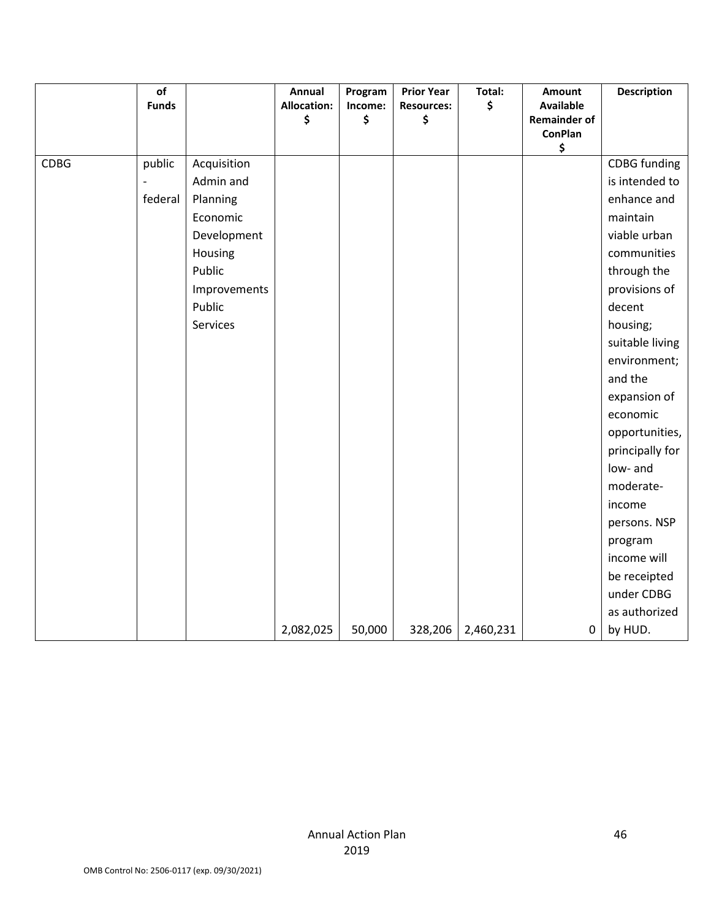| | of Funds | | Annual Allocation: $ | Program Income: $ | Prior Year Resources: $ | Total: $ | Amount Available Remainder of ConPlan $ | Description |
|---|---|---|---|---|---|---|---|---|
| CDBG | public - federal | Acquisition Admin and Planning Economic Development Housing Public Improvements Public Services | 2,082,025 | 50,000 | 328,206 | 2,460,231 | 0 | CDBG funding is intended to enhance and maintain viable urban communities through the provisions of decent housing; suitable living environment; and the expansion of economic opportunities, principally for low- and moderate-income persons. NSP program income will be receipted under CDBG as authorized by HUD. |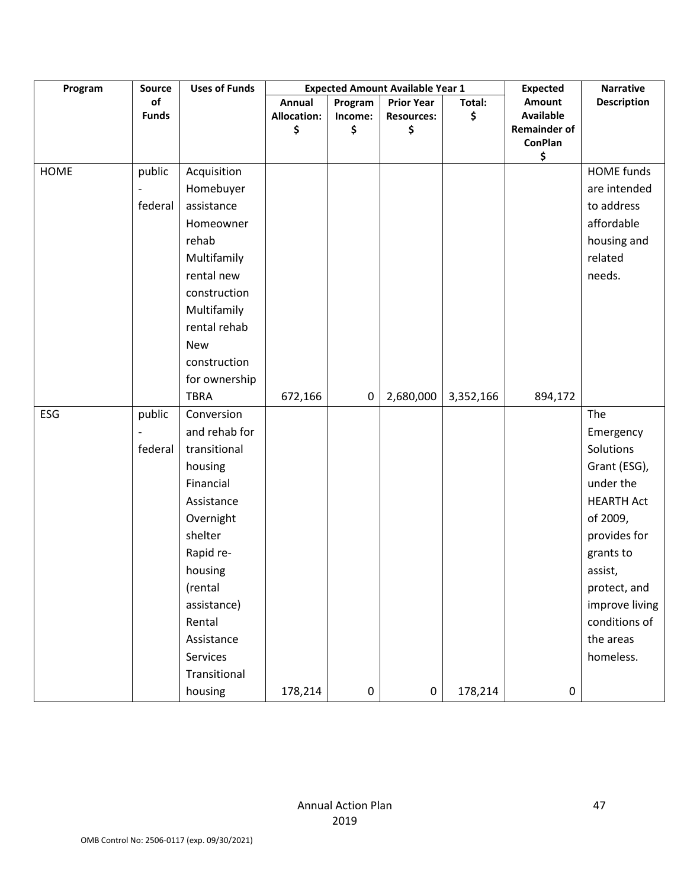| Program | Source of Funds | Uses of Funds | Expected Amount Available Year 1 | | | | Expected Amount Available Remainder of ConPlan $ | Narrative Description |
|---|---|---|---|---|---|---|---|---|
| | | | Annual Allocation: $ | Program Income: $ | Prior Year Resources: $ | Total: $ | | |
| HOME | public - federal | Acquisition Homebuyer assistance Homeowner rehab Multifamily rental new construction Multifamily rental rehab New construction for ownership TBRA | 672,166 | 0 | 2,680,000 | 3,352,166 | 894,172 | HOME funds are intended to address affordable housing and related needs. |
| ESG | public - federal | Conversion and rehab for transitional housing Financial Assistance Overnight shelter Rapid re-housing (rental assistance) Rental Assistance Services Transitional housing | 178,214 | 0 | 0 | 178,214 | 0 | The Emergency Solutions Grant (ESG), under the HEARTH Act of 2009, provides for grants to assist, protect, and improve living conditions of the areas homeless. |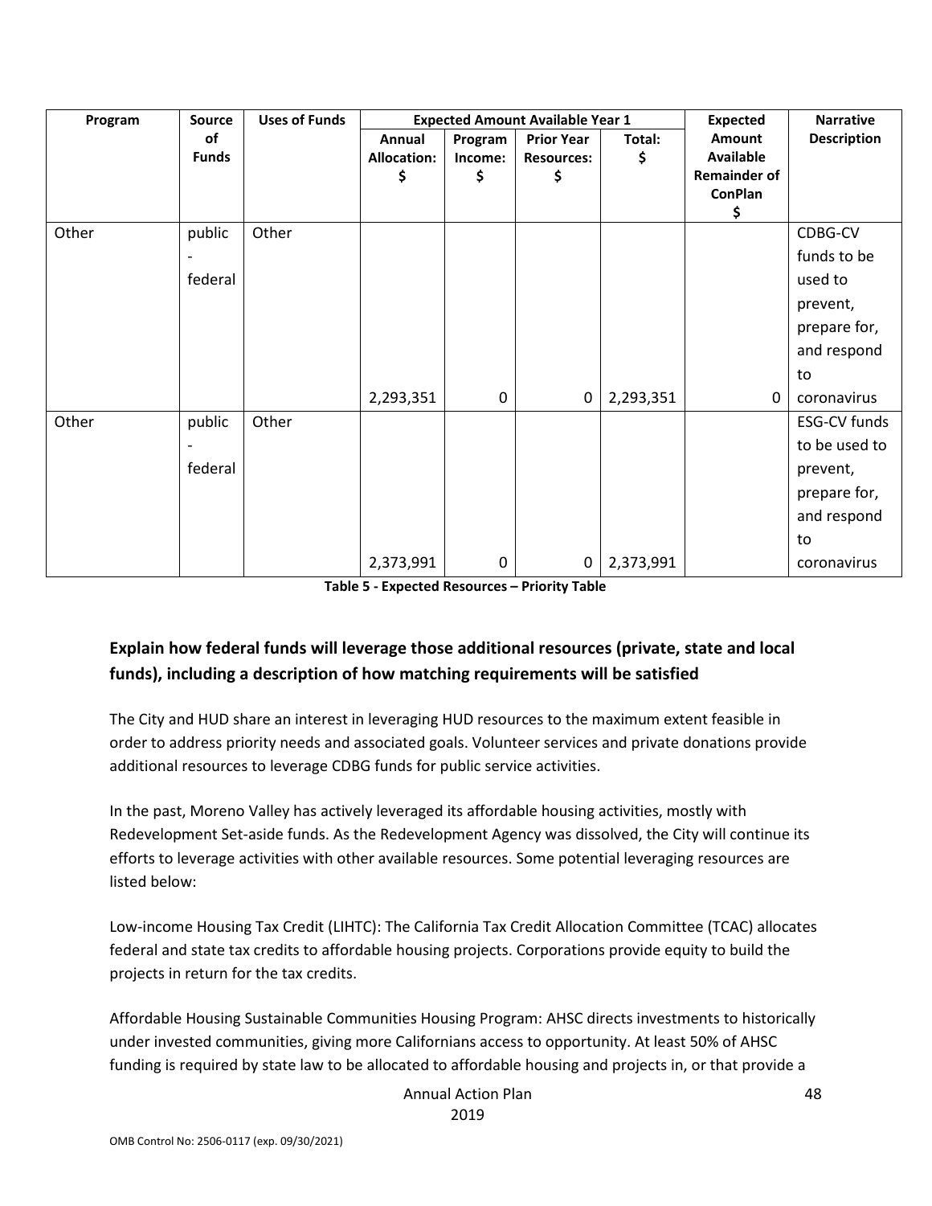| Program | Source of Funds | Uses of Funds | Expected Amount Available Year 1 | | | | Expected Amount Available Remainder of ConPlan $ | Narrative Description |
|---|---|---|---|---|---|---|---|---|
| | | | Annual Allocation: $ | Program Income: $ | Prior Year Resources: $ | Total: $ | | |
| Other | public - federal | Other | 2,293,351 | 0 | 0 | 2,293,351 | 0 | CDBG-CV funds to be used to prevent, prepare for, and respond to coronavirus |
| Other | public - federal | Other | 2,373,991 | 0 | 0 | 2,373,991 | | ESG-CV funds to be used to prevent, prepare for, and respond to coronavirus |

**Table 5 - Expected Resources – Priority Table**

**Explain how federal funds will leverage those additional resources (private, state and local funds), including a description of how matching requirements will be satisfied**

The City and HUD share an interest in leveraging HUD resources to the maximum extent feasible in order to address priority needs and associated goals. Volunteer services and private donations provide additional resources to leverage CDBG funds for public service activities.

In the past, Moreno Valley has actively leveraged its affordable housing activities, mostly with Redevelopment Set-aside funds. As the Redevelopment Agency was dissolved, the City will continue its efforts to leverage activities with other available resources. Some potential leveraging resources are listed below:

Low-income Housing Tax Credit (LIHTC): The California Tax Credit Allocation Committee (TCAC) allocates federal and state tax credits to affordable housing projects. Corporations provide equity to build the projects in return for the tax credits.

Affordable Housing Sustainable Communities Housing Program: AHSC directs investments to historically under invested communities, giving more Californians access to opportunity. At least 50% of AHSC funding is required by state law to be allocated to affordable housing and projects in, or that provide a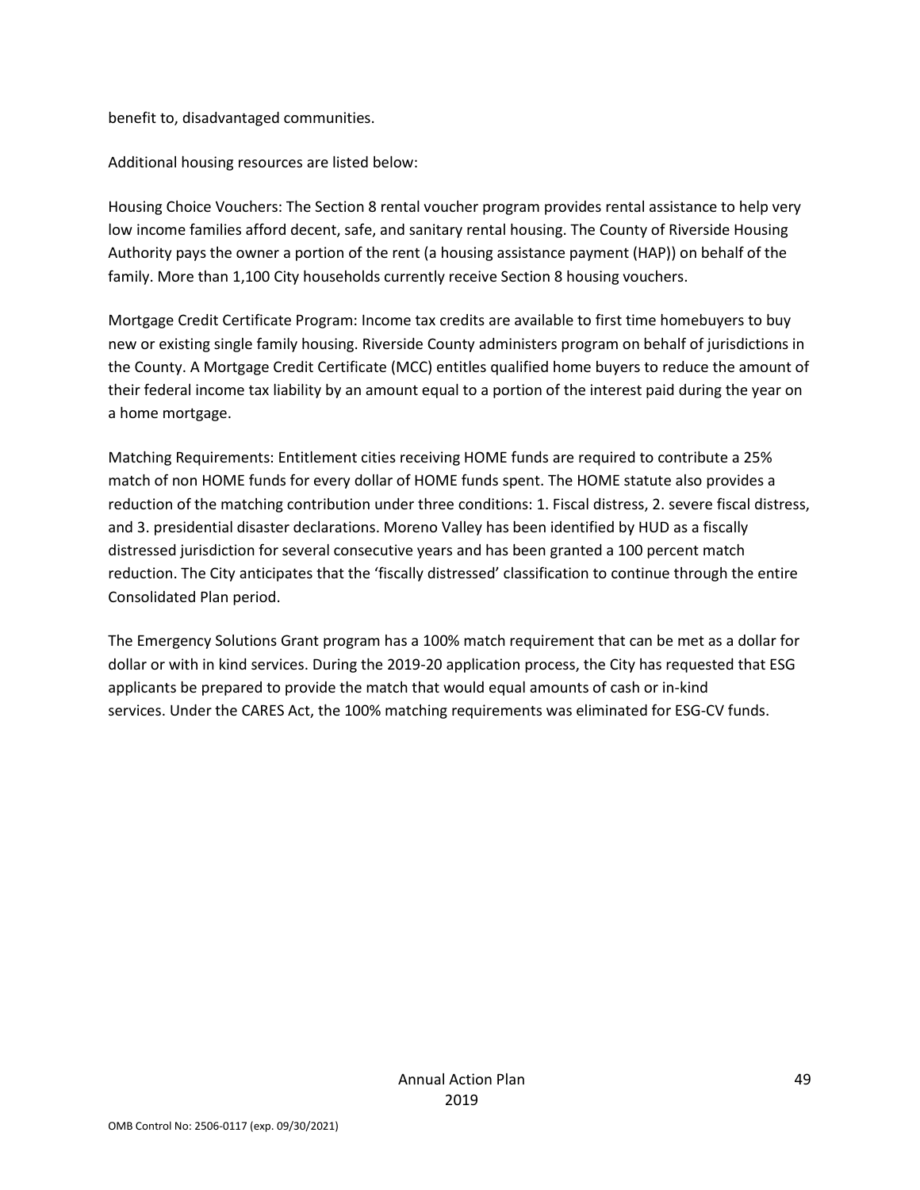benefit to, disadvantaged communities.

Additional housing resources are listed below:

Housing Choice Vouchers: The Section 8 rental voucher program provides rental assistance to help very low income families afford decent, safe, and sanitary rental housing. The County of Riverside Housing Authority pays the owner a portion of the rent (a housing assistance payment (HAP)) on behalf of the family. More than 1,100 City households currently receive Section 8 housing vouchers.

Mortgage Credit Certificate Program: Income tax credits are available to first time homebuyers to buy new or existing single family housing. Riverside County administers program on behalf of jurisdictions in the County. A Mortgage Credit Certificate (MCC) entitles qualified home buyers to reduce the amount of their federal income tax liability by an amount equal to a portion of the interest paid during the year on a home mortgage.

Matching Requirements: Entitlement cities receiving HOME funds are required to contribute a 25% match of non HOME funds for every dollar of HOME funds spent. The HOME statute also provides a reduction of the matching contribution under three conditions: 1. Fiscal distress, 2. severe fiscal distress, and 3. presidential disaster declarations. Moreno Valley has been identified by HUD as a fiscally distressed jurisdiction for several consecutive years and has been granted a 100 percent match reduction. The City anticipates that the 'fiscally distressed' classification to continue through the entire Consolidated Plan period.

The Emergency Solutions Grant program has a 100% match requirement that can be met as a dollar for dollar or with in kind services. During the 2019-20 application process, the City has requested that ESG applicants be prepared to provide the match that would equal amounts of cash or in-kind services. Under the CARES Act, the 100% matching requirements was eliminated for ESG-CV funds.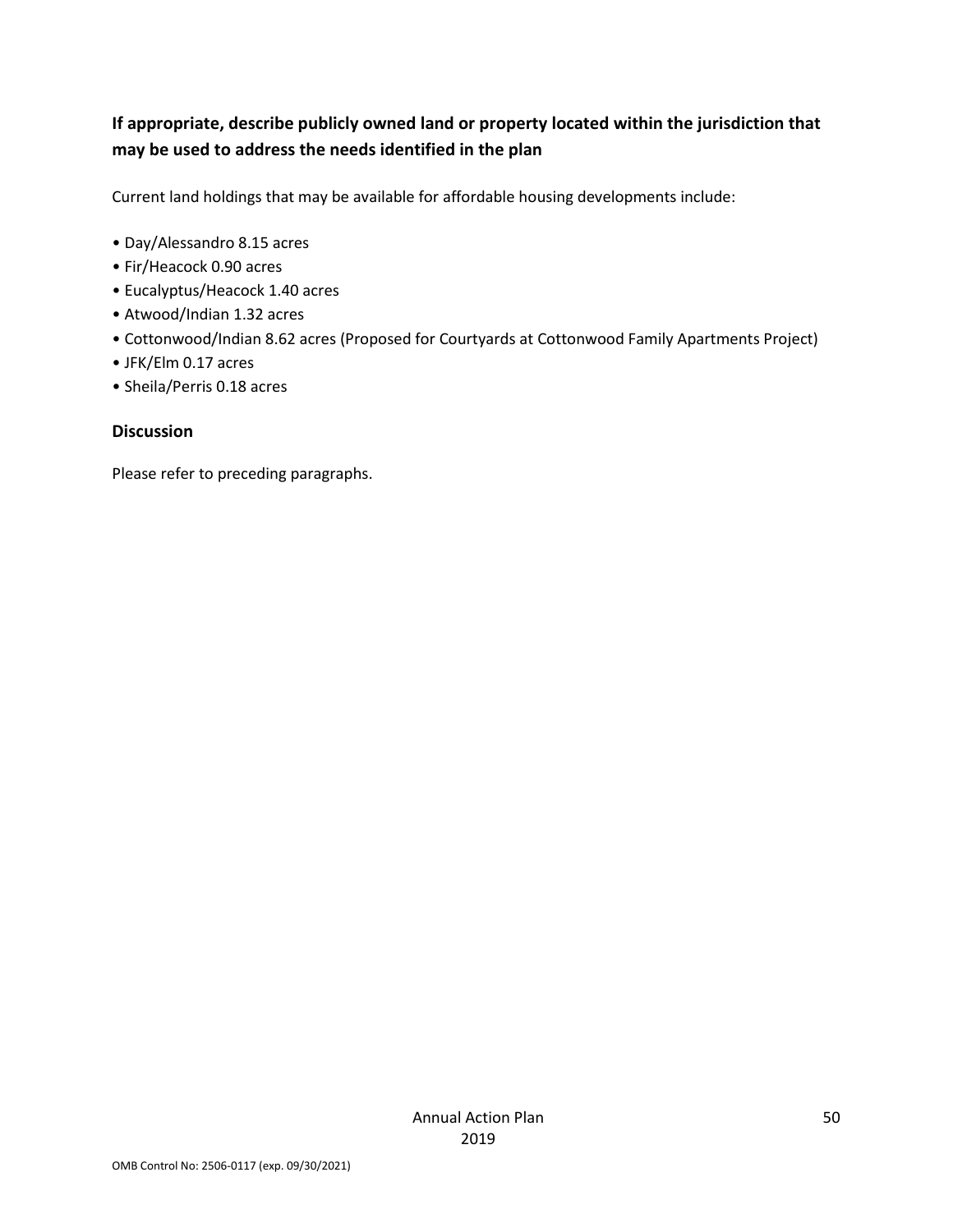**If appropriate, describe publicly owned land or property located within the jurisdiction that may be used to address the needs identified in the plan**

Current land holdings that may be available for affordable housing developments include:

- Day/Alessandro 8.15 acres
- Fir/Heacock 0.90 acres
- Eucalyptus/Heacock 1.40 acres
- Atwood/Indian 1.32 acres
- Cottonwood/Indian 8.62 acres (Proposed for Courtyards at Cottonwood Family Apartments Project)
- JFK/Elm 0.17 acres
- Sheila/Perris 0.18 acres

## Discussion

Please refer to preceding paragraphs.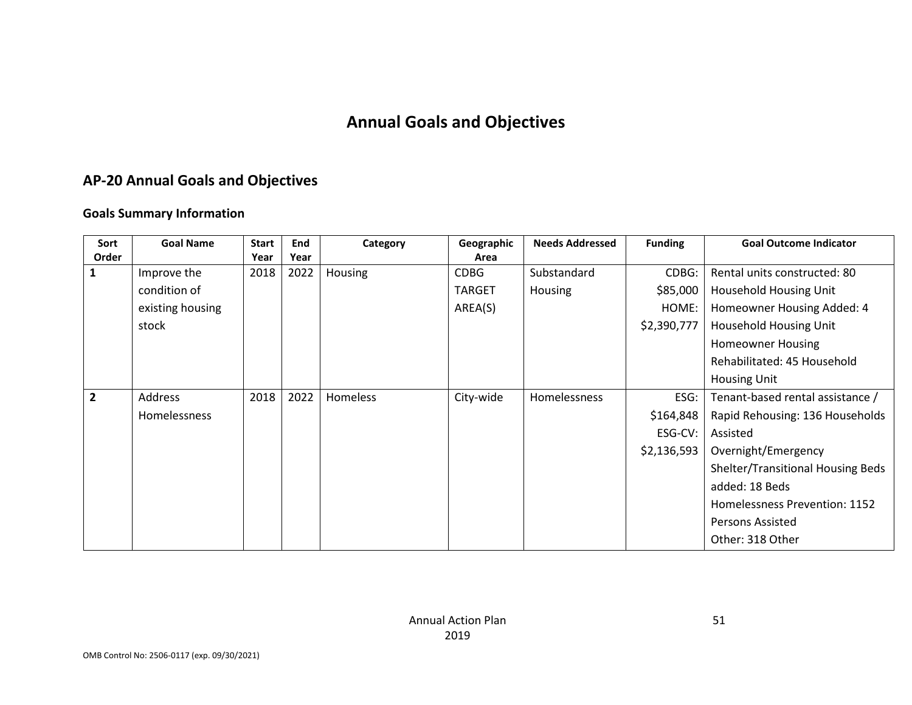# Annual Goals and Objectives

## AP-20 Annual Goals and Objectives

### Goals Summary Information

| Sort Order | Goal Name | Start Year | End Year | Category | Geographic Area | Needs Addressed | Funding | Goal Outcome Indicator |
|---|---|---|---|---|---|---|---|---|
| 1 | Improve the condition of existing housing stock | 2018 | 2022 | Housing | CDBG TARGET AREA(S) | Substandard Housing | CDBG: $85,000 HOME: $2,390,777 | Rental units constructed: 80 Household Housing Unit Homeowner Housing Added: 4 Household Housing Unit Homeowner Housing Rehabilitated: 45 Household Housing Unit |
| 2 | Address Homelessness | 2018 | 2022 | Homeless | City-wide | Homelessness | ESG: $164,848 ESG-CV: $2,136,593 | Tenant-based rental assistance / Rapid Rehousing: 136 Households Assisted Overnight/Emergency Shelter/Transitional Housing Beds added: 18 Beds Homelessness Prevention: 1152 Persons Assisted Other: 318 Other |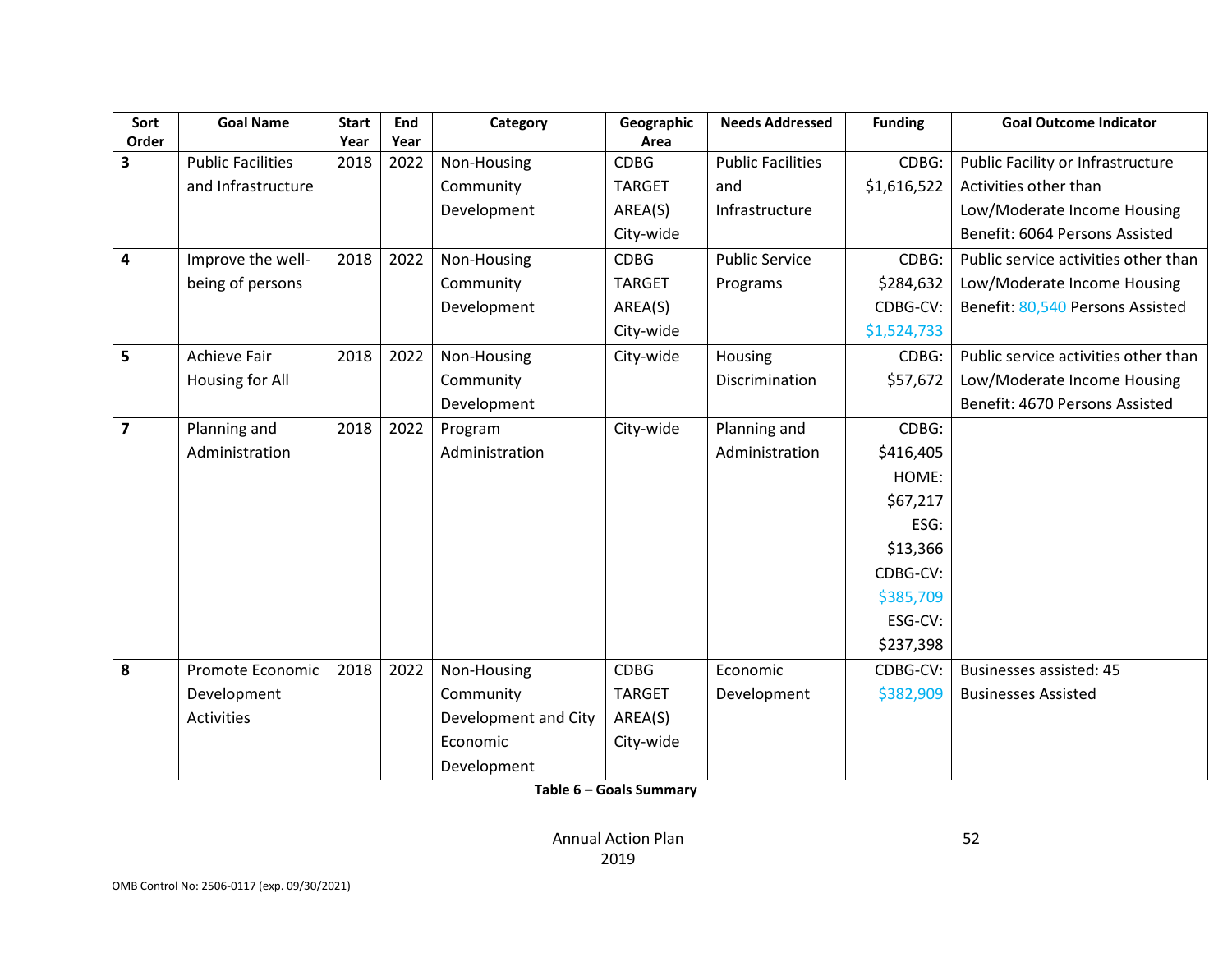| Sort Order | Goal Name | Start Year | End Year | Category | Geographic Area | Needs Addressed | Funding | Goal Outcome Indicator |
|---|---|---|---|---|---|---|---|---|
| 3 | Public Facilities and Infrastructure | 2018 | 2022 | Non-Housing Community Development | CDBG TARGET AREA(S) City-wide | Public Facilities and Infrastructure | CDBG: $1,616,522 | Public Facility or Infrastructure Activities other than Low/Moderate Income Housing Benefit: 6064 Persons Assisted |
| 4 | Improve the well-being of persons | 2018 | 2022 | Non-Housing Community Development | CDBG TARGET AREA(S) City-wide | Public Service Programs | CDBG: $284,632 CDBG-CV: $1,524,733 | Public service activities other than Low/Moderate Income Housing Benefit: 80,540 Persons Assisted |
| 5 | Achieve Fair Housing for All | 2018 | 2022 | Non-Housing Community Development | City-wide | Housing Discrimination | CDBG: $57,672 | Public service activities other than Low/Moderate Income Housing Benefit: 4670 Persons Assisted |
| 7 | Planning and Administration | 2018 | 2022 | Program Administration | City-wide | Planning and Administration | CDBG: $416,405 HOME: $67,217 ESG: $13,366 CDBG-CV: $385,709 ESG-CV: $237,398 | |
| 8 | Promote Economic Development Activities | 2018 | 2022 | Non-Housing Community Development and City Economic Development | CDBG TARGET AREA(S) City-wide | Economic Development | CDBG-CV: $382,909 | Businesses assisted: 45 Businesses Assisted |

**Table 6 – Goals Summary**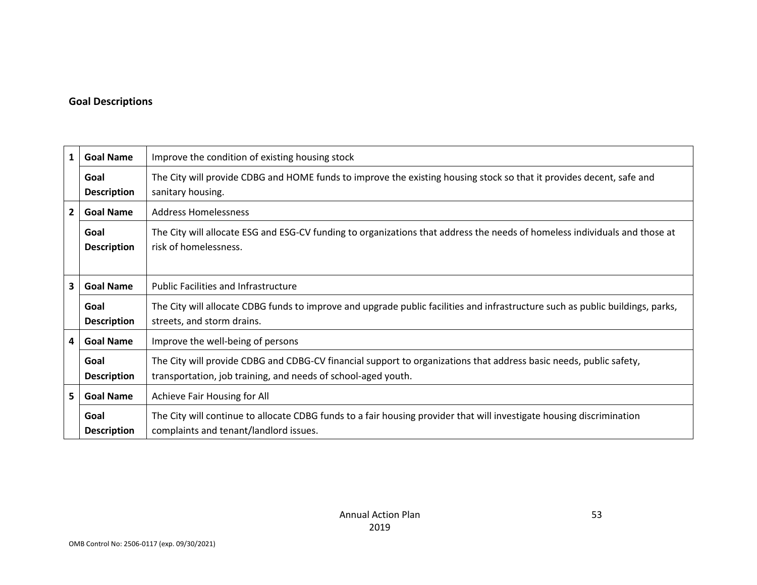**Goal Descriptions**

| | | |
|---|---|---|
| 1 | **Goal Name** | Improve the condition of existing housing stock |
| | **Goal Description** | The City will provide CDBG and HOME funds to improve the existing housing stock so that it provides decent, safe and sanitary housing. |
| 2 | **Goal Name** | Address Homelessness |
| | **Goal Description** | The City will allocate ESG and ESG-CV funding to organizations that address the needs of homeless individuals and those at risk of homelessness. |
| 3 | **Goal Name** | Public Facilities and Infrastructure |
| | **Goal Description** | The City will allocate CDBG funds to improve and upgrade public facilities and infrastructure such as public buildings, parks, streets, and storm drains. |
| 4 | **Goal Name** | Improve the well-being of persons |
| | **Goal Description** | The City will provide CDBG and CDBG-CV financial support to organizations that address basic needs, public safety, transportation, job training, and needs of school-aged youth. |
| 5 | **Goal Name** | Achieve Fair Housing for All |
| | **Goal Description** | The City will continue to allocate CDBG funds to a fair housing provider that will investigate housing discrimination complaints and tenant/landlord issues. |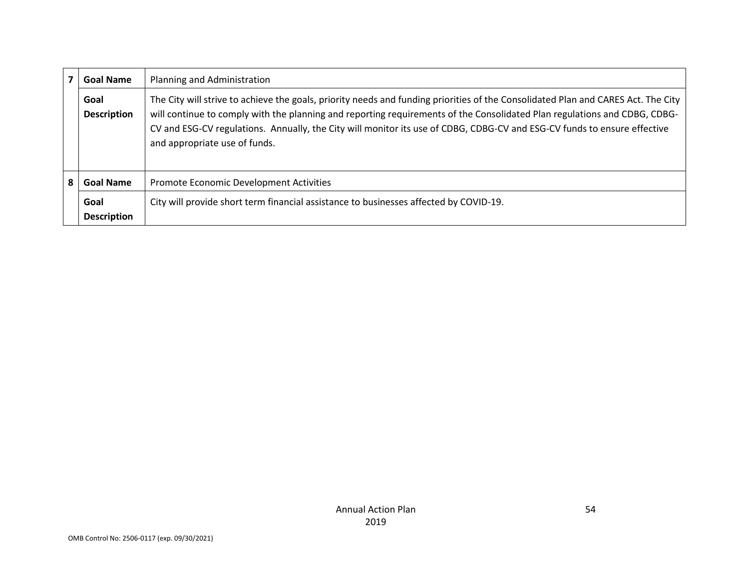| | | |
|---|---|---|
| 7 | **Goal Name** | Planning and Administration |
| | **Goal Description** | The City will strive to achieve the goals, priority needs and funding priorities of the Consolidated Plan and CARES Act. The City will continue to comply with the planning and reporting requirements of the Consolidated Plan regulations and CDBG, CDBG-CV and ESG-CV regulations. Annually, the City will monitor its use of CDBG, CDBG-CV and ESG-CV funds to ensure effective and appropriate use of funds. |
| 8 | **Goal Name** | Promote Economic Development Activities |
| | **Goal Description** | City will provide short term financial assistance to businesses affected by COVID-19. |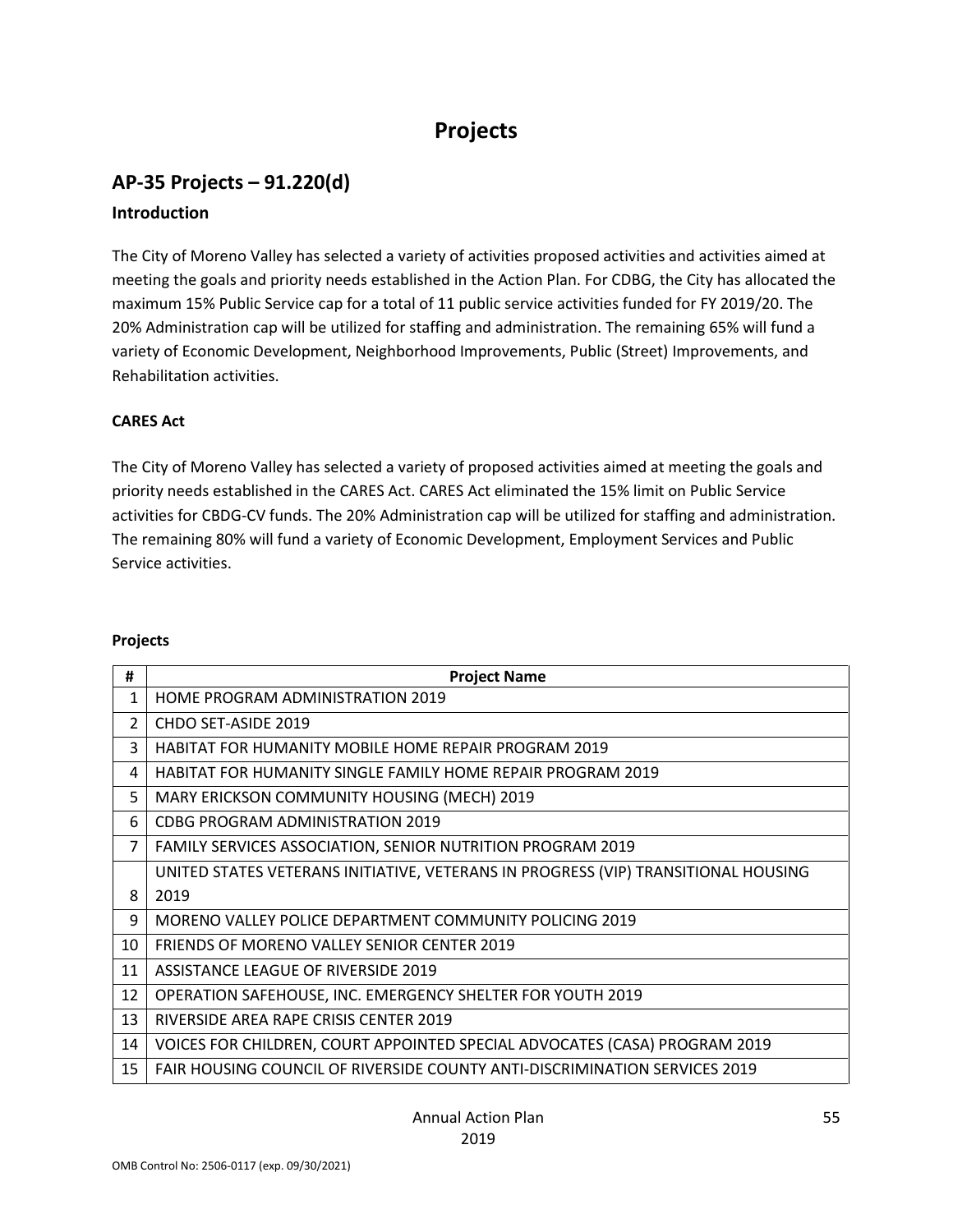# Projects

## AP-35 Projects – 91.220(d)

### Introduction

The City of Moreno Valley has selected a variety of activities proposed activities and activities aimed at meeting the goals and priority needs established in the Action Plan. For CDBG, the City has allocated the maximum 15% Public Service cap for a total of 11 public service activities funded for FY 2019/20. The 20% Administration cap will be utilized for staffing and administration. The remaining 65% will fund a variety of Economic Development, Neighborhood Improvements, Public (Street) Improvements, and Rehabilitation activities.

**CARES Act**

The City of Moreno Valley has selected a variety of proposed activities aimed at meeting the goals and priority needs established in the CARES Act. CARES Act eliminated the 15% limit on Public Service activities for CBDG-CV funds. The 20% Administration cap will be utilized for staffing and administration. The remaining 80% will fund a variety of Economic Development, Employment Services and Public Service activities.

**Projects**

| # | Project Name |
|---|---|
| 1 | HOME PROGRAM ADMINISTRATION 2019 |
| 2 | CHDO SET-ASIDE 2019 |
| 3 | HABITAT FOR HUMANITY MOBILE HOME REPAIR PROGRAM 2019 |
| 4 | HABITAT FOR HUMANITY SINGLE FAMILY HOME REPAIR PROGRAM 2019 |
| 5 | MARY ERICKSON COMMUNITY HOUSING (MECH) 2019 |
| 6 | CDBG PROGRAM ADMINISTRATION 2019 |
| 7 | FAMILY SERVICES ASSOCIATION, SENIOR NUTRITION PROGRAM 2019 |
| 8 | UNITED STATES VETERANS INITIATIVE, VETERANS IN PROGRESS (VIP) TRANSITIONAL HOUSING 2019 |
| 9 | MORENO VALLEY POLICE DEPARTMENT COMMUNITY POLICING 2019 |
| 10 | FRIENDS OF MORENO VALLEY SENIOR CENTER 2019 |
| 11 | ASSISTANCE LEAGUE OF RIVERSIDE 2019 |
| 12 | OPERATION SAFEHOUSE, INC. EMERGENCY SHELTER FOR YOUTH 2019 |
| 13 | RIVERSIDE AREA RAPE CRISIS CENTER 2019 |
| 14 | VOICES FOR CHILDREN, COURT APPOINTED SPECIAL ADVOCATES (CASA) PROGRAM 2019 |
| 15 | FAIR HOUSING COUNCIL OF RIVERSIDE COUNTY ANTI-DISCRIMINATION SERVICES 2019 |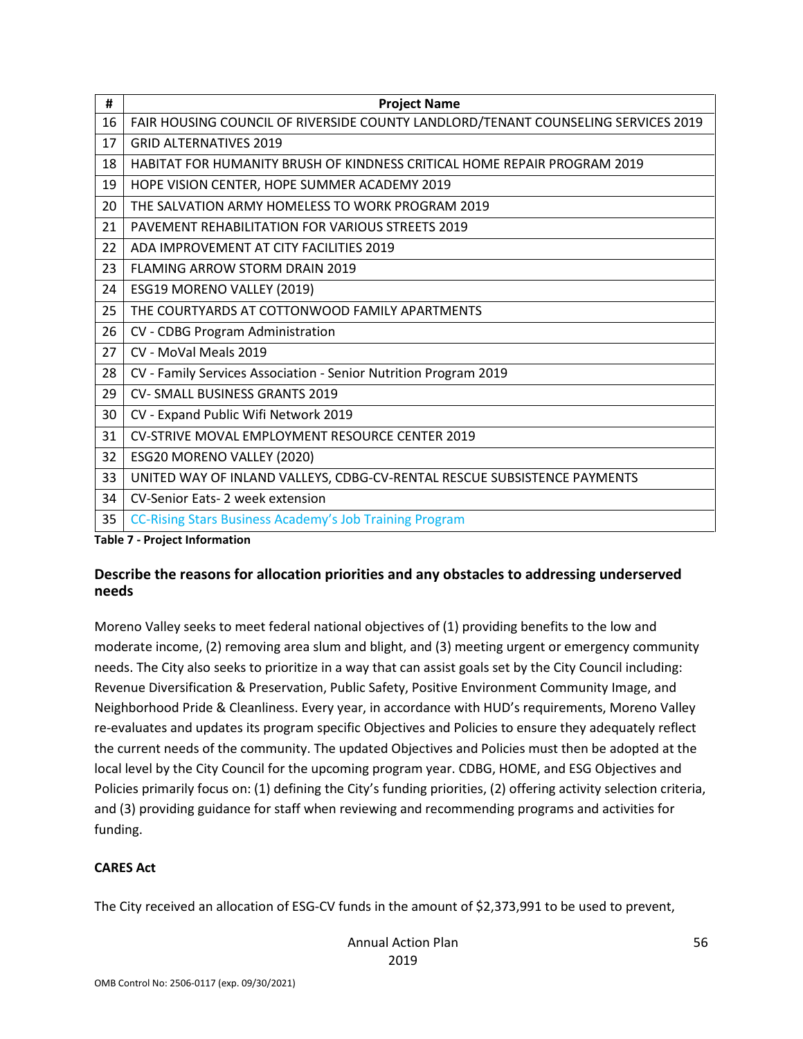| # | Project Name |
|---|---|
| 16 | FAIR HOUSING COUNCIL OF RIVERSIDE COUNTY LANDLORD/TENANT COUNSELING SERVICES 2019 |
| 17 | GRID ALTERNATIVES 2019 |
| 18 | HABITAT FOR HUMANITY BRUSH OF KINDNESS CRITICAL HOME REPAIR PROGRAM 2019 |
| 19 | HOPE VISION CENTER, HOPE SUMMER ACADEMY 2019 |
| 20 | THE SALVATION ARMY HOMELESS TO WORK PROGRAM 2019 |
| 21 | PAVEMENT REHABILITATION FOR VARIOUS STREETS 2019 |
| 22 | ADA IMPROVEMENT AT CITY FACILITIES 2019 |
| 23 | FLAMING ARROW STORM DRAIN 2019 |
| 24 | ESG19 MORENO VALLEY (2019) |
| 25 | THE COURTYARDS AT COTTONWOOD FAMILY APARTMENTS |
| 26 | CV - CDBG Program Administration |
| 27 | CV - MoVal Meals 2019 |
| 28 | CV - Family Services Association - Senior Nutrition Program 2019 |
| 29 | CV- SMALL BUSINESS GRANTS 2019 |
| 30 | CV - Expand Public Wifi Network 2019 |
| 31 | CV-STRIVE MOVAL EMPLOYMENT RESOURCE CENTER 2019 |
| 32 | ESG20 MORENO VALLEY (2020) |
| 33 | UNITED WAY OF INLAND VALLEYS, CDBG-CV-RENTAL RESCUE SUBSISTENCE PAYMENTS |
| 34 | CV-Senior Eats- 2 week extension |
| 35 | CC-Rising Stars Business Academy's Job Training Program |

**Table 7 - Project Information**

### Describe the reasons for allocation priorities and any obstacles to addressing underserved needs

Moreno Valley seeks to meet federal national objectives of (1) providing benefits to the low and moderate income, (2) removing area slum and blight, and (3) meeting urgent or emergency community needs. The City also seeks to prioritize in a way that can assist goals set by the City Council including: Revenue Diversification & Preservation, Public Safety, Positive Environment Community Image, and Neighborhood Pride & Cleanliness. Every year, in accordance with HUD's requirements, Moreno Valley re-evaluates and updates its program specific Objectives and Policies to ensure they adequately reflect the current needs of the community. The updated Objectives and Policies must then be adopted at the local level by the City Council for the upcoming program year. CDBG, HOME, and ESG Objectives and Policies primarily focus on: (1) defining the City's funding priorities, (2) offering activity selection criteria, and (3) providing guidance for staff when reviewing and recommending programs and activities for funding.

**CARES Act**

The City received an allocation of ESG-CV funds in the amount of $2,373,991 to be used to prevent,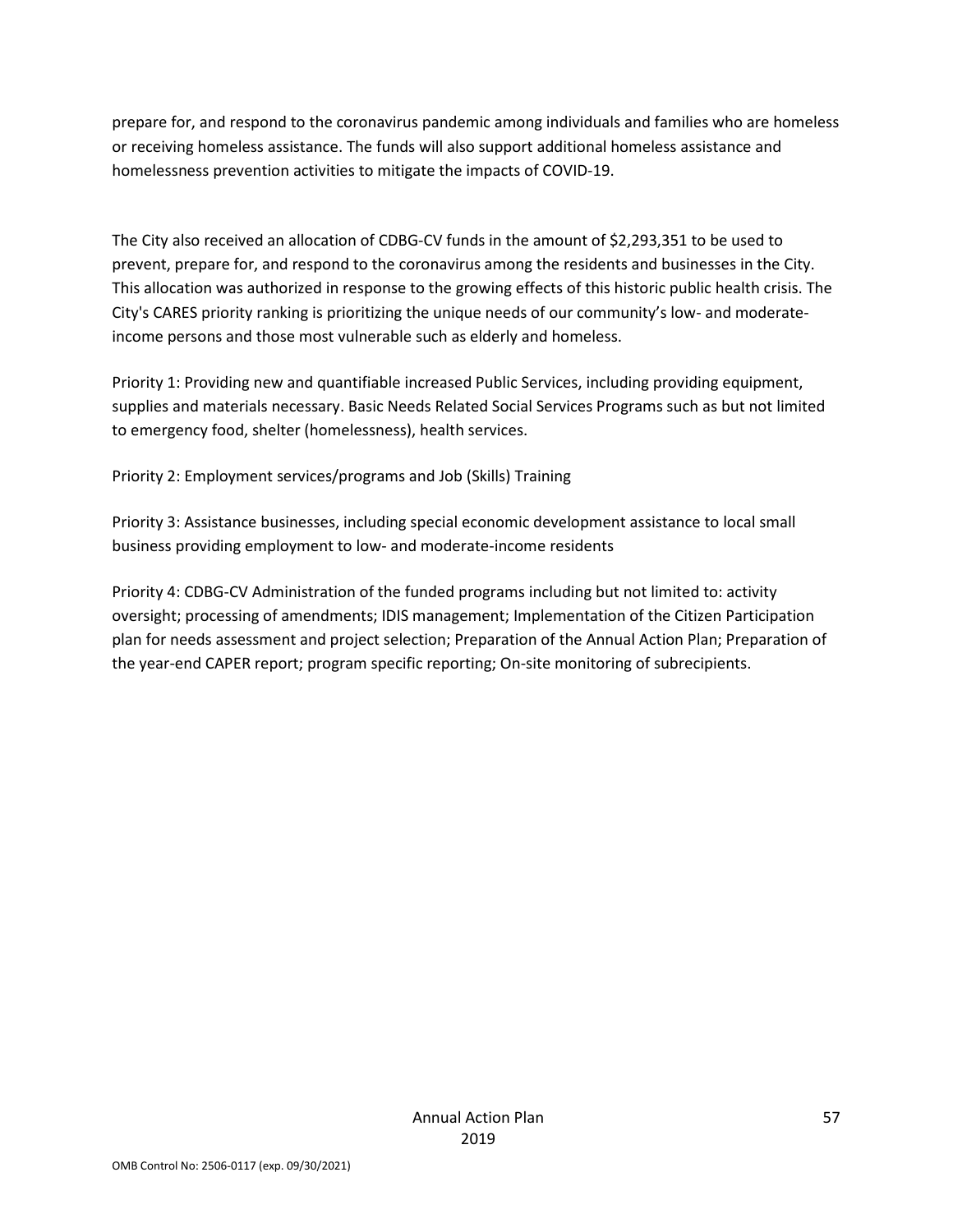prepare for, and respond to the coronavirus pandemic among individuals and families who are homeless or receiving homeless assistance. The funds will also support additional homeless assistance and homelessness prevention activities to mitigate the impacts of COVID-19.

The City also received an allocation of CDBG-CV funds in the amount of $2,293,351 to be used to prevent, prepare for, and respond to the coronavirus among the residents and businesses in the City. This allocation was authorized in response to the growing effects of this historic public health crisis. The City's CARES priority ranking is prioritizing the unique needs of our community's low- and moderate-income persons and those most vulnerable such as elderly and homeless.

Priority 1: Providing new and quantifiable increased Public Services, including providing equipment, supplies and materials necessary. Basic Needs Related Social Services Programs such as but not limited to emergency food, shelter (homelessness), health services.

Priority 2: Employment services/programs and Job (Skills) Training

Priority 3: Assistance businesses, including special economic development assistance to local small business providing employment to low- and moderate-income residents

Priority 4: CDBG-CV Administration of the funded programs including but not limited to: activity oversight; processing of amendments; IDIS management; Implementation of the Citizen Participation plan for needs assessment and project selection; Preparation of the Annual Action Plan; Preparation of the year-end CAPER report; program specific reporting; On-site monitoring of subrecipients.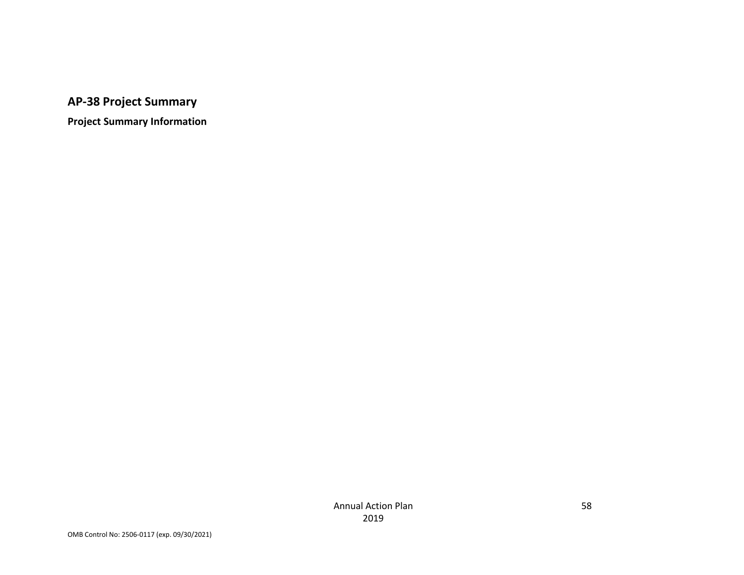## AP-38 Project Summary

### Project Summary Information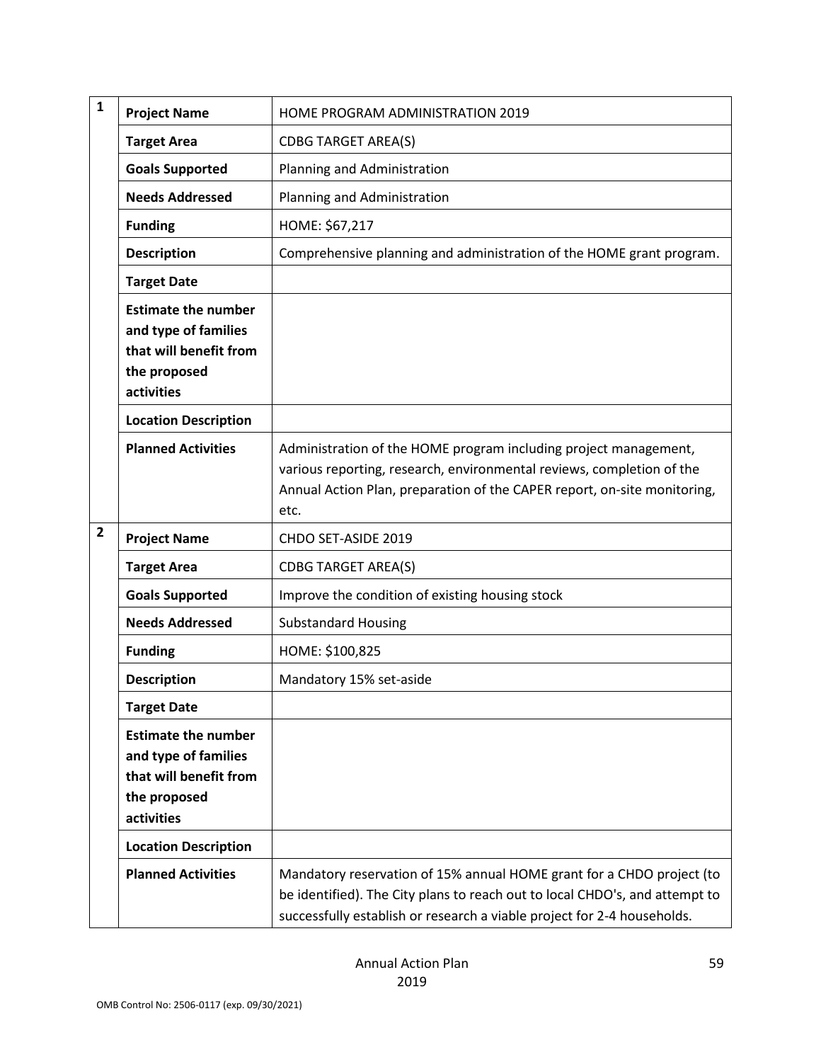| # | Field | Details |
|---|---|---|
| 1 | **Project Name** | HOME PROGRAM ADMINISTRATION 2019 |
| | **Target Area** | CDBG TARGET AREA(S) |
| | **Goals Supported** | Planning and Administration |
| | **Needs Addressed** | Planning and Administration |
| | **Funding** | HOME: $67,217 |
| | **Description** | Comprehensive planning and administration of the HOME grant program. |
| | **Target Date** | |
| | **Estimate the number and type of families that will benefit from the proposed activities** | |
| | **Location Description** | |
| | **Planned Activities** | Administration of the HOME program including project management, various reporting, research, environmental reviews, completion of the Annual Action Plan, preparation of the CAPER report, on-site monitoring, etc. |
| 2 | **Project Name** | CHDO SET-ASIDE 2019 |
| | **Target Area** | CDBG TARGET AREA(S) |
| | **Goals Supported** | Improve the condition of existing housing stock |
| | **Needs Addressed** | Substandard Housing |
| | **Funding** | HOME: $100,825 |
| | **Description** | Mandatory 15% set-aside |
| | **Target Date** | |
| | **Estimate the number and type of families that will benefit from the proposed activities** | |
| | **Location Description** | |
| | **Planned Activities** | Mandatory reservation of 15% annual HOME grant for a CHDO project (to be identified). The City plans to reach out to local CHDO's, and attempt to successfully establish or research a viable project for 2-4 households. |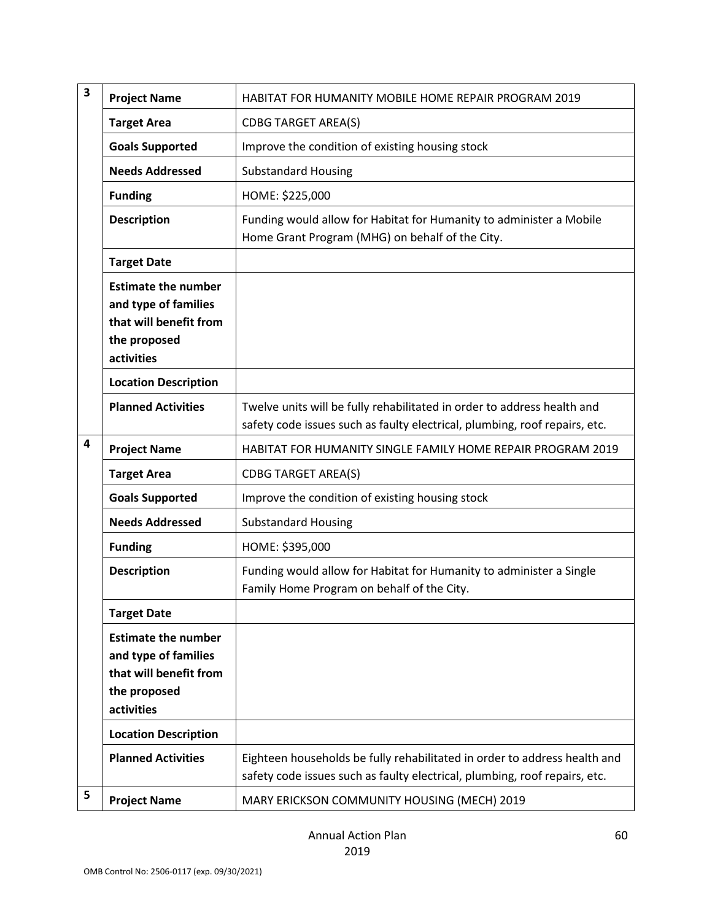| | | |
|---|---|---|
| 3 | **Project Name** | HABITAT FOR HUMANITY MOBILE HOME REPAIR PROGRAM 2019 |
| | **Target Area** | CDBG TARGET AREA(S) |
| | **Goals Supported** | Improve the condition of existing housing stock |
| | **Needs Addressed** | Substandard Housing |
| | **Funding** | HOME: $225,000 |
| | **Description** | Funding would allow for Habitat for Humanity to administer a Mobile Home Grant Program (MHG) on behalf of the City. |
| | **Target Date** | |
| | **Estimate the number and type of families that will benefit from the proposed activities** | |
| | **Location Description** | |
| | **Planned Activities** | Twelve units will be fully rehabilitated in order to address health and safety code issues such as faulty electrical, plumbing, roof repairs, etc. |
| 4 | **Project Name** | HABITAT FOR HUMANITY SINGLE FAMILY HOME REPAIR PROGRAM 2019 |
| | **Target Area** | CDBG TARGET AREA(S) |
| | **Goals Supported** | Improve the condition of existing housing stock |
| | **Needs Addressed** | Substandard Housing |
| | **Funding** | HOME: $395,000 |
| | **Description** | Funding would allow for Habitat for Humanity to administer a Single Family Home Program on behalf of the City. |
| | **Target Date** | |
| | **Estimate the number and type of families that will benefit from the proposed activities** | |
| | **Location Description** | |
| | **Planned Activities** | Eighteen households be fully rehabilitated in order to address health and safety code issues such as faulty electrical, plumbing, roof repairs, etc. |
| 5 | **Project Name** | MARY ERICKSON COMMUNITY HOUSING (MECH) 2019 |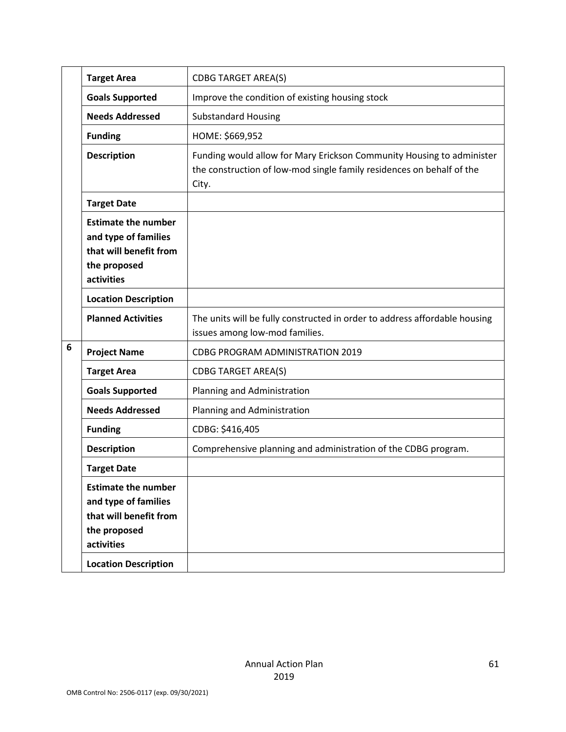| | | |
|---|---|---|
| | **Target Area** | CDBG TARGET AREA(S) |
| | **Goals Supported** | Improve the condition of existing housing stock |
| | **Needs Addressed** | Substandard Housing |
| | **Funding** | HOME: $669,952 |
| | **Description** | Funding would allow for Mary Erickson Community Housing to administer the construction of low-mod single family residences on behalf of the City. |
| | **Target Date** | |
| | **Estimate the number and type of families that will benefit from the proposed activities** | |
| | **Location Description** | |
| | **Planned Activities** | The units will be fully constructed in order to address affordable housing issues among low-mod families. |
| 6 | **Project Name** | CDBG PROGRAM ADMINISTRATION 2019 |
| | **Target Area** | CDBG TARGET AREA(S) |
| | **Goals Supported** | Planning and Administration |
| | **Needs Addressed** | Planning and Administration |
| | **Funding** | CDBG: $416,405 |
| | **Description** | Comprehensive planning and administration of the CDBG program. |
| | **Target Date** | |
| | **Estimate the number and type of families that will benefit from the proposed activities** | |
| | **Location Description** | |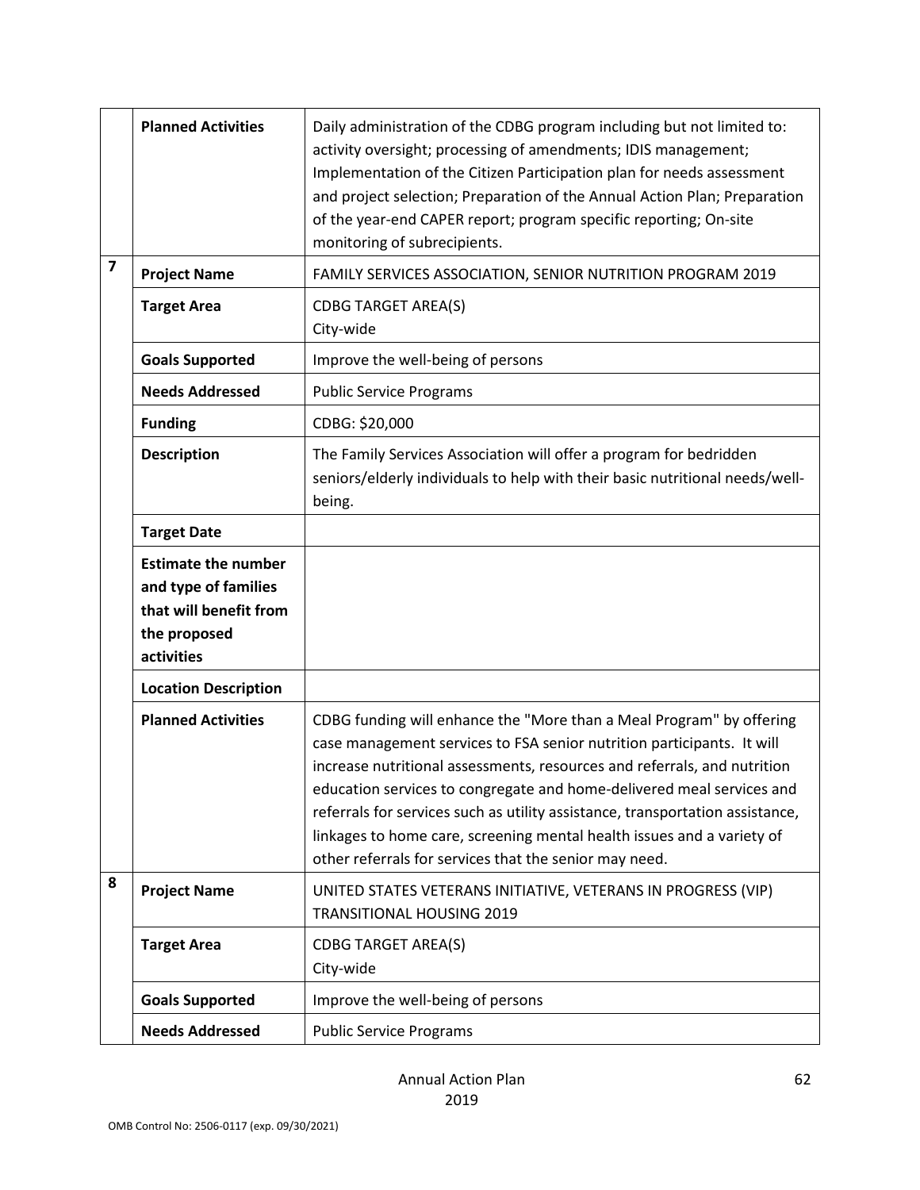| | | |
|---|---|---|
| | **Planned Activities** | Daily administration of the CDBG program including but not limited to: activity oversight; processing of amendments; IDIS management; Implementation of the Citizen Participation plan for needs assessment and project selection; Preparation of the Annual Action Plan; Preparation of the year-end CAPER report; program specific reporting; On-site monitoring of subrecipients. |
| **7** | **Project Name** | FAMILY SERVICES ASSOCIATION, SENIOR NUTRITION PROGRAM 2019 |
| | **Target Area** | CDBG TARGET AREA(S)<br>City-wide |
| | **Goals Supported** | Improve the well-being of persons |
| | **Needs Addressed** | Public Service Programs |
| | **Funding** | CDBG: $20,000 |
| | **Description** | The Family Services Association will offer a program for bedridden seniors/elderly individuals to help with their basic nutritional needs/well-being. |
| | **Target Date** | |
| | **Estimate the number and type of families that will benefit from the proposed activities** | |
| | **Location Description** | |
| | **Planned Activities** | CDBG funding will enhance the "More than a Meal Program" by offering case management services to FSA senior nutrition participants. It will increase nutritional assessments, resources and referrals, and nutrition education services to congregate and home-delivered meal services and referrals for services such as utility assistance, transportation assistance, linkages to home care, screening mental health issues and a variety of other referrals for services that the senior may need. |
| **8** | **Project Name** | UNITED STATES VETERANS INITIATIVE, VETERANS IN PROGRESS (VIP) TRANSITIONAL HOUSING 2019 |
| | **Target Area** | CDBG TARGET AREA(S)<br>City-wide |
| | **Goals Supported** | Improve the well-being of persons |
| | **Needs Addressed** | Public Service Programs |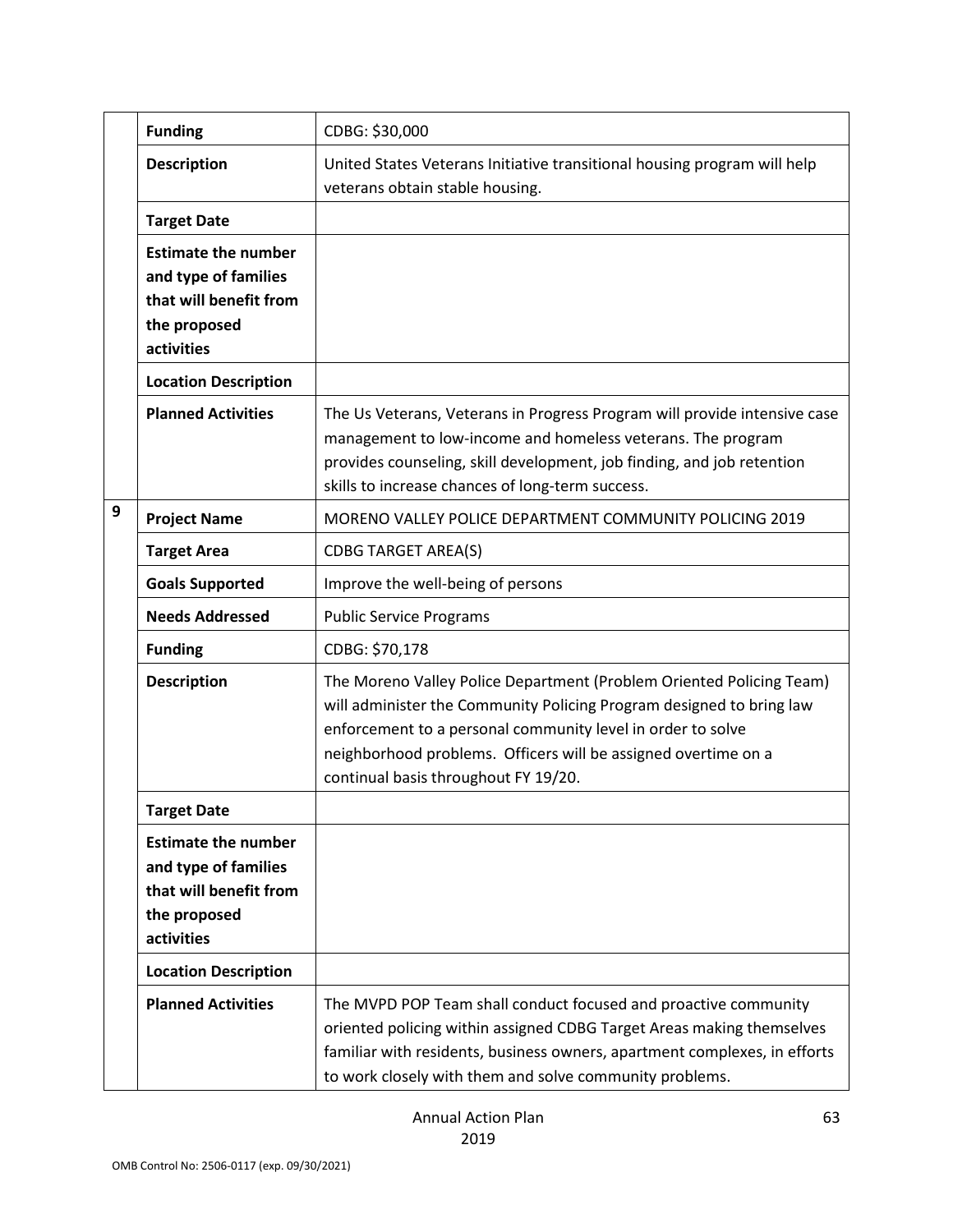| | | |
|---|---|---|
| | **Funding** | CDBG: $30,000 |
| | **Description** | United States Veterans Initiative transitional housing program will help veterans obtain stable housing. |
| | **Target Date** | |
| | **Estimate the number and type of families that will benefit from the proposed activities** | |
| | **Location Description** | |
| | **Planned Activities** | The Us Veterans, Veterans in Progress Program will provide intensive case management to low-income and homeless veterans. The program provides counseling, skill development, job finding, and job retention skills to increase chances of long-term success. |
| 9 | **Project Name** | MORENO VALLEY POLICE DEPARTMENT COMMUNITY POLICING 2019 |
| | **Target Area** | CDBG TARGET AREA(S) |
| | **Goals Supported** | Improve the well-being of persons |
| | **Needs Addressed** | Public Service Programs |
| | **Funding** | CDBG: $70,178 |
| | **Description** | The Moreno Valley Police Department (Problem Oriented Policing Team) will administer the Community Policing Program designed to bring law enforcement to a personal community level in order to solve neighborhood problems. Officers will be assigned overtime on a continual basis throughout FY 19/20. |
| | **Target Date** | |
| | **Estimate the number and type of families that will benefit from the proposed activities** | |
| | **Location Description** | |
| | **Planned Activities** | The MVPD POP Team shall conduct focused and proactive community oriented policing within assigned CDBG Target Areas making themselves familiar with residents, business owners, apartment complexes, in efforts to work closely with them and solve community problems. |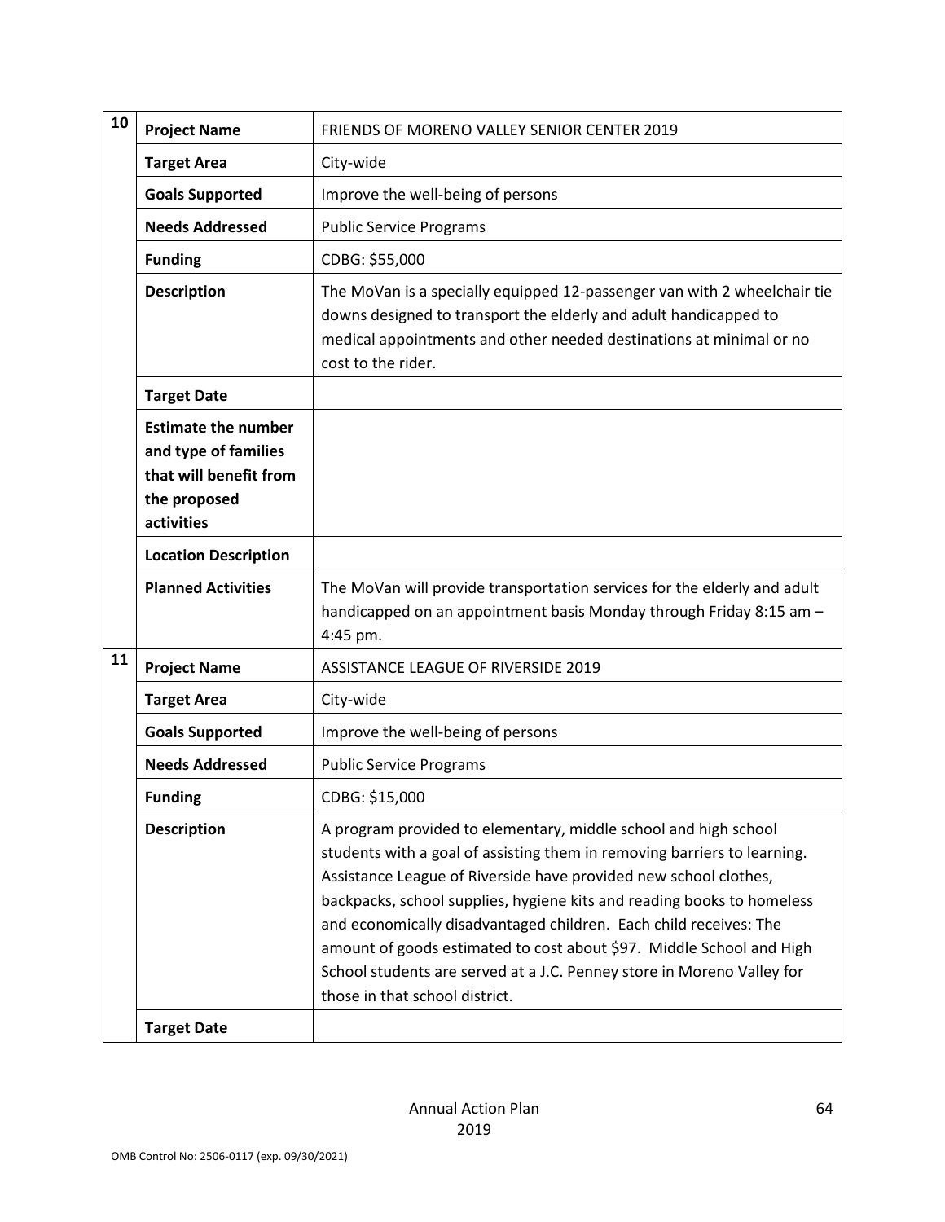| | | |
|---|---|---|
| 10 | **Project Name** | FRIENDS OF MORENO VALLEY SENIOR CENTER 2019 |
| | **Target Area** | City-wide |
| | **Goals Supported** | Improve the well-being of persons |
| | **Needs Addressed** | Public Service Programs |
| | **Funding** | CDBG: $55,000 |
| | **Description** | The MoVan is a specially equipped 12-passenger van with 2 wheelchair tie downs designed to transport the elderly and adult handicapped to medical appointments and other needed destinations at minimal or no cost to the rider. |
| | **Target Date** | |
| | **Estimate the number and type of families that will benefit from the proposed activities** | |
| | **Location Description** | |
| | **Planned Activities** | The MoVan will provide transportation services for the elderly and adult handicapped on an appointment basis Monday through Friday 8:15 am – 4:45 pm. |
| 11 | **Project Name** | ASSISTANCE LEAGUE OF RIVERSIDE 2019 |
| | **Target Area** | City-wide |
| | **Goals Supported** | Improve the well-being of persons |
| | **Needs Addressed** | Public Service Programs |
| | **Funding** | CDBG: $15,000 |
| | **Description** | A program provided to elementary, middle school and high school students with a goal of assisting them in removing barriers to learning. Assistance League of Riverside have provided new school clothes, backpacks, school supplies, hygiene kits and reading books to homeless and economically disadvantaged children. Each child receives: The amount of goods estimated to cost about $97. Middle School and High School students are served at a J.C. Penney store in Moreno Valley for those in that school district. |
| | **Target Date** | |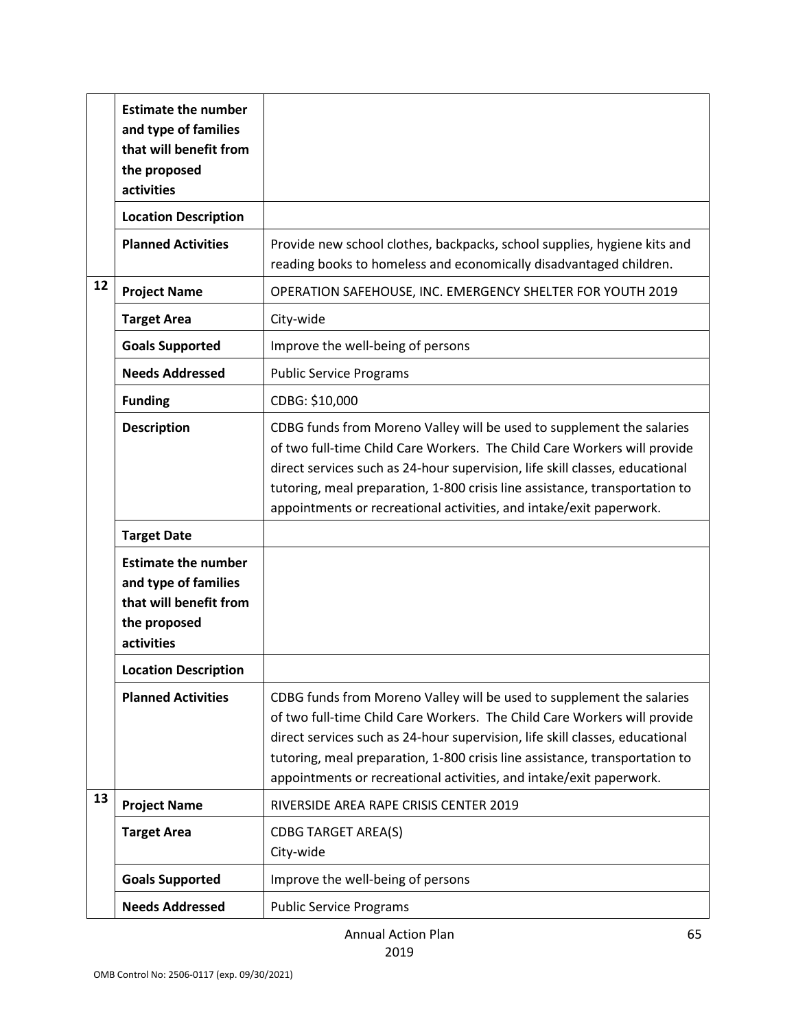| | | |
|---|---|---|
| | **Estimate the number and type of families that will benefit from the proposed activities** | |
| | **Location Description** | |
| | **Planned Activities** | Provide new school clothes, backpacks, school supplies, hygiene kits and reading books to homeless and economically disadvantaged children. |
| 12 | **Project Name** | OPERATION SAFEHOUSE, INC. EMERGENCY SHELTER FOR YOUTH 2019 |
| | **Target Area** | City-wide |
| | **Goals Supported** | Improve the well-being of persons |
| | **Needs Addressed** | Public Service Programs |
| | **Funding** | CDBG: $10,000 |
| | **Description** | CDBG funds from Moreno Valley will be used to supplement the salaries of two full-time Child Care Workers. The Child Care Workers will provide direct services such as 24-hour supervision, life skill classes, educational tutoring, meal preparation, 1-800 crisis line assistance, transportation to appointments or recreational activities, and intake/exit paperwork. |
| | **Target Date** | |
| | **Estimate the number and type of families that will benefit from the proposed activities** | |
| | **Location Description** | |
| | **Planned Activities** | CDBG funds from Moreno Valley will be used to supplement the salaries of two full-time Child Care Workers. The Child Care Workers will provide direct services such as 24-hour supervision, life skill classes, educational tutoring, meal preparation, 1-800 crisis line assistance, transportation to appointments or recreational activities, and intake/exit paperwork. |
| 13 | **Project Name** | RIVERSIDE AREA RAPE CRISIS CENTER 2019 |
| | **Target Area** | CDBG TARGET AREA(S)<br>City-wide |
| | **Goals Supported** | Improve the well-being of persons |
| | **Needs Addressed** | Public Service Programs |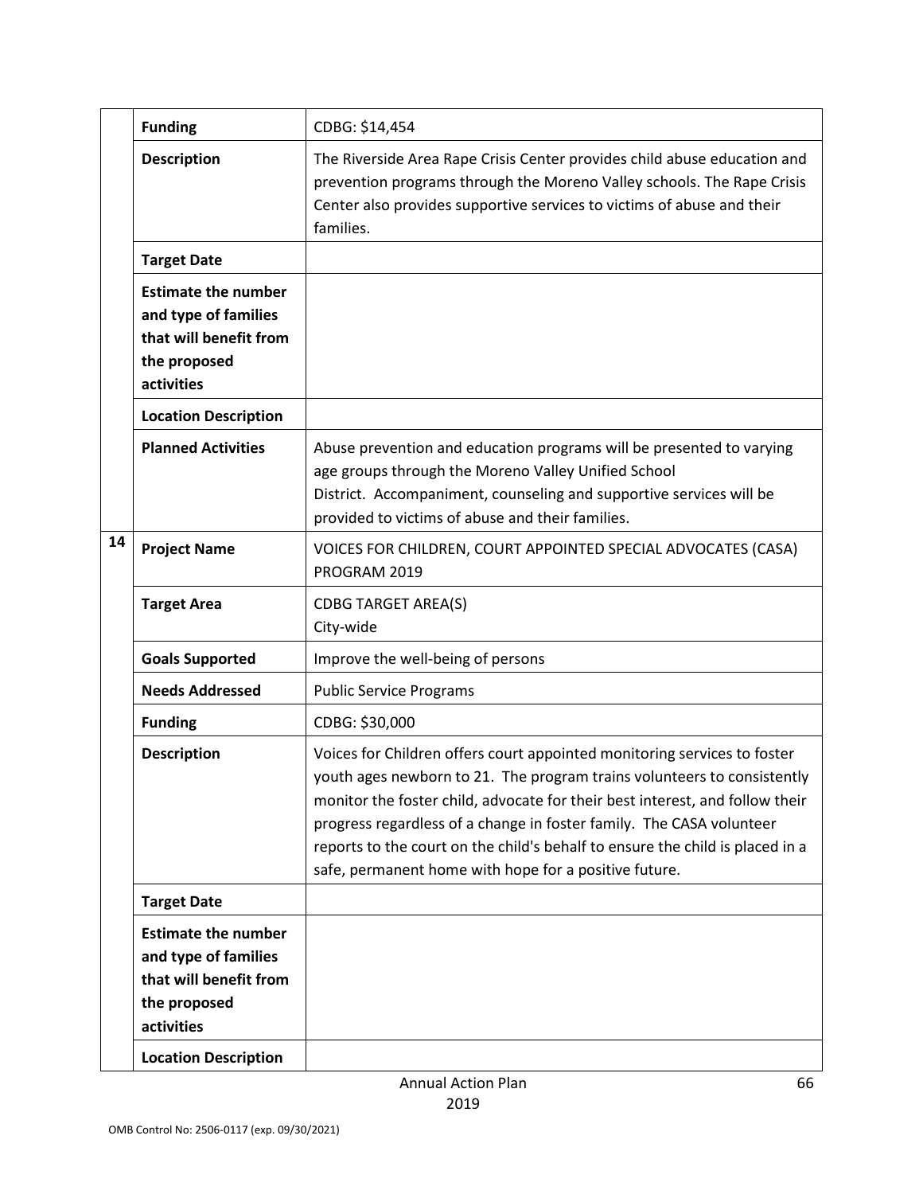| | | |
|---|---|---|
| | **Funding** | CDBG: $14,454 |
| | **Description** | The Riverside Area Rape Crisis Center provides child abuse education and prevention programs through the Moreno Valley schools. The Rape Crisis Center also provides supportive services to victims of abuse and their families. |
| | **Target Date** | |
| | **Estimate the number and type of families that will benefit from the proposed activities** | |
| | **Location Description** | |
| | **Planned Activities** | Abuse prevention and education programs will be presented to varying age groups through the Moreno Valley Unified School District. Accompaniment, counseling and supportive services will be provided to victims of abuse and their families. |
| 14 | **Project Name** | VOICES FOR CHILDREN, COURT APPOINTED SPECIAL ADVOCATES (CASA) PROGRAM 2019 |
| | **Target Area** | CDBG TARGET AREA(S)<br>City-wide |
| | **Goals Supported** | Improve the well-being of persons |
| | **Needs Addressed** | Public Service Programs |
| | **Funding** | CDBG: $30,000 |
| | **Description** | Voices for Children offers court appointed monitoring services to foster youth ages newborn to 21. The program trains volunteers to consistently monitor the foster child, advocate for their best interest, and follow their progress regardless of a change in foster family. The CASA volunteer reports to the court on the child's behalf to ensure the child is placed in a safe, permanent home with hope for a positive future. |
| | **Target Date** | |
| | **Estimate the number and type of families that will benefit from the proposed activities** | |
| | **Location Description** | |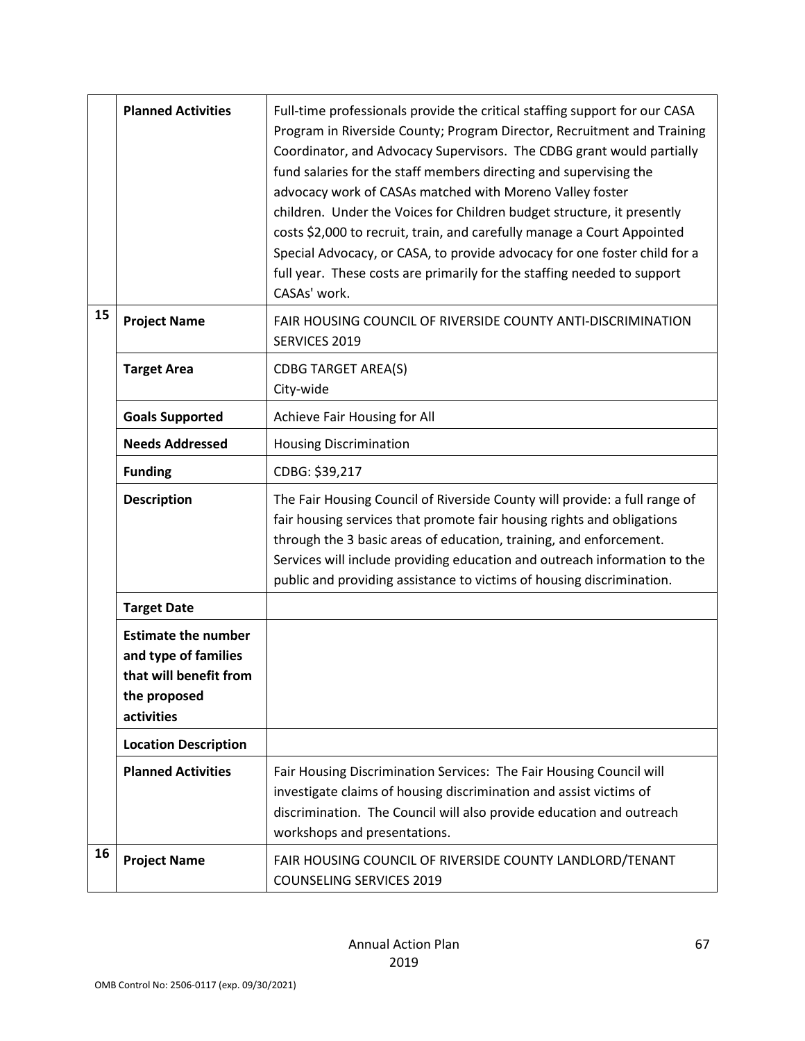| | | |
|---|---|---|
| | **Planned Activities** | Full-time professionals provide the critical staffing support for our CASA Program in Riverside County; Program Director, Recruitment and Training Coordinator, and Advocacy Supervisors. The CDBG grant would partially fund salaries for the staff members directing and supervising the advocacy work of CASAs matched with Moreno Valley foster children. Under the Voices for Children budget structure, it presently costs $2,000 to recruit, train, and carefully manage a Court Appointed Special Advocacy, or CASA, to provide advocacy for one foster child for a full year. These costs are primarily for the staffing needed to support CASAs' work. |
| 15 | **Project Name** | FAIR HOUSING COUNCIL OF RIVERSIDE COUNTY ANTI-DISCRIMINATION SERVICES 2019 |
| | **Target Area** | CDBG TARGET AREA(S)<br>City-wide |
| | **Goals Supported** | Achieve Fair Housing for All |
| | **Needs Addressed** | Housing Discrimination |
| | **Funding** | CDBG: $39,217 |
| | **Description** | The Fair Housing Council of Riverside County will provide: a full range of fair housing services that promote fair housing rights and obligations through the 3 basic areas of education, training, and enforcement. Services will include providing education and outreach information to the public and providing assistance to victims of housing discrimination. |
| | **Target Date** | |
| | **Estimate the number and type of families that will benefit from the proposed activities** | |
| | **Location Description** | |
| | **Planned Activities** | Fair Housing Discrimination Services: The Fair Housing Council will investigate claims of housing discrimination and assist victims of discrimination. The Council will also provide education and outreach workshops and presentations. |
| 16 | **Project Name** | FAIR HOUSING COUNCIL OF RIVERSIDE COUNTY LANDLORD/TENANT COUNSELING SERVICES 2019 |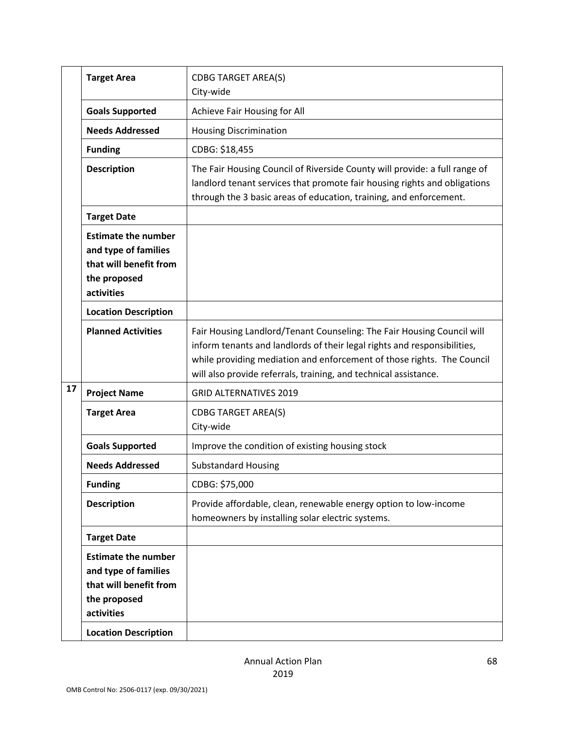| | | |
|---|---|---|
| | **Target Area** | CDBG TARGET AREA(S)<br>City-wide |
| | **Goals Supported** | Achieve Fair Housing for All |
| | **Needs Addressed** | Housing Discrimination |
| | **Funding** | CDBG: $18,455 |
| | **Description** | The Fair Housing Council of Riverside County will provide: a full range of landlord tenant services that promote fair housing rights and obligations through the 3 basic areas of education, training, and enforcement. |
| | **Target Date** | |
| | **Estimate the number and type of families that will benefit from the proposed activities** | |
| | **Location Description** | |
| | **Planned Activities** | Fair Housing Landlord/Tenant Counseling: The Fair Housing Council will inform tenants and landlords of their legal rights and responsibilities, while providing mediation and enforcement of those rights. The Council will also provide referrals, training, and technical assistance. |
| **17** | **Project Name** | GRID ALTERNATIVES 2019 |
| | **Target Area** | CDBG TARGET AREA(S)<br>City-wide |
| | **Goals Supported** | Improve the condition of existing housing stock |
| | **Needs Addressed** | Substandard Housing |
| | **Funding** | CDBG: $75,000 |
| | **Description** | Provide affordable, clean, renewable energy option to low-income homeowners by installing solar electric systems. |
| | **Target Date** | |
| | **Estimate the number and type of families that will benefit from the proposed activities** | |
| | **Location Description** | |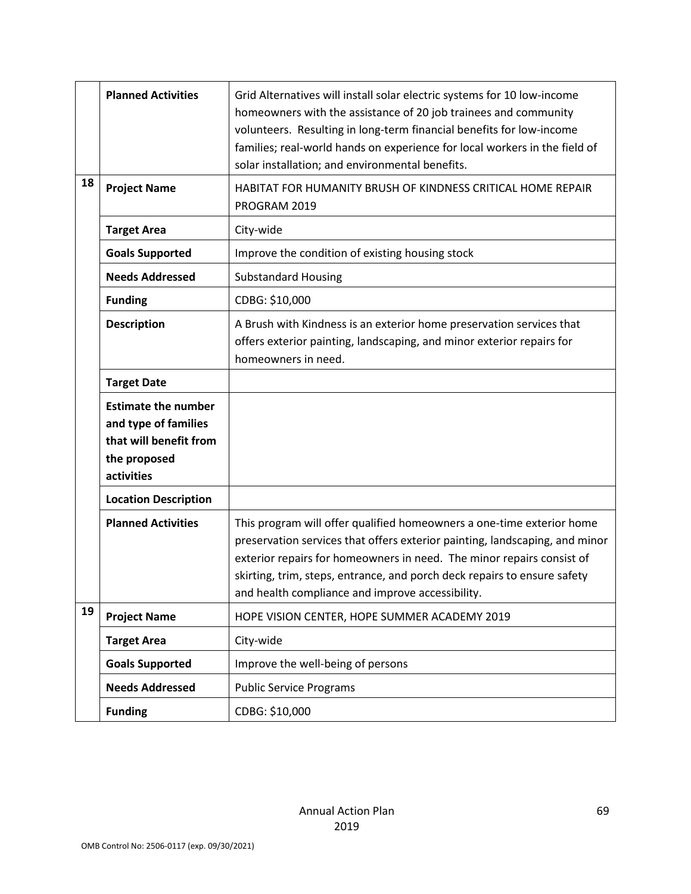| | | |
|---|---|---|
| | **Planned Activities** | Grid Alternatives will install solar electric systems for 10 low-income homeowners with the assistance of 20 job trainees and community volunteers. Resulting in long-term financial benefits for low-income families; real-world hands on experience for local workers in the field of solar installation; and environmental benefits. |
| **18** | **Project Name** | HABITAT FOR HUMANITY BRUSH OF KINDNESS CRITICAL HOME REPAIR PROGRAM 2019 |
| | **Target Area** | City-wide |
| | **Goals Supported** | Improve the condition of existing housing stock |
| | **Needs Addressed** | Substandard Housing |
| | **Funding** | CDBG: $10,000 |
| | **Description** | A Brush with Kindness is an exterior home preservation services that offers exterior painting, landscaping, and minor exterior repairs for homeowners in need. |
| | **Target Date** | |
| | **Estimate the number and type of families that will benefit from the proposed activities** | |
| | **Location Description** | |
| | **Planned Activities** | This program will offer qualified homeowners a one-time exterior home preservation services that offers exterior painting, landscaping, and minor exterior repairs for homeowners in need. The minor repairs consist of skirting, trim, steps, entrance, and porch deck repairs to ensure safety and health compliance and improve accessibility. |
| **19** | **Project Name** | HOPE VISION CENTER, HOPE SUMMER ACADEMY 2019 |
| | **Target Area** | City-wide |
| | **Goals Supported** | Improve the well-being of persons |
| | **Needs Addressed** | Public Service Programs |
| | **Funding** | CDBG: $10,000 |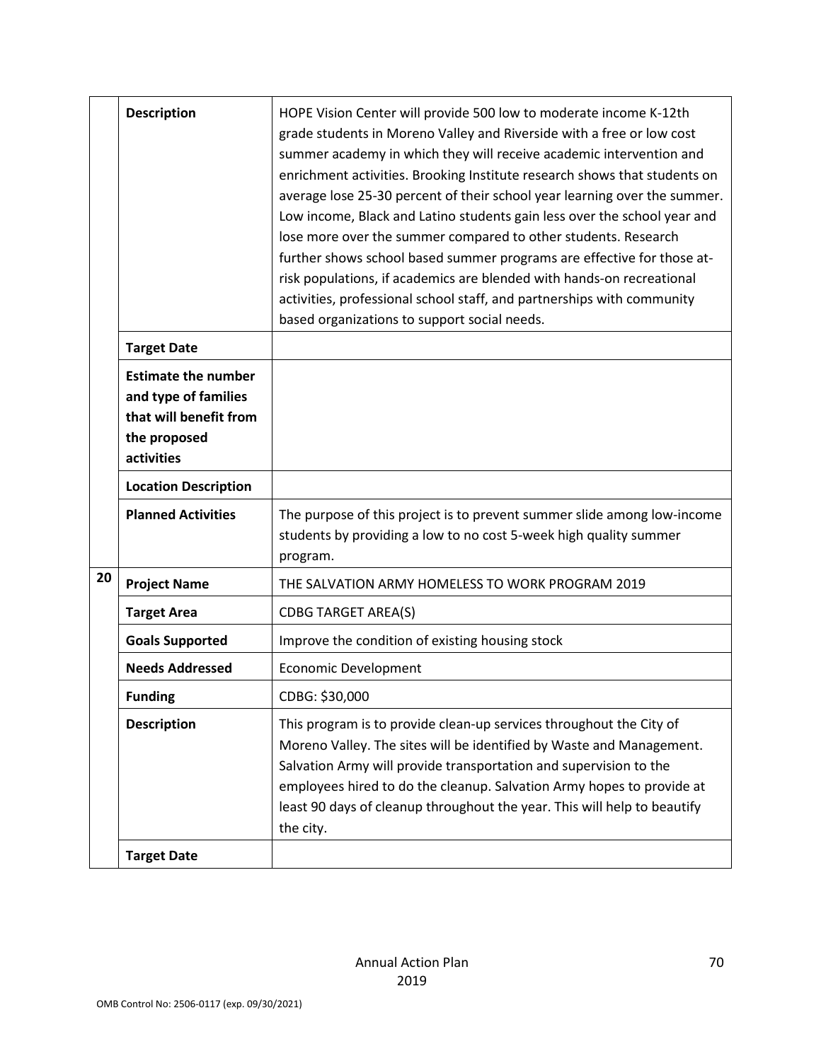| | | |
|---|---|---|
| | **Description** | HOPE Vision Center will provide 500 low to moderate income K-12th grade students in Moreno Valley and Riverside with a free or low cost summer academy in which they will receive academic intervention and enrichment activities. Brooking Institute research shows that students on average lose 25-30 percent of their school year learning over the summer. Low income, Black and Latino students gain less over the school year and lose more over the summer compared to other students. Research further shows school based summer programs are effective for those at-risk populations, if academics are blended with hands-on recreational activities, professional school staff, and partnerships with community based organizations to support social needs. |
| | **Target Date** | |
| | **Estimate the number and type of families that will benefit from the proposed activities** | |
| | **Location Description** | |
| | **Planned Activities** | The purpose of this project is to prevent summer slide among low-income students by providing a low to no cost 5-week high quality summer program. |
| **20** | **Project Name** | THE SALVATION ARMY HOMELESS TO WORK PROGRAM 2019 |
| | **Target Area** | CDBG TARGET AREA(S) |
| | **Goals Supported** | Improve the condition of existing housing stock |
| | **Needs Addressed** | Economic Development |
| | **Funding** | CDBG: $30,000 |
| | **Description** | This program is to provide clean-up services throughout the City of Moreno Valley. The sites will be identified by Waste and Management. Salvation Army will provide transportation and supervision to the employees hired to do the cleanup. Salvation Army hopes to provide at least 90 days of cleanup throughout the year. This will help to beautify the city. |
| | **Target Date** | |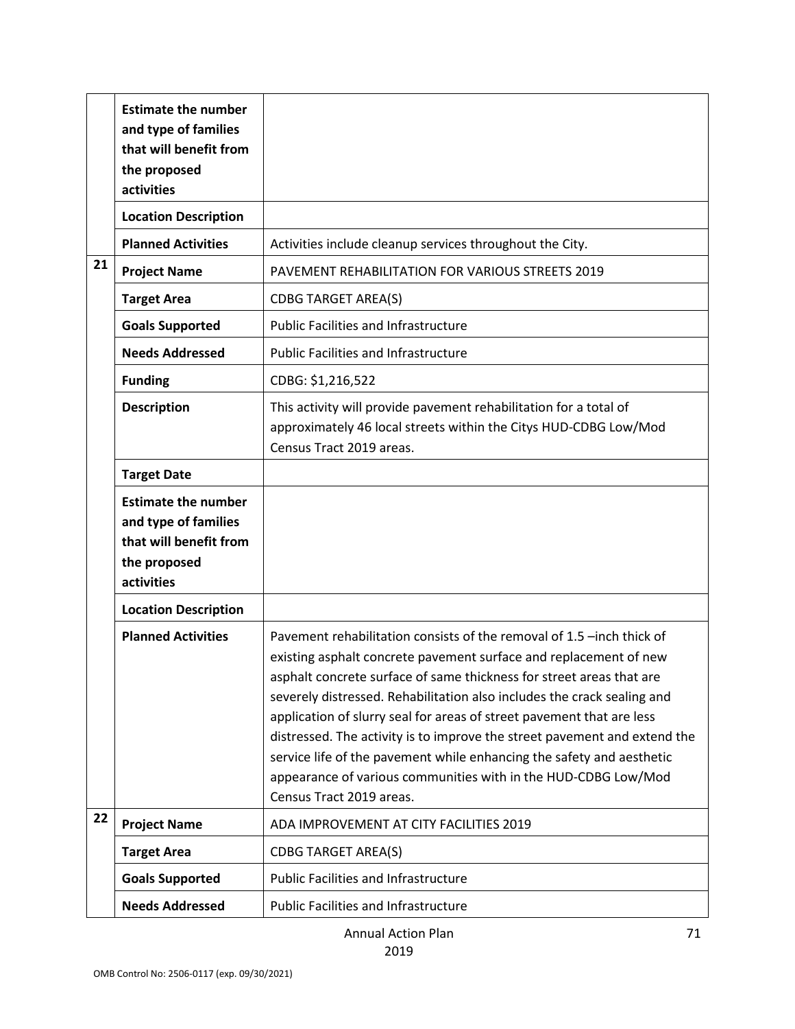| | | |
|---|---|---|
| | **Estimate the number and type of families that will benefit from the proposed activities** | |
| | **Location Description** | |
| | **Planned Activities** | Activities include cleanup services throughout the City. |
| **21** | **Project Name** | PAVEMENT REHABILITATION FOR VARIOUS STREETS 2019 |
| | **Target Area** | CDBG TARGET AREA(S) |
| | **Goals Supported** | Public Facilities and Infrastructure |
| | **Needs Addressed** | Public Facilities and Infrastructure |
| | **Funding** | CDBG: $1,216,522 |
| | **Description** | This activity will provide pavement rehabilitation for a total of approximately 46 local streets within the Citys HUD-CDBG Low/Mod Census Tract 2019 areas. |
| | **Target Date** | |
| | **Estimate the number and type of families that will benefit from the proposed activities** | |
| | **Location Description** | |
| | **Planned Activities** | Pavement rehabilitation consists of the removal of 1.5 –inch thick of existing asphalt concrete pavement surface and replacement of new asphalt concrete surface of same thickness for street areas that are severely distressed. Rehabilitation also includes the crack sealing and application of slurry seal for areas of street pavement that are less distressed. The activity is to improve the street pavement and extend the service life of the pavement while enhancing the safety and aesthetic appearance of various communities with in the HUD-CDBG Low/Mod Census Tract 2019 areas. |
| **22** | **Project Name** | ADA IMPROVEMENT AT CITY FACILITIES 2019 |
| | **Target Area** | CDBG TARGET AREA(S) |
| | **Goals Supported** | Public Facilities and Infrastructure |
| | **Needs Addressed** | Public Facilities and Infrastructure |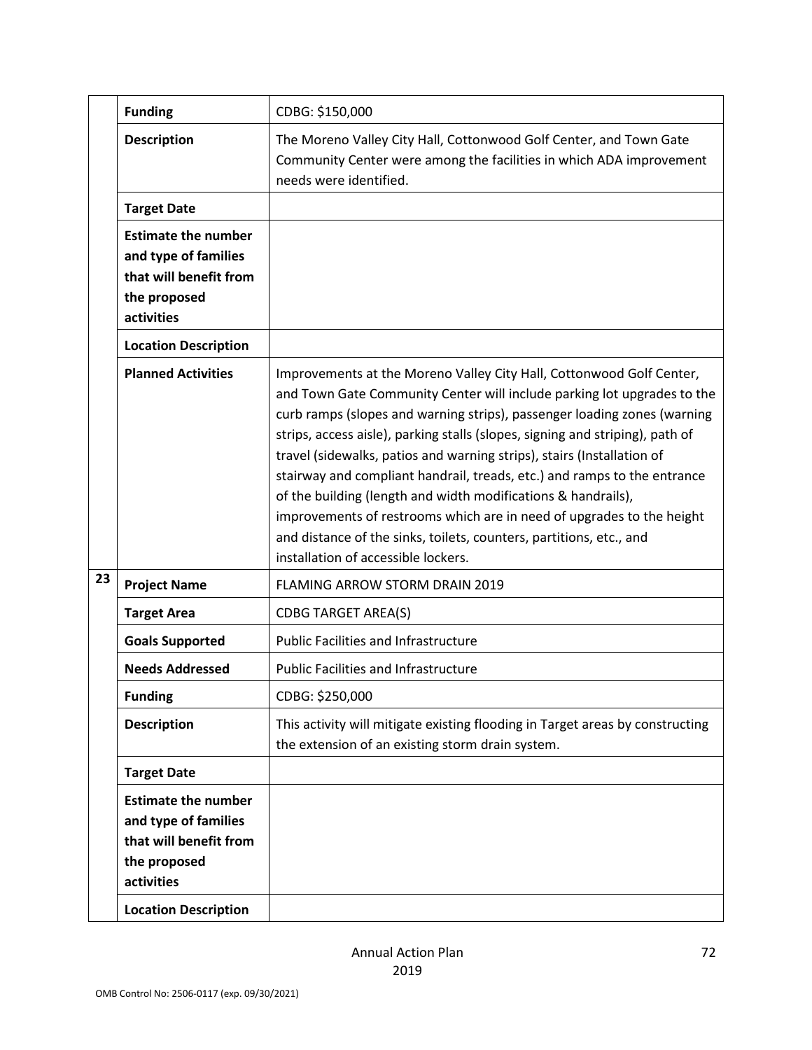| | | |
|---|---|---|
| | **Funding** | CDBG: $150,000 |
| | **Description** | The Moreno Valley City Hall, Cottonwood Golf Center, and Town Gate Community Center were among the facilities in which ADA improvement needs were identified. |
| | **Target Date** | |
| | **Estimate the number and type of families that will benefit from the proposed activities** | |
| | **Location Description** | |
| | **Planned Activities** | Improvements at the Moreno Valley City Hall, Cottonwood Golf Center, and Town Gate Community Center will include parking lot upgrades to the curb ramps (slopes and warning strips), passenger loading zones (warning strips, access aisle), parking stalls (slopes, signing and striping), path of travel (sidewalks, patios and warning strips), stairs (Installation of stairway and compliant handrail, treads, etc.) and ramps to the entrance of the building (length and width modifications & handrails), improvements of restrooms which are in need of upgrades to the height and distance of the sinks, toilets, counters, partitions, etc., and installation of accessible lockers. |
| **23** | **Project Name** | FLAMING ARROW STORM DRAIN 2019 |
| | **Target Area** | CDBG TARGET AREA(S) |
| | **Goals Supported** | Public Facilities and Infrastructure |
| | **Needs Addressed** | Public Facilities and Infrastructure |
| | **Funding** | CDBG: $250,000 |
| | **Description** | This activity will mitigate existing flooding in Target areas by constructing the extension of an existing storm drain system. |
| | **Target Date** | |
| | **Estimate the number and type of families that will benefit from the proposed activities** | |
| | **Location Description** | |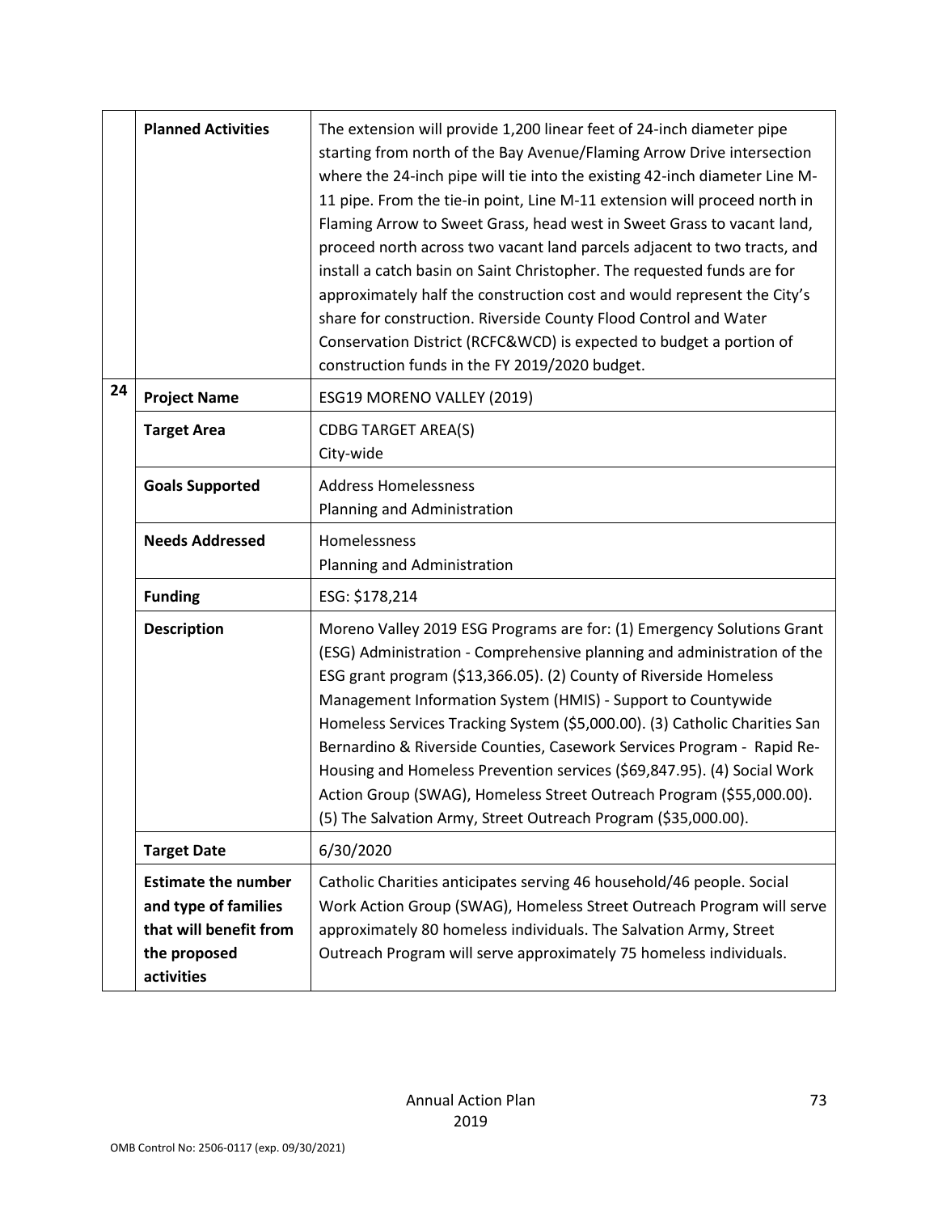| | | |
|---|---|---|
| | **Planned Activities** | The extension will provide 1,200 linear feet of 24-inch diameter pipe starting from north of the Bay Avenue/Flaming Arrow Drive intersection where the 24-inch pipe will tie into the existing 42-inch diameter Line M-11 pipe. From the tie-in point, Line M-11 extension will proceed north in Flaming Arrow to Sweet Grass, head west in Sweet Grass to vacant land, proceed north across two vacant land parcels adjacent to two tracts, and install a catch basin on Saint Christopher. The requested funds are for approximately half the construction cost and would represent the City's share for construction. Riverside County Flood Control and Water Conservation District (RCFC&WCD) is expected to budget a portion of construction funds in the FY 2019/2020 budget. |
| 24 | **Project Name** | ESG19 MORENO VALLEY (2019) |
| | **Target Area** | CDBG TARGET AREA(S)<br>City-wide |
| | **Goals Supported** | Address Homelessness<br>Planning and Administration |
| | **Needs Addressed** | Homelessness<br>Planning and Administration |
| | **Funding** | ESG: $178,214 |
| | **Description** | Moreno Valley 2019 ESG Programs are for: (1) Emergency Solutions Grant (ESG) Administration - Comprehensive planning and administration of the ESG grant program ($13,366.05). (2) County of Riverside Homeless Management Information System (HMIS) - Support to Countywide Homeless Services Tracking System ($5,000.00). (3) Catholic Charities San Bernardino & Riverside Counties, Casework Services Program - Rapid Re-Housing and Homeless Prevention services ($69,847.95). (4) Social Work Action Group (SWAG), Homeless Street Outreach Program ($55,000.00). (5) The Salvation Army, Street Outreach Program ($35,000.00). |
| | **Target Date** | 6/30/2020 |
| | **Estimate the number and type of families that will benefit from the proposed activities** | Catholic Charities anticipates serving 46 household/46 people. Social Work Action Group (SWAG), Homeless Street Outreach Program will serve approximately 80 homeless individuals. The Salvation Army, Street Outreach Program will serve approximately 75 homeless individuals. |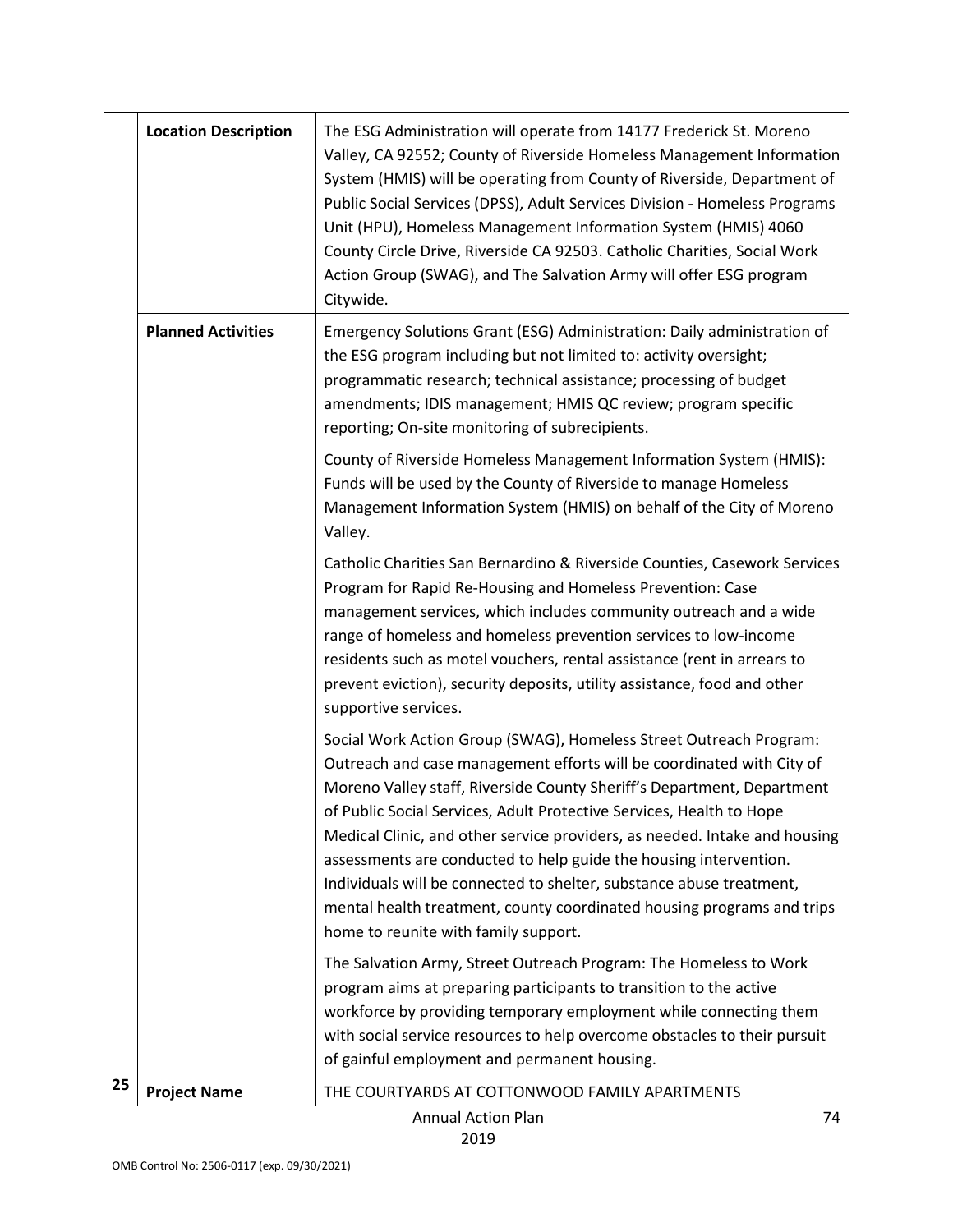| | | |
|---|---|---|
| | **Location Description** | The ESG Administration will operate from 14177 Frederick St. Moreno Valley, CA 92552; County of Riverside Homeless Management Information System (HMIS) will be operating from County of Riverside, Department of Public Social Services (DPSS), Adult Services Division - Homeless Programs Unit (HPU), Homeless Management Information System (HMIS) 4060 County Circle Drive, Riverside CA 92503. Catholic Charities, Social Work Action Group (SWAG), and The Salvation Army will offer ESG program Citywide. |
| | **Planned Activities** | Emergency Solutions Grant (ESG) Administration: Daily administration of the ESG program including but not limited to: activity oversight; programmatic research; technical assistance; processing of budget amendments; IDIS management; HMIS QC review; program specific reporting; On-site monitoring of subrecipients.<br><br>County of Riverside Homeless Management Information System (HMIS): Funds will be used by the County of Riverside to manage Homeless Management Information System (HMIS) on behalf of the City of Moreno Valley.<br><br>Catholic Charities San Bernardino & Riverside Counties, Casework Services Program for Rapid Re-Housing and Homeless Prevention: Case management services, which includes community outreach and a wide range of homeless and homeless prevention services to low-income residents such as motel vouchers, rental assistance (rent in arrears to prevent eviction), security deposits, utility assistance, food and other supportive services.<br><br>Social Work Action Group (SWAG), Homeless Street Outreach Program: Outreach and case management efforts will be coordinated with City of Moreno Valley staff, Riverside County Sheriff's Department, Department of Public Social Services, Adult Protective Services, Health to Hope Medical Clinic, and other service providers, as needed. Intake and housing assessments are conducted to help guide the housing intervention. Individuals will be connected to shelter, substance abuse treatment, mental health treatment, county coordinated housing programs and trips home to reunite with family support.<br><br>The Salvation Army, Street Outreach Program: The Homeless to Work program aims at preparing participants to transition to the active workforce by providing temporary employment while connecting them with social service resources to help overcome obstacles to their pursuit of gainful employment and permanent housing. |
| 25 | **Project Name** | THE COURTYARDS AT COTTONWOOD FAMILY APARTMENTS |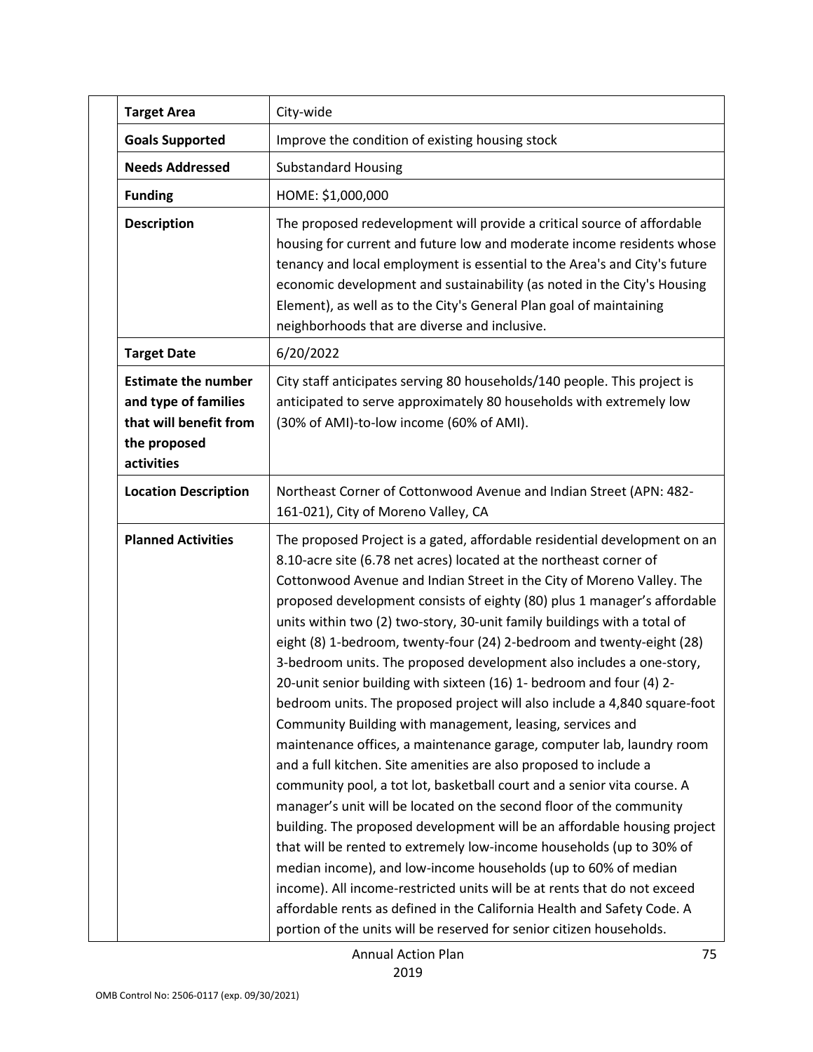| | |
|---|---|
| **Target Area** | City-wide |
| **Goals Supported** | Improve the condition of existing housing stock |
| **Needs Addressed** | Substandard Housing |
| **Funding** | HOME: $1,000,000 |
| **Description** | The proposed redevelopment will provide a critical source of affordable housing for current and future low and moderate income residents whose tenancy and local employment is essential to the Area's and City's future economic development and sustainability (as noted in the City's Housing Element), as well as to the City's General Plan goal of maintaining neighborhoods that are diverse and inclusive. |
| **Target Date** | 6/20/2022 |
| **Estimate the number and type of families that will benefit from the proposed activities** | City staff anticipates serving 80 households/140 people. This project is anticipated to serve approximately 80 households with extremely low (30% of AMI)-to-low income (60% of AMI). |
| **Location Description** | Northeast Corner of Cottonwood Avenue and Indian Street (APN: 482-161-021), City of Moreno Valley, CA |
| **Planned Activities** | The proposed Project is a gated, affordable residential development on an 8.10-acre site (6.78 net acres) located at the northeast corner of Cottonwood Avenue and Indian Street in the City of Moreno Valley. The proposed development consists of eighty (80) plus 1 manager's affordable units within two (2) two-story, 30-unit family buildings with a total of eight (8) 1-bedroom, twenty-four (24) 2-bedroom and twenty-eight (28) 3-bedroom units. The proposed development also includes a one-story, 20-unit senior building with sixteen (16) 1- bedroom and four (4) 2-bedroom units. The proposed project will also include a 4,840 square-foot Community Building with management, leasing, services and maintenance offices, a maintenance garage, computer lab, laundry room and a full kitchen. Site amenities are also proposed to include a community pool, a tot lot, basketball court and a senior vita course. A manager's unit will be located on the second floor of the community building. The proposed development will be an affordable housing project that will be rented to extremely low-income households (up to 30% of median income), and low-income households (up to 60% of median income). All income-restricted units will be at rents that do not exceed affordable rents as defined in the California Health and Safety Code. A portion of the units will be reserved for senior citizen households. |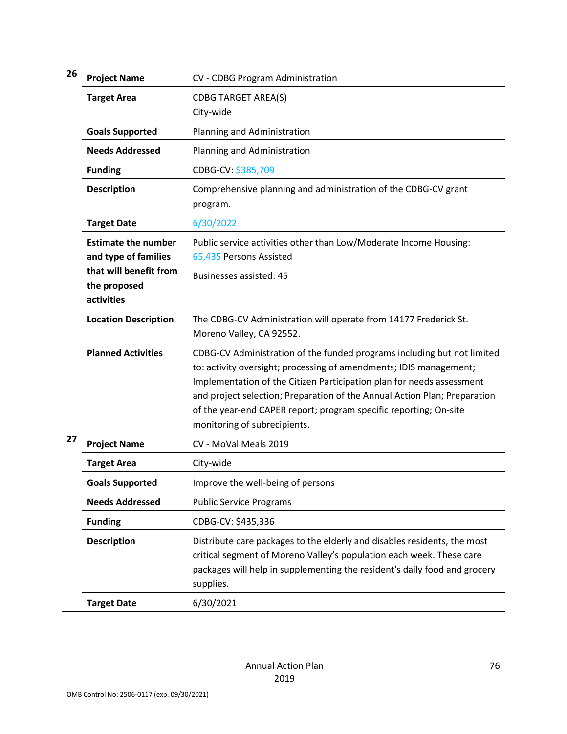| | | |
|---|---|---|
| 26 | **Project Name** | CV - CDBG Program Administration |
| | **Target Area** | CDBG TARGET AREA(S)<br>City-wide |
| | **Goals Supported** | Planning and Administration |
| | **Needs Addressed** | Planning and Administration |
| | **Funding** | CDBG-CV: $385,709 |
| | **Description** | Comprehensive planning and administration of the CDBG-CV grant program. |
| | **Target Date** | 6/30/2022 |
| | **Estimate the number and type of families that will benefit from the proposed activities** | Public service activities other than Low/Moderate Income Housing: 65,435 Persons Assisted<br>Businesses assisted: 45 |
| | **Location Description** | The CDBG-CV Administration will operate from 14177 Frederick St. Moreno Valley, CA 92552. |
| | **Planned Activities** | CDBG-CV Administration of the funded programs including but not limited to: activity oversight; processing of amendments; IDIS management; Implementation of the Citizen Participation plan for needs assessment and project selection; Preparation of the Annual Action Plan; Preparation of the year-end CAPER report; program specific reporting; On-site monitoring of subrecipients. |
| 27 | **Project Name** | CV - MoVal Meals 2019 |
| | **Target Area** | City-wide |
| | **Goals Supported** | Improve the well-being of persons |
| | **Needs Addressed** | Public Service Programs |
| | **Funding** | CDBG-CV: $435,336 |
| | **Description** | Distribute care packages to the elderly and disables residents, the most critical segment of Moreno Valley's population each week. These care packages will help in supplementing the resident's daily food and grocery supplies. |
| | **Target Date** | 6/30/2021 |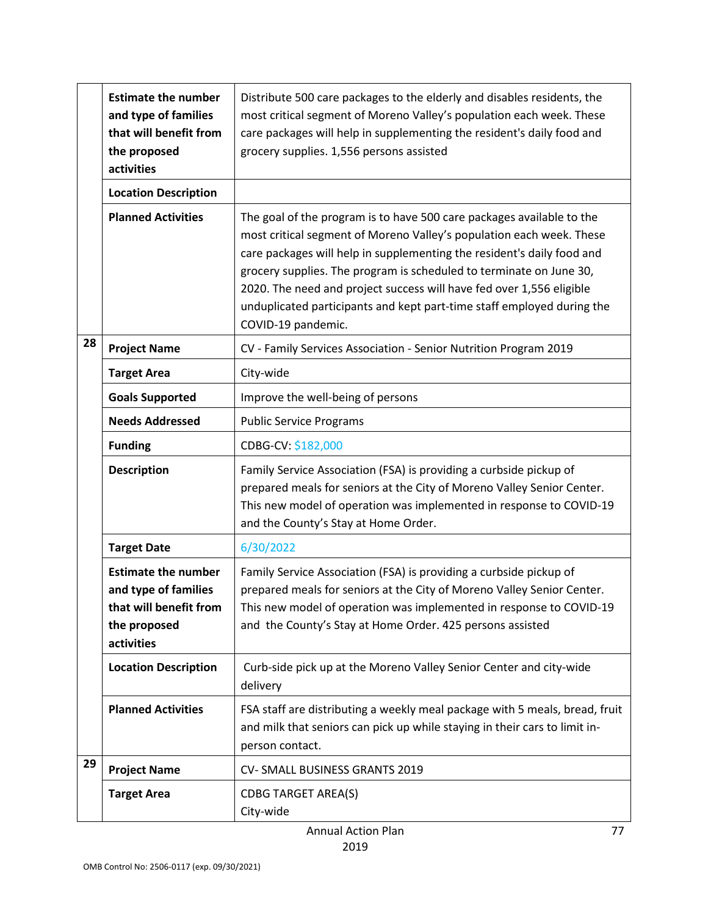| | | |
|---|---|---|
| | **Estimate the number and type of families that will benefit from the proposed activities** | Distribute 500 care packages to the elderly and disables residents, the most critical segment of Moreno Valley's population each week. These care packages will help in supplementing the resident's daily food and grocery supplies. 1,556 persons assisted |
| | **Location Description** | |
| | **Planned Activities** | The goal of the program is to have 500 care packages available to the most critical segment of Moreno Valley's population each week. These care packages will help in supplementing the resident's daily food and grocery supplies. The program is scheduled to terminate on June 30, 2020. The need and project success will have fed over 1,556 eligible unduplicated participants and kept part-time staff employed during the COVID-19 pandemic. |
| **28** | **Project Name** | CV - Family Services Association - Senior Nutrition Program 2019 |
| | **Target Area** | City-wide |
| | **Goals Supported** | Improve the well-being of persons |
| | **Needs Addressed** | Public Service Programs |
| | **Funding** | CDBG-CV: $182,000 |
| | **Description** | Family Service Association (FSA) is providing a curbside pickup of prepared meals for seniors at the City of Moreno Valley Senior Center. This new model of operation was implemented in response to COVID-19 and the County's Stay at Home Order. |
| | **Target Date** | 6/30/2022 |
| | **Estimate the number and type of families that will benefit from the proposed activities** | Family Service Association (FSA) is providing a curbside pickup of prepared meals for seniors at the City of Moreno Valley Senior Center. This new model of operation was implemented in response to COVID-19 and the County's Stay at Home Order. 425 persons assisted |
| | **Location Description** | Curb-side pick up at the Moreno Valley Senior Center and city-wide delivery |
| | **Planned Activities** | FSA staff are distributing a weekly meal package with 5 meals, bread, fruit and milk that seniors can pick up while staying in their cars to limit in-person contact. |
| **29** | **Project Name** | CV- SMALL BUSINESS GRANTS 2019 |
| | **Target Area** | CDBG TARGET AREA(S)<br>City-wide |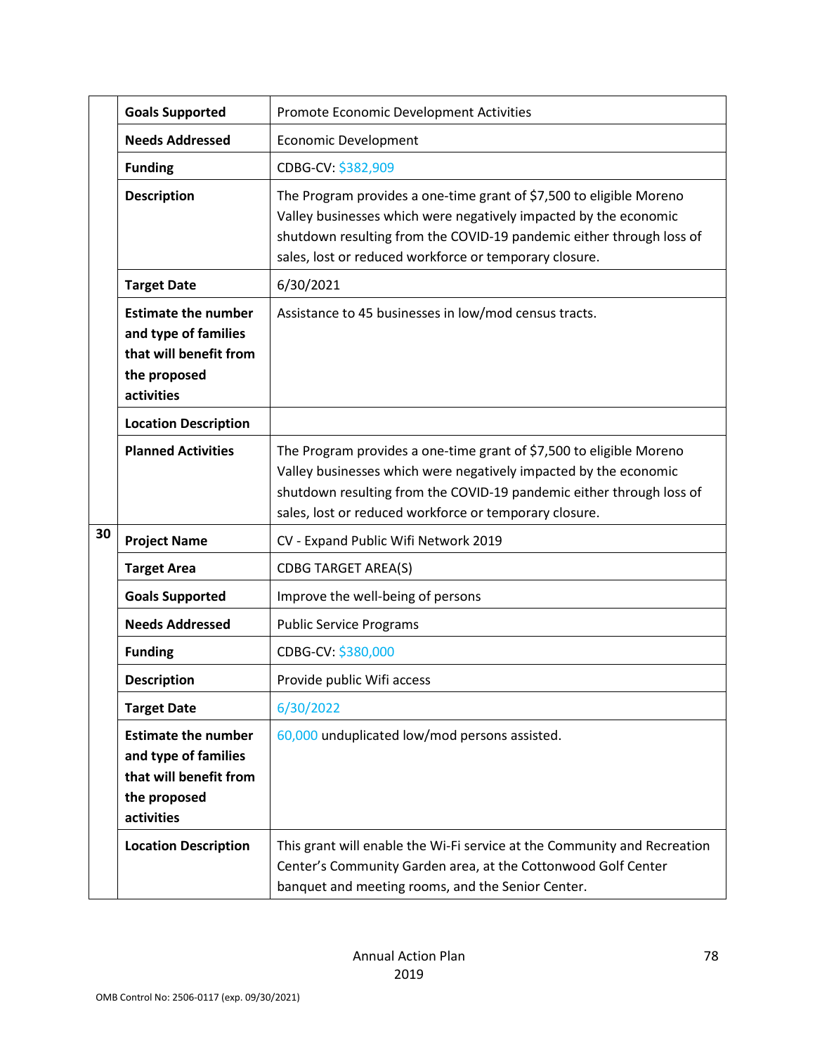| | | |
|---|---|---|
| | **Goals Supported** | Promote Economic Development Activities |
| | **Needs Addressed** | Economic Development |
| | **Funding** | CDBG-CV: $382,909 |
| | **Description** | The Program provides a one-time grant of $7,500 to eligible Moreno Valley businesses which were negatively impacted by the economic shutdown resulting from the COVID-19 pandemic either through loss of sales, lost or reduced workforce or temporary closure. |
| | **Target Date** | 6/30/2021 |
| | **Estimate the number and type of families that will benefit from the proposed activities** | Assistance to 45 businesses in low/mod census tracts. |
| | **Location Description** | |
| | **Planned Activities** | The Program provides a one-time grant of $7,500 to eligible Moreno Valley businesses which were negatively impacted by the economic shutdown resulting from the COVID-19 pandemic either through loss of sales, lost or reduced workforce or temporary closure. |
| **30** | **Project Name** | CV - Expand Public Wifi Network 2019 |
| | **Target Area** | CDBG TARGET AREA(S) |
| | **Goals Supported** | Improve the well-being of persons |
| | **Needs Addressed** | Public Service Programs |
| | **Funding** | CDBG-CV: $380,000 |
| | **Description** | Provide public Wifi access |
| | **Target Date** | 6/30/2022 |
| | **Estimate the number and type of families that will benefit from the proposed activities** | 60,000 unduplicated low/mod persons assisted. |
| | **Location Description** | This grant will enable the Wi-Fi service at the Community and Recreation Center's Community Garden area, at the Cottonwood Golf Center banquet and meeting rooms, and the Senior Center. |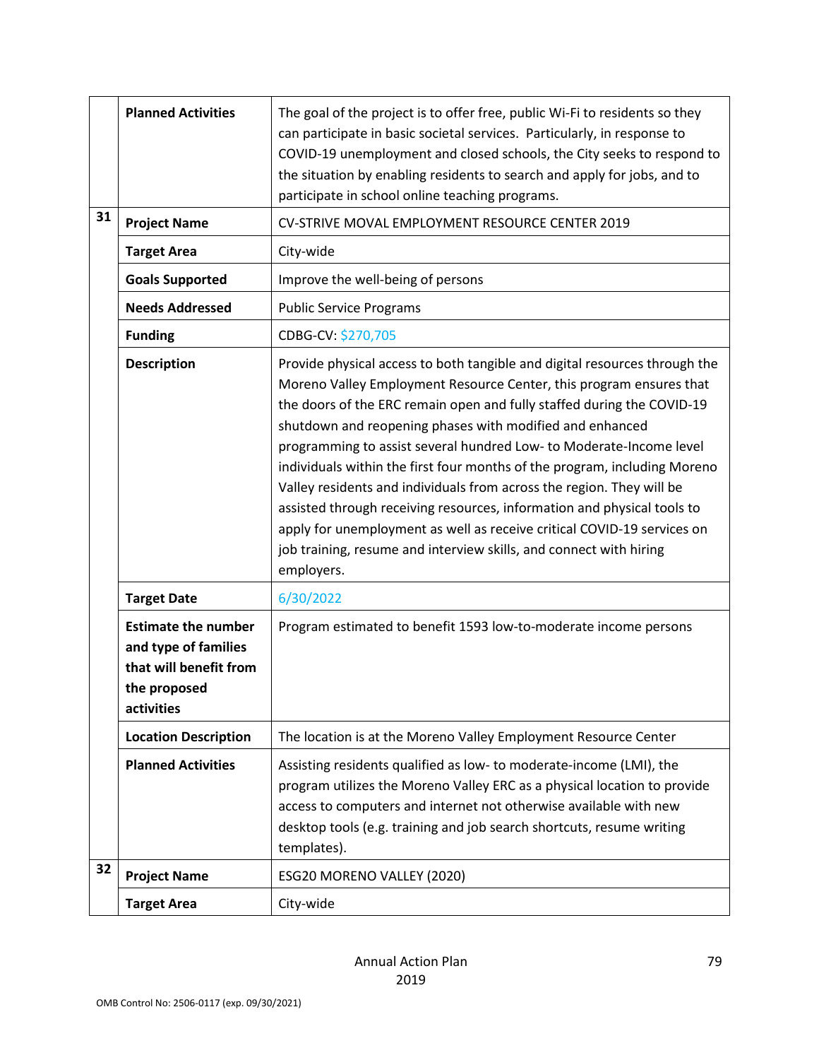| | | |
|---|---|---|
| | **Planned Activities** | The goal of the project is to offer free, public Wi-Fi to residents so they can participate in basic societal services. Particularly, in response to COVID-19 unemployment and closed schools, the City seeks to respond to the situation by enabling residents to search and apply for jobs, and to participate in school online teaching programs. |
| 31 | **Project Name** | CV-STRIVE MOVAL EMPLOYMENT RESOURCE CENTER 2019 |
| | **Target Area** | City-wide |
| | **Goals Supported** | Improve the well-being of persons |
| | **Needs Addressed** | Public Service Programs |
| | **Funding** | CDBG-CV: $270,705 |
| | **Description** | Provide physical access to both tangible and digital resources through the Moreno Valley Employment Resource Center, this program ensures that the doors of the ERC remain open and fully staffed during the COVID-19 shutdown and reopening phases with modified and enhanced programming to assist several hundred Low- to Moderate-Income level individuals within the first four months of the program, including Moreno Valley residents and individuals from across the region. They will be assisted through receiving resources, information and physical tools to apply for unemployment as well as receive critical COVID-19 services on job training, resume and interview skills, and connect with hiring employers. |
| | **Target Date** | 6/30/2022 |
| | **Estimate the number and type of families that will benefit from the proposed activities** | Program estimated to benefit 1593 low-to-moderate income persons |
| | **Location Description** | The location is at the Moreno Valley Employment Resource Center |
| | **Planned Activities** | Assisting residents qualified as low- to moderate-income (LMI), the program utilizes the Moreno Valley ERC as a physical location to provide access to computers and internet not otherwise available with new desktop tools (e.g. training and job search shortcuts, resume writing templates). |
| 32 | **Project Name** | ESG20 MORENO VALLEY (2020) |
| | **Target Area** | City-wide |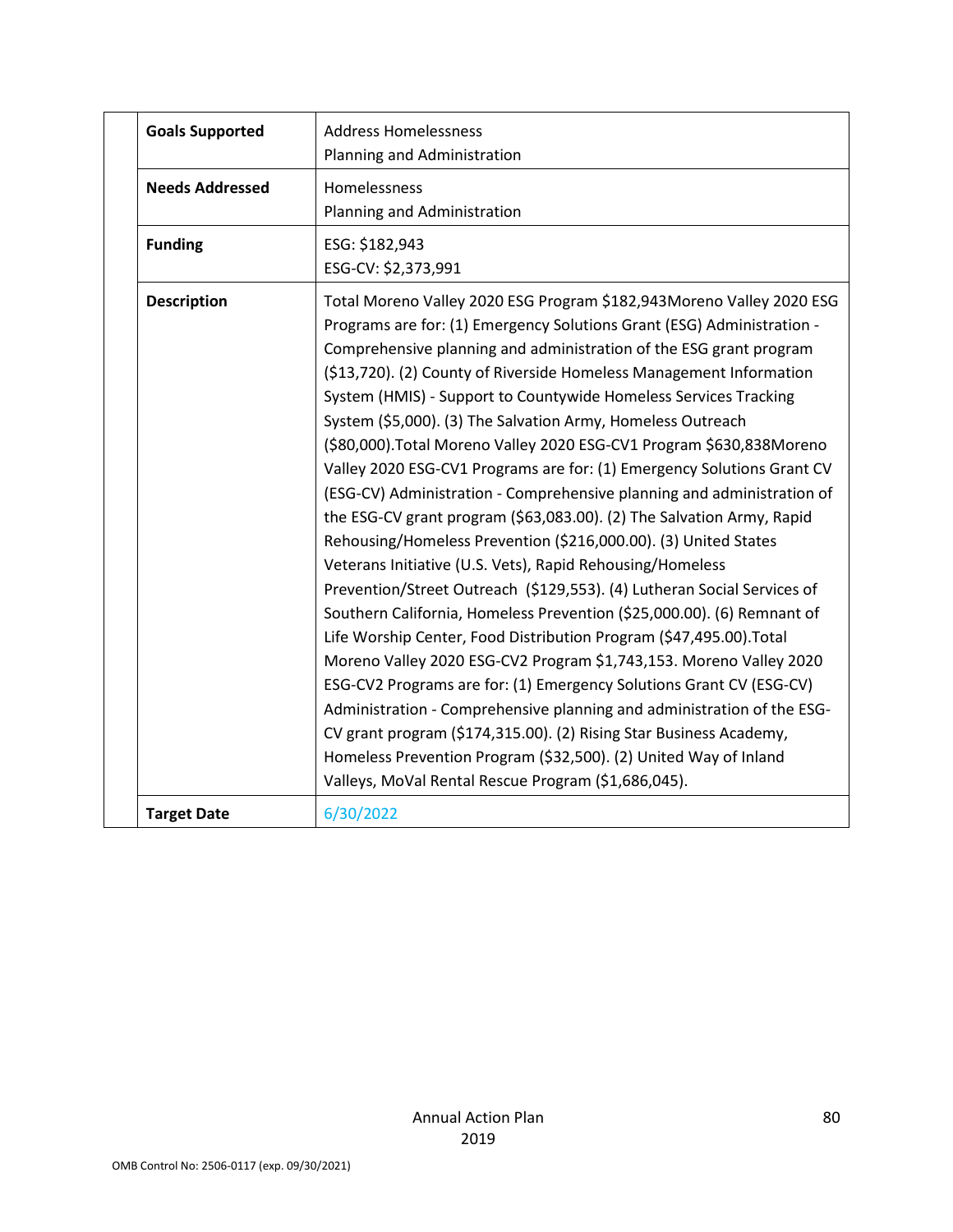| | |
|---|---|
| **Goals Supported** | Address Homelessness<br>Planning and Administration |
| **Needs Addressed** | Homelessness<br>Planning and Administration |
| **Funding** | ESG: $182,943<br>ESG-CV: $2,373,991 |
| **Description** | Total Moreno Valley 2020 ESG Program $182,943Moreno Valley 2020 ESG Programs are for: (1) Emergency Solutions Grant (ESG) Administration - Comprehensive planning and administration of the ESG grant program ($13,720). (2) County of Riverside Homeless Management Information System (HMIS) - Support to Countywide Homeless Services Tracking System ($5,000). (3) The Salvation Army, Homeless Outreach ($80,000).Total Moreno Valley 2020 ESG-CV1 Program $630,838Moreno Valley 2020 ESG-CV1 Programs are for: (1) Emergency Solutions Grant CV (ESG-CV) Administration - Comprehensive planning and administration of the ESG-CV grant program ($63,083.00). (2) The Salvation Army, Rapid Rehousing/Homeless Prevention ($216,000.00). (3) United States Veterans Initiative (U.S. Vets), Rapid Rehousing/Homeless Prevention/Street Outreach ($129,553). (4) Lutheran Social Services of Southern California, Homeless Prevention ($25,000.00). (6) Remnant of Life Worship Center, Food Distribution Program ($47,495.00).Total Moreno Valley 2020 ESG-CV2 Program $1,743,153. Moreno Valley 2020 ESG-CV2 Programs are for: (1) Emergency Solutions Grant CV (ESG-CV) Administration - Comprehensive planning and administration of the ESG-CV grant program ($174,315.00). (2) Rising Star Business Academy, Homeless Prevention Program ($32,500). (2) United Way of Inland Valleys, MoVal Rental Rescue Program ($1,686,045). |
| **Target Date** | 6/30/2022 |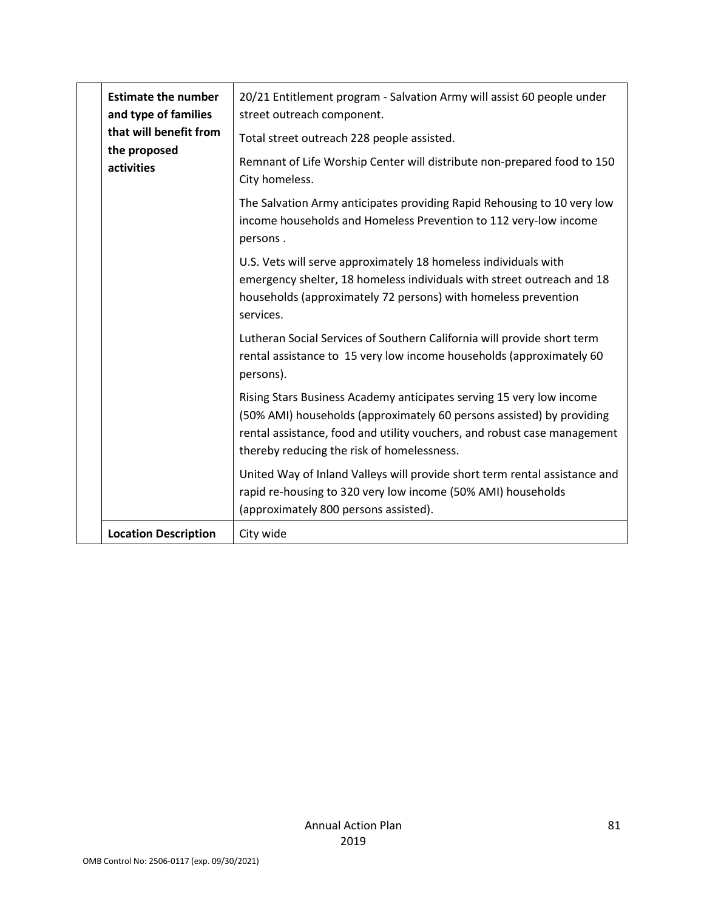| | | |
|---|---|---|
| | **Estimate the number and type of families that will benefit from the proposed activities** | 20/21 Entitlement program - Salvation Army will assist 60 people under street outreach component.<br><br>Total street outreach 228 people assisted.<br><br>Remnant of Life Worship Center will distribute non-prepared food to 150 City homeless.<br><br>The Salvation Army anticipates providing Rapid Rehousing to 10 very low income households and Homeless Prevention to 112 very-low income persons .<br><br>U.S. Vets will serve approximately 18 homeless individuals with emergency shelter, 18 homeless individuals with street outreach and 18 households (approximately 72 persons) with homeless prevention services.<br><br>Lutheran Social Services of Southern California will provide short term rental assistance to 15 very low income households (approximately 60 persons).<br><br>Rising Stars Business Academy anticipates serving 15 very low income (50% AMI) households (approximately 60 persons assisted) by providing rental assistance, food and utility vouchers, and robust case management thereby reducing the risk of homelessness.<br><br>United Way of Inland Valleys will provide short term rental assistance and rapid re-housing to 320 very low income (50% AMI) households (approximately 800 persons assisted). |
| | **Location Description** | City wide |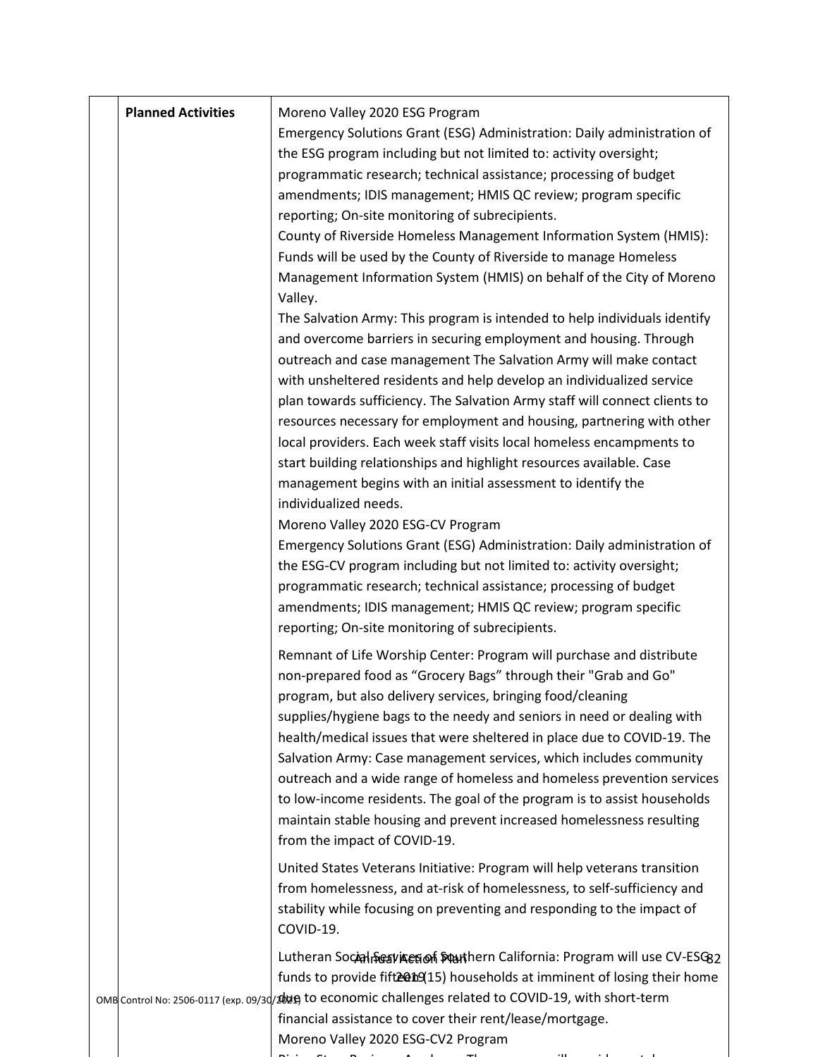| | | |
|---|---|---|
| | **Planned Activities** | Moreno Valley 2020 ESG Program<br>Emergency Solutions Grant (ESG) Administration: Daily administration of the ESG program including but not limited to: activity oversight; programmatic research; technical assistance; processing of budget amendments; IDIS management; HMIS QC review; program specific reporting; On-site monitoring of subrecipients.<br>County of Riverside Homeless Management Information System (HMIS): Funds will be used by the County of Riverside to manage Homeless Management Information System (HMIS) on behalf of the City of Moreno Valley.<br>The Salvation Army: This program is intended to help individuals identify and overcome barriers in securing employment and housing. Through outreach and case management The Salvation Army will make contact with unsheltered residents and help develop an individualized service plan towards sufficiency. The Salvation Army staff will connect clients to resources necessary for employment and housing, partnering with other local providers. Each week staff visits local homeless encampments to start building relationships and highlight resources available. Case management begins with an initial assessment to identify the individualized needs.<br>Moreno Valley 2020 ESG-CV Program<br>Emergency Solutions Grant (ESG) Administration: Daily administration of the ESG-CV program including but not limited to: activity oversight; programmatic research; technical assistance; processing of budget amendments; IDIS management; HMIS QC review; program specific reporting; On-site monitoring of subrecipients.<br><br>Remnant of Life Worship Center: Program will purchase and distribute non-prepared food as "Grocery Bags" through their "Grab and Go" program, but also delivery services, bringing food/cleaning supplies/hygiene bags to the needy and seniors in need or dealing with health/medical issues that were sheltered in place due to COVID-19. The Salvation Army: Case management services, which includes community outreach and a wide range of homeless and homeless prevention services to low-income residents. The goal of the program is to assist households maintain stable housing and prevent increased homelessness resulting from the impact of COVID-19.<br><br>United States Veterans Initiative: Program will help veterans transition from homelessness, and at-risk of homelessness, to self-sufficiency and stability while focusing on preventing and responding to the impact of COVID-19.<br><br>Lutheran Social Services of Southern California: Program will use CV-ESG funds to provide fifteen (15) households at imminent of losing their home due to economic challenges related to COVID-19, with short-term financial assistance to cover their rent/lease/mortgage.<br>Moreno Valley 2020 ESG-CV2 Program |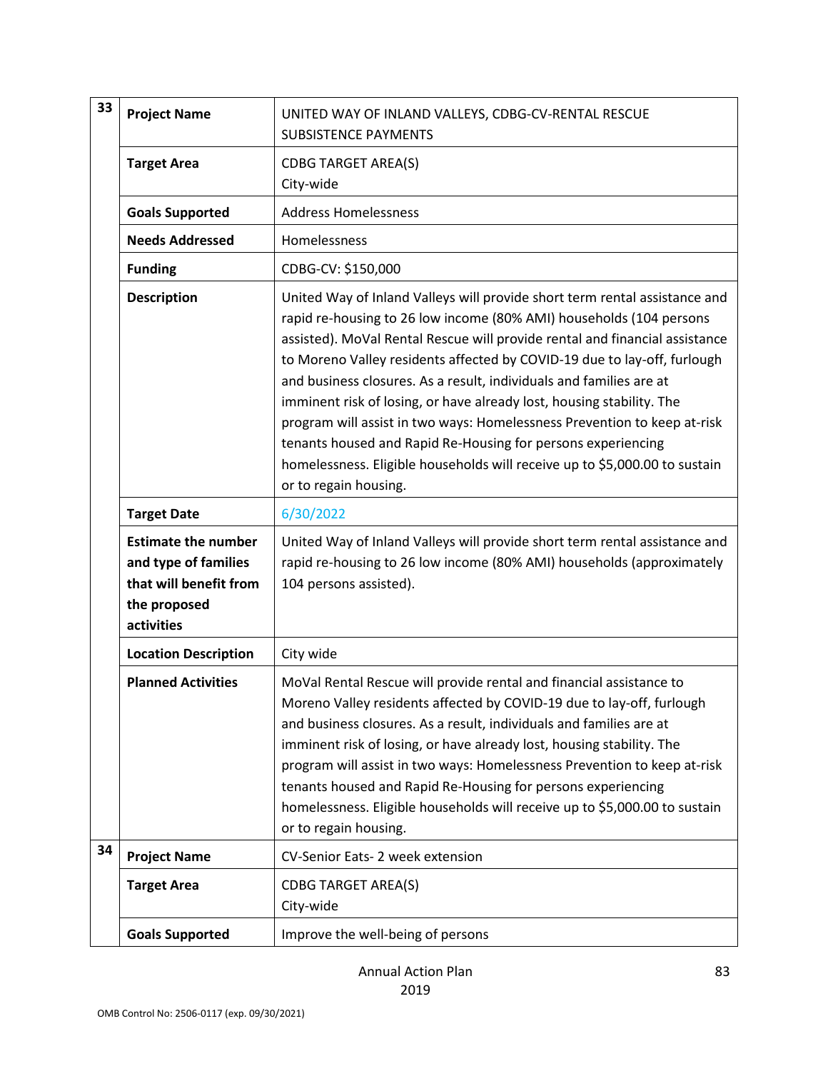| | | |
|---|---|---|
| 33 | **Project Name** | UNITED WAY OF INLAND VALLEYS, CDBG-CV-RENTAL RESCUE SUBSISTENCE PAYMENTS |
| | **Target Area** | CDBG TARGET AREA(S)<br>City-wide |
| | **Goals Supported** | Address Homelessness |
| | **Needs Addressed** | Homelessness |
| | **Funding** | CDBG-CV: $150,000 |
| | **Description** | United Way of Inland Valleys will provide short term rental assistance and rapid re-housing to 26 low income (80% AMI) households (104 persons assisted). MoVal Rental Rescue will provide rental and financial assistance to Moreno Valley residents affected by COVID-19 due to lay-off, furlough and business closures. As a result, individuals and families are at imminent risk of losing, or have already lost, housing stability. The program will assist in two ways: Homelessness Prevention to keep at-risk tenants housed and Rapid Re-Housing for persons experiencing homelessness. Eligible households will receive up to $5,000.00 to sustain or to regain housing. |
| | **Target Date** | 6/30/2022 |
| | **Estimate the number and type of families that will benefit from the proposed activities** | United Way of Inland Valleys will provide short term rental assistance and rapid re-housing to 26 low income (80% AMI) households (approximately 104 persons assisted). |
| | **Location Description** | City wide |
| | **Planned Activities** | MoVal Rental Rescue will provide rental and financial assistance to Moreno Valley residents affected by COVID-19 due to lay-off, furlough and business closures. As a result, individuals and families are at imminent risk of losing, or have already lost, housing stability. The program will assist in two ways: Homelessness Prevention to keep at-risk tenants housed and Rapid Re-Housing for persons experiencing homelessness. Eligible households will receive up to $5,000.00 to sustain or to regain housing. |
| 34 | **Project Name** | CV-Senior Eats- 2 week extension |
| | **Target Area** | CDBG TARGET AREA(S)<br>City-wide |
| | **Goals Supported** | Improve the well-being of persons |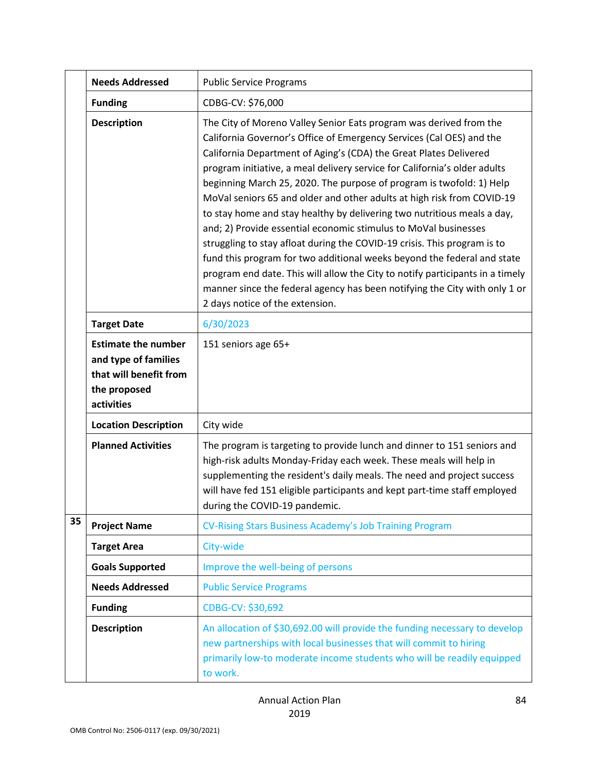| | | |
|---|---|---|
| | **Needs Addressed** | Public Service Programs |
| | **Funding** | CDBG-CV: $76,000 |
| | **Description** | The City of Moreno Valley Senior Eats program was derived from the California Governor's Office of Emergency Services (Cal OES) and the California Department of Aging's (CDA) the Great Plates Delivered program initiative, a meal delivery service for California's older adults beginning March 25, 2020. The purpose of program is twofold: 1) Help MoVal seniors 65 and older and other adults at high risk from COVID-19 to stay home and stay healthy by delivering two nutritious meals a day, and; 2) Provide essential economic stimulus to MoVal businesses struggling to stay afloat during the COVID-19 crisis. This program is to fund this program for two additional weeks beyond the federal and state program end date. This will allow the City to notify participants in a timely manner since the federal agency has been notifying the City with only 1 or 2 days notice of the extension. |
| | **Target Date** | 6/30/2023 |
| | **Estimate the number and type of families that will benefit from the proposed activities** | 151 seniors age 65+ |
| | **Location Description** | City wide |
| | **Planned Activities** | The program is targeting to provide lunch and dinner to 151 seniors and high-risk adults Monday-Friday each week. These meals will help in supplementing the resident's daily meals. The need and project success will have fed 151 eligible participants and kept part-time staff employed during the COVID-19 pandemic. |
| 35 | **Project Name** | CV-Rising Stars Business Academy's Job Training Program |
| | **Target Area** | City-wide |
| | **Goals Supported** | Improve the well-being of persons |
| | **Needs Addressed** | Public Service Programs |
| | **Funding** | CDBG-CV: $30,692 |
| | **Description** | An allocation of $30,692.00 will provide the funding necessary to develop new partnerships with local businesses that will commit to hiring primarily low-to moderate income students who will be readily equipped to work. |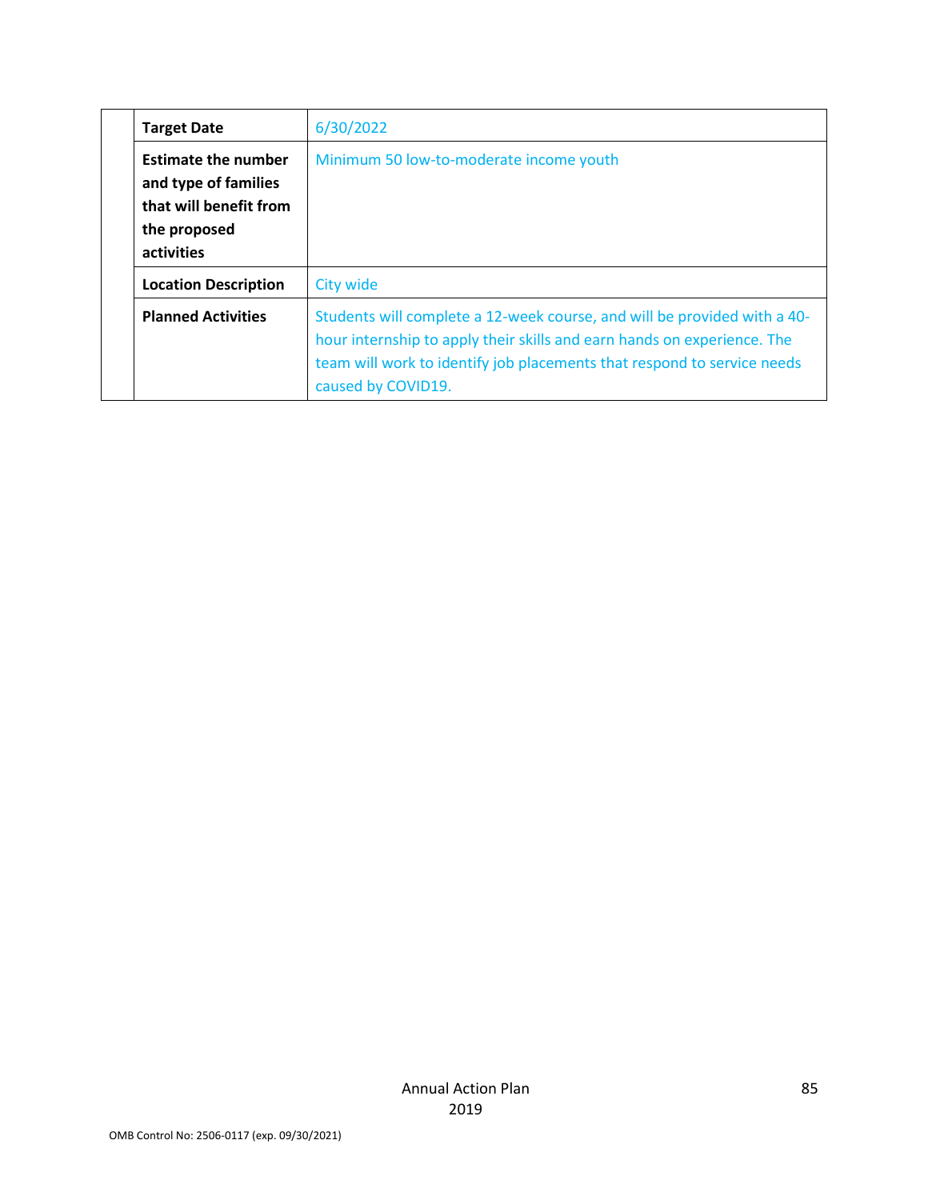| | | |
|---|---|---|
| | **Target Date** | 6/30/2022 |
| | **Estimate the number and type of families that will benefit from the proposed activities** | Minimum 50 low-to-moderate income youth |
| | **Location Description** | City wide |
| | **Planned Activities** | Students will complete a 12-week course, and will be provided with a 40-hour internship to apply their skills and earn hands on experience. The team will work to identify job placements that respond to service needs caused by COVID19. |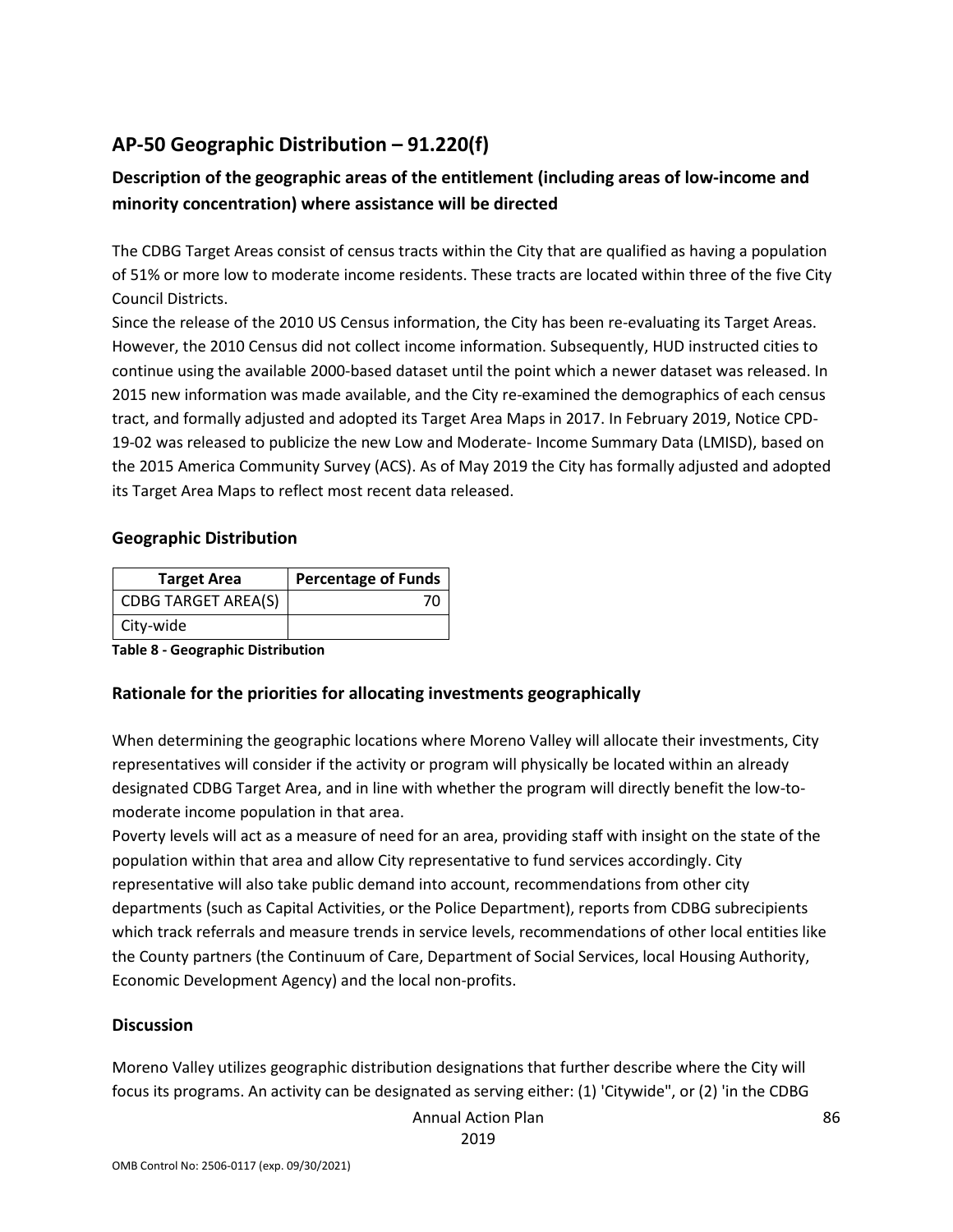## AP-50 Geographic Distribution – 91.220(f)

### Description of the geographic areas of the entitlement (including areas of low-income and minority concentration) where assistance will be directed

The CDBG Target Areas consist of census tracts within the City that are qualified as having a population of 51% or more low to moderate income residents. These tracts are located within three of the five City Council Districts.

Since the release of the 2010 US Census information, the City has been re-evaluating its Target Areas. However, the 2010 Census did not collect income information. Subsequently, HUD instructed cities to continue using the available 2000-based dataset until the point which a newer dataset was released. In 2015 new information was made available, and the City re-examined the demographics of each census tract, and formally adjusted and adopted its Target Area Maps in 2017. In February 2019, Notice CPD-19-02 was released to publicize the new Low and Moderate- Income Summary Data (LMISD), based on the 2015 America Community Survey (ACS). As of May 2019 the City has formally adjusted and adopted its Target Area Maps to reflect most recent data released.

### Geographic Distribution

| Target Area | Percentage of Funds |
|---|---|
| CDBG TARGET AREA(S) | 70 |
| City-wide | |

**Table 8 - Geographic Distribution**

### Rationale for the priorities for allocating investments geographically

When determining the geographic locations where Moreno Valley will allocate their investments, City representatives will consider if the activity or program will physically be located within an already designated CDBG Target Area, and in line with whether the program will directly benefit the low-to-moderate income population in that area.

Poverty levels will act as a measure of need for an area, providing staff with insight on the state of the population within that area and allow City representative to fund services accordingly. City representative will also take public demand into account, recommendations from other city departments (such as Capital Activities, or the Police Department), reports from CDBG subrecipients which track referrals and measure trends in service levels, recommendations of other local entities like the County partners (the Continuum of Care, Department of Social Services, local Housing Authority, Economic Development Agency) and the local non-profits.

### Discussion

Moreno Valley utilizes geographic distribution designations that further describe where the City will focus its programs. An activity can be designated as serving either: (1) 'Citywide", or (2) 'in the CDBG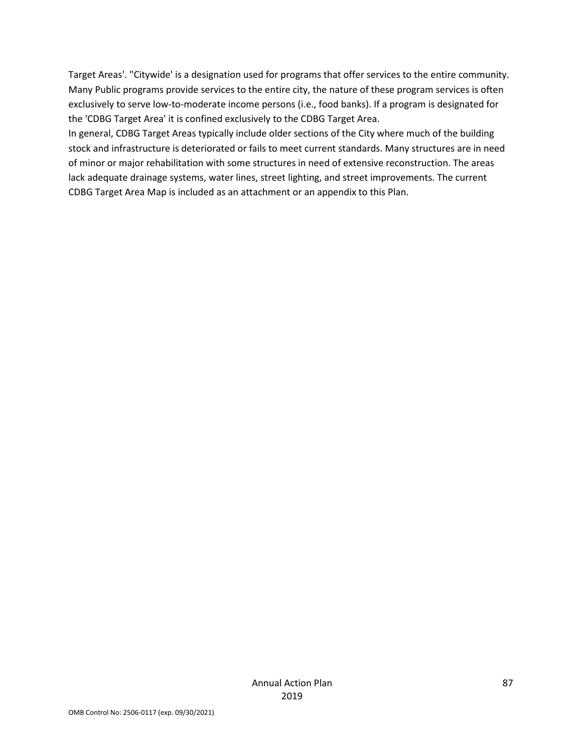Target Areas'. "Citywide' is a designation used for programs that offer services to the entire community. Many Public programs provide services to the entire city, the nature of these program services is often exclusively to serve low-to-moderate income persons (i.e., food banks). If a program is designated for the 'CDBG Target Area' it is confined exclusively to the CDBG Target Area.

In general, CDBG Target Areas typically include older sections of the City where much of the building stock and infrastructure is deteriorated or fails to meet current standards. Many structures are in need of minor or major rehabilitation with some structures in need of extensive reconstruction. The areas lack adequate drainage systems, water lines, street lighting, and street improvements. The current CDBG Target Area Map is included as an attachment or an appendix to this Plan.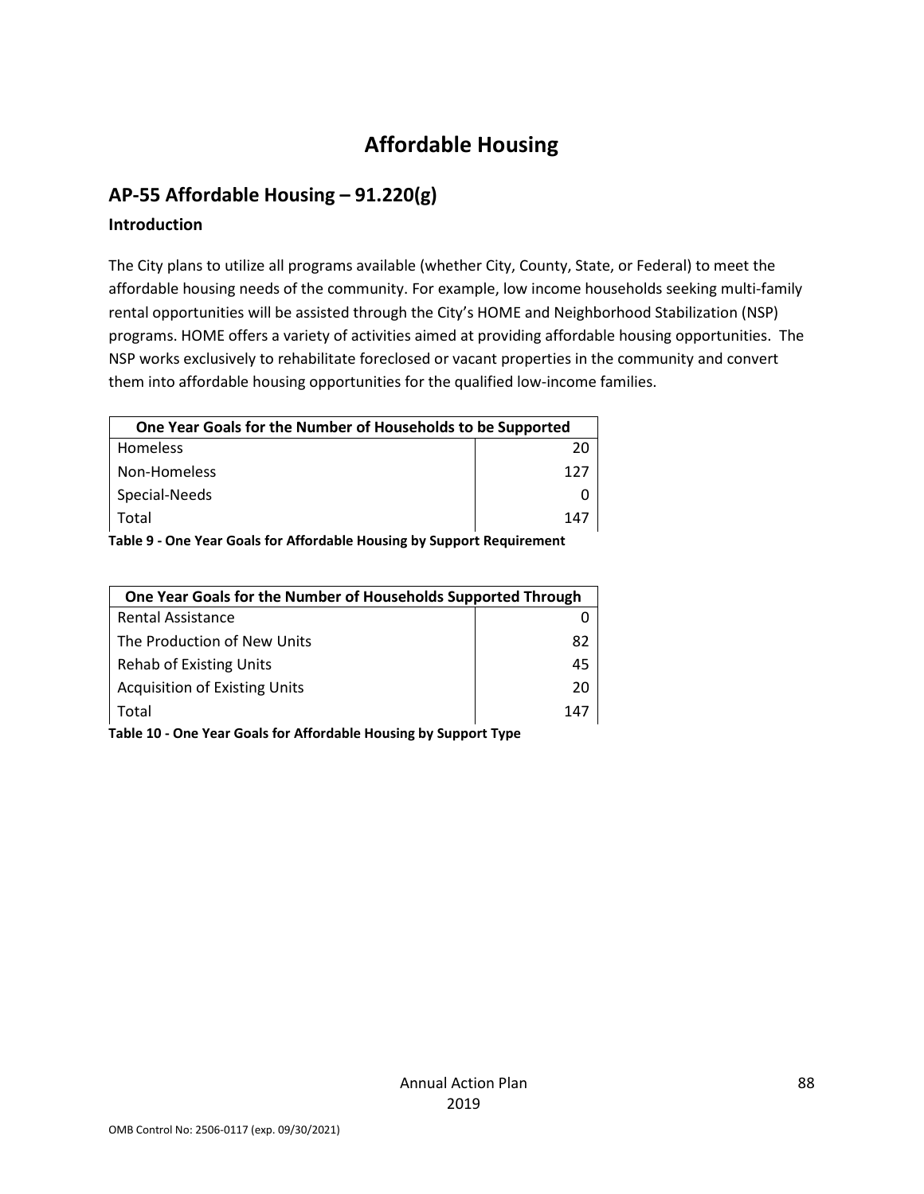# Affordable Housing

## AP-55 Affordable Housing – 91.220(g)

### Introduction

The City plans to utilize all programs available (whether City, County, State, or Federal) to meet the affordable housing needs of the community. For example, low income households seeking multi-family rental opportunities will be assisted through the City's HOME and Neighborhood Stabilization (NSP) programs. HOME offers a variety of activities aimed at providing affordable housing opportunities. The NSP works exclusively to rehabilitate foreclosed or vacant properties in the community and convert them into affordable housing opportunities for the qualified low-income families.

| One Year Goals for the Number of Households to be Supported | |
|---|---|
| Homeless | 20 |
| Non-Homeless | 127 |
| Special-Needs | 0 |
| Total | 147 |

**Table 9 - One Year Goals for Affordable Housing by Support Requirement**

| One Year Goals for the Number of Households Supported Through | |
|---|---|
| Rental Assistance | 0 |
| The Production of New Units | 82 |
| Rehab of Existing Units | 45 |
| Acquisition of Existing Units | 20 |
| Total | 147 |

**Table 10 - One Year Goals for Affordable Housing by Support Type**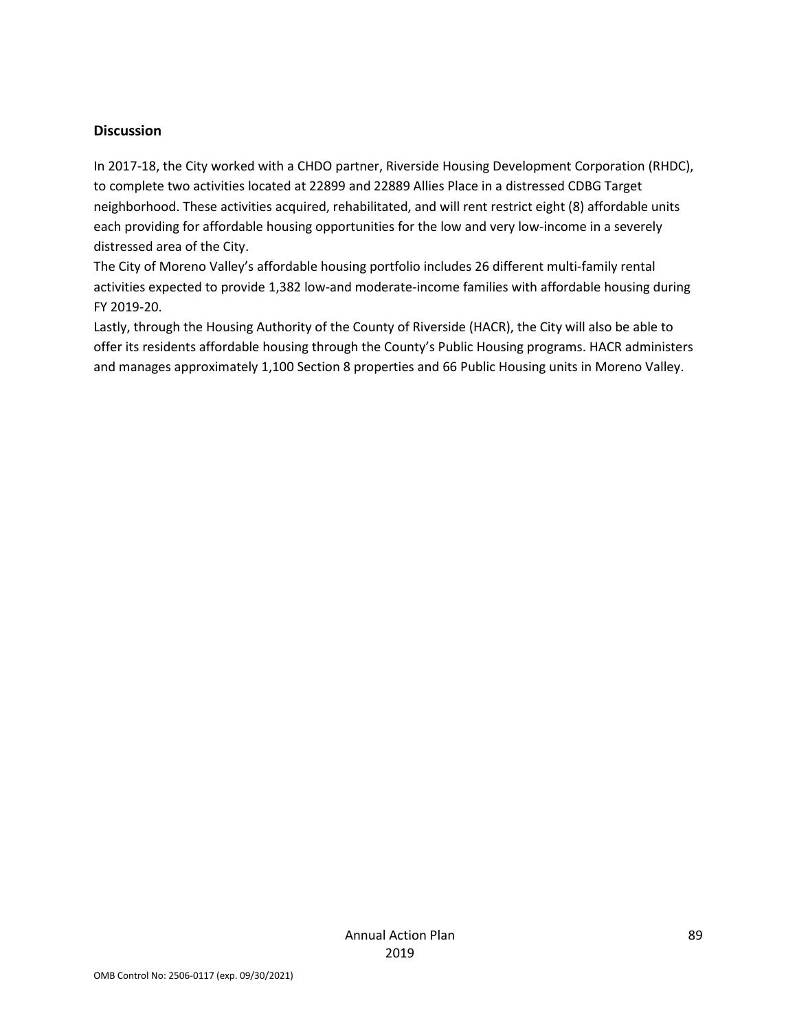## Discussion

In 2017-18, the City worked with a CHDO partner, Riverside Housing Development Corporation (RHDC), to complete two activities located at 22899 and 22889 Allies Place in a distressed CDBG Target neighborhood. These activities acquired, rehabilitated, and will rent restrict eight (8) affordable units each providing for affordable housing opportunities for the low and very low-income in a severely distressed area of the City.

The City of Moreno Valley's affordable housing portfolio includes 26 different multi-family rental activities expected to provide 1,382 low-and moderate-income families with affordable housing during FY 2019-20.

Lastly, through the Housing Authority of the County of Riverside (HACR), the City will also be able to offer its residents affordable housing through the County's Public Housing programs. HACR administers and manages approximately 1,100 Section 8 properties and 66 Public Housing units in Moreno Valley.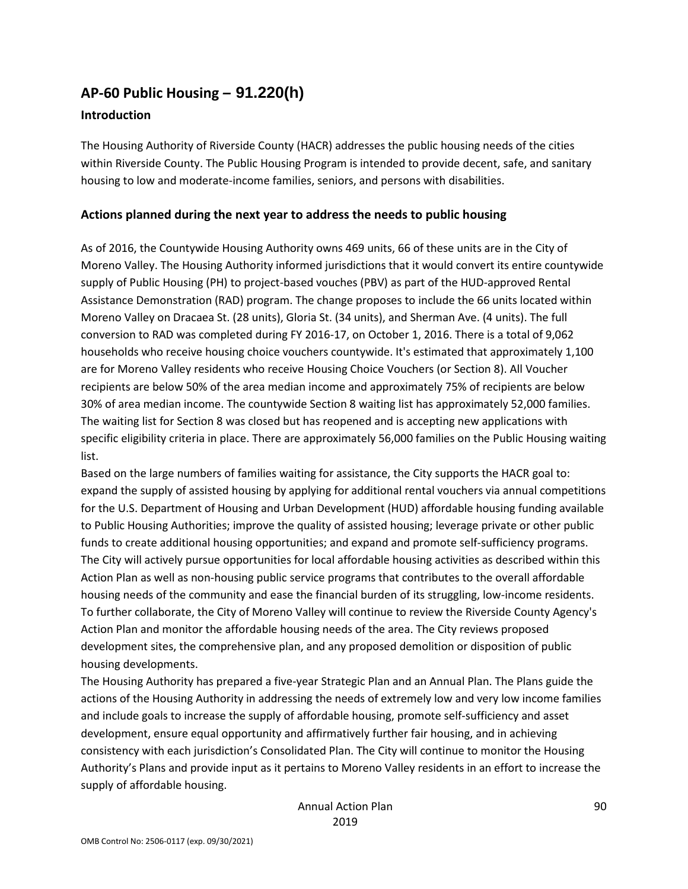# AP-60 Public Housing – 91.220(h)

### Introduction

The Housing Authority of Riverside County (HACR) addresses the public housing needs of the cities within Riverside County. The Public Housing Program is intended to provide decent, safe, and sanitary housing to low and moderate-income families, seniors, and persons with disabilities.

## Actions planned during the next year to address the needs to public housing

As of 2016, the Countywide Housing Authority owns 469 units, 66 of these units are in the City of Moreno Valley. The Housing Authority informed jurisdictions that it would convert its entire countywide supply of Public Housing (PH) to project-based vouches (PBV) as part of the HUD-approved Rental Assistance Demonstration (RAD) program. The change proposes to include the 66 units located within Moreno Valley on Dracaea St. (28 units), Gloria St. (34 units), and Sherman Ave. (4 units). The full conversion to RAD was completed during FY 2016-17, on October 1, 2016. There is a total of 9,062 households who receive housing choice vouchers countywide. It's estimated that approximately 1,100 are for Moreno Valley residents who receive Housing Choice Vouchers (or Section 8). All Voucher recipients are below 50% of the area median income and approximately 75% of recipients are below 30% of area median income. The countywide Section 8 waiting list has approximately 52,000 families. The waiting list for Section 8 was closed but has reopened and is accepting new applications with specific eligibility criteria in place. There are approximately 56,000 families on the Public Housing waiting list.

Based on the large numbers of families waiting for assistance, the City supports the HACR goal to: expand the supply of assisted housing by applying for additional rental vouchers via annual competitions for the U.S. Department of Housing and Urban Development (HUD) affordable housing funding available to Public Housing Authorities; improve the quality of assisted housing; leverage private or other public funds to create additional housing opportunities; and expand and promote self-sufficiency programs. The City will actively pursue opportunities for local affordable housing activities as described within this Action Plan as well as non-housing public service programs that contributes to the overall affordable housing needs of the community and ease the financial burden of its struggling, low-income residents. To further collaborate, the City of Moreno Valley will continue to review the Riverside County Agency's Action Plan and monitor the affordable housing needs of the area. The City reviews proposed development sites, the comprehensive plan, and any proposed demolition or disposition of public housing developments.

The Housing Authority has prepared a five-year Strategic Plan and an Annual Plan. The Plans guide the actions of the Housing Authority in addressing the needs of extremely low and very low income families and include goals to increase the supply of affordable housing, promote self-sufficiency and asset development, ensure equal opportunity and affirmatively further fair housing, and in achieving consistency with each jurisdiction's Consolidated Plan. The City will continue to monitor the Housing Authority's Plans and provide input as it pertains to Moreno Valley residents in an effort to increase the supply of affordable housing.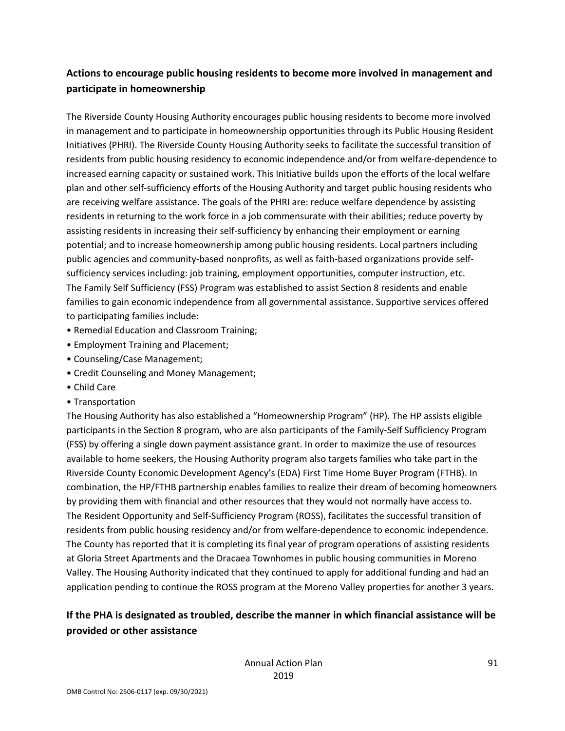## Actions to encourage public housing residents to become more involved in management and participate in homeownership

The Riverside County Housing Authority encourages public housing residents to become more involved in management and to participate in homeownership opportunities through its Public Housing Resident Initiatives (PHRI). The Riverside County Housing Authority seeks to facilitate the successful transition of residents from public housing residency to economic independence and/or from welfare-dependence to increased earning capacity or sustained work. This Initiative builds upon the efforts of the local welfare plan and other self-sufficiency efforts of the Housing Authority and target public housing residents who are receiving welfare assistance. The goals of the PHRI are: reduce welfare dependence by assisting residents in returning to the work force in a job commensurate with their abilities; reduce poverty by assisting residents in increasing their self-sufficiency by enhancing their employment or earning potential; and to increase homeownership among public housing residents. Local partners including public agencies and community-based nonprofits, as well as faith-based organizations provide self-sufficiency services including: job training, employment opportunities, computer instruction, etc.
The Family Self Sufficiency (FSS) Program was established to assist Section 8 residents and enable families to gain economic independence from all governmental assistance. Supportive services offered to participating families include:

- Remedial Education and Classroom Training;
- Employment Training and Placement;
- Counseling/Case Management;
- Credit Counseling and Money Management;
- Child Care
- Transportation

The Housing Authority has also established a "Homeownership Program" (HP). The HP assists eligible participants in the Section 8 program, who are also participants of the Family-Self Sufficiency Program (FSS) by offering a single down payment assistance grant. In order to maximize the use of resources available to home seekers, the Housing Authority program also targets families who take part in the Riverside County Economic Development Agency's (EDA) First Time Home Buyer Program (FTHB). In combination, the HP/FTHB partnership enables families to realize their dream of becoming homeowners by providing them with financial and other resources that they would not normally have access to.
The Resident Opportunity and Self-Sufficiency Program (ROSS), facilitates the successful transition of residents from public housing residency and/or from welfare-dependence to economic independence. The County has reported that it is completing its final year of program operations of assisting residents at Gloria Street Apartments and the Dracaea Townhomes in public housing communities in Moreno Valley. The Housing Authority indicated that they continued to apply for additional funding and had an application pending to continue the ROSS program at the Moreno Valley properties for another 3 years.

## If the PHA is designated as troubled, describe the manner in which financial assistance will be provided or other assistance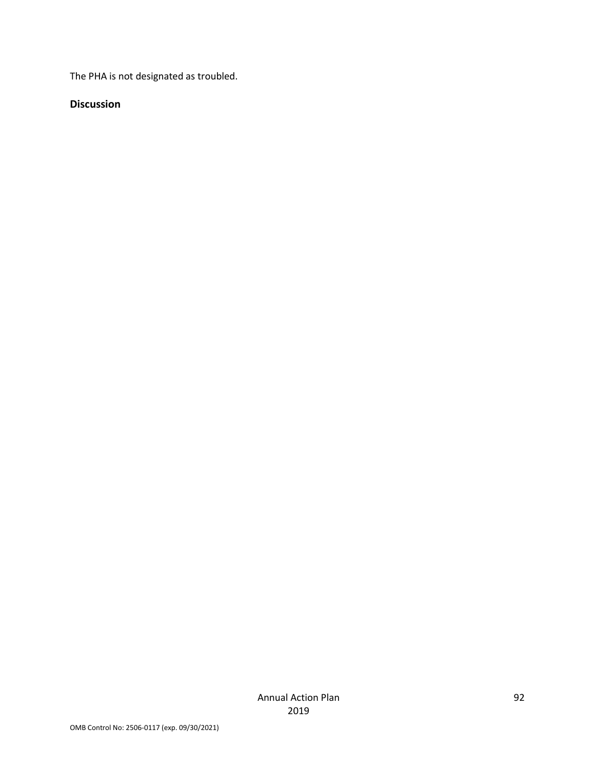The PHA is not designated as troubled.

**Discussion**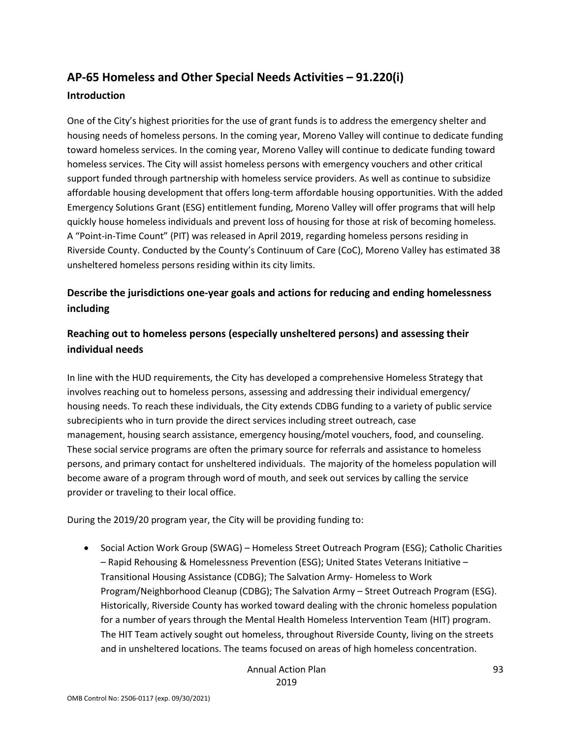## AP-65 Homeless and Other Special Needs Activities – 91.220(i)

### Introduction

One of the City's highest priorities for the use of grant funds is to address the emergency shelter and housing needs of homeless persons. In the coming year, Moreno Valley will continue to dedicate funding toward homeless services. In the coming year, Moreno Valley will continue to dedicate funding toward homeless services. The City will assist homeless persons with emergency vouchers and other critical support funded through partnership with homeless service providers. As well as continue to subsidize affordable housing development that offers long-term affordable housing opportunities. With the added Emergency Solutions Grant (ESG) entitlement funding, Moreno Valley will offer programs that will help quickly house homeless individuals and prevent loss of housing for those at risk of becoming homeless. A "Point-in-Time Count" (PIT) was released in April 2019, regarding homeless persons residing in Riverside County. Conducted by the County's Continuum of Care (CoC), Moreno Valley has estimated 38 unsheltered homeless persons residing within its city limits.

### Describe the jurisdictions one-year goals and actions for reducing and ending homelessness including

### Reaching out to homeless persons (especially unsheltered persons) and assessing their individual needs

In line with the HUD requirements, the City has developed a comprehensive Homeless Strategy that involves reaching out to homeless persons, assessing and addressing their individual emergency/ housing needs. To reach these individuals, the City extends CDBG funding to a variety of public service subrecipients who in turn provide the direct services including street outreach, case management, housing search assistance, emergency housing/motel vouchers, food, and counseling. These social service programs are often the primary source for referrals and assistance to homeless persons, and primary contact for unsheltered individuals. The majority of the homeless population will become aware of a program through word of mouth, and seek out services by calling the service provider or traveling to their local office.

During the 2019/20 program year, the City will be providing funding to:

- Social Action Work Group (SWAG) – Homeless Street Outreach Program (ESG); Catholic Charities – Rapid Rehousing & Homelessness Prevention (ESG); United States Veterans Initiative – Transitional Housing Assistance (CDBG); The Salvation Army- Homeless to Work Program/Neighborhood Cleanup (CDBG); The Salvation Army – Street Outreach Program (ESG). Historically, Riverside County has worked toward dealing with the chronic homeless population for a number of years through the Mental Health Homeless Intervention Team (HIT) program. The HIT Team actively sought out homeless, throughout Riverside County, living on the streets and in unsheltered locations. The teams focused on areas of high homeless concentration.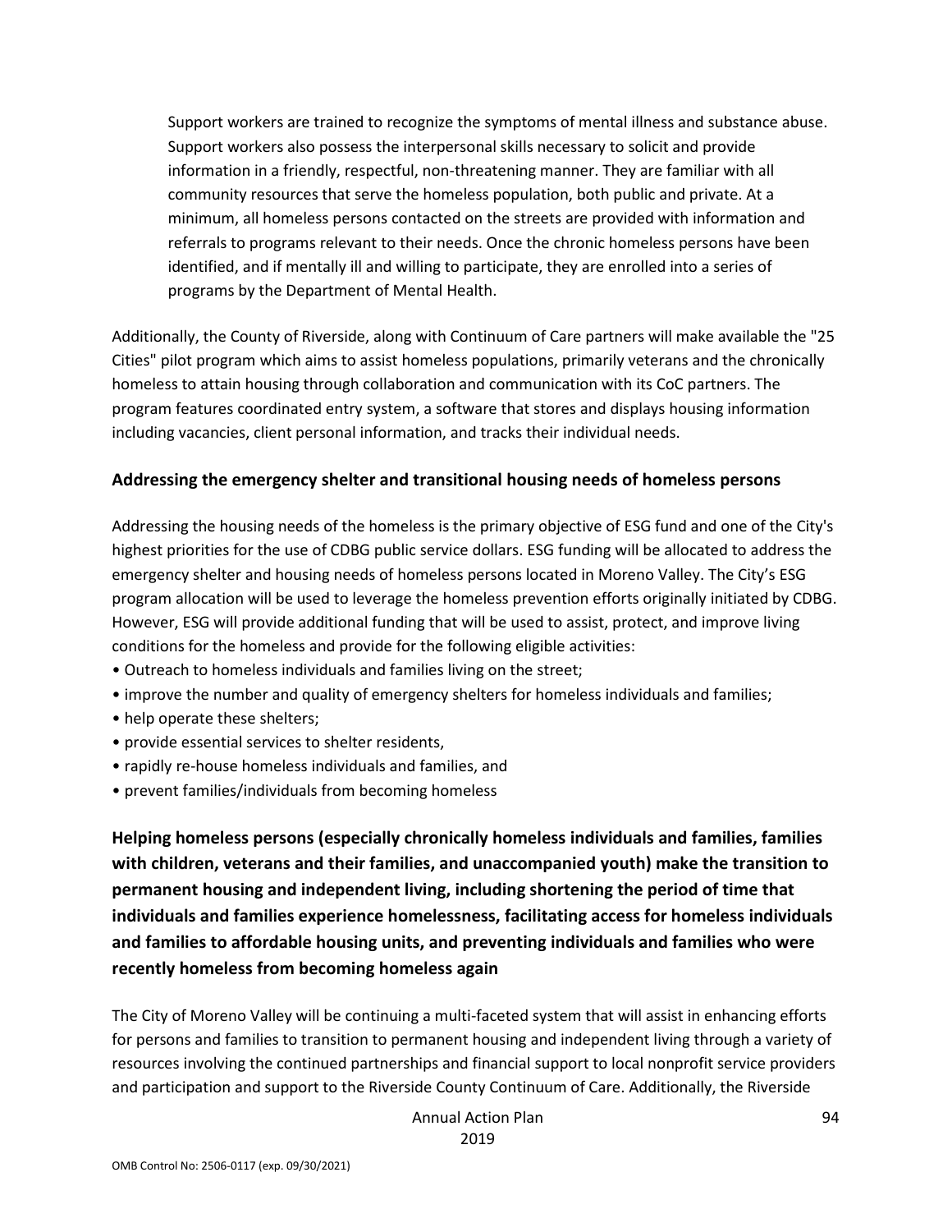> Support workers are trained to recognize the symptoms of mental illness and substance abuse. Support workers also possess the interpersonal skills necessary to solicit and provide information in a friendly, respectful, non-threatening manner. They are familiar with all community resources that serve the homeless population, both public and private. At a minimum, all homeless persons contacted on the streets are provided with information and referrals to programs relevant to their needs. Once the chronic homeless persons have been identified, and if mentally ill and willing to participate, they are enrolled into a series of programs by the Department of Mental Health.

Additionally, the County of Riverside, along with Continuum of Care partners will make available the "25 Cities" pilot program which aims to assist homeless populations, primarily veterans and the chronically homeless to attain housing through collaboration and communication with its CoC partners. The program features coordinated entry system, a software that stores and displays housing information including vacancies, client personal information, and tracks their individual needs.

### Addressing the emergency shelter and transitional housing needs of homeless persons

Addressing the housing needs of the homeless is the primary objective of ESG fund and one of the City's highest priorities for the use of CDBG public service dollars. ESG funding will be allocated to address the emergency shelter and housing needs of homeless persons located in Moreno Valley. The City's ESG program allocation will be used to leverage the homeless prevention efforts originally initiated by CDBG. However, ESG will provide additional funding that will be used to assist, protect, and improve living conditions for the homeless and provide for the following eligible activities:

- Outreach to homeless individuals and families living on the street;
- improve the number and quality of emergency shelters for homeless individuals and families;
- help operate these shelters;
- provide essential services to shelter residents,
- rapidly re-house homeless individuals and families, and
- prevent families/individuals from becoming homeless

### Helping homeless persons (especially chronically homeless individuals and families, families with children, veterans and their families, and unaccompanied youth) make the transition to permanent housing and independent living, including shortening the period of time that individuals and families experience homelessness, facilitating access for homeless individuals and families to affordable housing units, and preventing individuals and families who were recently homeless from becoming homeless again

The City of Moreno Valley will be continuing a multi-faceted system that will assist in enhancing efforts for persons and families to transition to permanent housing and independent living through a variety of resources involving the continued partnerships and financial support to local nonprofit service providers and participation and support to the Riverside County Continuum of Care. Additionally, the Riverside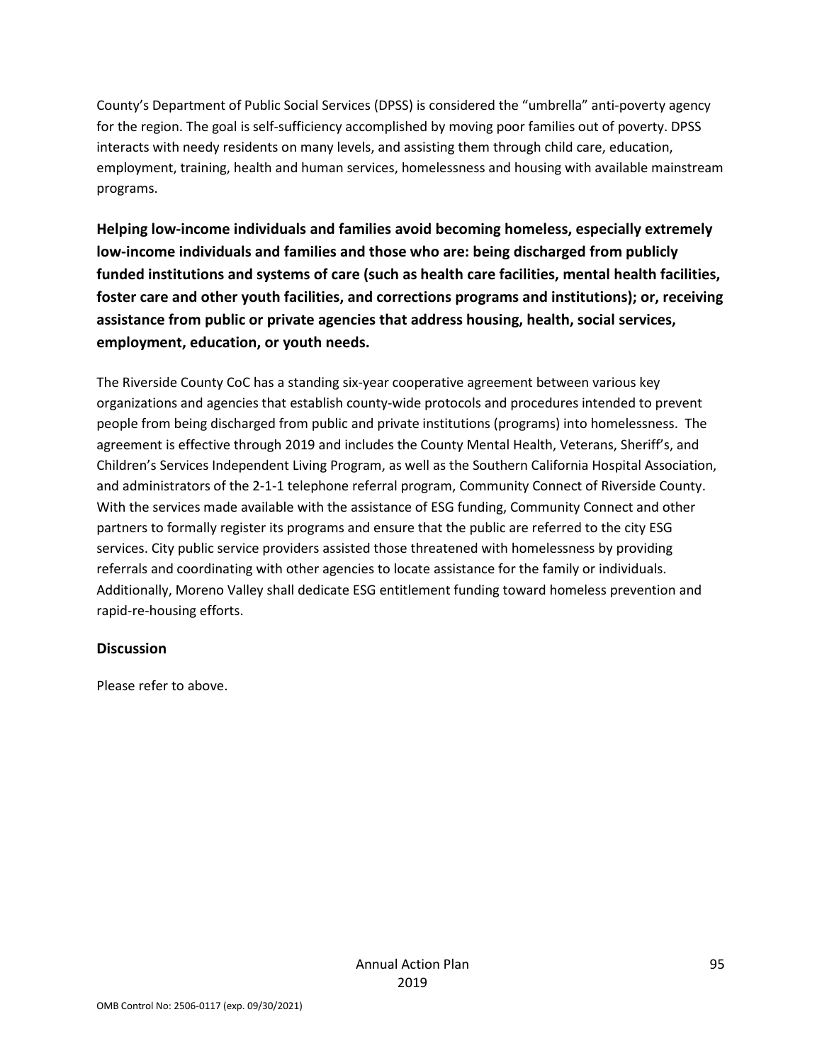County's Department of Public Social Services (DPSS) is considered the "umbrella" anti-poverty agency for the region. The goal is self-sufficiency accomplished by moving poor families out of poverty. DPSS interacts with needy residents on many levels, and assisting them through child care, education, employment, training, health and human services, homelessness and housing with available mainstream programs.

**Helping low-income individuals and families avoid becoming homeless, especially extremely low-income individuals and families and those who are: being discharged from publicly funded institutions and systems of care (such as health care facilities, mental health facilities, foster care and other youth facilities, and corrections programs and institutions); or, receiving assistance from public or private agencies that address housing, health, social services, employment, education, or youth needs.**

The Riverside County CoC has a standing six-year cooperative agreement between various key organizations and agencies that establish county-wide protocols and procedures intended to prevent people from being discharged from public and private institutions (programs) into homelessness. The agreement is effective through 2019 and includes the County Mental Health, Veterans, Sheriff's, and Children's Services Independent Living Program, as well as the Southern California Hospital Association, and administrators of the 2-1-1 telephone referral program, Community Connect of Riverside County. With the services made available with the assistance of ESG funding, Community Connect and other partners to formally register its programs and ensure that the public are referred to the city ESG services. City public service providers assisted those threatened with homelessness by providing referrals and coordinating with other agencies to locate assistance for the family or individuals. Additionally, Moreno Valley shall dedicate ESG entitlement funding toward homeless prevention and rapid-re-housing efforts.

**Discussion**

Please refer to above.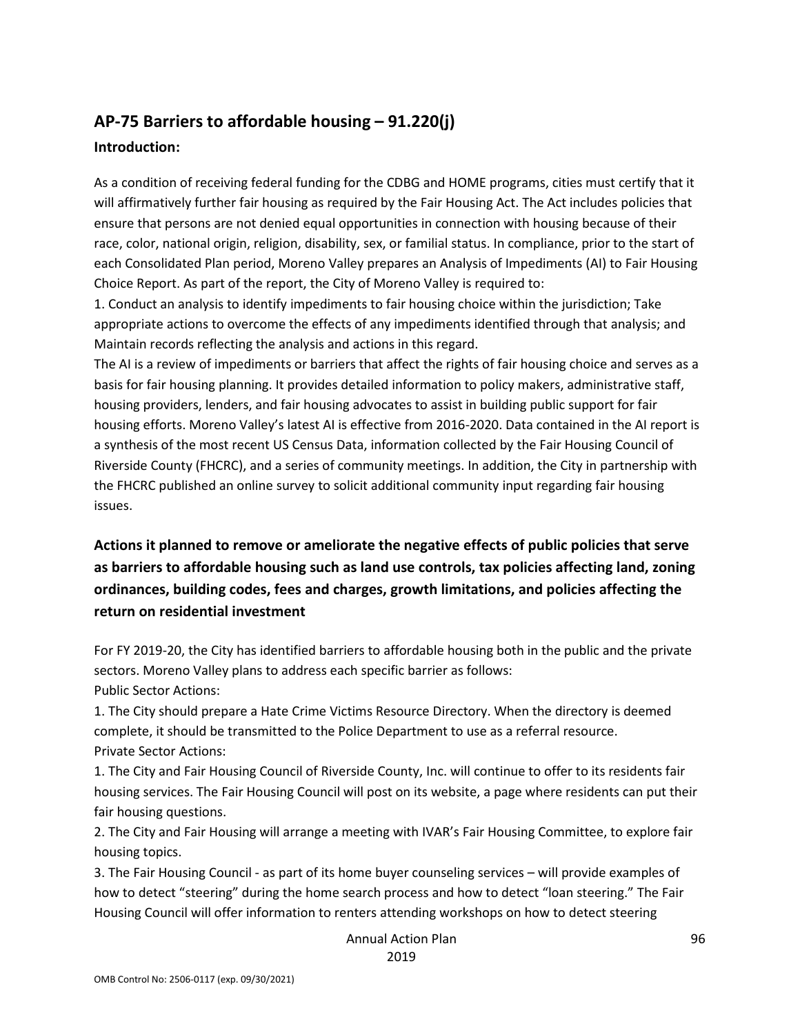## AP-75 Barriers to affordable housing – 91.220(j)

### Introduction:

As a condition of receiving federal funding for the CDBG and HOME programs, cities must certify that it will affirmatively further fair housing as required by the Fair Housing Act. The Act includes policies that ensure that persons are not denied equal opportunities in connection with housing because of their race, color, national origin, religion, disability, sex, or familial status. In compliance, prior to the start of each Consolidated Plan period, Moreno Valley prepares an Analysis of Impediments (AI) to Fair Housing Choice Report. As part of the report, the City of Moreno Valley is required to:

1. Conduct an analysis to identify impediments to fair housing choice within the jurisdiction; Take appropriate actions to overcome the effects of any impediments identified through that analysis; and Maintain records reflecting the analysis and actions in this regard.

The AI is a review of impediments or barriers that affect the rights of fair housing choice and serves as a basis for fair housing planning. It provides detailed information to policy makers, administrative staff, housing providers, lenders, and fair housing advocates to assist in building public support for fair housing efforts. Moreno Valley's latest AI is effective from 2016-2020. Data contained in the AI report is a synthesis of the most recent US Census Data, information collected by the Fair Housing Council of Riverside County (FHCRC), and a series of community meetings. In addition, the City in partnership with the FHCRC published an online survey to solicit additional community input regarding fair housing issues.

### Actions it planned to remove or ameliorate the negative effects of public policies that serve as barriers to affordable housing such as land use controls, tax policies affecting land, zoning ordinances, building codes, fees and charges, growth limitations, and policies affecting the return on residential investment

For FY 2019-20, the City has identified barriers to affordable housing both in the public and the private sectors. Moreno Valley plans to address each specific barrier as follows:

Public Sector Actions:

1. The City should prepare a Hate Crime Victims Resource Directory. When the directory is deemed complete, it should be transmitted to the Police Department to use as a referral resource.

Private Sector Actions:

1. The City and Fair Housing Council of Riverside County, Inc. will continue to offer to its residents fair housing services. The Fair Housing Council will post on its website, a page where residents can put their fair housing questions.
2. The City and Fair Housing will arrange a meeting with IVAR's Fair Housing Committee, to explore fair housing topics.
3. The Fair Housing Council - as part of its home buyer counseling services – will provide examples of how to detect "steering" during the home search process and how to detect "loan steering." The Fair Housing Council will offer information to renters attending workshops on how to detect steering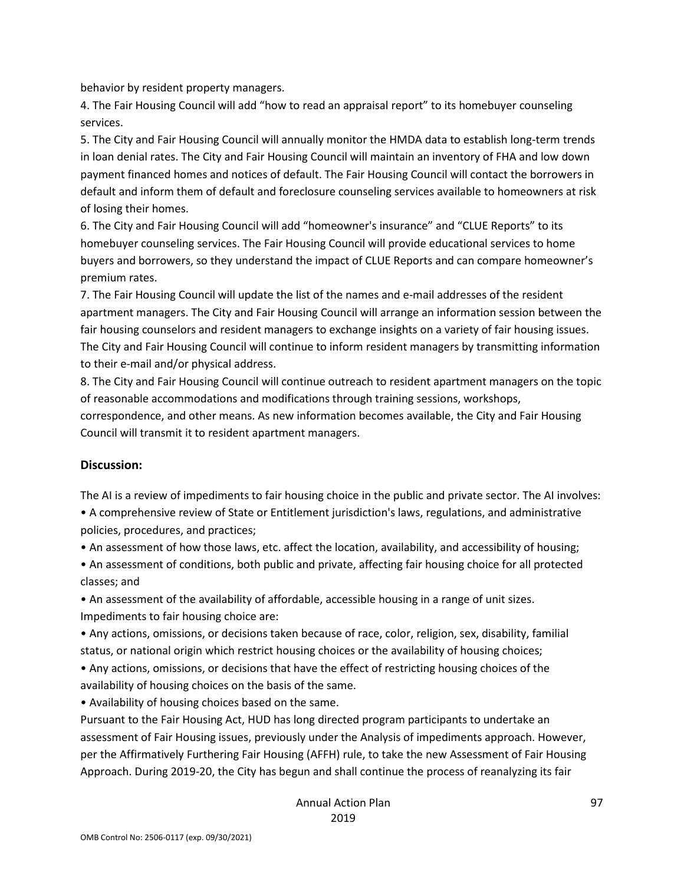behavior by resident property managers.

4. The Fair Housing Council will add "how to read an appraisal report" to its homebuyer counseling services.

5. The City and Fair Housing Council will annually monitor the HMDA data to establish long-term trends in loan denial rates. The City and Fair Housing Council will maintain an inventory of FHA and low down payment financed homes and notices of default. The Fair Housing Council will contact the borrowers in default and inform them of default and foreclosure counseling services available to homeowners at risk of losing their homes.

6. The City and Fair Housing Council will add "homeowner's insurance" and "CLUE Reports" to its homebuyer counseling services. The Fair Housing Council will provide educational services to home buyers and borrowers, so they understand the impact of CLUE Reports and can compare homeowner's premium rates.

7. The Fair Housing Council will update the list of the names and e-mail addresses of the resident apartment managers. The City and Fair Housing Council will arrange an information session between the fair housing counselors and resident managers to exchange insights on a variety of fair housing issues. The City and Fair Housing Council will continue to inform resident managers by transmitting information to their e-mail and/or physical address.

8. The City and Fair Housing Council will continue outreach to resident apartment managers on the topic of reasonable accommodations and modifications through training sessions, workshops, correspondence, and other means. As new information becomes available, the City and Fair Housing Council will transmit it to resident apartment managers.

## Discussion:

The AI is a review of impediments to fair housing choice in the public and private sector. The AI involves:

- A comprehensive review of State or Entitlement jurisdiction's laws, regulations, and administrative policies, procedures, and practices;
- An assessment of how those laws, etc. affect the location, availability, and accessibility of housing;
- An assessment of conditions, both public and private, affecting fair housing choice for all protected classes; and
- An assessment of the availability of affordable, accessible housing in a range of unit sizes.

Impediments to fair housing choice are:

- Any actions, omissions, or decisions taken because of race, color, religion, sex, disability, familial status, or national origin which restrict housing choices or the availability of housing choices;
- Any actions, omissions, or decisions that have the effect of restricting housing choices of the availability of housing choices on the basis of the same.
- Availability of housing choices based on the same.

Pursuant to the Fair Housing Act, HUD has long directed program participants to undertake an assessment of Fair Housing issues, previously under the Analysis of impediments approach. However, per the Affirmatively Furthering Fair Housing (AFFH) rule, to take the new Assessment of Fair Housing Approach. During 2019-20, the City has begun and shall continue the process of reanalyzing its fair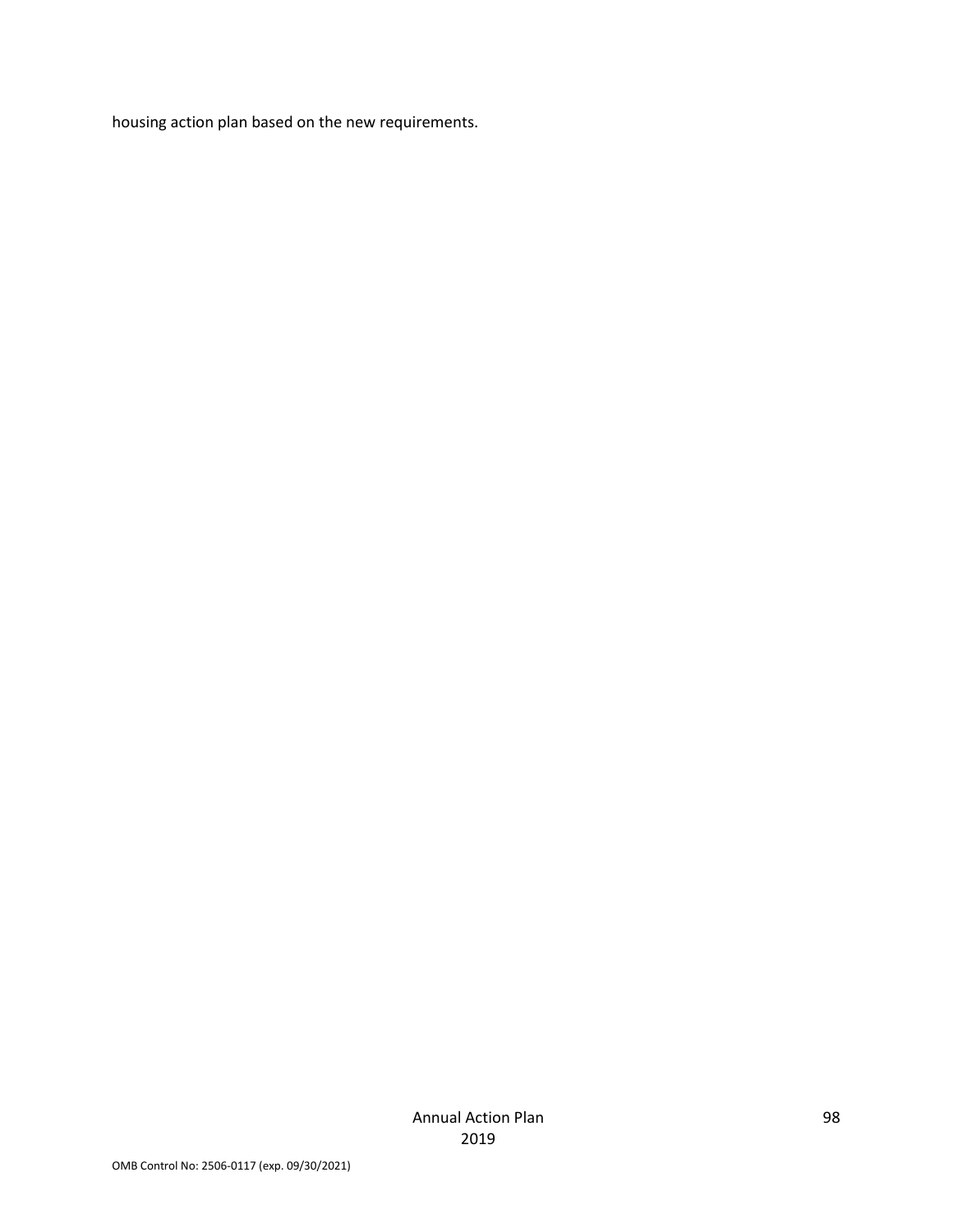housing action plan based on the new requirements.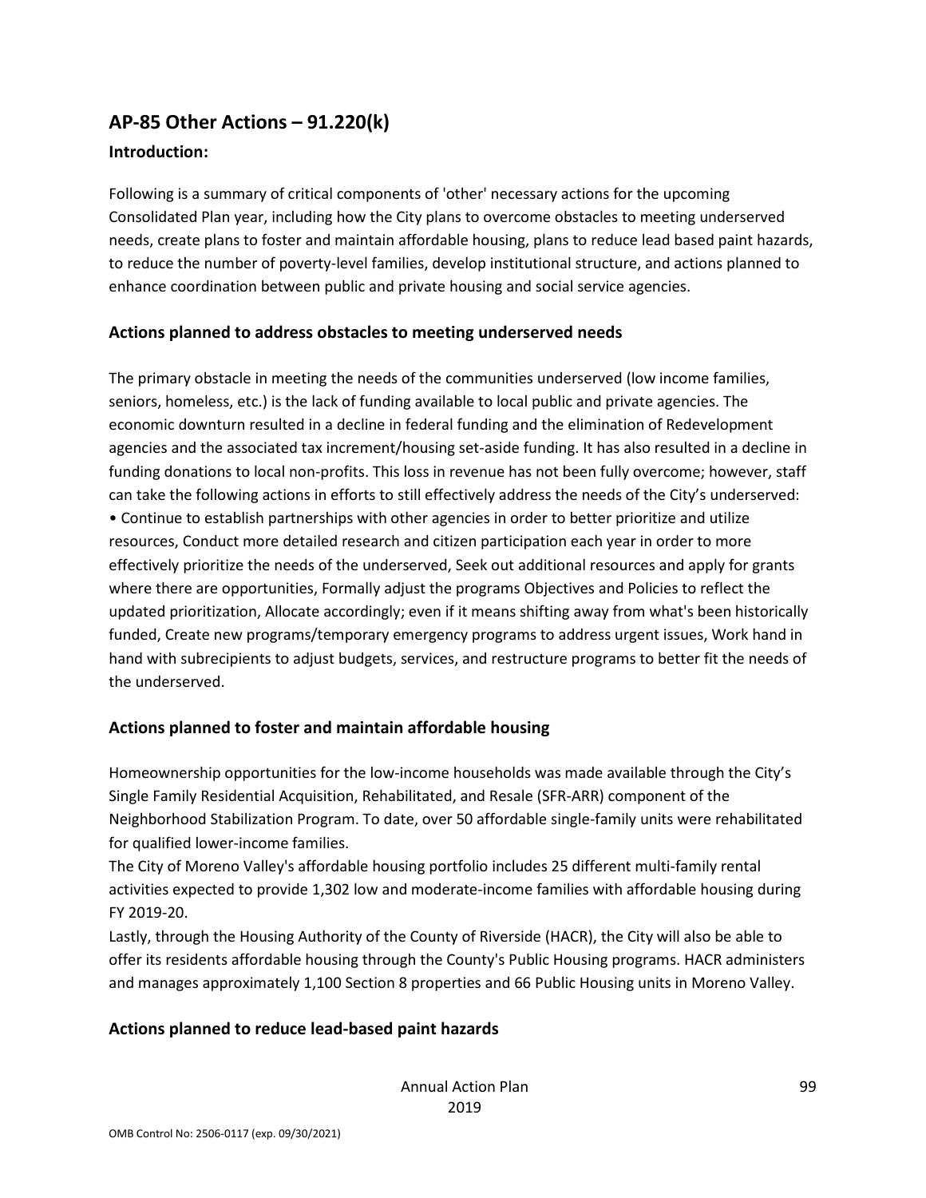## AP-85 Other Actions – 91.220(k)

### Introduction:

Following is a summary of critical components of 'other' necessary actions for the upcoming Consolidated Plan year, including how the City plans to overcome obstacles to meeting underserved needs, create plans to foster and maintain affordable housing, plans to reduce lead based paint hazards, to reduce the number of poverty-level families, develop institutional structure, and actions planned to enhance coordination between public and private housing and social service agencies.

### Actions planned to address obstacles to meeting underserved needs

The primary obstacle in meeting the needs of the communities underserved (low income families, seniors, homeless, etc.) is the lack of funding available to local public and private agencies. The economic downturn resulted in a decline in federal funding and the elimination of Redevelopment agencies and the associated tax increment/housing set-aside funding. It has also resulted in a decline in funding donations to local non-profits. This loss in revenue has not been fully overcome; however, staff can take the following actions in efforts to still effectively address the needs of the City's underserved:

• Continue to establish partnerships with other agencies in order to better prioritize and utilize resources, Conduct more detailed research and citizen participation each year in order to more effectively prioritize the needs of the underserved, Seek out additional resources and apply for grants where there are opportunities, Formally adjust the programs Objectives and Policies to reflect the updated prioritization, Allocate accordingly; even if it means shifting away from what's been historically funded, Create new programs/temporary emergency programs to address urgent issues, Work hand in hand with subrecipients to adjust budgets, services, and restructure programs to better fit the needs of the underserved.

### Actions planned to foster and maintain affordable housing

Homeownership opportunities for the low-income households was made available through the City's Single Family Residential Acquisition, Rehabilitated, and Resale (SFR-ARR) component of the Neighborhood Stabilization Program. To date, over 50 affordable single-family units were rehabilitated for qualified lower-income families.

The City of Moreno Valley's affordable housing portfolio includes 25 different multi-family rental activities expected to provide 1,302 low and moderate-income families with affordable housing during FY 2019-20.

Lastly, through the Housing Authority of the County of Riverside (HACR), the City will also be able to offer its residents affordable housing through the County's Public Housing programs. HACR administers and manages approximately 1,100 Section 8 properties and 66 Public Housing units in Moreno Valley.

### Actions planned to reduce lead-based paint hazards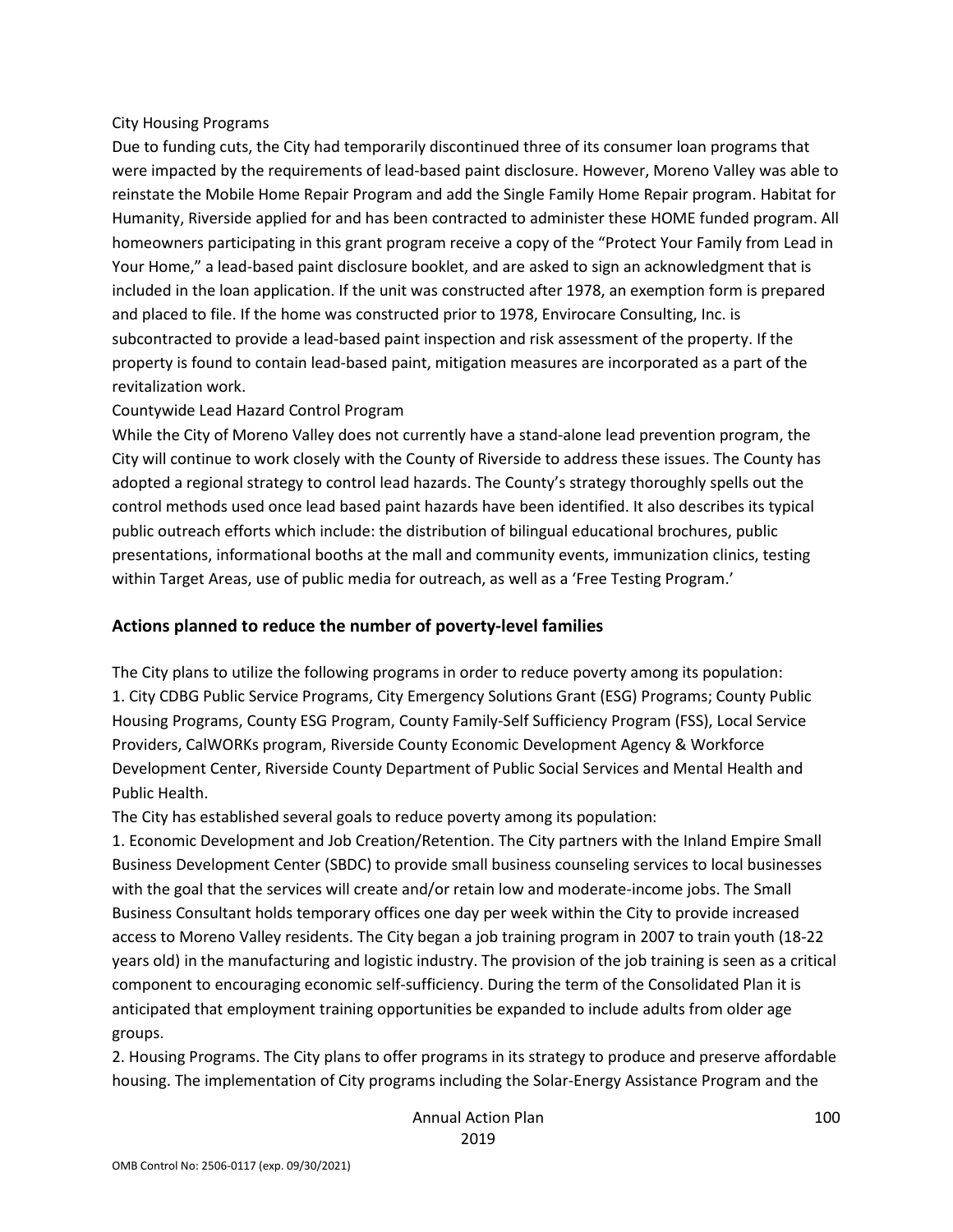City Housing Programs

Due to funding cuts, the City had temporarily discontinued three of its consumer loan programs that were impacted by the requirements of lead-based paint disclosure. However, Moreno Valley was able to reinstate the Mobile Home Repair Program and add the Single Family Home Repair program. Habitat for Humanity, Riverside applied for and has been contracted to administer these HOME funded program. All homeowners participating in this grant program receive a copy of the "Protect Your Family from Lead in Your Home," a lead-based paint disclosure booklet, and are asked to sign an acknowledgment that is included in the loan application. If the unit was constructed after 1978, an exemption form is prepared and placed to file. If the home was constructed prior to 1978, Envirocare Consulting, Inc. is subcontracted to provide a lead-based paint inspection and risk assessment of the property. If the property is found to contain lead-based paint, mitigation measures are incorporated as a part of the revitalization work.

Countywide Lead Hazard Control Program

While the City of Moreno Valley does not currently have a stand-alone lead prevention program, the City will continue to work closely with the County of Riverside to address these issues. The County has adopted a regional strategy to control lead hazards. The County's strategy thoroughly spells out the control methods used once lead based paint hazards have been identified. It also describes its typical public outreach efforts which include: the distribution of bilingual educational brochures, public presentations, informational booths at the mall and community events, immunization clinics, testing within Target Areas, use of public media for outreach, as well as a 'Free Testing Program.'

## Actions planned to reduce the number of poverty-level families

The City plans to utilize the following programs in order to reduce poverty among its population:

1. City CDBG Public Service Programs, City Emergency Solutions Grant (ESG) Programs; County Public Housing Programs, County ESG Program, County Family-Self Sufficiency Program (FSS), Local Service Providers, CalWORKs program, Riverside County Economic Development Agency & Workforce Development Center, Riverside County Department of Public Social Services and Mental Health and Public Health.

The City has established several goals to reduce poverty among its population:

1. Economic Development and Job Creation/Retention. The City partners with the Inland Empire Small Business Development Center (SBDC) to provide small business counseling services to local businesses with the goal that the services will create and/or retain low and moderate-income jobs. The Small Business Consultant holds temporary offices one day per week within the City to provide increased access to Moreno Valley residents. The City began a job training program in 2007 to train youth (18-22 years old) in the manufacturing and logistic industry. The provision of the job training is seen as a critical component to encouraging economic self-sufficiency. During the term of the Consolidated Plan it is anticipated that employment training opportunities be expanded to include adults from older age groups.
2. Housing Programs. The City plans to offer programs in its strategy to produce and preserve affordable housing. The implementation of City programs including the Solar-Energy Assistance Program and the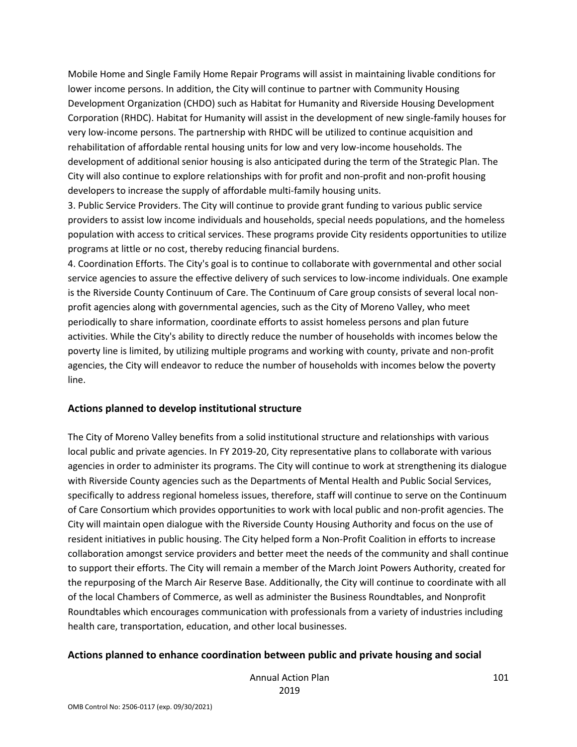Mobile Home and Single Family Home Repair Programs will assist in maintaining livable conditions for lower income persons. In addition, the City will continue to partner with Community Housing Development Organization (CHDO) such as Habitat for Humanity and Riverside Housing Development Corporation (RHDC). Habitat for Humanity will assist in the development of new single-family houses for very low-income persons. The partnership with RHDC will be utilized to continue acquisition and rehabilitation of affordable rental housing units for low and very low-income households. The development of additional senior housing is also anticipated during the term of the Strategic Plan. The City will also continue to explore relationships with for profit and non-profit and non-profit housing developers to increase the supply of affordable multi-family housing units.

3. Public Service Providers. The City will continue to provide grant funding to various public service providers to assist low income individuals and households, special needs populations, and the homeless population with access to critical services. These programs provide City residents opportunities to utilize programs at little or no cost, thereby reducing financial burdens.

4. Coordination Efforts. The City's goal is to continue to collaborate with governmental and other social service agencies to assure the effective delivery of such services to low-income individuals. One example is the Riverside County Continuum of Care. The Continuum of Care group consists of several local non-profit agencies along with governmental agencies, such as the City of Moreno Valley, who meet periodically to share information, coordinate efforts to assist homeless persons and plan future activities. While the City's ability to directly reduce the number of households with incomes below the poverty line is limited, by utilizing multiple programs and working with county, private and non-profit agencies, the City will endeavor to reduce the number of households with incomes below the poverty line.

## Actions planned to develop institutional structure

The City of Moreno Valley benefits from a solid institutional structure and relationships with various local public and private agencies. In FY 2019-20, City representative plans to collaborate with various agencies in order to administer its programs. The City will continue to work at strengthening its dialogue with Riverside County agencies such as the Departments of Mental Health and Public Social Services, specifically to address regional homeless issues, therefore, staff will continue to serve on the Continuum of Care Consortium which provides opportunities to work with local public and non-profit agencies. The City will maintain open dialogue with the Riverside County Housing Authority and focus on the use of resident initiatives in public housing. The City helped form a Non-Profit Coalition in efforts to increase collaboration amongst service providers and better meet the needs of the community and shall continue to support their efforts. The City will remain a member of the March Joint Powers Authority, created for the repurposing of the March Air Reserve Base. Additionally, the City will continue to coordinate with all of the local Chambers of Commerce, as well as administer the Business Roundtables, and Nonprofit Roundtables which encourages communication with professionals from a variety of industries including health care, transportation, education, and other local businesses.

## Actions planned to enhance coordination between public and private housing and social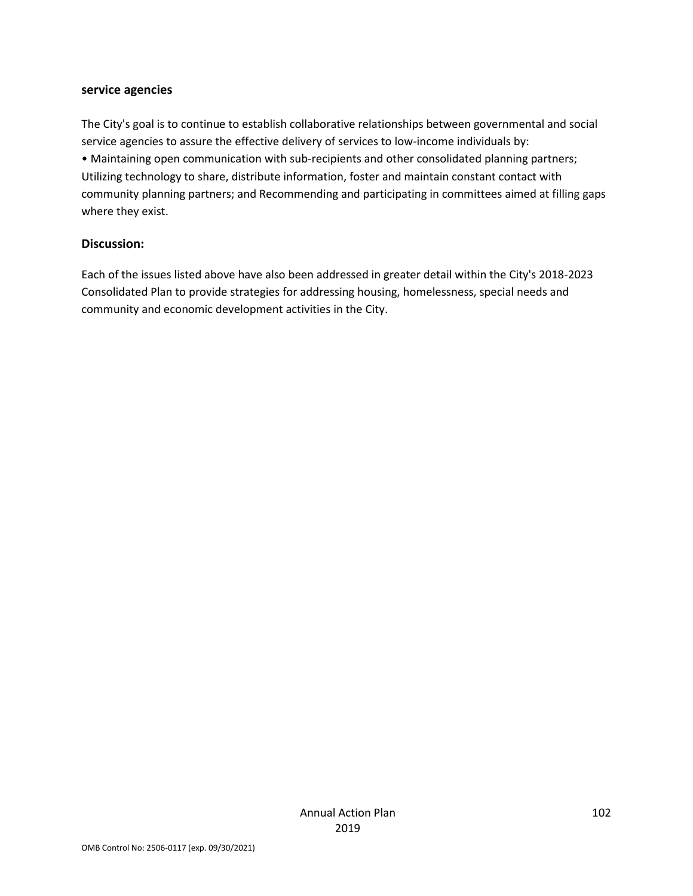**service agencies**

The City's goal is to continue to establish collaborative relationships between governmental and social service agencies to assure the effective delivery of services to low-income individuals by:
• Maintaining open communication with sub-recipients and other consolidated planning partners; Utilizing technology to share, distribute information, foster and maintain constant contact with community planning partners; and Recommending and participating in committees aimed at filling gaps where they exist.

### Discussion:

Each of the issues listed above have also been addressed in greater detail within the City's 2018-2023 Consolidated Plan to provide strategies for addressing housing, homelessness, special needs and community and economic development activities in the City.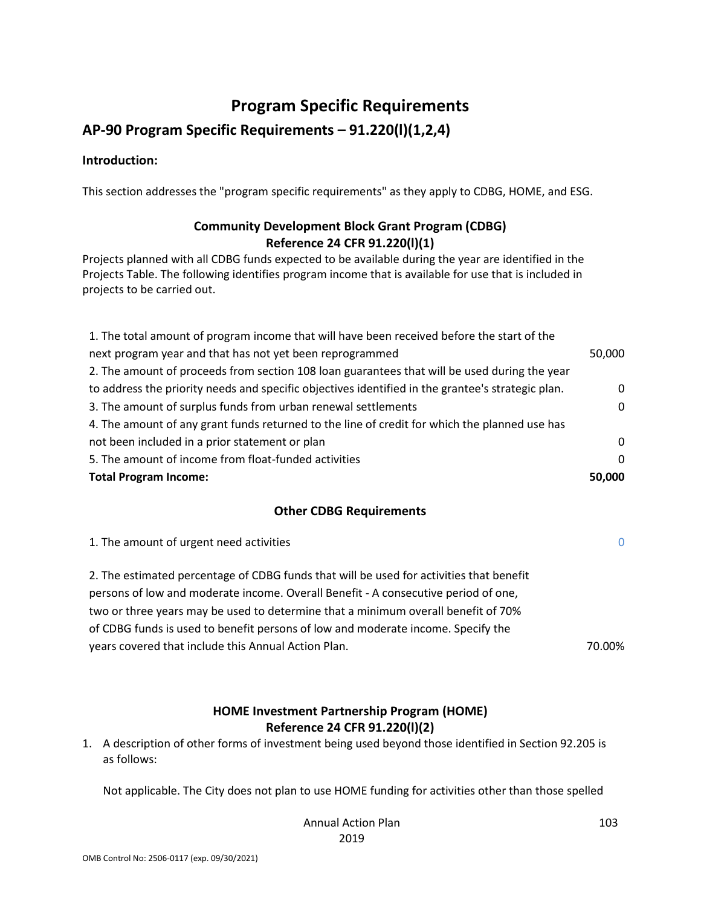# Program Specific Requirements

## AP-90 Program Specific Requirements – 91.220(l)(1,2,4)

**Introduction:**

This section addresses the "program specific requirements" as they apply to CDBG, HOME, and ESG.

### Community Development Block Grant Program (CDBG)
### Reference 24 CFR 91.220(l)(1)

Projects planned with all CDBG funds expected to be available during the year are identified in the Projects Table. The following identifies program income that is available for use that is included in projects to be carried out.

| | |
|---|---|
| 1. The total amount of program income that will have been received before the start of the next program year and that has not yet been reprogrammed | 50,000 |
| 2. The amount of proceeds from section 108 loan guarantees that will be used during the year to address the priority needs and specific objectives identified in the grantee's strategic plan. | 0 |
| 3. The amount of surplus funds from urban renewal settlements | 0 |
| 4. The amount of any grant funds returned to the line of credit for which the planned use has not been included in a prior statement or plan | 0 |
| 5. The amount of income from float-funded activities | 0 |
| **Total Program Income:** | **50,000** |

### Other CDBG Requirements

| | |
|---|---|
| 1. The amount of urgent need activities | 0 |
| 2. The estimated percentage of CDBG funds that will be used for activities that benefit persons of low and moderate income. Overall Benefit - A consecutive period of one, two or three years may be used to determine that a minimum overall benefit of 70% of CDBG funds is used to benefit persons of low and moderate income. Specify the years covered that include this Annual Action Plan. | 70.00% |

### HOME Investment Partnership Program (HOME)
### Reference 24 CFR 91.220(l)(2)

1. A description of other forms of investment being used beyond those identified in Section 92.205 is as follows:

   Not applicable. The City does not plan to use HOME funding for activities other than those spelled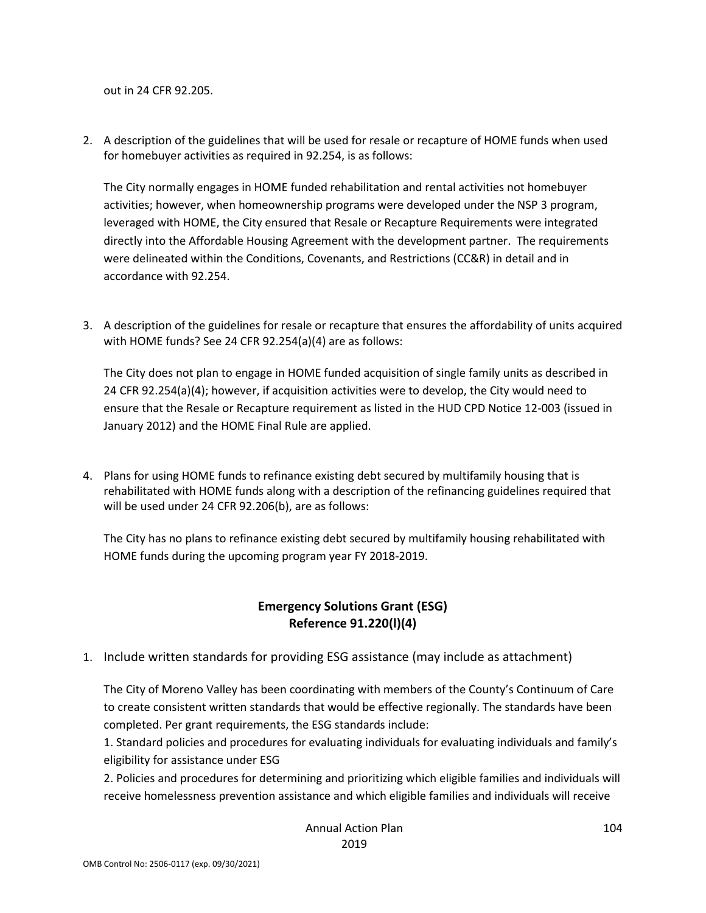out in 24 CFR 92.205.

2. A description of the guidelines that will be used for resale or recapture of HOME funds when used for homebuyer activities as required in 92.254, is as follows:

   The City normally engages in HOME funded rehabilitation and rental activities not homebuyer activities; however, when homeownership programs were developed under the NSP 3 program, leveraged with HOME, the City ensured that Resale or Recapture Requirements were integrated directly into the Affordable Housing Agreement with the development partner. The requirements were delineated within the Conditions, Covenants, and Restrictions (CC&R) in detail and in accordance with 92.254.

3. A description of the guidelines for resale or recapture that ensures the affordability of units acquired with HOME funds? See 24 CFR 92.254(a)(4) are as follows:

   The City does not plan to engage in HOME funded acquisition of single family units as described in 24 CFR 92.254(a)(4); however, if acquisition activities were to develop, the City would need to ensure that the Resale or Recapture requirement as listed in the HUD CPD Notice 12-003 (issued in January 2012) and the HOME Final Rule are applied.

4. Plans for using HOME funds to refinance existing debt secured by multifamily housing that is rehabilitated with HOME funds along with a description of the refinancing guidelines required that will be used under 24 CFR 92.206(b), are as follows:

   The City has no plans to refinance existing debt secured by multifamily housing rehabilitated with HOME funds during the upcoming program year FY 2018-2019.

## Emergency Solutions Grant (ESG)
## Reference 91.220(l)(4)

1. Include written standards for providing ESG assistance (may include as attachment)

   The City of Moreno Valley has been coordinating with members of the County's Continuum of Care to create consistent written standards that would be effective regionally. The standards have been completed. Per grant requirements, the ESG standards include:

   1. Standard policies and procedures for evaluating individuals for evaluating individuals and family's eligibility for assistance under ESG

   2. Policies and procedures for determining and prioritizing which eligible families and individuals will receive homelessness prevention assistance and which eligible families and individuals will receive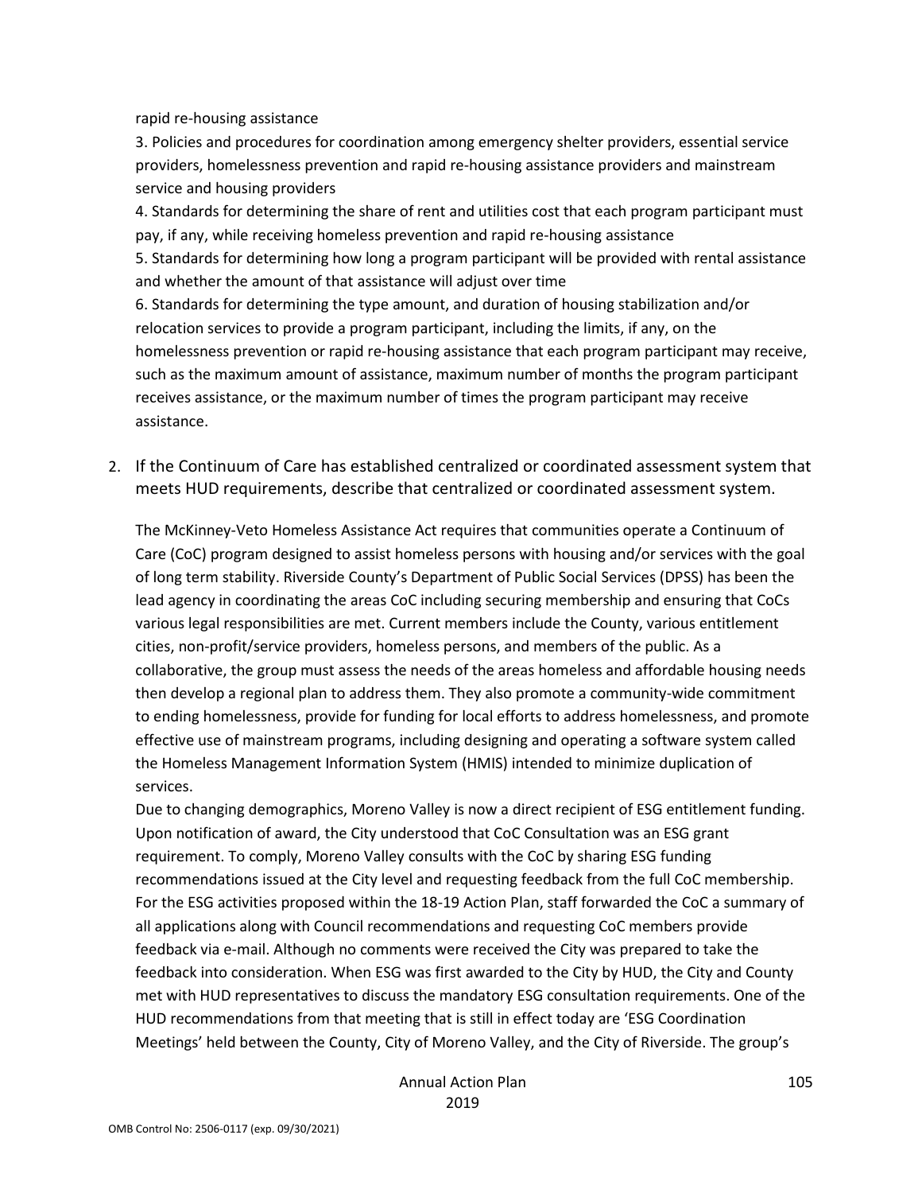rapid re-housing assistance

3. Policies and procedures for coordination among emergency shelter providers, essential service providers, homelessness prevention and rapid re-housing assistance providers and mainstream service and housing providers

4. Standards for determining the share of rent and utilities cost that each program participant must pay, if any, while receiving homeless prevention and rapid re-housing assistance

5. Standards for determining how long a program participant will be provided with rental assistance and whether the amount of that assistance will adjust over time

6. Standards for determining the type amount, and duration of housing stabilization and/or relocation services to provide a program participant, including the limits, if any, on the homelessness prevention or rapid re-housing assistance that each program participant may receive, such as the maximum amount of assistance, maximum number of months the program participant receives assistance, or the maximum number of times the program participant may receive assistance.

2. If the Continuum of Care has established centralized or coordinated assessment system that meets HUD requirements, describe that centralized or coordinated assessment system.

   The McKinney-Veto Homeless Assistance Act requires that communities operate a Continuum of Care (CoC) program designed to assist homeless persons with housing and/or services with the goal of long term stability. Riverside County's Department of Public Social Services (DPSS) has been the lead agency in coordinating the areas CoC including securing membership and ensuring that CoCs various legal responsibilities are met. Current members include the County, various entitlement cities, non-profit/service providers, homeless persons, and members of the public. As a collaborative, the group must assess the needs of the areas homeless and affordable housing needs then develop a regional plan to address them. They also promote a community-wide commitment to ending homelessness, provide for funding for local efforts to address homelessness, and promote effective use of mainstream programs, including designing and operating a software system called the Homeless Management Information System (HMIS) intended to minimize duplication of services.

   Due to changing demographics, Moreno Valley is now a direct recipient of ESG entitlement funding. Upon notification of award, the City understood that CoC Consultation was an ESG grant requirement. To comply, Moreno Valley consults with the CoC by sharing ESG funding recommendations issued at the City level and requesting feedback from the full CoC membership. For the ESG activities proposed within the 18-19 Action Plan, staff forwarded the CoC a summary of all applications along with Council recommendations and requesting CoC members provide feedback via e-mail. Although no comments were received the City was prepared to take the feedback into consideration. When ESG was first awarded to the City by HUD, the City and County met with HUD representatives to discuss the mandatory ESG consultation requirements. One of the HUD recommendations from that meeting that is still in effect today are 'ESG Coordination Meetings' held between the County, City of Moreno Valley, and the City of Riverside. The group's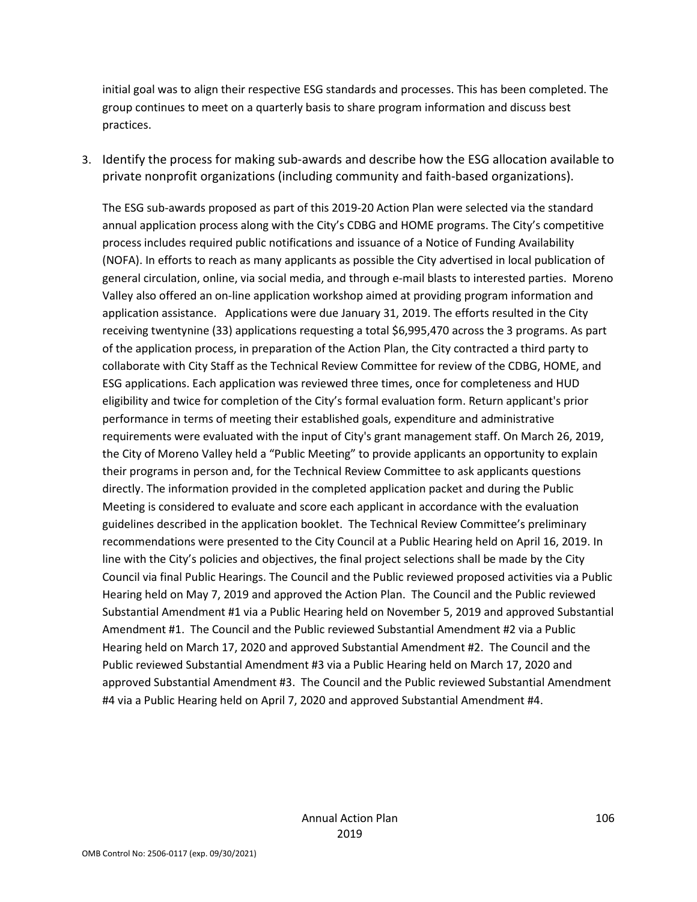initial goal was to align their respective ESG standards and processes. This has been completed. The group continues to meet on a quarterly basis to share program information and discuss best practices.

3. Identify the process for making sub-awards and describe how the ESG allocation available to private nonprofit organizations (including community and faith-based organizations).

   The ESG sub-awards proposed as part of this 2019-20 Action Plan were selected via the standard annual application process along with the City's CDBG and HOME programs. The City's competitive process includes required public notifications and issuance of a Notice of Funding Availability (NOFA). In efforts to reach as many applicants as possible the City advertised in local publication of general circulation, online, via social media, and through e-mail blasts to interested parties. Moreno Valley also offered an on-line application workshop aimed at providing program information and application assistance. Applications were due January 31, 2019. The efforts resulted in the City receiving twentynine (33) applications requesting a total $6,995,470 across the 3 programs. As part of the application process, in preparation of the Action Plan, the City contracted a third party to collaborate with City Staff as the Technical Review Committee for review of the CDBG, HOME, and ESG applications. Each application was reviewed three times, once for completeness and HUD eligibility and twice for completion of the City's formal evaluation form. Return applicant's prior performance in terms of meeting their established goals, expenditure and administrative requirements were evaluated with the input of City's grant management staff. On March 26, 2019, the City of Moreno Valley held a "Public Meeting" to provide applicants an opportunity to explain their programs in person and, for the Technical Review Committee to ask applicants questions directly. The information provided in the completed application packet and during the Public Meeting is considered to evaluate and score each applicant in accordance with the evaluation guidelines described in the application booklet. The Technical Review Committee's preliminary recommendations were presented to the City Council at a Public Hearing held on April 16, 2019. In line with the City's policies and objectives, the final project selections shall be made by the City Council via final Public Hearings. The Council and the Public reviewed proposed activities via a Public Hearing held on May 7, 2019 and approved the Action Plan. The Council and the Public reviewed Substantial Amendment #1 via a Public Hearing held on November 5, 2019 and approved Substantial Amendment #1. The Council and the Public reviewed Substantial Amendment #2 via a Public Hearing held on March 17, 2020 and approved Substantial Amendment #2. The Council and the Public reviewed Substantial Amendment #3 via a Public Hearing held on March 17, 2020 and approved Substantial Amendment #3. The Council and the Public reviewed Substantial Amendment #4 via a Public Hearing held on April 7, 2020 and approved Substantial Amendment #4.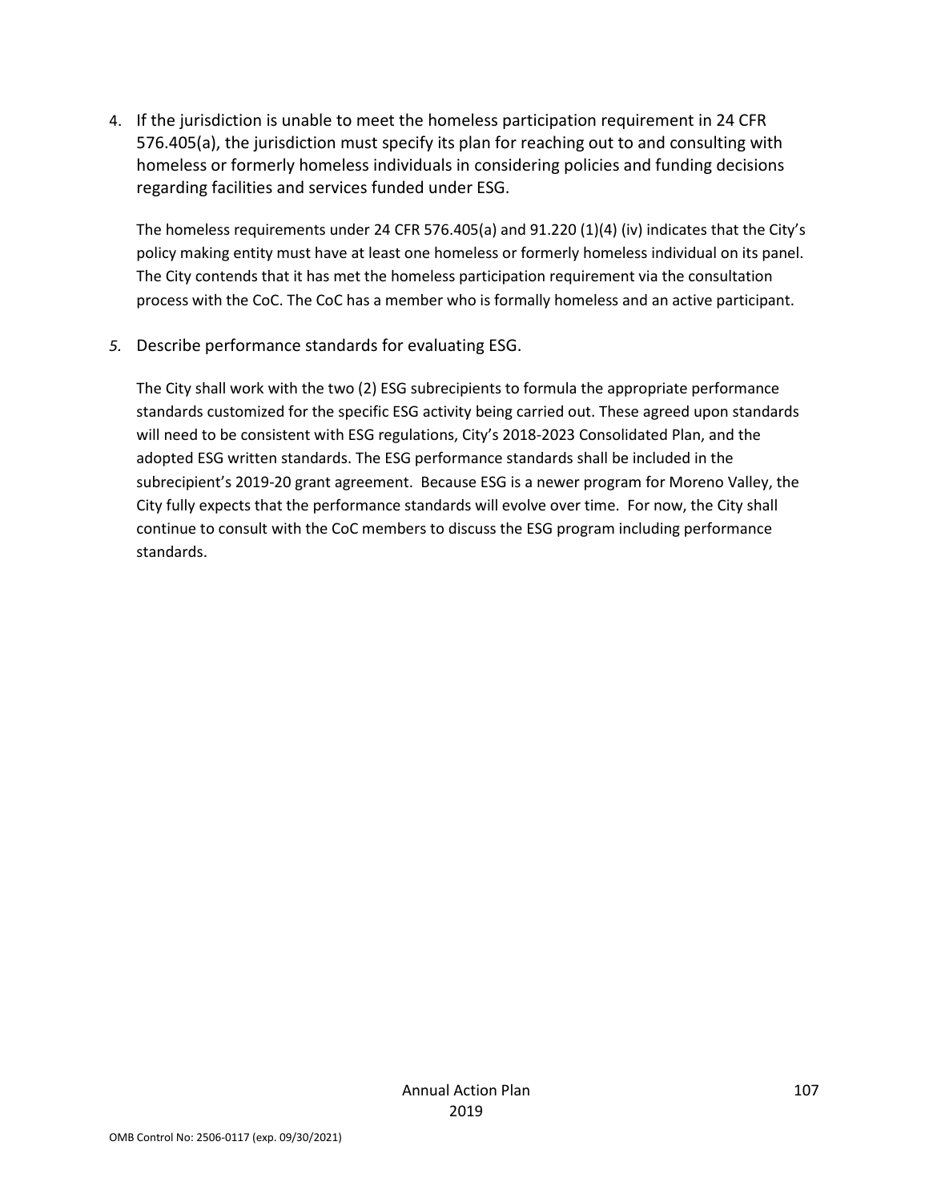4. If the jurisdiction is unable to meet the homeless participation requirement in 24 CFR 576.405(a), the jurisdiction must specify its plan for reaching out to and consulting with homeless or formerly homeless individuals in considering policies and funding decisions regarding facilities and services funded under ESG.

   The homeless requirements under 24 CFR 576.405(a) and 91.220 (1)(4) (iv) indicates that the City's policy making entity must have at least one homeless or formerly homeless individual on its panel. The City contends that it has met the homeless participation requirement via the consultation process with the CoC. The CoC has a member who is formally homeless and an active participant.

5. Describe performance standards for evaluating ESG.

   The City shall work with the two (2) ESG subrecipients to formula the appropriate performance standards customized for the specific ESG activity being carried out. These agreed upon standards will need to be consistent with ESG regulations, City's 2018-2023 Consolidated Plan, and the adopted ESG written standards. The ESG performance standards shall be included in the subrecipient's 2019-20 grant agreement. Because ESG is a newer program for Moreno Valley, the City fully expects that the performance standards will evolve over time. For now, the City shall continue to consult with the CoC members to discuss the ESG program including performance standards.